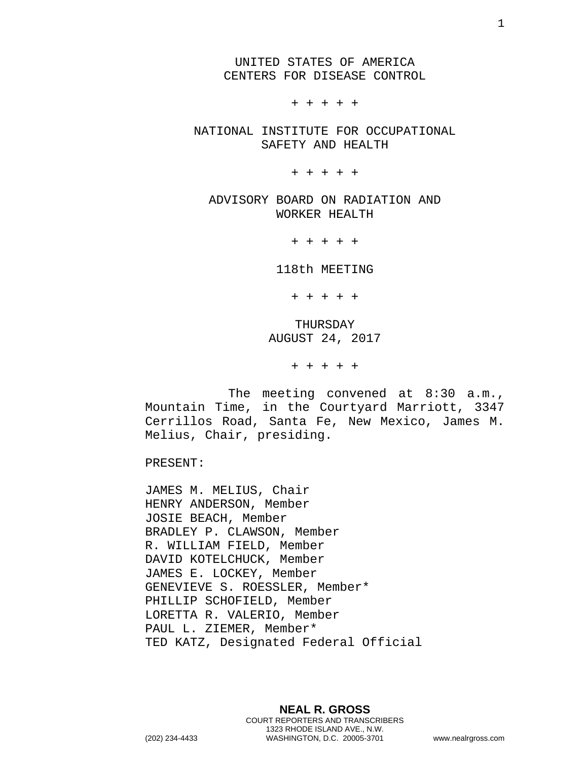UNITED STATES OF AMERICA
CENTERS FOR DISEASE CONTROL

+ + + + +

NATIONAL INSTITUTE FOR OCCUPATIONAL SAFETY AND HEALTH

+ + + + +

ADVISORY BOARD ON RADIATION AND WORKER HEALTH

+ + + + +

118th MEETING

+ + + + +

THURSDAY
AUGUST 24, 2017

+ + + + +

The meeting convened at 8:30 a.m., Mountain Time, in the Courtyard Marriott, 3347 Cerrillos Road, Santa Fe, New Mexico, James M. Melius, Chair, presiding.

PRESENT:

JAMES M. MELIUS, Chair
HENRY ANDERSON, Member
JOSIE BEACH, Member
BRADLEY P. CLAWSON, Member
R. WILLIAM FIELD, Member
DAVID KOTELCHUCK, Member
JAMES E. LOCKEY, Member
GENEVIEVE S. ROESSLER, Member*
PHILLIP SCHOFIELD, Member
LORETTA R. VALERIO, Member
PAUL L. ZIEMER, Member*
TED KATZ, Designated Federal Official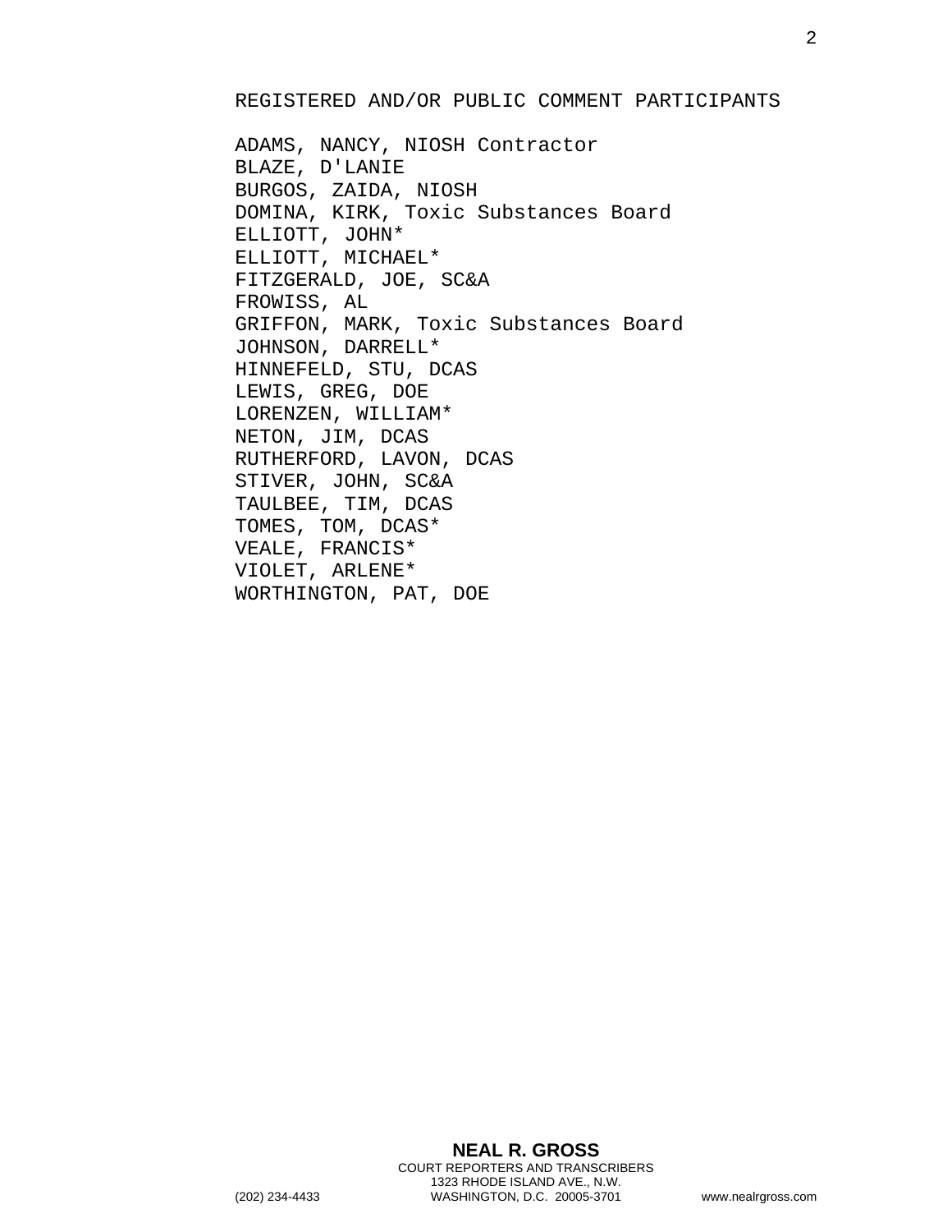REGISTERED AND/OR PUBLIC COMMENT PARTICIPANTS

ADAMS, NANCY, NIOSH Contractor
BLAZE, D'LANIE
BURGOS, ZAIDA, NIOSH
DOMINA, KIRK, Toxic Substances Board
ELLIOTT, JOHN*
ELLIOTT, MICHAEL*
FITZGERALD, JOE, SC&A
FROWISS, AL
GRIFFON, MARK, Toxic Substances Board
JOHNSON, DARRELL*
HINNEFELD, STU, DCAS
LEWIS, GREG, DOE
LORENZEN, WILLIAM*
NETON, JIM, DCAS
RUTHERFORD, LAVON, DCAS
STIVER, JOHN, SC&A
TAULBEE, TIM, DCAS
TOMES, TOM, DCAS*
VEALE, FRANCIS*
VIOLET, ARLENE*
WORTHINGTON, PAT, DOE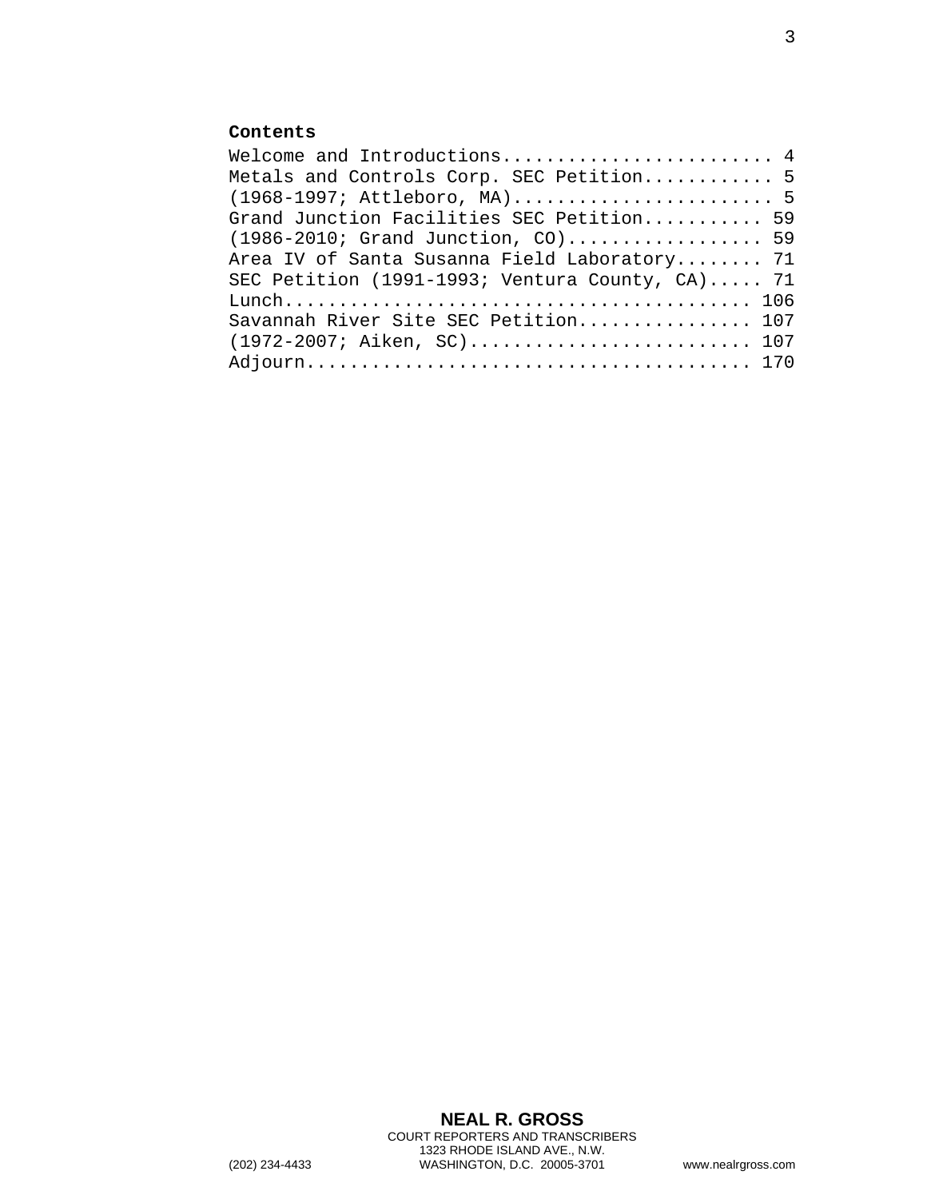**Contents**

Welcome and Introductions........................ 4
Metals and Controls Corp. SEC Petition............ 5
(1968-1997; Attleboro, MA)....................... 5
Grand Junction Facilities SEC Petition........... 59
(1986-2010; Grand Junction, CO)................. 59
Area IV of Santa Susanna Field Laboratory........ 71
SEC Petition (1991-1993; Ventura County, CA)..... 71
Lunch......................................... 106
Savannah River Site SEC Petition................ 107
(1972-2007; Aiken, SC)......................... 107
Adjourn....................................... 170

NEAL R. GROSS
COURT REPORTERS AND TRANSCRIBERS
1323 RHODE ISLAND AVE., N.W.
(202) 234-4433 WASHINGTON, D.C. 20005-3701 www.nealrgross.com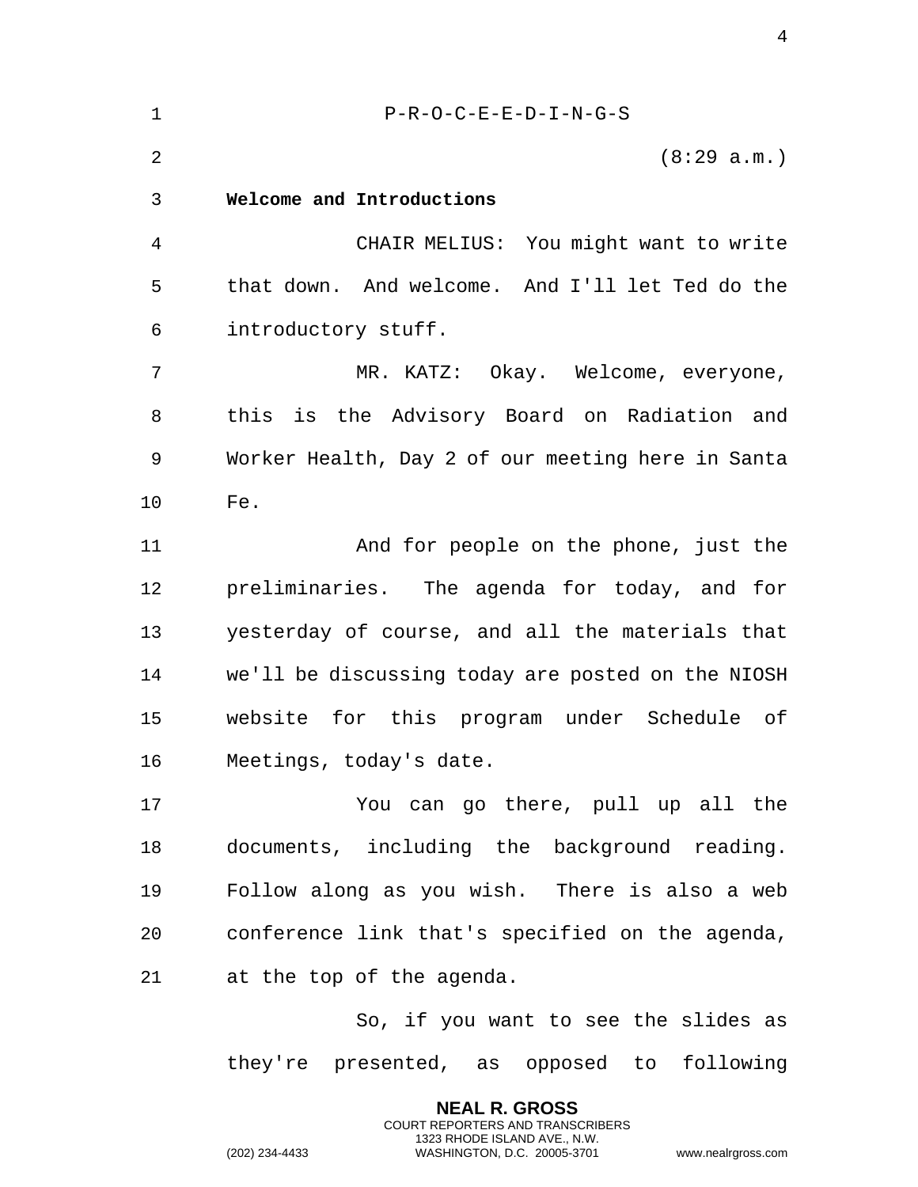P-R-O-C-E-E-D-I-N-G-S

(8:29 a.m.)

**Welcome and Introductions**

CHAIR MELIUS: You might want to write that down. And welcome. And I'll let Ted do the introductory stuff.

MR. KATZ: Okay. Welcome, everyone, this is the Advisory Board on Radiation and Worker Health, Day 2 of our meeting here in Santa Fe.

And for people on the phone, just the preliminaries. The agenda for today, and for yesterday of course, and all the materials that we'll be discussing today are posted on the NIOSH website for this program under Schedule of Meetings, today's date.

You can go there, pull up all the documents, including the background reading. Follow along as you wish. There is also a web conference link that's specified on the agenda, at the top of the agenda.

So, if you want to see the slides as they're presented, as opposed to following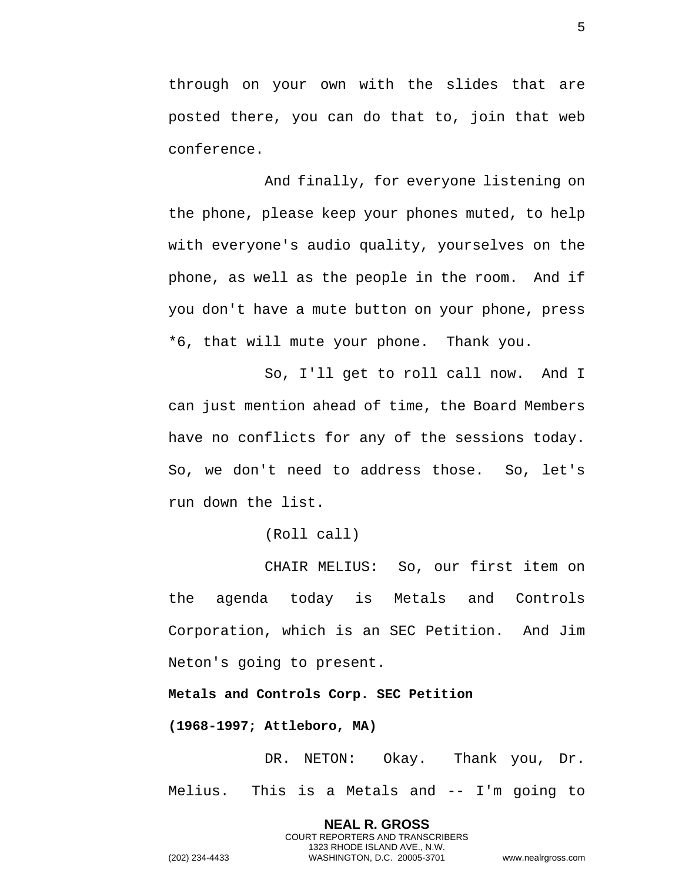through on your own with the slides that are posted there, you can do that to, join that web conference.

And finally, for everyone listening on the phone, please keep your phones muted, to help with everyone's audio quality, yourselves on the phone, as well as the people in the room. And if you don't have a mute button on your phone, press *6, that will mute your phone. Thank you.

So, I'll get to roll call now. And I can just mention ahead of time, the Board Members have no conflicts for any of the sessions today. So, we don't need to address those. So, let's run down the list.

(Roll call)

CHAIR MELIUS: So, our first item on the agenda today is Metals and Controls Corporation, which is an SEC Petition. And Jim Neton's going to present.

**Metals and Controls Corp. SEC Petition**

**(1968-1997; Attleboro, MA)**

DR. NETON: Okay. Thank you, Dr. Melius. This is a Metals and -- I'm going to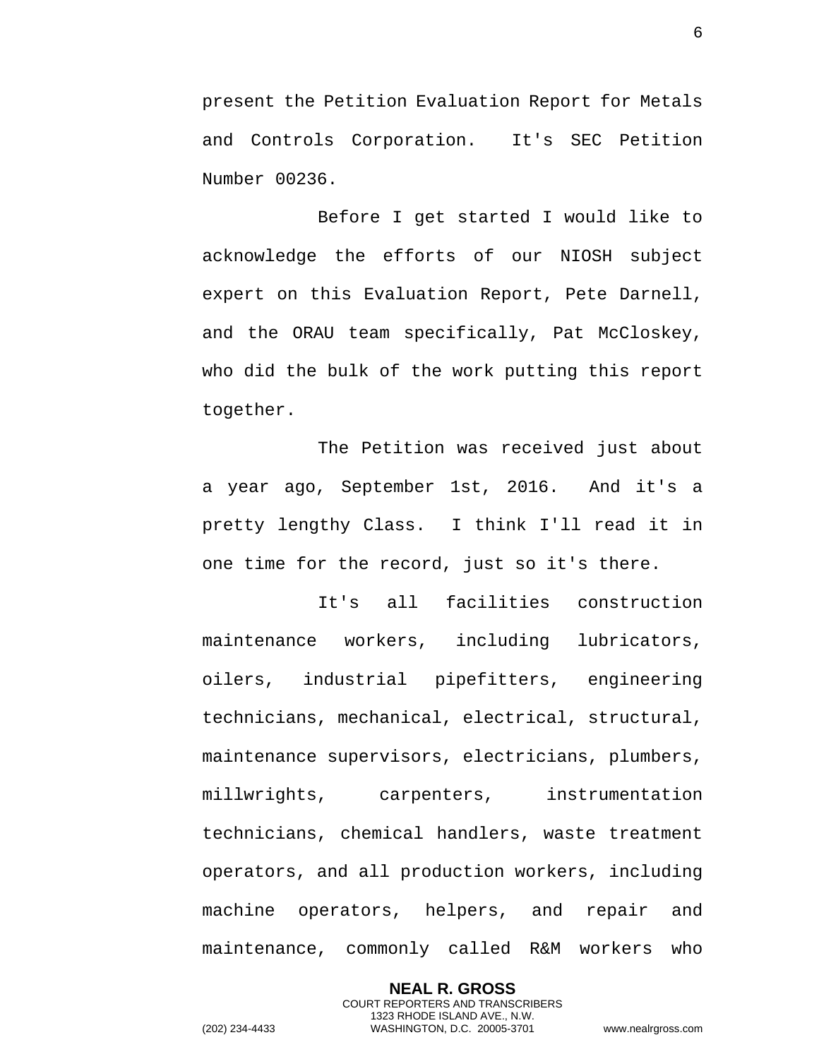present the Petition Evaluation Report for Metals and Controls Corporation. It's SEC Petition Number 00236.

Before I get started I would like to acknowledge the efforts of our NIOSH subject expert on this Evaluation Report, Pete Darnell, and the ORAU team specifically, Pat McCloskey, who did the bulk of the work putting this report together.

The Petition was received just about a year ago, September 1st, 2016. And it's a pretty lengthy Class. I think I'll read it in one time for the record, just so it's there.

It's all facilities construction maintenance workers, including lubricators, oilers, industrial pipefitters, engineering technicians, mechanical, electrical, structural, maintenance supervisors, electricians, plumbers, millwrights, carpenters, instrumentation technicians, chemical handlers, waste treatment operators, and all production workers, including machine operators, helpers, and repair and maintenance, commonly called R&M workers who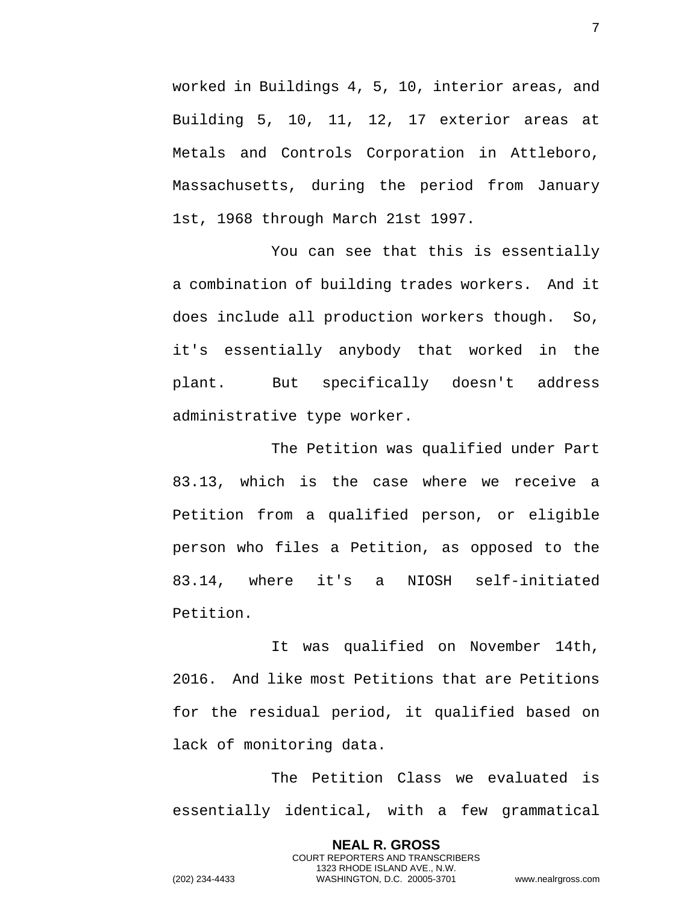worked in Buildings 4, 5, 10, interior areas, and Building 5, 10, 11, 12, 17 exterior areas at Metals and Controls Corporation in Attleboro, Massachusetts, during the period from January 1st, 1968 through March 21st 1997.

You can see that this is essentially a combination of building trades workers. And it does include all production workers though. So, it's essentially anybody that worked in the plant. But specifically doesn't address administrative type worker.

The Petition was qualified under Part 83.13, which is the case where we receive a Petition from a qualified person, or eligible person who files a Petition, as opposed to the 83.14, where it's a NIOSH self-initiated Petition.

It was qualified on November 14th, 2016. And like most Petitions that are Petitions for the residual period, it qualified based on lack of monitoring data.

The Petition Class we evaluated is essentially identical, with a few grammatical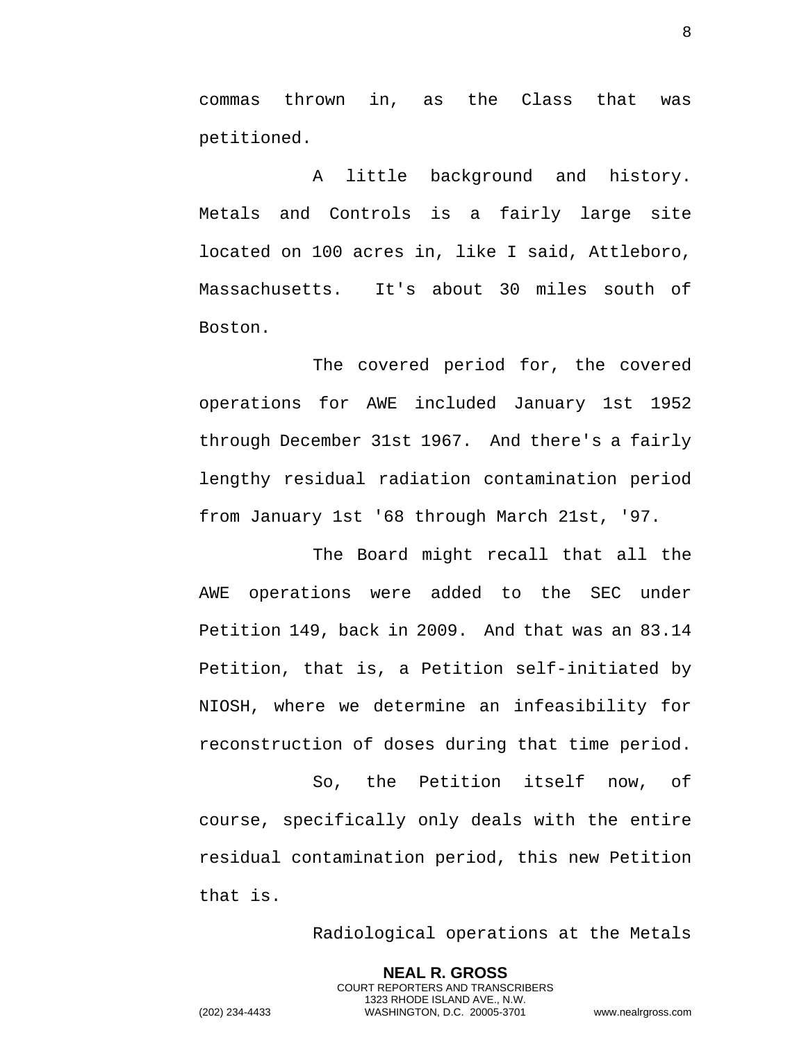commas thrown in, as the Class that was petitioned.

A little background and history. Metals and Controls is a fairly large site located on 100 acres in, like I said, Attleboro, Massachusetts. It's about 30 miles south of Boston.

The covered period for, the covered operations for AWE included January 1st 1952 through December 31st 1967. And there's a fairly lengthy residual radiation contamination period from January 1st '68 through March 21st, '97.

The Board might recall that all the AWE operations were added to the SEC under Petition 149, back in 2009. And that was an 83.14 Petition, that is, a Petition self-initiated by NIOSH, where we determine an infeasibility for reconstruction of doses during that time period.

So, the Petition itself now, of course, specifically only deals with the entire residual contamination period, this new Petition that is.

Radiological operations at the Metals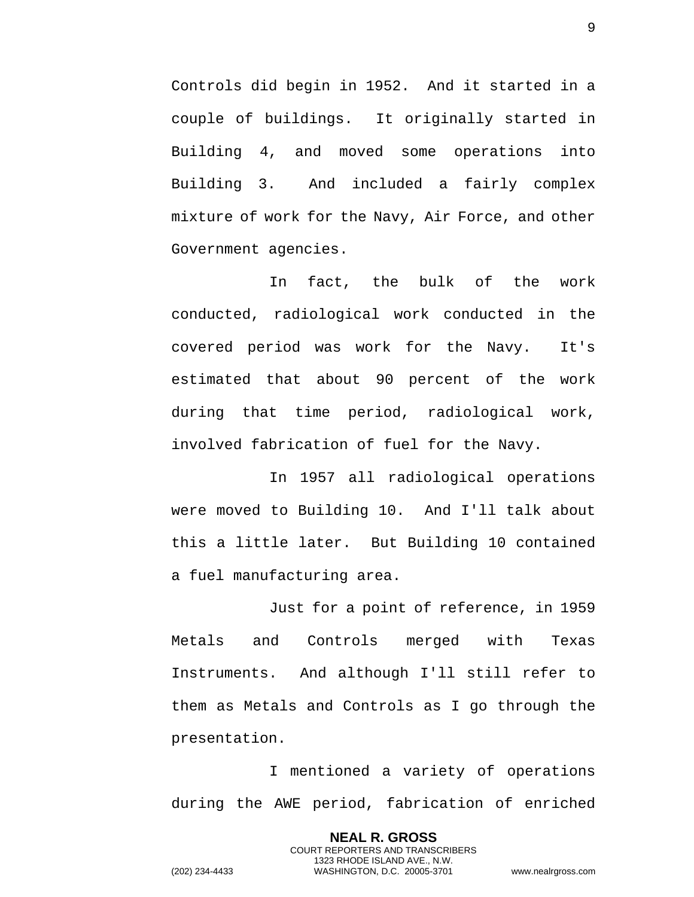Controls did begin in 1952. And it started in a couple of buildings. It originally started in Building 4, and moved some operations into Building 3. And included a fairly complex mixture of work for the Navy, Air Force, and other Government agencies.

In fact, the bulk of the work conducted, radiological work conducted in the covered period was work for the Navy. It's estimated that about 90 percent of the work during that time period, radiological work, involved fabrication of fuel for the Navy.

In 1957 all radiological operations were moved to Building 10. And I'll talk about this a little later. But Building 10 contained a fuel manufacturing area.

Just for a point of reference, in 1959 Metals and Controls merged with Texas Instruments. And although I'll still refer to them as Metals and Controls as I go through the presentation.

I mentioned a variety of operations during the AWE period, fabrication of enriched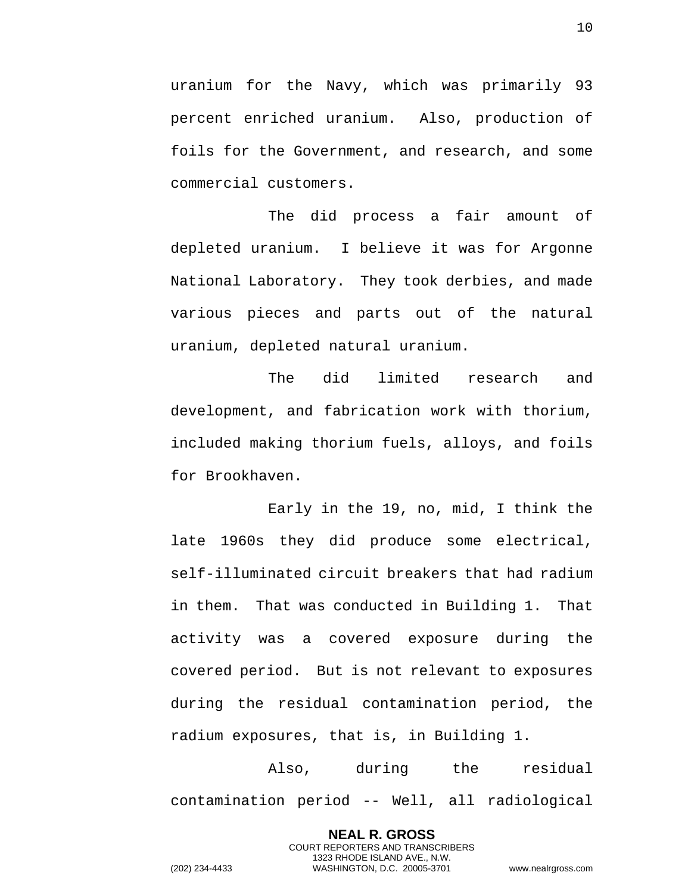uranium for the Navy, which was primarily 93 percent enriched uranium. Also, production of foils for the Government, and research, and some commercial customers.

The did process a fair amount of depleted uranium. I believe it was for Argonne National Laboratory. They took derbies, and made various pieces and parts out of the natural uranium, depleted natural uranium.

The did limited research and development, and fabrication work with thorium, included making thorium fuels, alloys, and foils for Brookhaven.

Early in the 19, no, mid, I think the late 1960s they did produce some electrical, self-illuminated circuit breakers that had radium in them. That was conducted in Building 1. That activity was a covered exposure during the covered period. But is not relevant to exposures during the residual contamination period, the radium exposures, that is, in Building 1.

Also, during the residual contamination period -- Well, all radiological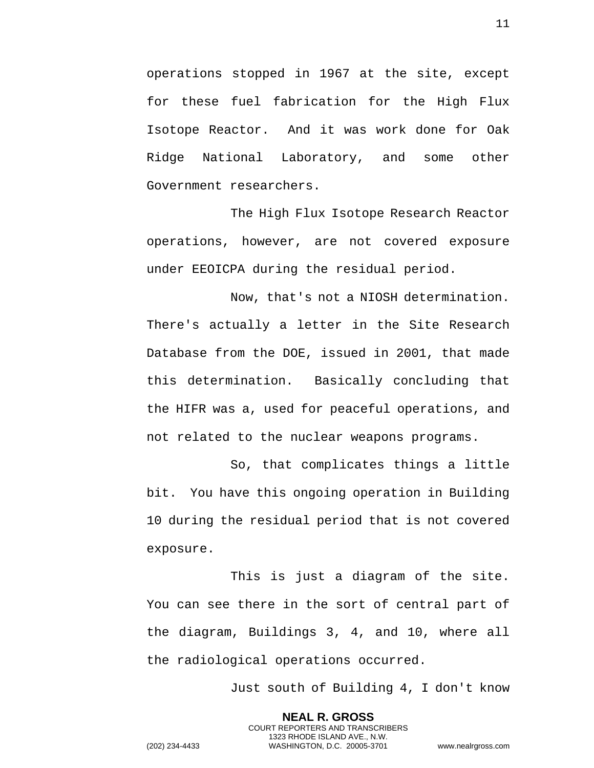operations stopped in 1967 at the site, except for these fuel fabrication for the High Flux Isotope Reactor. And it was work done for Oak Ridge National Laboratory, and some other Government researchers.

The High Flux Isotope Research Reactor operations, however, are not covered exposure under EEOICPA during the residual period.

Now, that's not a NIOSH determination. There's actually a letter in the Site Research Database from the DOE, issued in 2001, that made this determination. Basically concluding that the HIFR was a, used for peaceful operations, and not related to the nuclear weapons programs.

So, that complicates things a little bit. You have this ongoing operation in Building 10 during the residual period that is not covered exposure.

This is just a diagram of the site. You can see there in the sort of central part of the diagram, Buildings 3, 4, and 10, where all the radiological operations occurred.

Just south of Building 4, I don't know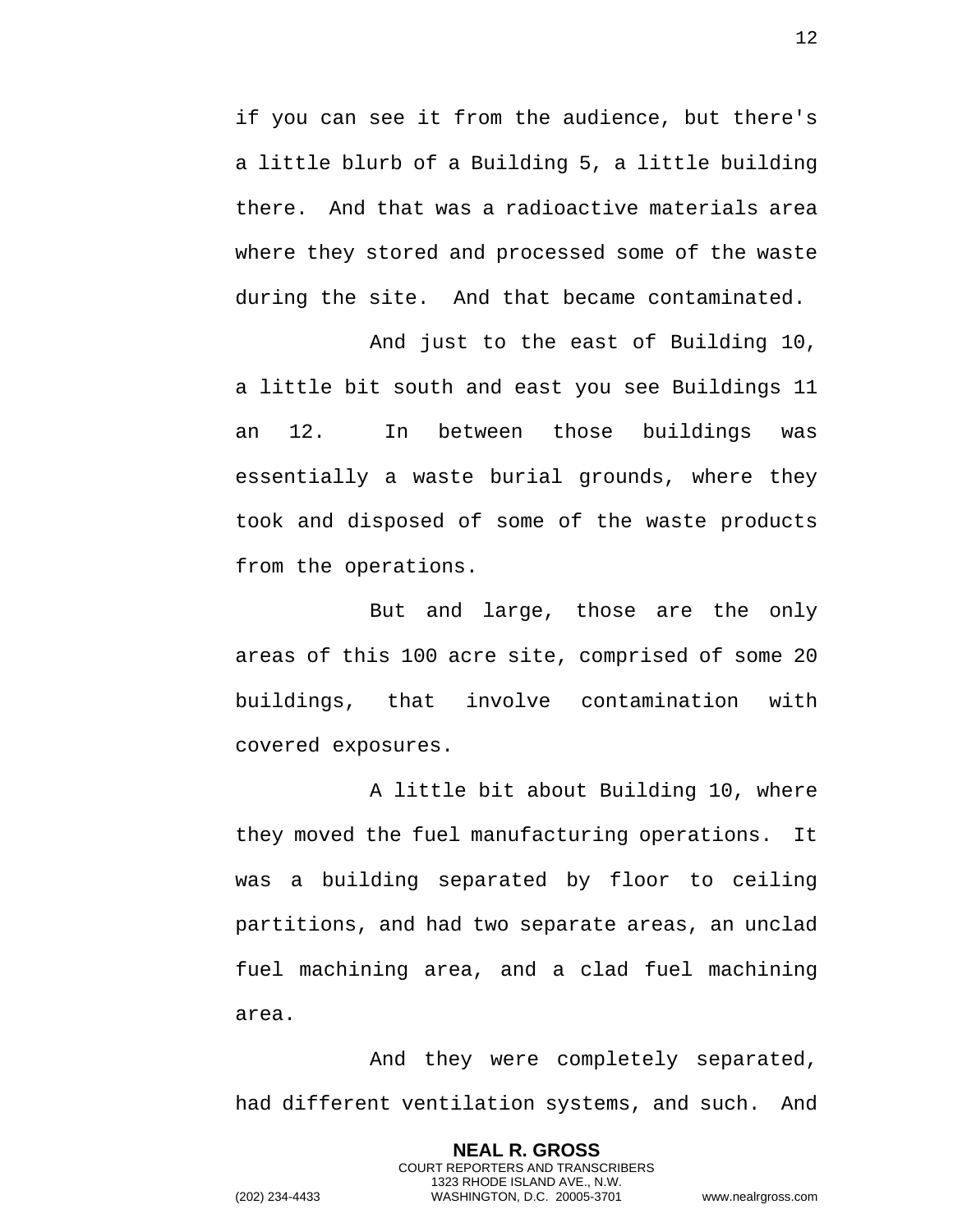if you can see it from the audience, but there's a little blurb of a Building 5, a little building there. And that was a radioactive materials area where they stored and processed some of the waste during the site. And that became contaminated.

And just to the east of Building 10, a little bit south and east you see Buildings 11 an 12. In between those buildings was essentially a waste burial grounds, where they took and disposed of some of the waste products from the operations.

But and large, those are the only areas of this 100 acre site, comprised of some 20 buildings, that involve contamination with covered exposures.

A little bit about Building 10, where they moved the fuel manufacturing operations. It was a building separated by floor to ceiling partitions, and had two separate areas, an unclad fuel machining area, and a clad fuel machining area.

And they were completely separated, had different ventilation systems, and such. And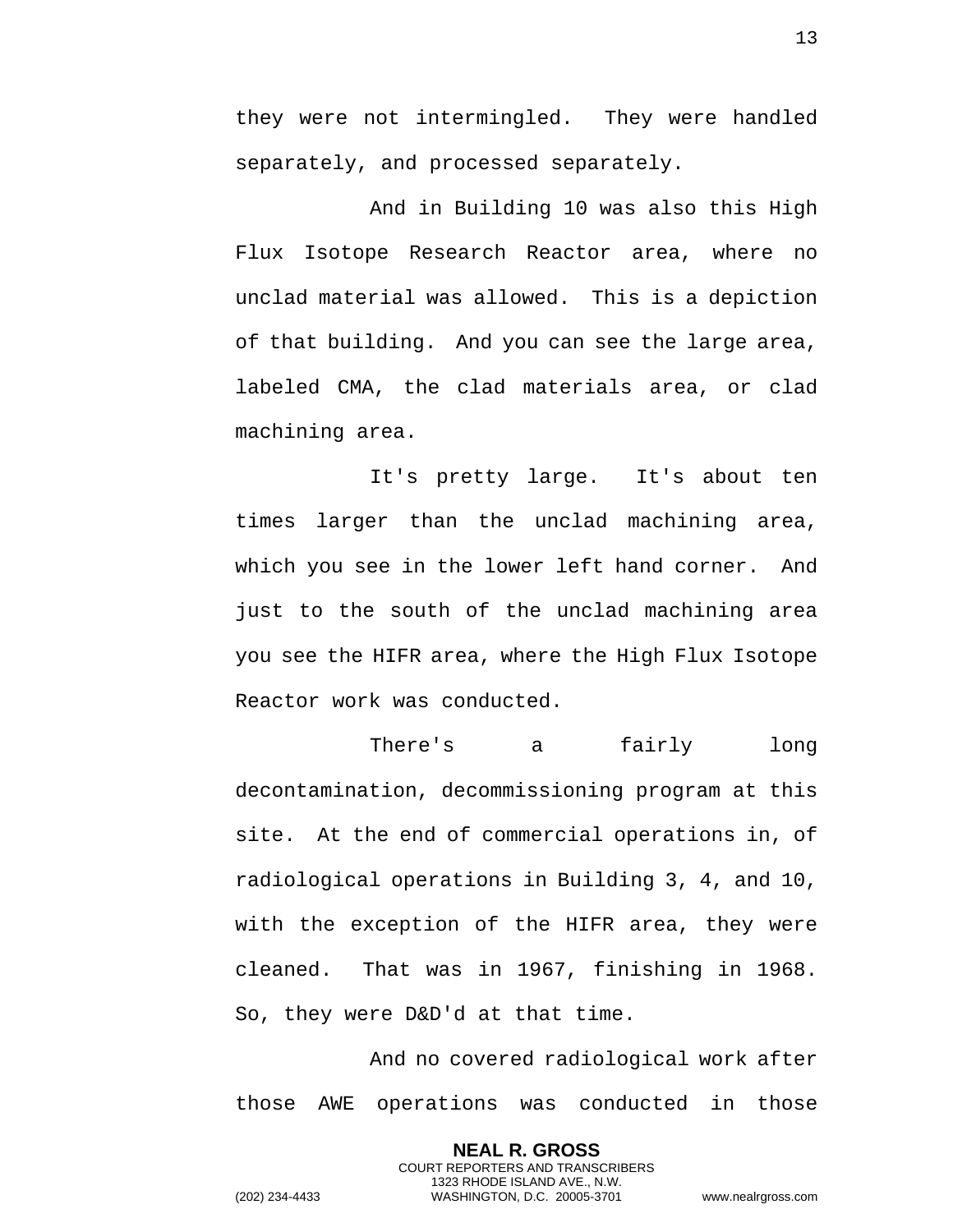they were not intermingled. They were handled separately, and processed separately.

And in Building 10 was also this High Flux Isotope Research Reactor area, where no unclad material was allowed. This is a depiction of that building. And you can see the large area, labeled CMA, the clad materials area, or clad machining area.

It's pretty large. It's about ten times larger than the unclad machining area, which you see in the lower left hand corner. And just to the south of the unclad machining area you see the HIFR area, where the High Flux Isotope Reactor work was conducted.

There's a fairly long decontamination, decommissioning program at this site. At the end of commercial operations in, of radiological operations in Building 3, 4, and 10, with the exception of the HIFR area, they were cleaned. That was in 1967, finishing in 1968. So, they were D&D'd at that time.

And no covered radiological work after those AWE operations was conducted in those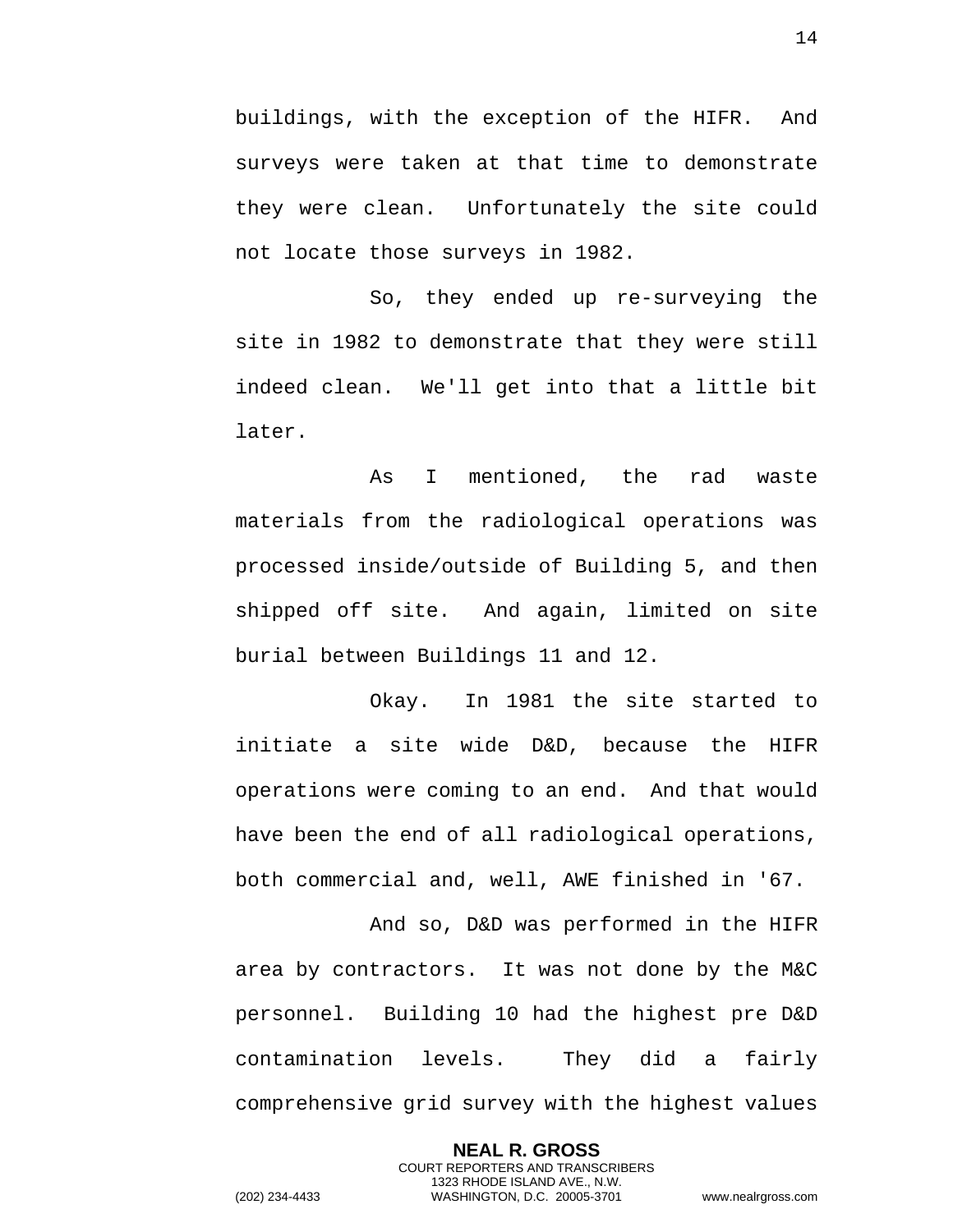buildings, with the exception of the HIFR. And surveys were taken at that time to demonstrate they were clean. Unfortunately the site could not locate those surveys in 1982.

So, they ended up re-surveying the site in 1982 to demonstrate that they were still indeed clean. We'll get into that a little bit later.

As I mentioned, the rad waste materials from the radiological operations was processed inside/outside of Building 5, and then shipped off site. And again, limited on site burial between Buildings 11 and 12.

Okay. In 1981 the site started to initiate a site wide D&D, because the HIFR operations were coming to an end. And that would have been the end of all radiological operations, both commercial and, well, AWE finished in '67.

And so, D&D was performed in the HIFR area by contractors. It was not done by the M&C personnel. Building 10 had the highest pre D&D contamination levels. They did a fairly comprehensive grid survey with the highest values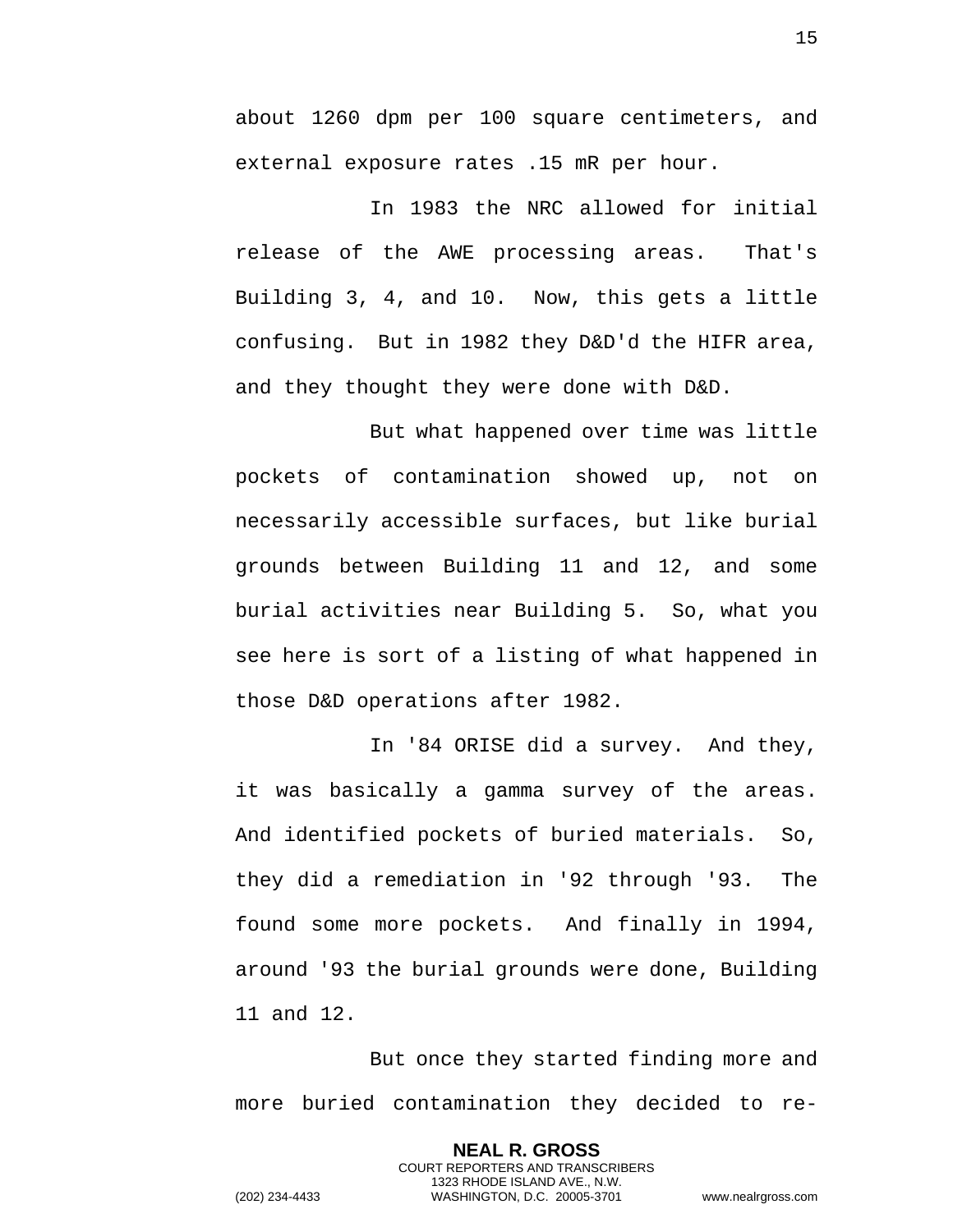about 1260 dpm per 100 square centimeters, and external exposure rates .15 mR per hour.

In 1983 the NRC allowed for initial release of the AWE processing areas. That's Building 3, 4, and 10. Now, this gets a little confusing. But in 1982 they D&D'd the HIFR area, and they thought they were done with D&D.

But what happened over time was little pockets of contamination showed up, not on necessarily accessible surfaces, but like burial grounds between Building 11 and 12, and some burial activities near Building 5. So, what you see here is sort of a listing of what happened in those D&D operations after 1982.

In '84 ORISE did a survey. And they, it was basically a gamma survey of the areas. And identified pockets of buried materials. So, they did a remediation in '92 through '93. The found some more pockets. And finally in 1994, around '93 the burial grounds were done, Building 11 and 12.

But once they started finding more and more buried contamination they decided to re-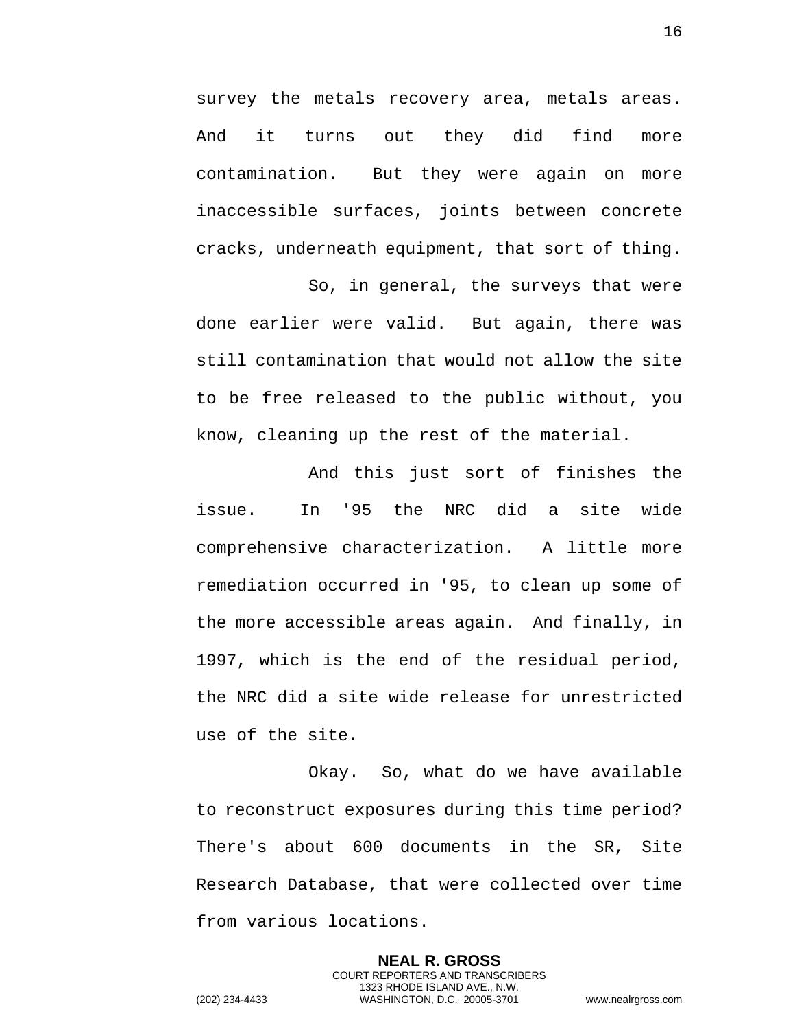survey the metals recovery area, metals areas. And it turns out they did find more contamination. But they were again on more inaccessible surfaces, joints between concrete cracks, underneath equipment, that sort of thing.

So, in general, the surveys that were done earlier were valid. But again, there was still contamination that would not allow the site to be free released to the public without, you know, cleaning up the rest of the material.

And this just sort of finishes the issue. In '95 the NRC did a site wide comprehensive characterization. A little more remediation occurred in '95, to clean up some of the more accessible areas again. And finally, in 1997, which is the end of the residual period, the NRC did a site wide release for unrestricted use of the site.

Okay. So, what do we have available to reconstruct exposures during this time period? There's about 600 documents in the SR, Site Research Database, that were collected over time from various locations.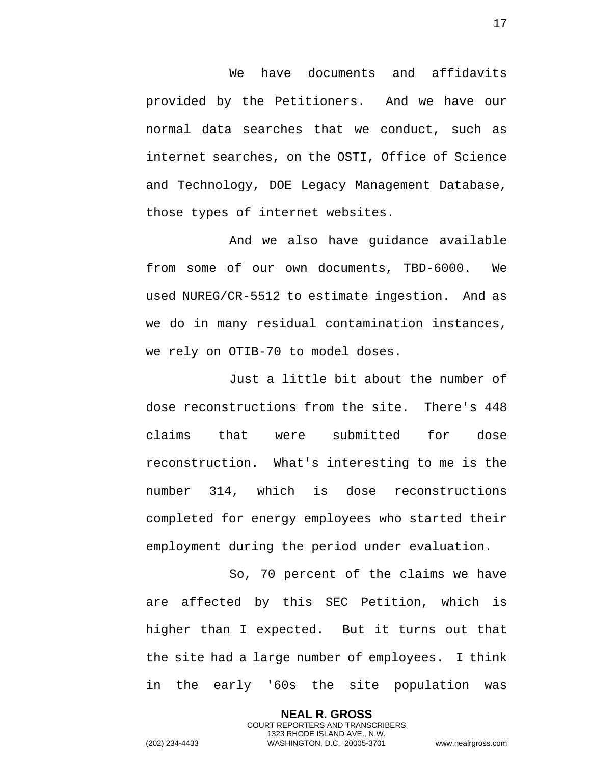We have documents and affidavits provided by the Petitioners. And we have our normal data searches that we conduct, such as internet searches, on the OSTI, Office of Science and Technology, DOE Legacy Management Database, those types of internet websites.

And we also have guidance available from some of our own documents, TBD-6000. We used NUREG/CR-5512 to estimate ingestion. And as we do in many residual contamination instances, we rely on OTIB-70 to model doses.

Just a little bit about the number of dose reconstructions from the site. There's 448 claims that were submitted for dose reconstruction. What's interesting to me is the number 314, which is dose reconstructions completed for energy employees who started their employment during the period under evaluation.

So, 70 percent of the claims we have are affected by this SEC Petition, which is higher than I expected. But it turns out that the site had a large number of employees. I think in the early '60s the site population was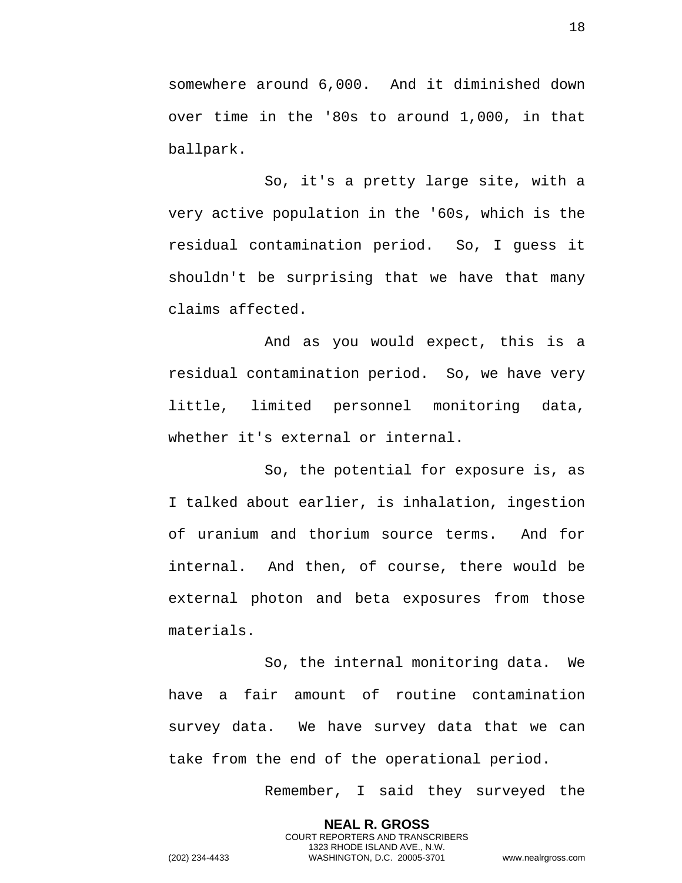somewhere around 6,000. And it diminished down over time in the '80s to around 1,000, in that ballpark.

So, it's a pretty large site, with a very active population in the '60s, which is the residual contamination period. So, I guess it shouldn't be surprising that we have that many claims affected.

And as you would expect, this is a residual contamination period. So, we have very little, limited personnel monitoring data, whether it's external or internal.

So, the potential for exposure is, as I talked about earlier, is inhalation, ingestion of uranium and thorium source terms. And for internal. And then, of course, there would be external photon and beta exposures from those materials.

So, the internal monitoring data. We have a fair amount of routine contamination survey data. We have survey data that we can take from the end of the operational period.

Remember, I said they surveyed the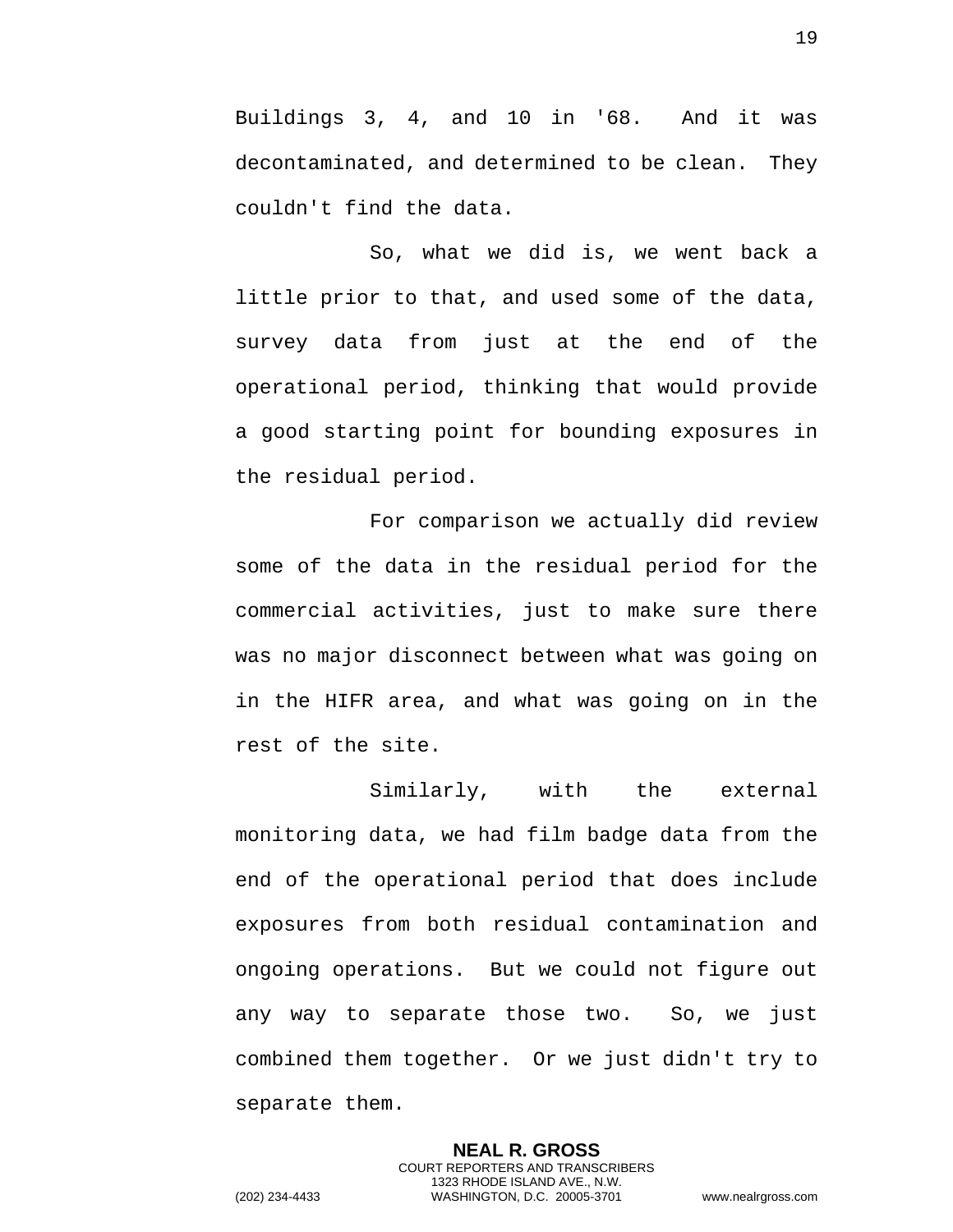Buildings 3, 4, and 10 in '68. And it was decontaminated, and determined to be clean. They couldn't find the data.

So, what we did is, we went back a little prior to that, and used some of the data, survey data from just at the end of the operational period, thinking that would provide a good starting point for bounding exposures in the residual period.

For comparison we actually did review some of the data in the residual period for the commercial activities, just to make sure there was no major disconnect between what was going on in the HIFR area, and what was going on in the rest of the site.

Similarly, with the external monitoring data, we had film badge data from the end of the operational period that does include exposures from both residual contamination and ongoing operations. But we could not figure out any way to separate those two. So, we just combined them together. Or we just didn't try to separate them.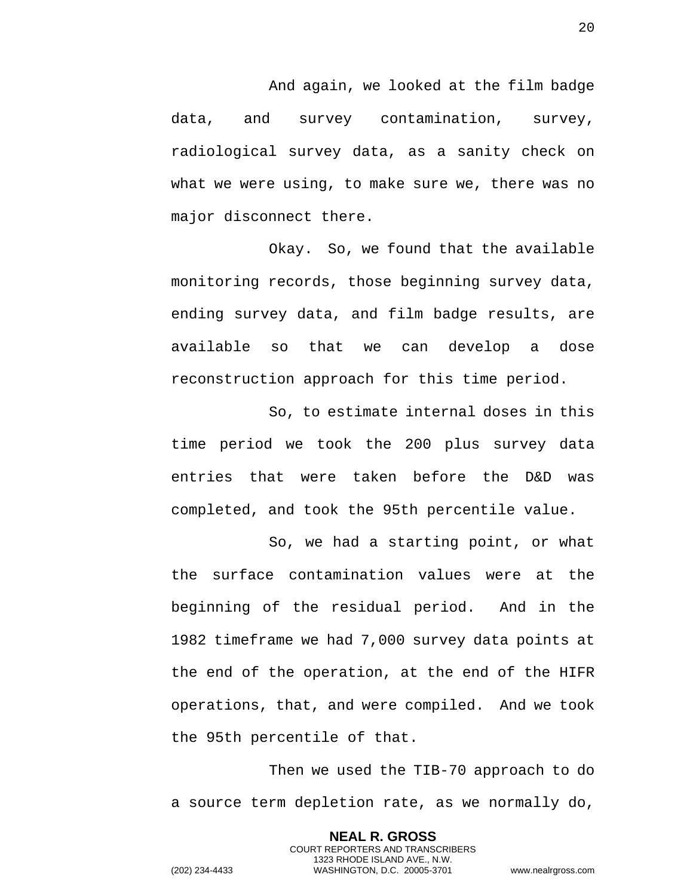And again, we looked at the film badge data, and survey contamination, survey, radiological survey data, as a sanity check on what we were using, to make sure we, there was no major disconnect there.

Okay. So, we found that the available monitoring records, those beginning survey data, ending survey data, and film badge results, are available so that we can develop a dose reconstruction approach for this time period.

So, to estimate internal doses in this time period we took the 200 plus survey data entries that were taken before the D&D was completed, and took the 95th percentile value.

So, we had a starting point, or what the surface contamination values were at the beginning of the residual period. And in the 1982 timeframe we had 7,000 survey data points at the end of the operation, at the end of the HIFR operations, that, and were compiled. And we took the 95th percentile of that.

Then we used the TIB-70 approach to do a source term depletion rate, as we normally do,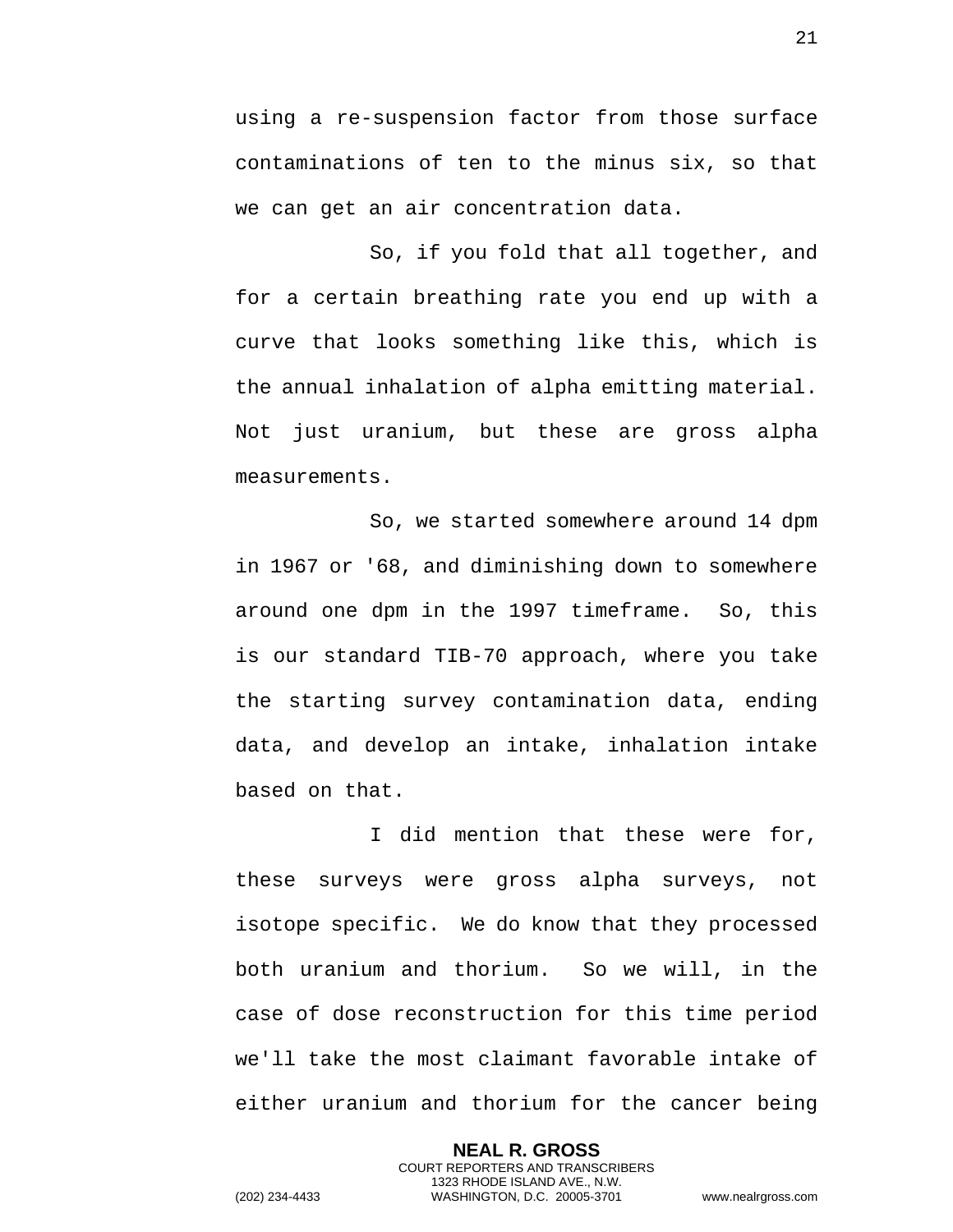using a re-suspension factor from those surface contaminations of ten to the minus six, so that we can get an air concentration data.

So, if you fold that all together, and for a certain breathing rate you end up with a curve that looks something like this, which is the annual inhalation of alpha emitting material. Not just uranium, but these are gross alpha measurements.

So, we started somewhere around 14 dpm in 1967 or '68, and diminishing down to somewhere around one dpm in the 1997 timeframe. So, this is our standard TIB-70 approach, where you take the starting survey contamination data, ending data, and develop an intake, inhalation intake based on that.

I did mention that these were for, these surveys were gross alpha surveys, not isotope specific. We do know that they processed both uranium and thorium. So we will, in the case of dose reconstruction for this time period we'll take the most claimant favorable intake of either uranium and thorium for the cancer being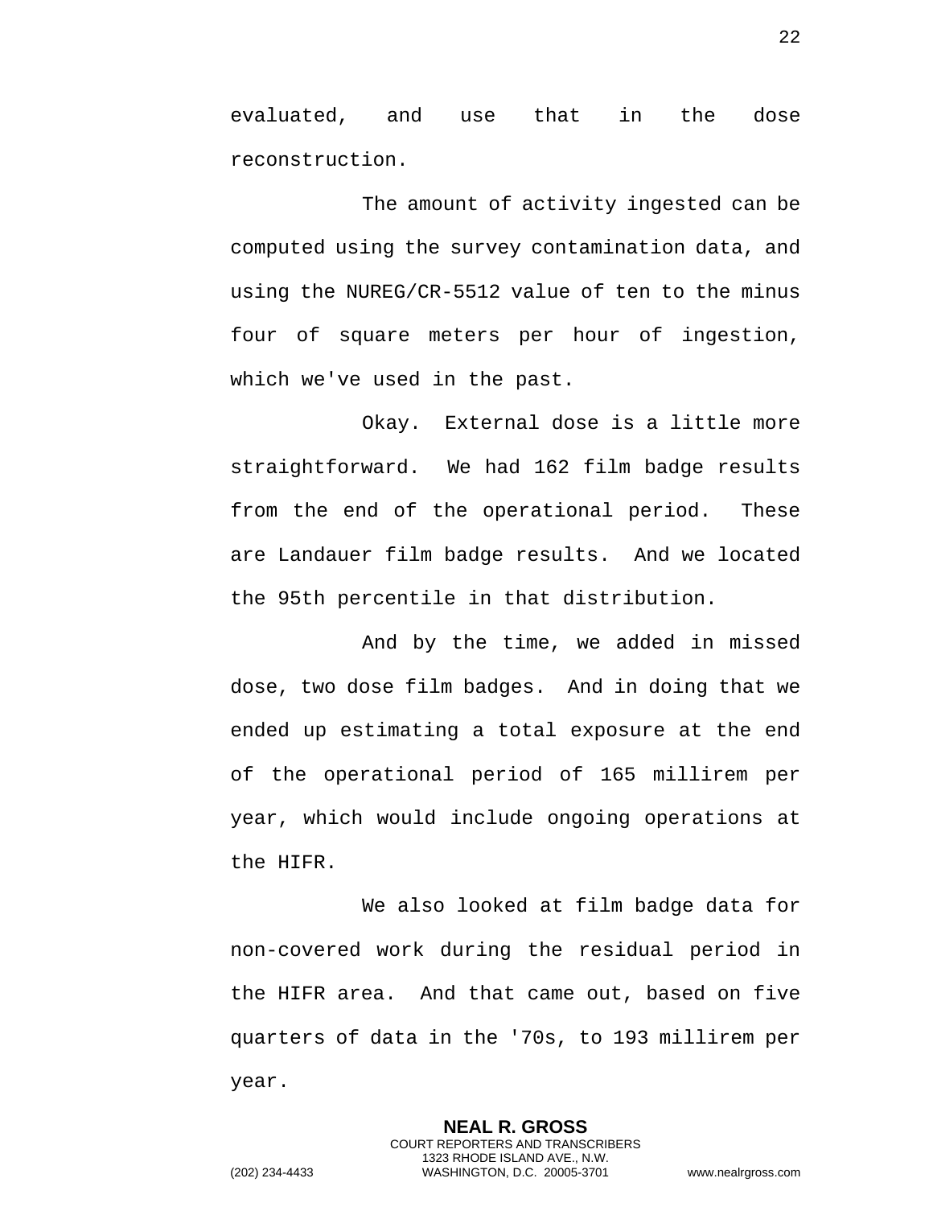evaluated, and use that in the dose reconstruction.

The amount of activity ingested can be computed using the survey contamination data, and using the NUREG/CR-5512 value of ten to the minus four of square meters per hour of ingestion, which we've used in the past.

Okay. External dose is a little more straightforward. We had 162 film badge results from the end of the operational period. These are Landauer film badge results. And we located the 95th percentile in that distribution.

And by the time, we added in missed dose, two dose film badges. And in doing that we ended up estimating a total exposure at the end of the operational period of 165 millirem per year, which would include ongoing operations at the HIFR.

We also looked at film badge data for non-covered work during the residual period in the HIFR area. And that came out, based on five quarters of data in the '70s, to 193 millirem per year.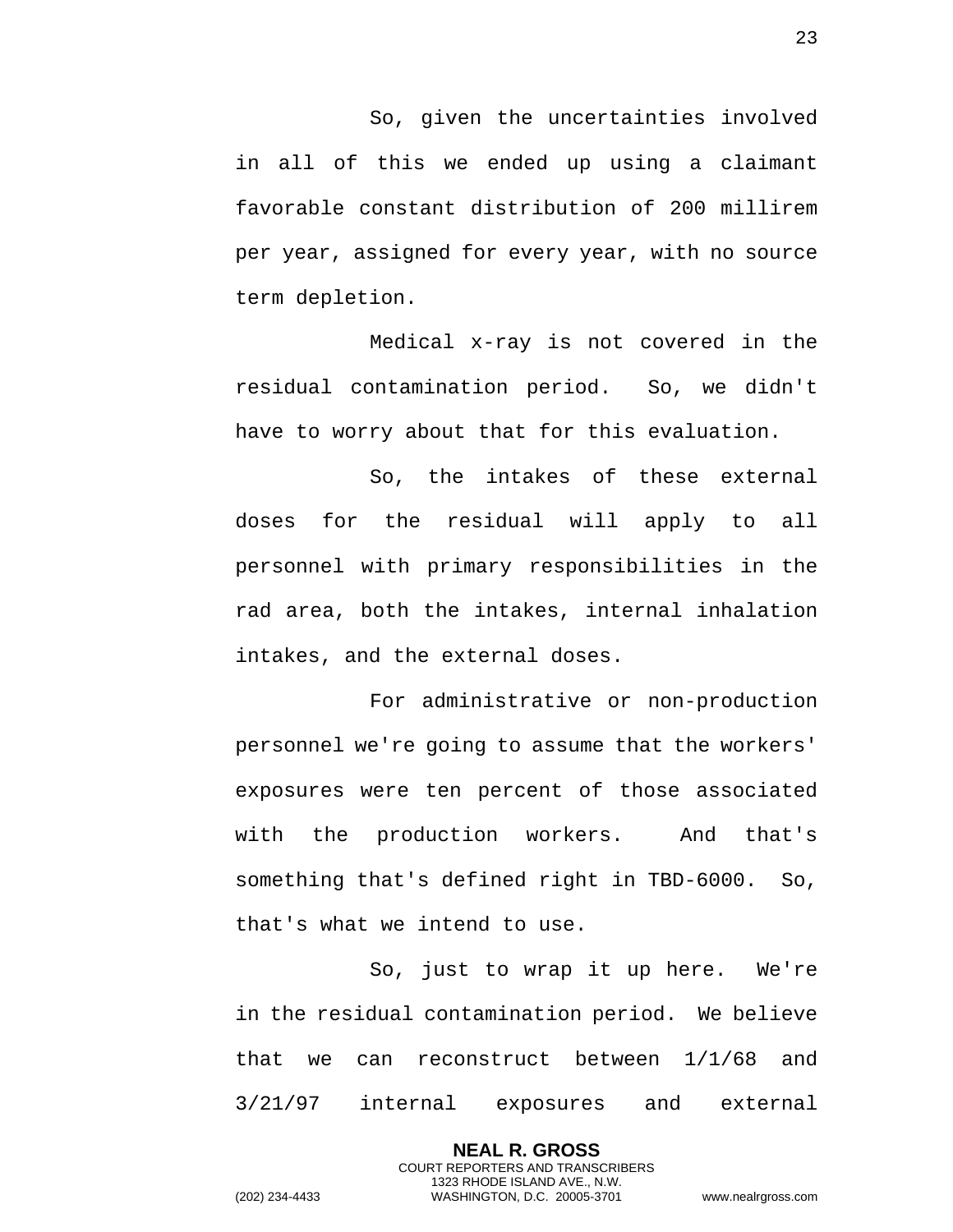So, given the uncertainties involved in all of this we ended up using a claimant favorable constant distribution of 200 millirem per year, assigned for every year, with no source term depletion.

Medical x-ray is not covered in the residual contamination period. So, we didn't have to worry about that for this evaluation.

So, the intakes of these external doses for the residual will apply to all personnel with primary responsibilities in the rad area, both the intakes, internal inhalation intakes, and the external doses.

For administrative or non-production personnel we're going to assume that the workers' exposures were ten percent of those associated with the production workers. And that's something that's defined right in TBD-6000. So, that's what we intend to use.

So, just to wrap it up here. We're in the residual contamination period. We believe that we can reconstruct between 1/1/68 and 3/21/97 internal exposures and external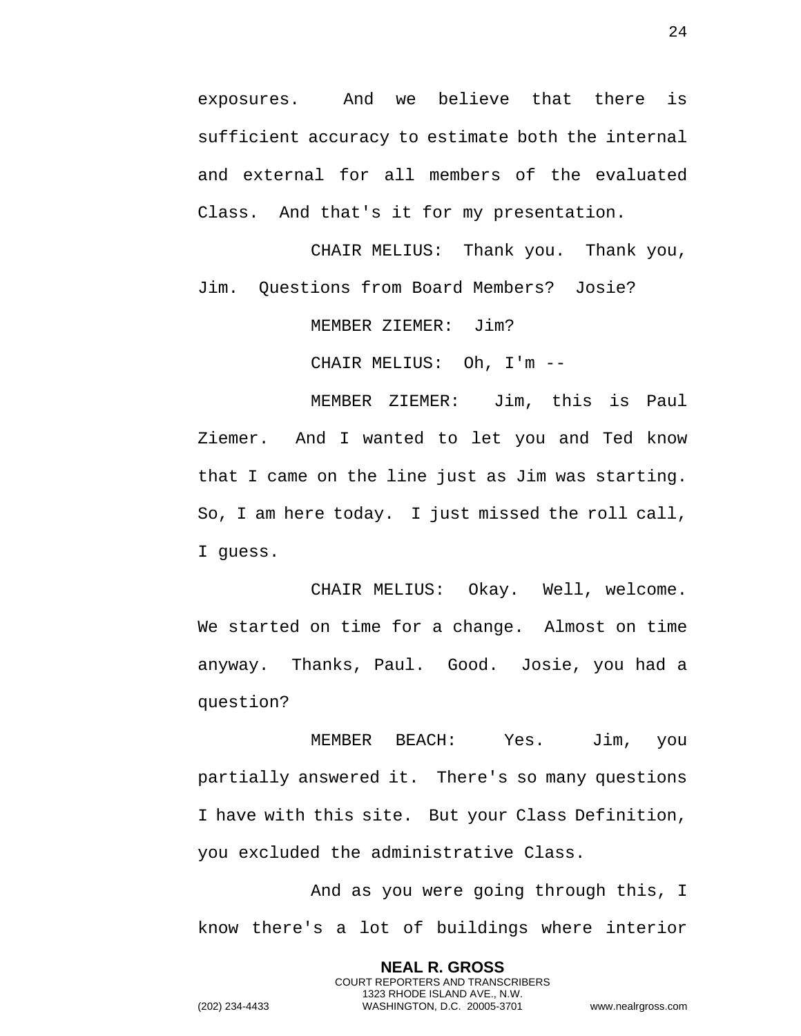exposures. And we believe that there is sufficient accuracy to estimate both the internal and external for all members of the evaluated Class. And that's it for my presentation.

CHAIR MELIUS: Thank you. Thank you, Jim. Questions from Board Members? Josie?

MEMBER ZIEMER: Jim?

CHAIR MELIUS: Oh, I'm --

MEMBER ZIEMER: Jim, this is Paul Ziemer. And I wanted to let you and Ted know that I came on the line just as Jim was starting. So, I am here today. I just missed the roll call, I guess.

CHAIR MELIUS: Okay. Well, welcome. We started on time for a change. Almost on time anyway. Thanks, Paul. Good. Josie, you had a question?

MEMBER BEACH: Yes. Jim, you partially answered it. There's so many questions I have with this site. But your Class Definition, you excluded the administrative Class.

And as you were going through this, I know there's a lot of buildings where interior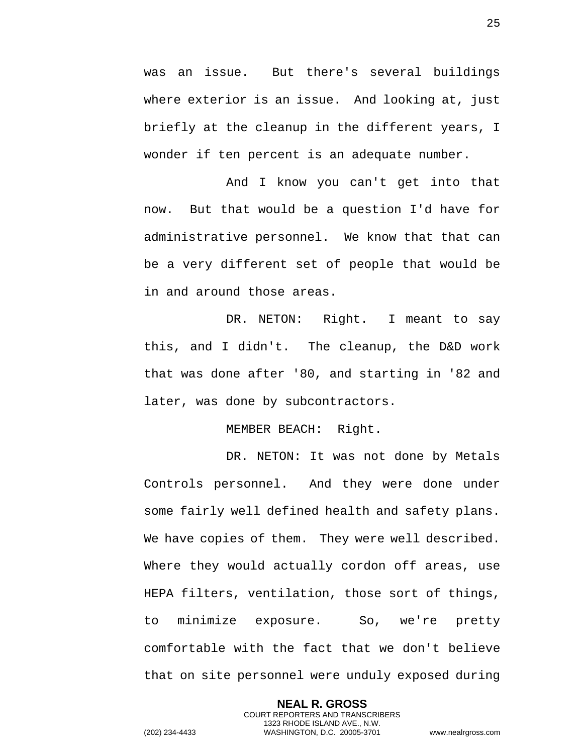was an issue. But there's several buildings where exterior is an issue. And looking at, just briefly at the cleanup in the different years, I wonder if ten percent is an adequate number.

And I know you can't get into that now. But that would be a question I'd have for administrative personnel. We know that that can be a very different set of people that would be in and around those areas.

DR. NETON: Right. I meant to say this, and I didn't. The cleanup, the D&D work that was done after '80, and starting in '82 and later, was done by subcontractors.

MEMBER BEACH: Right.

DR. NETON: It was not done by Metals Controls personnel. And they were done under some fairly well defined health and safety plans. We have copies of them. They were well described. Where they would actually cordon off areas, use HEPA filters, ventilation, those sort of things, to minimize exposure. So, we're pretty comfortable with the fact that we don't believe that on site personnel were unduly exposed during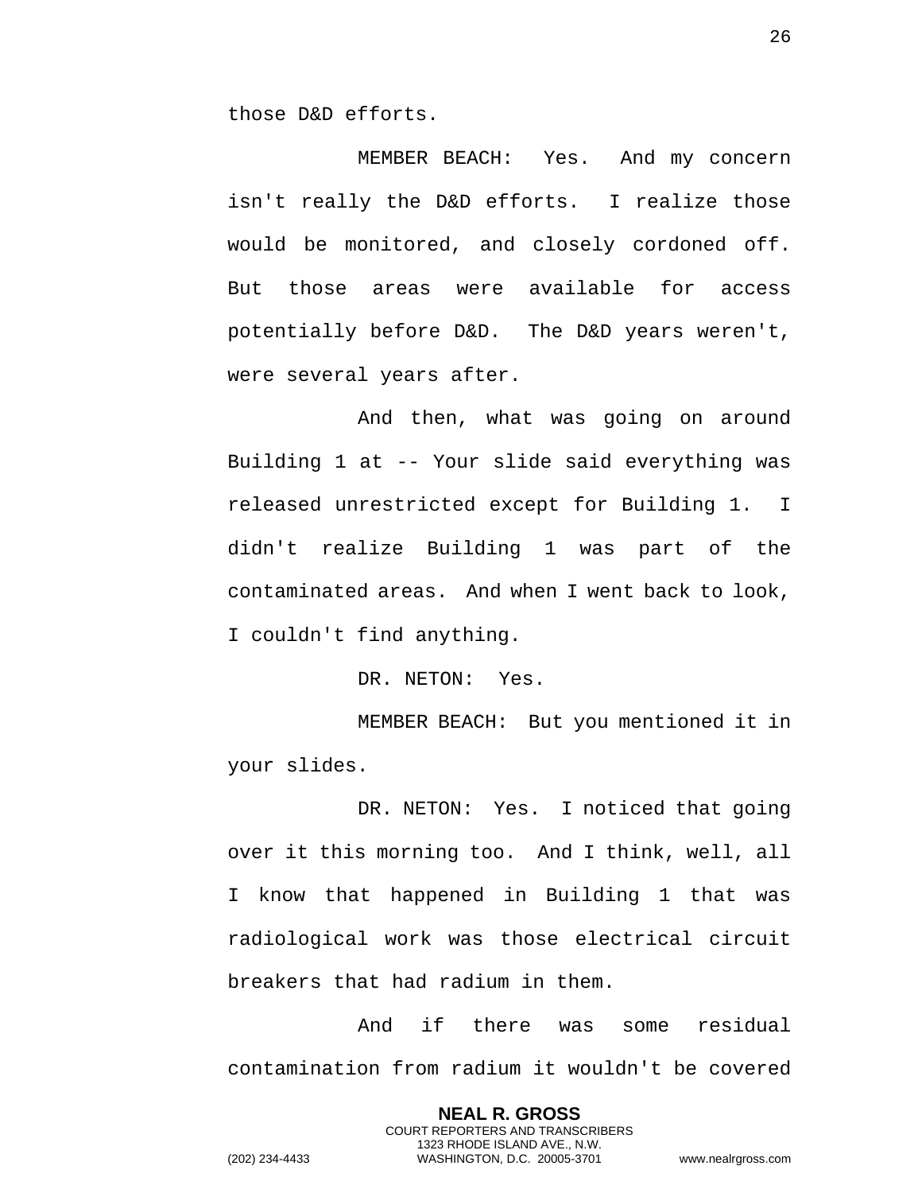those D&D efforts.

MEMBER BEACH: Yes. And my concern isn't really the D&D efforts. I realize those would be monitored, and closely cordoned off. But those areas were available for access potentially before D&D. The D&D years weren't, were several years after.

And then, what was going on around Building 1 at -- Your slide said everything was released unrestricted except for Building 1. I didn't realize Building 1 was part of the contaminated areas. And when I went back to look, I couldn't find anything.

DR. NETON: Yes.

MEMBER BEACH: But you mentioned it in your slides.

DR. NETON: Yes. I noticed that going over it this morning too. And I think, well, all I know that happened in Building 1 that was radiological work was those electrical circuit breakers that had radium in them.

And if there was some residual contamination from radium it wouldn't be covered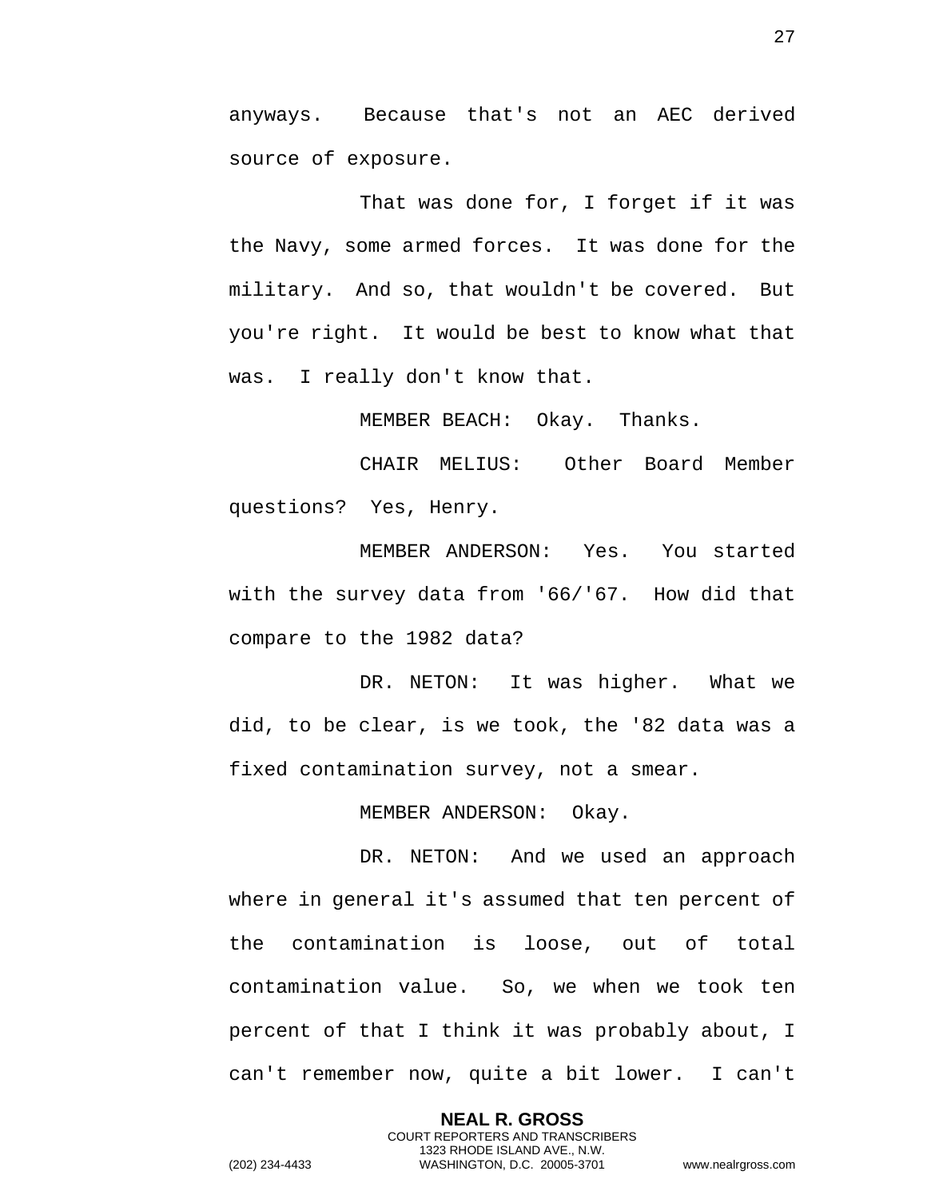anyways. Because that's not an AEC derived source of exposure.

That was done for, I forget if it was the Navy, some armed forces. It was done for the military. And so, that wouldn't be covered. But you're right. It would be best to know what that was. I really don't know that.

MEMBER BEACH: Okay. Thanks.

CHAIR MELIUS: Other Board Member questions? Yes, Henry.

MEMBER ANDERSON: Yes. You started with the survey data from '66/'67. How did that compare to the 1982 data?

DR. NETON: It was higher. What we did, to be clear, is we took, the '82 data was a fixed contamination survey, not a smear.

MEMBER ANDERSON: Okay.

DR. NETON: And we used an approach where in general it's assumed that ten percent of the contamination is loose, out of total contamination value. So, we when we took ten percent of that I think it was probably about, I can't remember now, quite a bit lower. I can't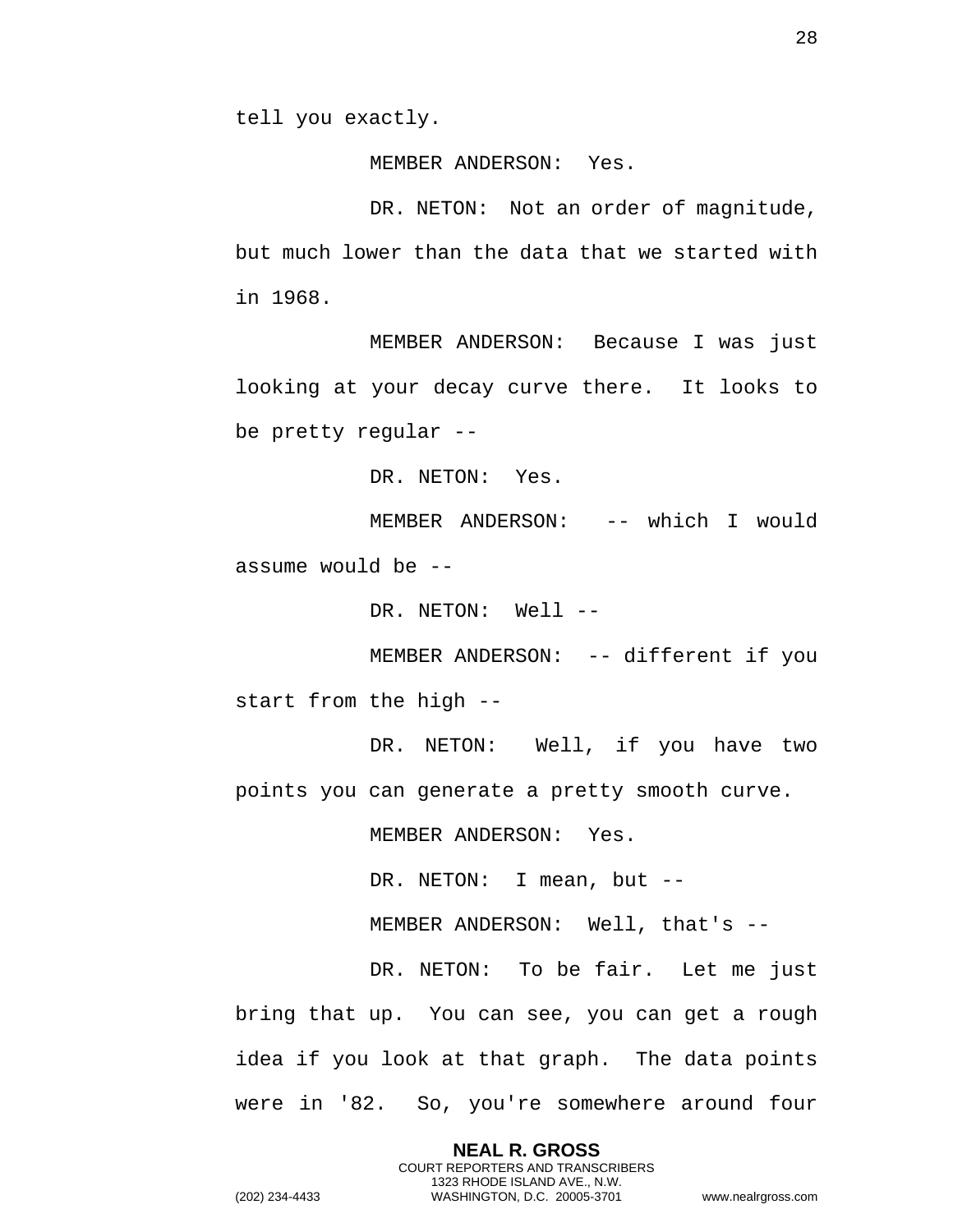tell you exactly.

MEMBER ANDERSON: Yes.

DR. NETON: Not an order of magnitude, but much lower than the data that we started with in 1968.

MEMBER ANDERSON: Because I was just looking at your decay curve there. It looks to be pretty regular --

DR. NETON: Yes.

MEMBER ANDERSON: -- which I would assume would be --

DR. NETON: Well --

MEMBER ANDERSON: -- different if you start from the high --

DR. NETON: Well, if you have two points you can generate a pretty smooth curve.

MEMBER ANDERSON: Yes.

DR. NETON: I mean, but --

MEMBER ANDERSON: Well, that's --

DR. NETON: To be fair. Let me just bring that up. You can see, you can get a rough idea if you look at that graph. The data points were in '82. So, you're somewhere around four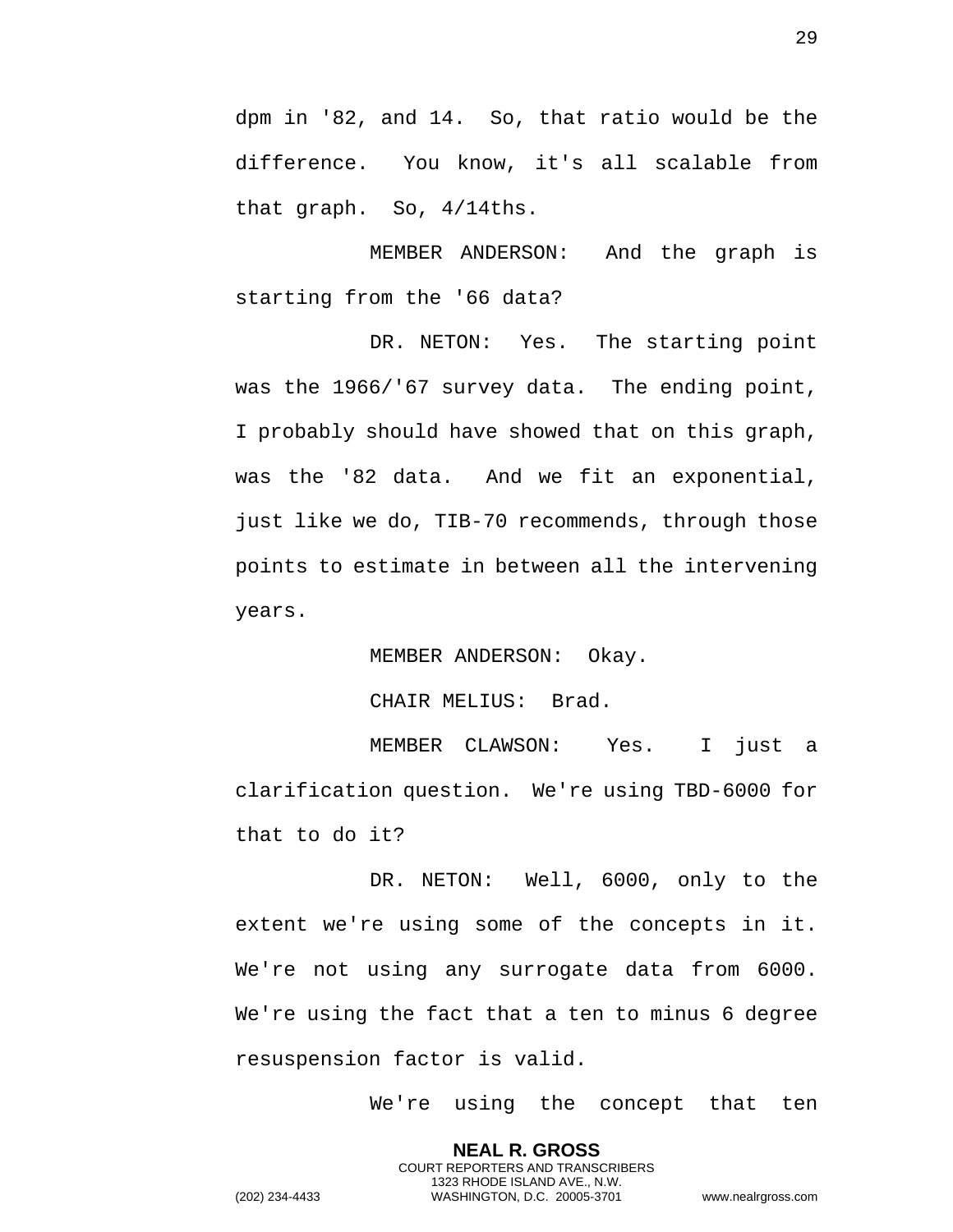dpm in '82, and 14. So, that ratio would be the difference. You know, it's all scalable from that graph. So, 4/14ths.

MEMBER ANDERSON: And the graph is starting from the '66 data?

DR. NETON: Yes. The starting point was the 1966/'67 survey data. The ending point, I probably should have showed that on this graph, was the '82 data. And we fit an exponential, just like we do, TIB-70 recommends, through those points to estimate in between all the intervening years.

MEMBER ANDERSON: Okay.

CHAIR MELIUS: Brad.

MEMBER CLAWSON: Yes. I just a clarification question. We're using TBD-6000 for that to do it?

DR. NETON: Well, 6000, only to the extent we're using some of the concepts in it. We're not using any surrogate data from 6000. We're using the fact that a ten to minus 6 degree resuspension factor is valid.

We're using the concept that ten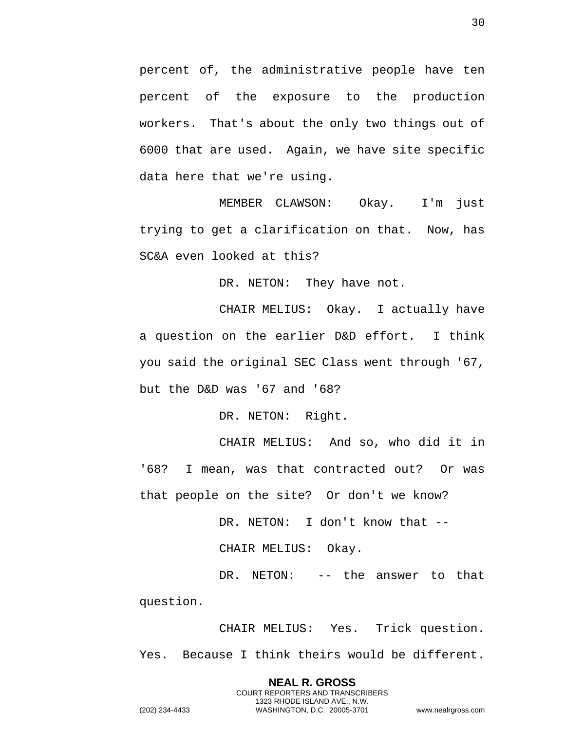percent of, the administrative people have ten percent of the exposure to the production workers. That's about the only two things out of 6000 that are used. Again, we have site specific data here that we're using.

MEMBER CLAWSON: Okay. I'm just trying to get a clarification on that. Now, has SC&A even looked at this?

DR. NETON: They have not.

CHAIR MELIUS: Okay. I actually have a question on the earlier D&D effort. I think you said the original SEC Class went through '67, but the D&D was '67 and '68?

DR. NETON: Right.

CHAIR MELIUS: And so, who did it in '68? I mean, was that contracted out? Or was that people on the site? Or don't we know?

DR. NETON: I don't know that --

CHAIR MELIUS: Okay.

DR. NETON: -- the answer to that question.

CHAIR MELIUS: Yes. Trick question. Yes. Because I think theirs would be different.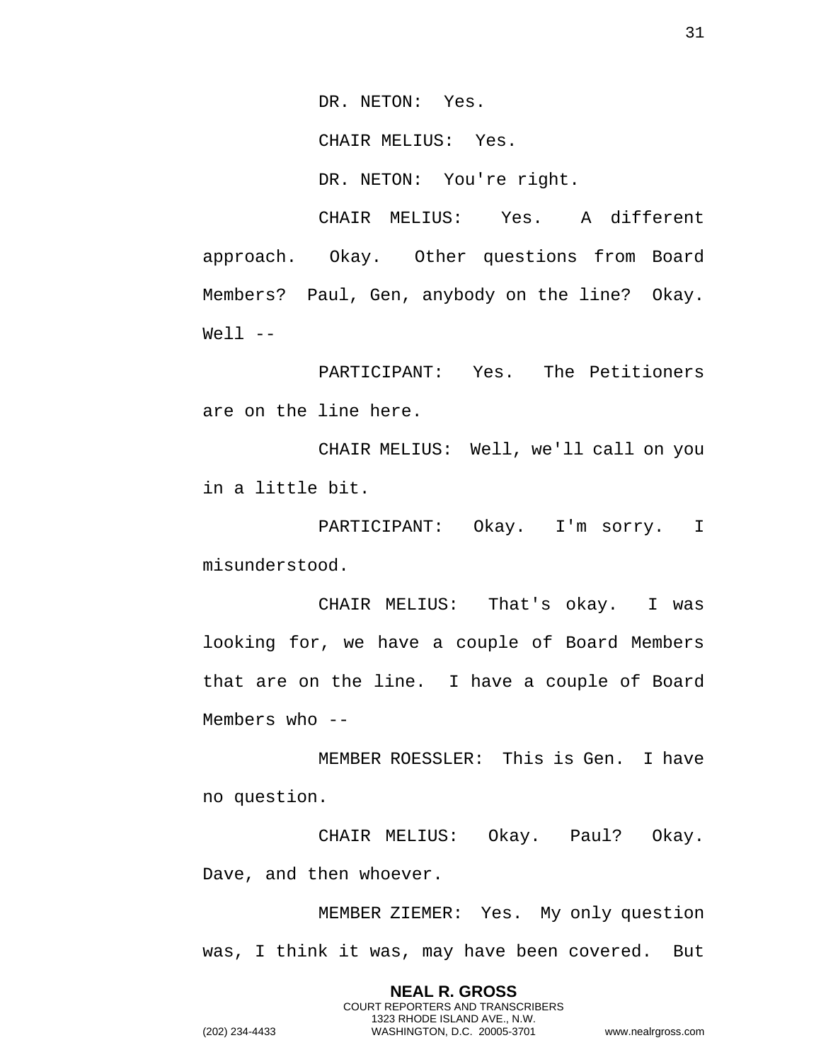DR. NETON: Yes.

CHAIR MELIUS: Yes.

DR. NETON: You're right.

CHAIR MELIUS: Yes. A different approach. Okay. Other questions from Board Members? Paul, Gen, anybody on the line? Okay. Well --

PARTICIPANT: Yes. The Petitioners are on the line here.

CHAIR MELIUS: Well, we'll call on you in a little bit.

PARTICIPANT: Okay. I'm sorry. I misunderstood.

CHAIR MELIUS: That's okay. I was looking for, we have a couple of Board Members that are on the line. I have a couple of Board Members who --

MEMBER ROESSLER: This is Gen. I have no question.

CHAIR MELIUS: Okay. Paul? Okay. Dave, and then whoever.

MEMBER ZIEMER: Yes. My only question was, I think it was, may have been covered. But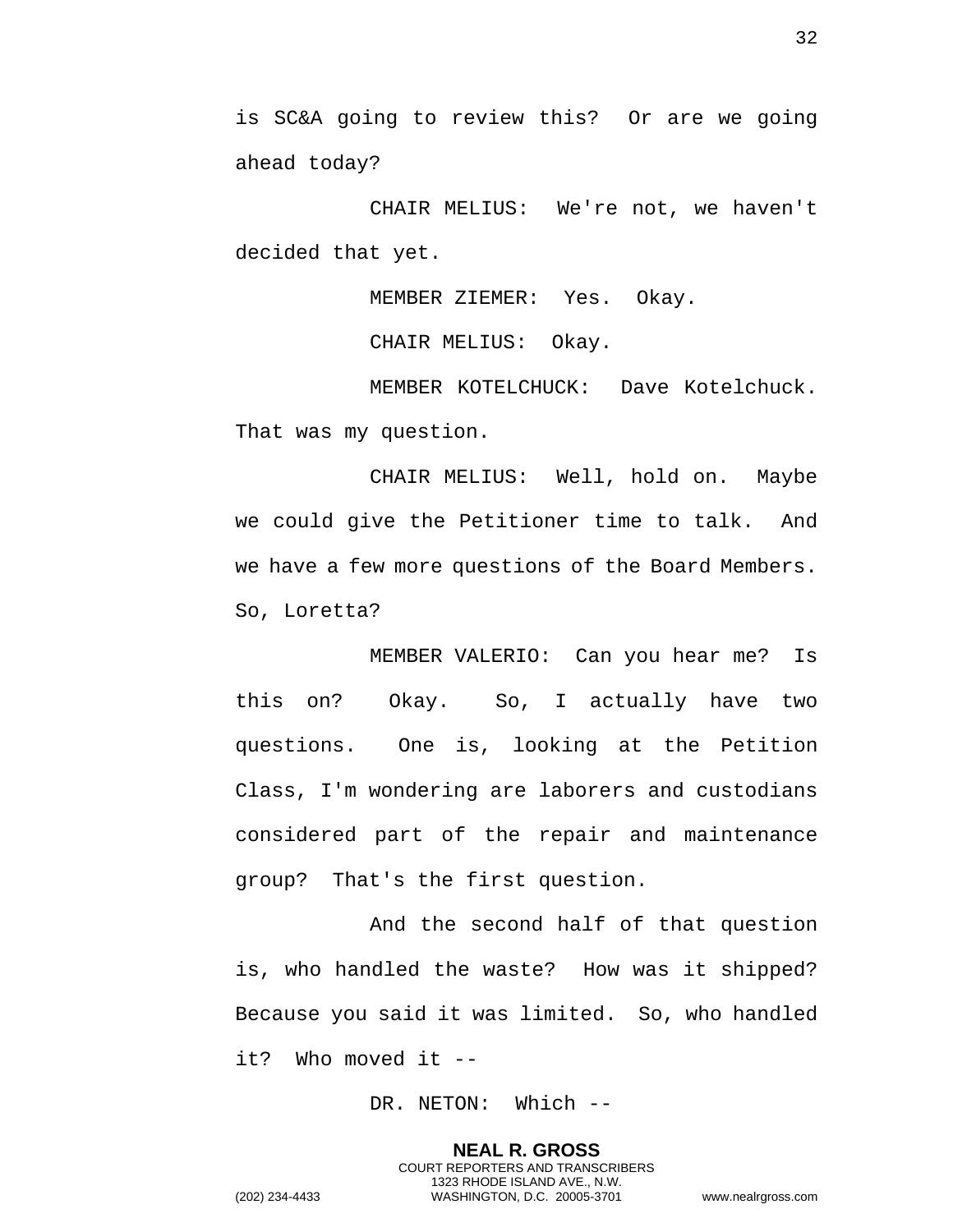is SC&A going to review this? Or are we going ahead today?

CHAIR MELIUS: We're not, we haven't decided that yet.

MEMBER ZIEMER: Yes. Okay.

CHAIR MELIUS: Okay.

MEMBER KOTELCHUCK: Dave Kotelchuck. That was my question.

CHAIR MELIUS: Well, hold on. Maybe we could give the Petitioner time to talk. And we have a few more questions of the Board Members. So, Loretta?

MEMBER VALERIO: Can you hear me? Is this on? Okay. So, I actually have two questions. One is, looking at the Petition Class, I'm wondering are laborers and custodians considered part of the repair and maintenance group? That's the first question.

And the second half of that question is, who handled the waste? How was it shipped? Because you said it was limited. So, who handled it? Who moved it --

DR. NETON: Which --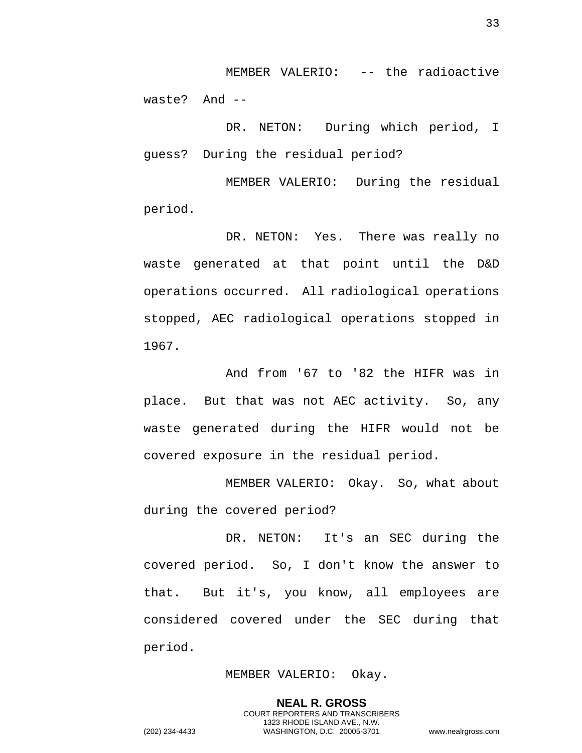MEMBER VALERIO: -- the radioactive waste? And --

DR. NETON: During which period, I guess? During the residual period?

MEMBER VALERIO: During the residual period.

DR. NETON: Yes. There was really no waste generated at that point until the D&D operations occurred. All radiological operations stopped, AEC radiological operations stopped in 1967.

And from '67 to '82 the HIFR was in place. But that was not AEC activity. So, any waste generated during the HIFR would not be covered exposure in the residual period.

MEMBER VALERIO: Okay. So, what about during the covered period?

DR. NETON: It's an SEC during the covered period. So, I don't know the answer to that. But it's, you know, all employees are considered covered under the SEC during that period.

MEMBER VALERIO: Okay.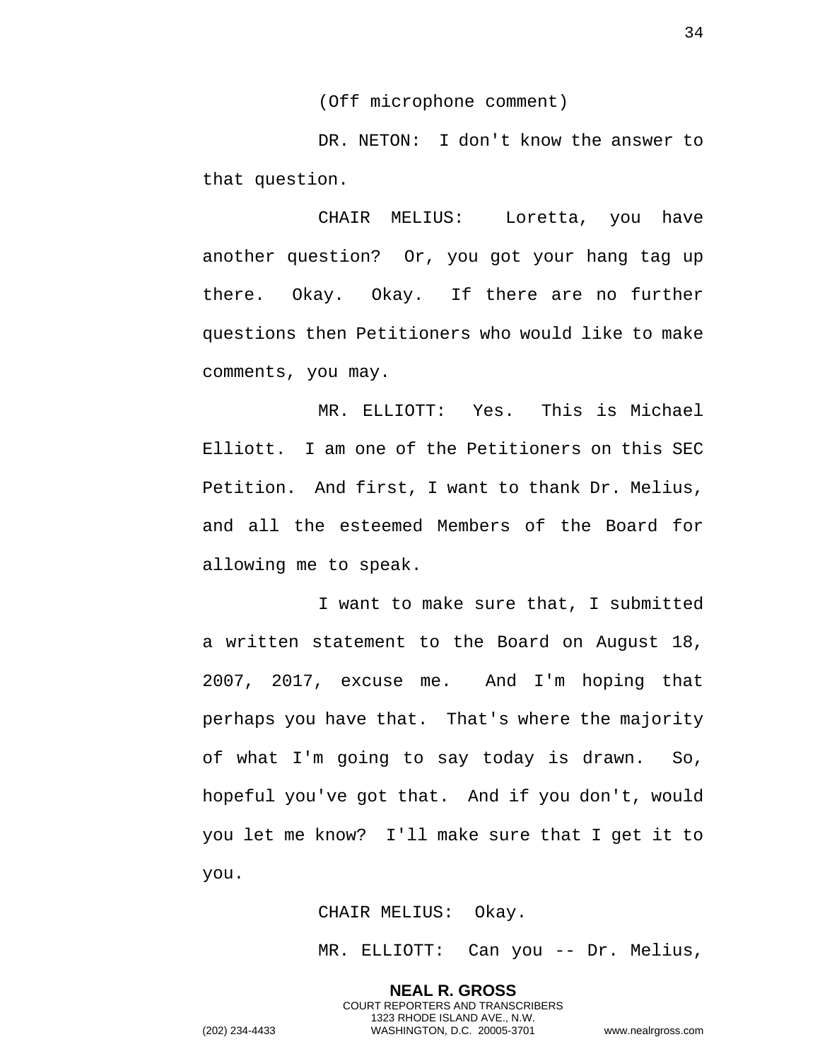(Off microphone comment)

DR. NETON: I don't know the answer to that question.

CHAIR MELIUS: Loretta, you have another question? Or, you got your hang tag up there. Okay. Okay. If there are no further questions then Petitioners who would like to make comments, you may.

MR. ELLIOTT: Yes. This is Michael Elliott. I am one of the Petitioners on this SEC Petition. And first, I want to thank Dr. Melius, and all the esteemed Members of the Board for allowing me to speak.

I want to make sure that, I submitted a written statement to the Board on August 18, 2007, 2017, excuse me. And I'm hoping that perhaps you have that. That's where the majority of what I'm going to say today is drawn. So, hopeful you've got that. And if you don't, would you let me know? I'll make sure that I get it to you.

CHAIR MELIUS: Okay.

MR. ELLIOTT: Can you -- Dr. Melius,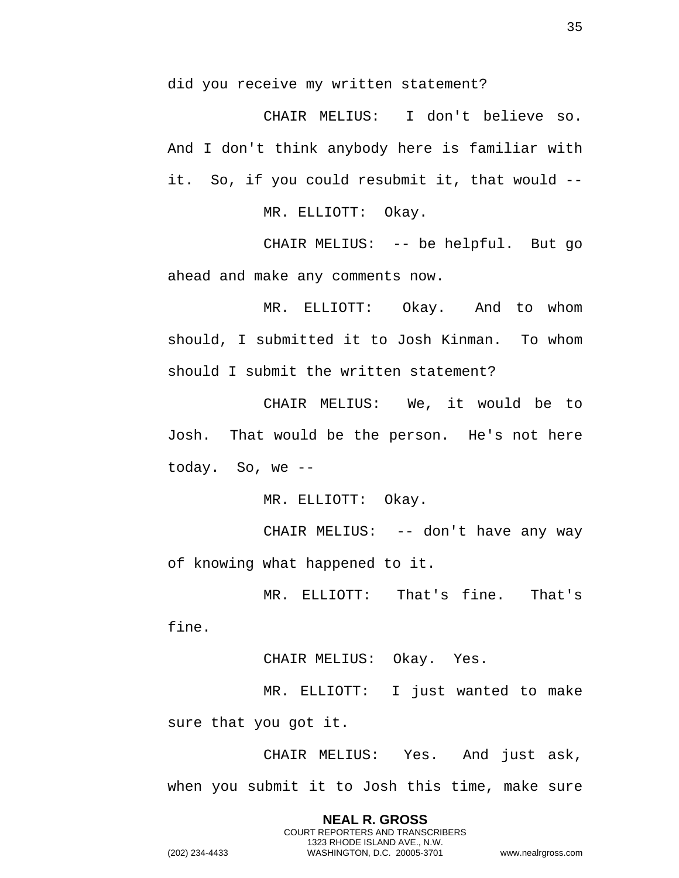did you receive my written statement?

CHAIR MELIUS: I don't believe so. And I don't think anybody here is familiar with it. So, if you could resubmit it, that would --

MR. ELLIOTT: Okay.

CHAIR MELIUS: -- be helpful. But go ahead and make any comments now.

MR. ELLIOTT: Okay. And to whom should, I submitted it to Josh Kinman. To whom should I submit the written statement?

CHAIR MELIUS: We, it would be to Josh. That would be the person. He's not here today. So, we --

MR. ELLIOTT: Okay.

CHAIR MELIUS: -- don't have any way of knowing what happened to it.

MR. ELLIOTT: That's fine. That's fine.

CHAIR MELIUS: Okay. Yes.

MR. ELLIOTT: I just wanted to make sure that you got it.

CHAIR MELIUS: Yes. And just ask, when you submit it to Josh this time, make sure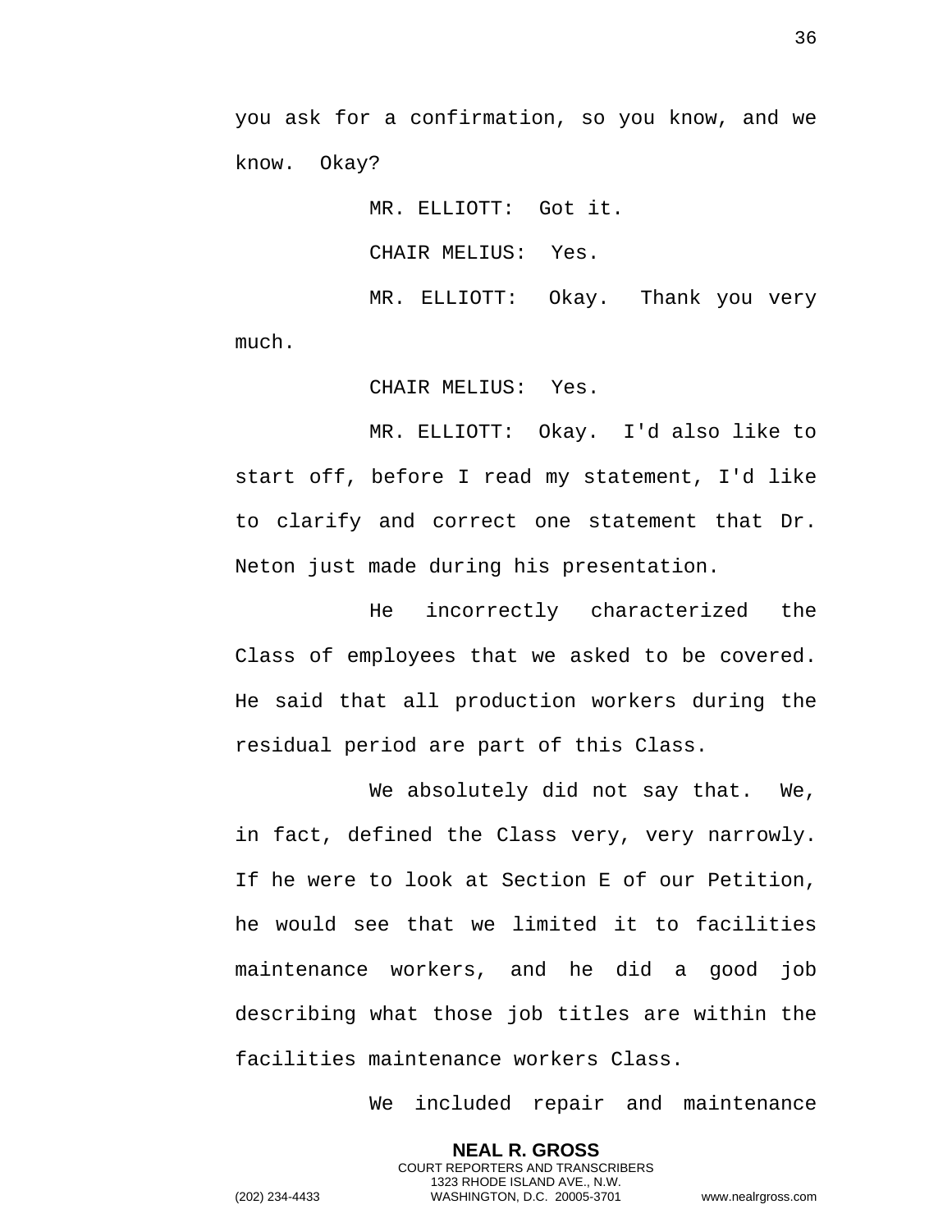you ask for a confirmation, so you know, and we know. Okay?

MR. ELLIOTT: Got it.

CHAIR MELIUS: Yes.

MR. ELLIOTT: Okay. Thank you very much.

CHAIR MELIUS: Yes.

MR. ELLIOTT: Okay. I'd also like to start off, before I read my statement, I'd like to clarify and correct one statement that Dr. Neton just made during his presentation.

He incorrectly characterized the Class of employees that we asked to be covered. He said that all production workers during the residual period are part of this Class.

We absolutely did not say that. We, in fact, defined the Class very, very narrowly. If he were to look at Section E of our Petition, he would see that we limited it to facilities maintenance workers, and he did a good job describing what those job titles are within the facilities maintenance workers Class.

We included repair and maintenance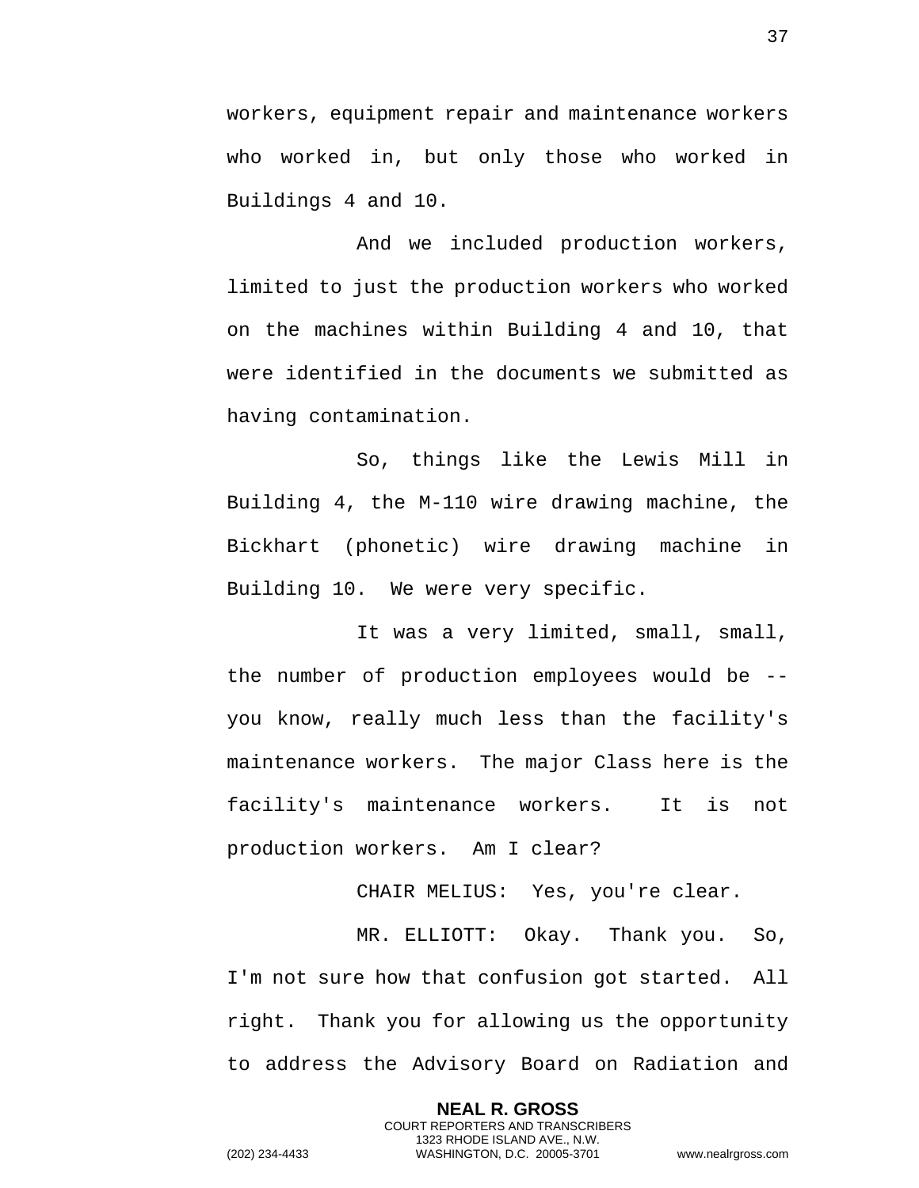workers, equipment repair and maintenance workers who worked in, but only those who worked in Buildings 4 and 10.

And we included production workers, limited to just the production workers who worked on the machines within Building 4 and 10, that were identified in the documents we submitted as having contamination.

So, things like the Lewis Mill in Building 4, the M-110 wire drawing machine, the Bickhart (phonetic) wire drawing machine in Building 10. We were very specific.

It was a very limited, small, small, the number of production employees would be -- you know, really much less than the facility's maintenance workers. The major Class here is the facility's maintenance workers. It is not production workers. Am I clear?

CHAIR MELIUS: Yes, you're clear.

MR. ELLIOTT: Okay. Thank you. So, I'm not sure how that confusion got started. All right. Thank you for allowing us the opportunity to address the Advisory Board on Radiation and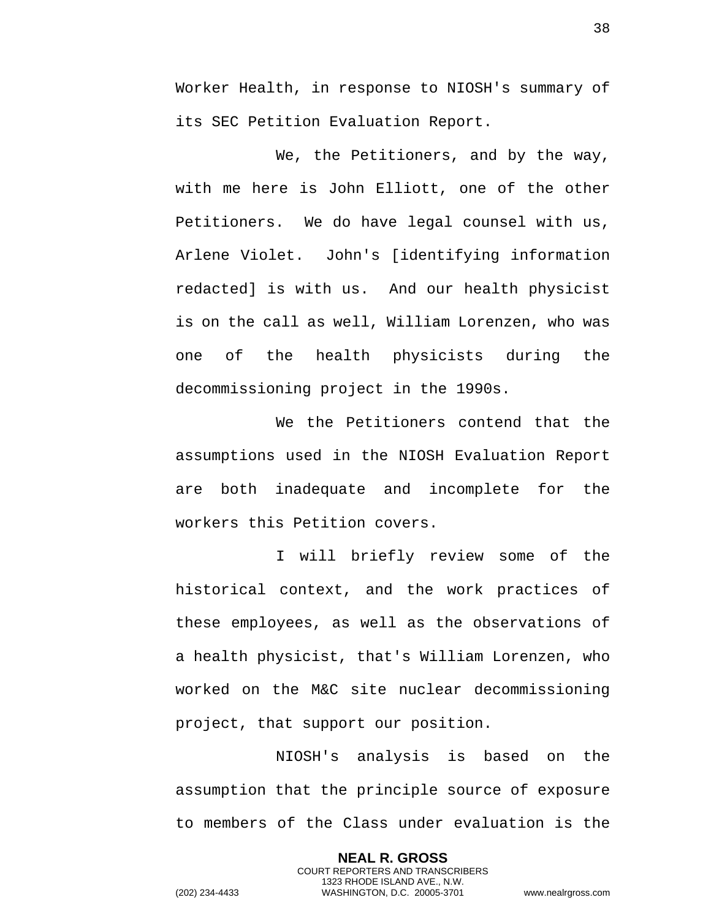Worker Health, in response to NIOSH's summary of its SEC Petition Evaluation Report.

We, the Petitioners, and by the way, with me here is John Elliott, one of the other Petitioners. We do have legal counsel with us, Arlene Violet. John's [identifying information redacted] is with us. And our health physicist is on the call as well, William Lorenzen, who was one of the health physicists during the decommissioning project in the 1990s.

We the Petitioners contend that the assumptions used in the NIOSH Evaluation Report are both inadequate and incomplete for the workers this Petition covers.

I will briefly review some of the historical context, and the work practices of these employees, as well as the observations of a health physicist, that's William Lorenzen, who worked on the M&C site nuclear decommissioning project, that support our position.

NIOSH's analysis is based on the assumption that the principle source of exposure to members of the Class under evaluation is the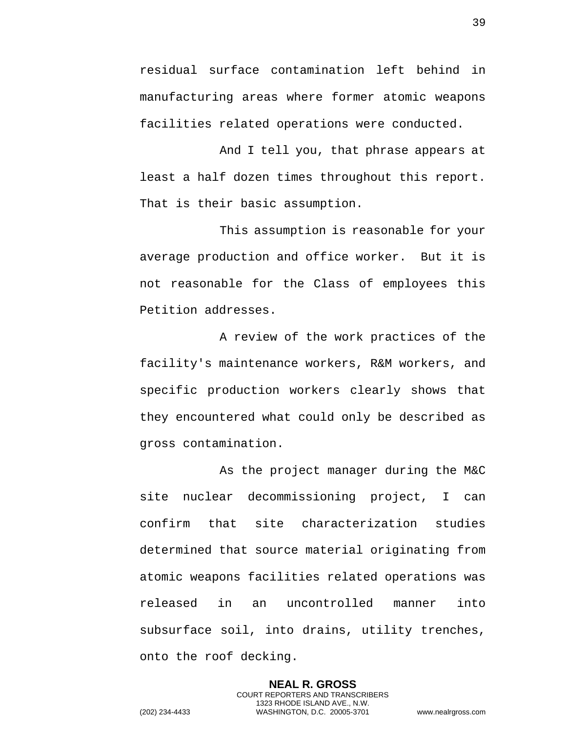residual surface contamination left behind in manufacturing areas where former atomic weapons facilities related operations were conducted.

And I tell you, that phrase appears at least a half dozen times throughout this report. That is their basic assumption.

This assumption is reasonable for your average production and office worker. But it is not reasonable for the Class of employees this Petition addresses.

A review of the work practices of the facility's maintenance workers, R&M workers, and specific production workers clearly shows that they encountered what could only be described as gross contamination.

As the project manager during the M&C site nuclear decommissioning project, I can confirm that site characterization studies determined that source material originating from atomic weapons facilities related operations was released in an uncontrolled manner into subsurface soil, into drains, utility trenches, onto the roof decking.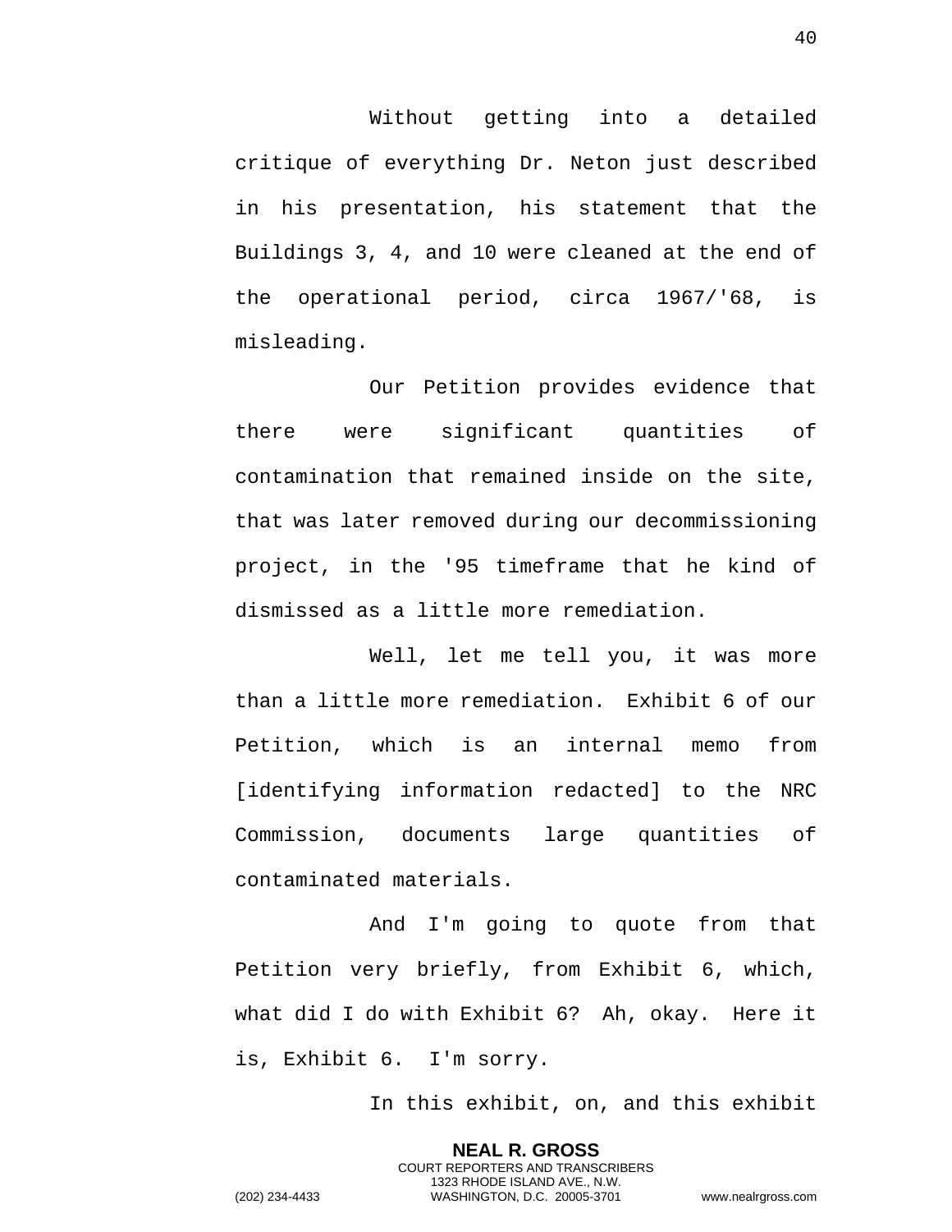Without getting into a detailed critique of everything Dr. Neton just described in his presentation, his statement that the Buildings 3, 4, and 10 were cleaned at the end of the operational period, circa 1967/'68, is misleading.

Our Petition provides evidence that there were significant quantities of contamination that remained inside on the site, that was later removed during our decommissioning project, in the '95 timeframe that he kind of dismissed as a little more remediation.

Well, let me tell you, it was more than a little more remediation. Exhibit 6 of our Petition, which is an internal memo from [identifying information redacted] to the NRC Commission, documents large quantities of contaminated materials.

And I'm going to quote from that Petition very briefly, from Exhibit 6, which, what did I do with Exhibit 6? Ah, okay. Here it is, Exhibit 6. I'm sorry.

In this exhibit, on, and this exhibit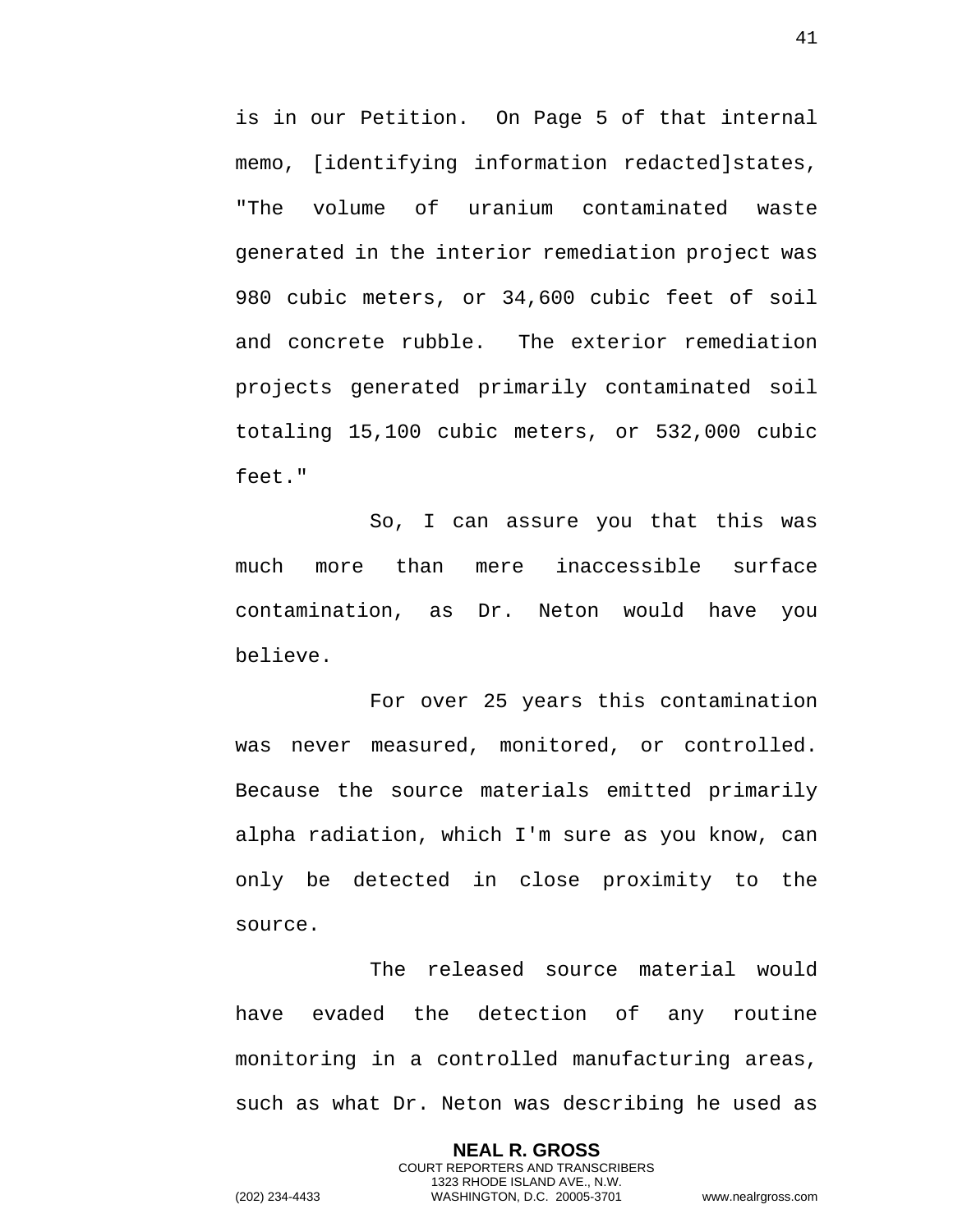is in our Petition. On Page 5 of that internal memo, [identifying information redacted]states, "The volume of uranium contaminated waste generated in the interior remediation project was 980 cubic meters, or 34,600 cubic feet of soil and concrete rubble. The exterior remediation projects generated primarily contaminated soil totaling 15,100 cubic meters, or 532,000 cubic feet."

So, I can assure you that this was much more than mere inaccessible surface contamination, as Dr. Neton would have you believe.

For over 25 years this contamination was never measured, monitored, or controlled. Because the source materials emitted primarily alpha radiation, which I'm sure as you know, can only be detected in close proximity to the source.

The released source material would have evaded the detection of any routine monitoring in a controlled manufacturing areas, such as what Dr. Neton was describing he used as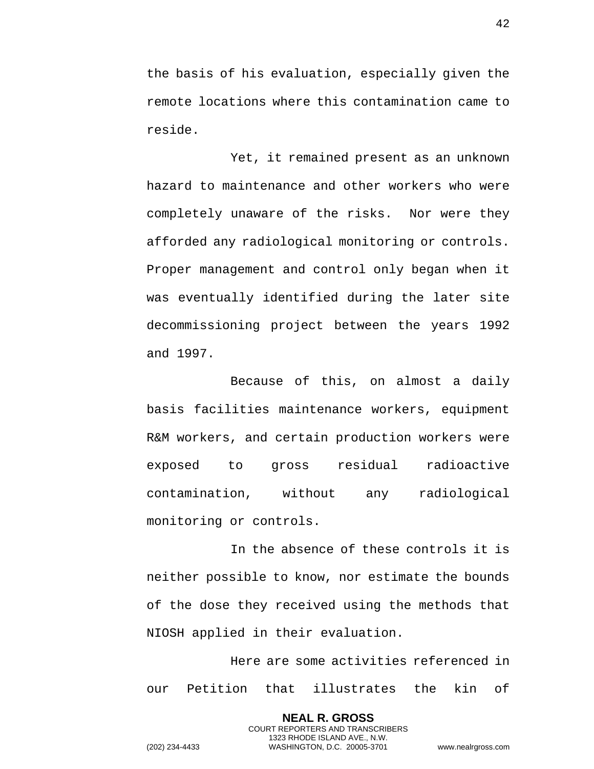the basis of his evaluation, especially given the remote locations where this contamination came to reside.

Yet, it remained present as an unknown hazard to maintenance and other workers who were completely unaware of the risks. Nor were they afforded any radiological monitoring or controls. Proper management and control only began when it was eventually identified during the later site decommissioning project between the years 1992 and 1997.

Because of this, on almost a daily basis facilities maintenance workers, equipment R&M workers, and certain production workers were exposed to gross residual radioactive contamination, without any radiological monitoring or controls.

In the absence of these controls it is neither possible to know, nor estimate the bounds of the dose they received using the methods that NIOSH applied in their evaluation.

Here are some activities referenced in our Petition that illustrates the kin of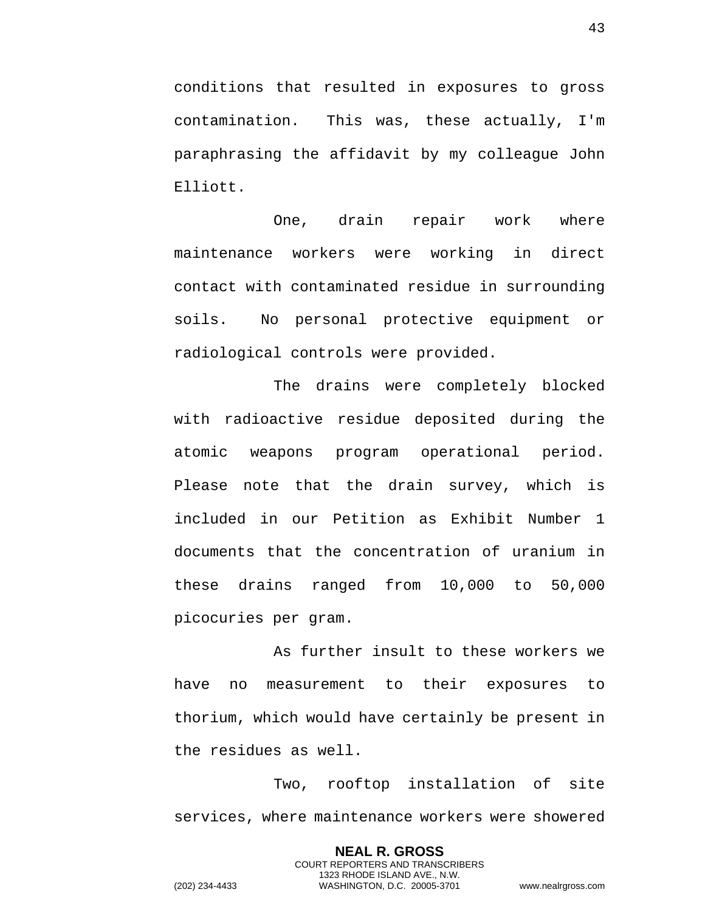conditions that resulted in exposures to gross contamination. This was, these actually, I'm paraphrasing the affidavit by my colleague John Elliott.

One, drain repair work where maintenance workers were working in direct contact with contaminated residue in surrounding soils. No personal protective equipment or radiological controls were provided.

The drains were completely blocked with radioactive residue deposited during the atomic weapons program operational period. Please note that the drain survey, which is included in our Petition as Exhibit Number 1 documents that the concentration of uranium in these drains ranged from 10,000 to 50,000 picocuries per gram.

As further insult to these workers we have no measurement to their exposures to thorium, which would have certainly be present in the residues as well.

Two, rooftop installation of site services, where maintenance workers were showered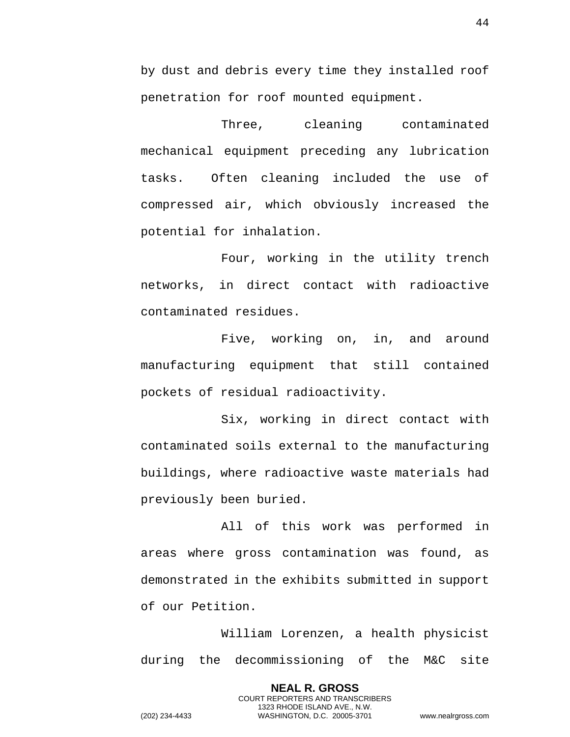by dust and debris every time they installed roof penetration for roof mounted equipment.

Three, cleaning contaminated mechanical equipment preceding any lubrication tasks. Often cleaning included the use of compressed air, which obviously increased the potential for inhalation.

Four, working in the utility trench networks, in direct contact with radioactive contaminated residues.

Five, working on, in, and around manufacturing equipment that still contained pockets of residual radioactivity.

Six, working in direct contact with contaminated soils external to the manufacturing buildings, where radioactive waste materials had previously been buried.

All of this work was performed in areas where gross contamination was found, as demonstrated in the exhibits submitted in support of our Petition.

William Lorenzen, a health physicist during the decommissioning of the M&C site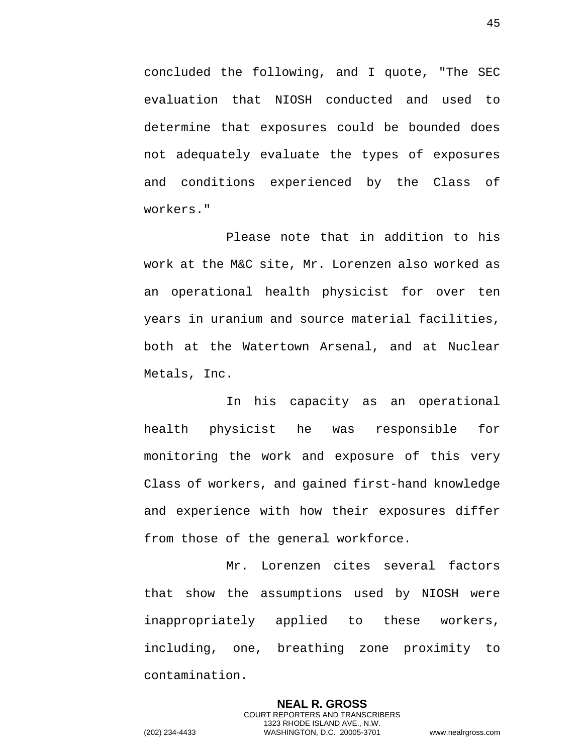concluded the following, and I quote, "The SEC evaluation that NIOSH conducted and used to determine that exposures could be bounded does not adequately evaluate the types of exposures and conditions experienced by the Class of workers."

Please note that in addition to his work at the M&C site, Mr. Lorenzen also worked as an operational health physicist for over ten years in uranium and source material facilities, both at the Watertown Arsenal, and at Nuclear Metals, Inc.

In his capacity as an operational health physicist he was responsible for monitoring the work and exposure of this very Class of workers, and gained first-hand knowledge and experience with how their exposures differ from those of the general workforce.

Mr. Lorenzen cites several factors that show the assumptions used by NIOSH were inappropriately applied to these workers, including, one, breathing zone proximity to contamination.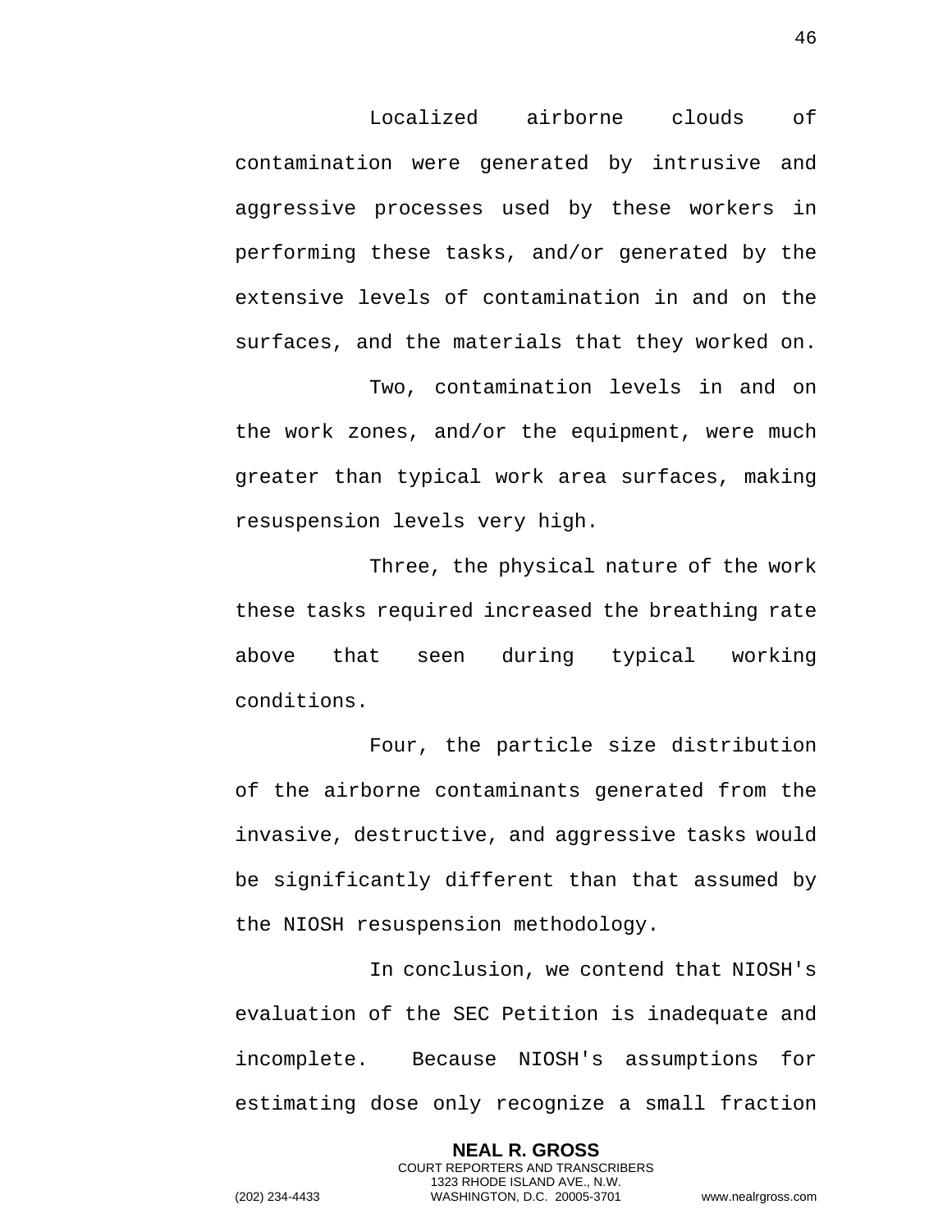Localized airborne clouds of contamination were generated by intrusive and aggressive processes used by these workers in performing these tasks, and/or generated by the extensive levels of contamination in and on the surfaces, and the materials that they worked on.

Two, contamination levels in and on the work zones, and/or the equipment, were much greater than typical work area surfaces, making resuspension levels very high.

Three, the physical nature of the work these tasks required increased the breathing rate above that seen during typical working conditions.

Four, the particle size distribution of the airborne contaminants generated from the invasive, destructive, and aggressive tasks would be significantly different than that assumed by the NIOSH resuspension methodology.

In conclusion, we contend that NIOSH's evaluation of the SEC Petition is inadequate and incomplete. Because NIOSH's assumptions for estimating dose only recognize a small fraction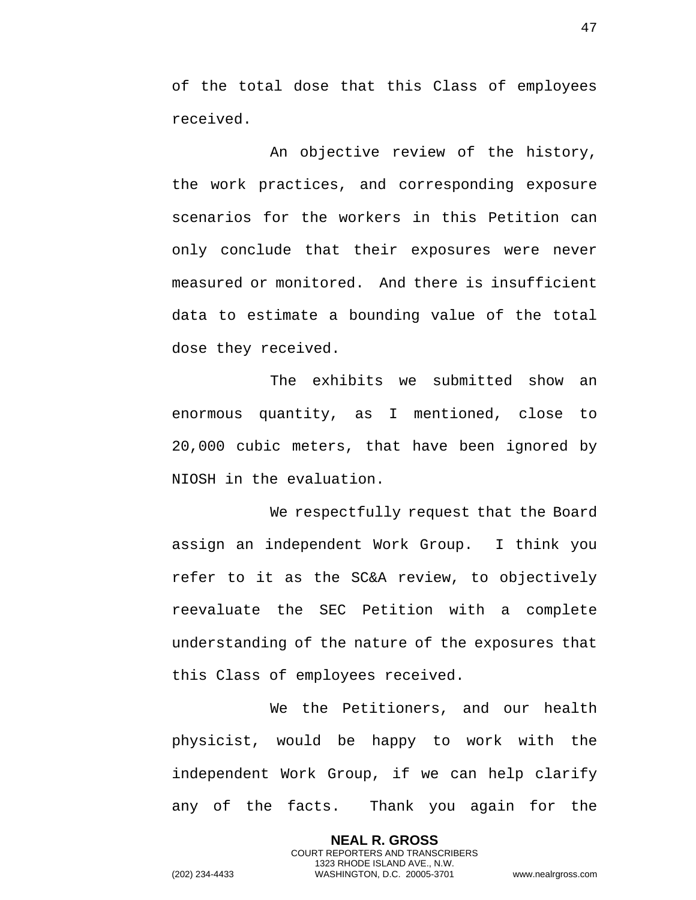of the total dose that this Class of employees received.

An objective review of the history, the work practices, and corresponding exposure scenarios for the workers in this Petition can only conclude that their exposures were never measured or monitored.  And there is insufficient data to estimate a bounding value of the total dose they received.

The exhibits we submitted show an enormous quantity, as I mentioned, close to 20,000 cubic meters, that have been ignored by NIOSH in the evaluation.

We respectfully request that the Board assign an independent Work Group.  I think you refer to it as the SC&A review, to objectively reevaluate the SEC Petition with a complete understanding of the nature of the exposures that this Class of employees received.

We the Petitioners, and our health physicist, would be happy to work with the independent Work Group, if we can help clarify any of the facts.  Thank you again for the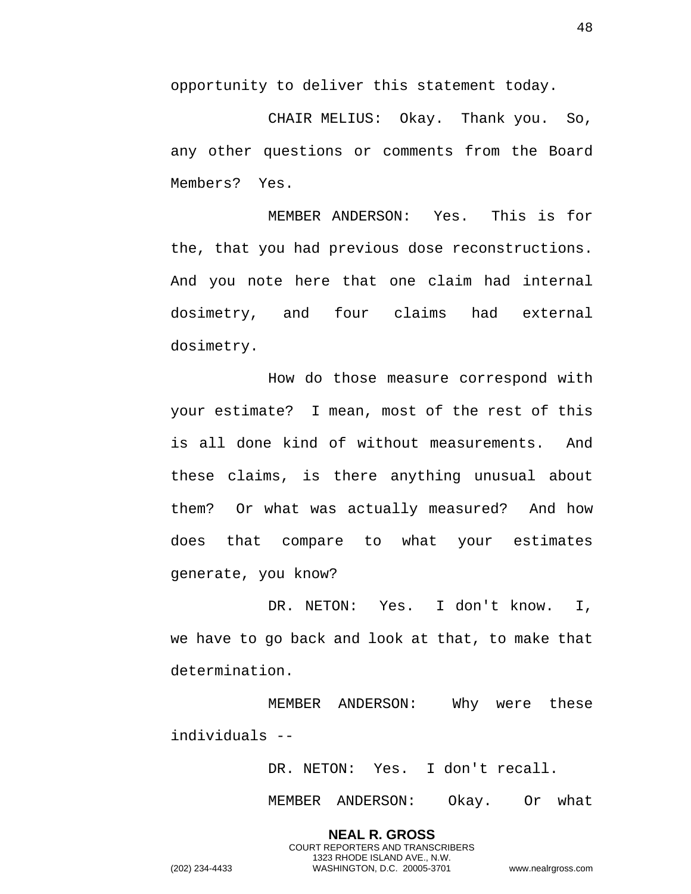opportunity to deliver this statement today.

CHAIR MELIUS: Okay. Thank you. So, any other questions or comments from the Board Members? Yes.

MEMBER ANDERSON: Yes. This is for the, that you had previous dose reconstructions. And you note here that one claim had internal dosimetry, and four claims had external dosimetry.

How do those measure correspond with your estimate? I mean, most of the rest of this is all done kind of without measurements. And these claims, is there anything unusual about them? Or what was actually measured? And how does that compare to what your estimates generate, you know?

DR. NETON: Yes. I don't know. I, we have to go back and look at that, to make that determination.

MEMBER ANDERSON: Why were these individuals --

DR. NETON: Yes. I don't recall.

MEMBER ANDERSON: Okay. Or what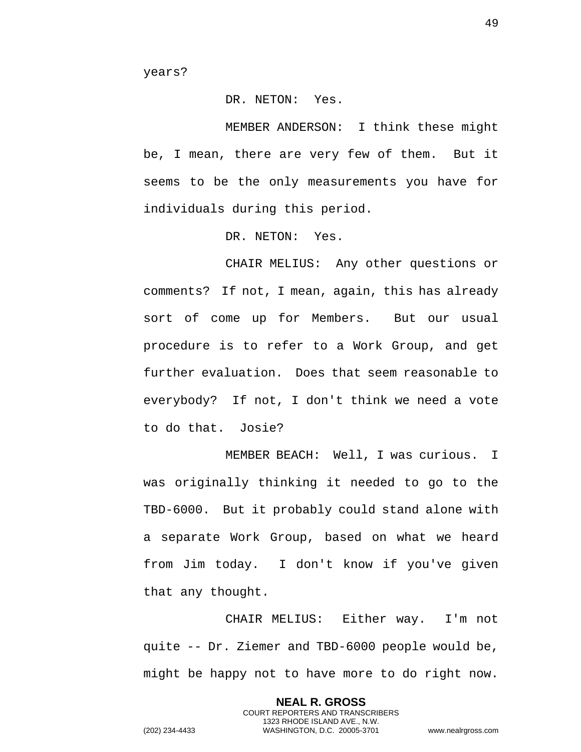years?

DR. NETON: Yes.

MEMBER ANDERSON: I think these might be, I mean, there are very few of them. But it seems to be the only measurements you have for individuals during this period.

DR. NETON: Yes.

CHAIR MELIUS: Any other questions or comments? If not, I mean, again, this has already sort of come up for Members. But our usual procedure is to refer to a Work Group, and get further evaluation. Does that seem reasonable to everybody? If not, I don't think we need a vote to do that. Josie?

MEMBER BEACH: Well, I was curious. I was originally thinking it needed to go to the TBD-6000. But it probably could stand alone with a separate Work Group, based on what we heard from Jim today. I don't know if you've given that any thought.

CHAIR MELIUS: Either way. I'm not quite -- Dr. Ziemer and TBD-6000 people would be, might be happy not to have more to do right now.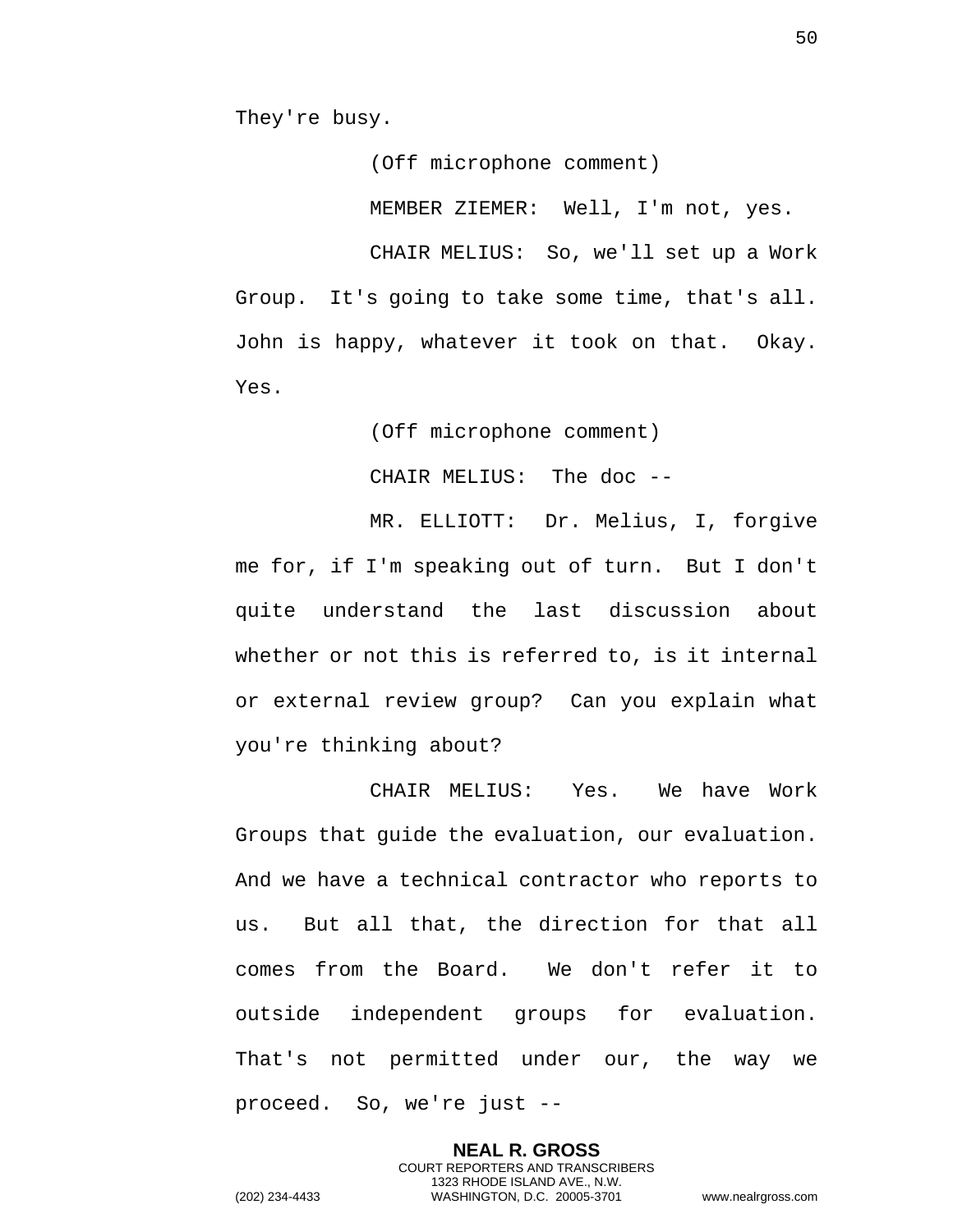They're busy.

(Off microphone comment)

MEMBER ZIEMER: Well, I'm not, yes.

CHAIR MELIUS: So, we'll set up a Work Group. It's going to take some time, that's all. John is happy, whatever it took on that. Okay. Yes.

(Off microphone comment)

CHAIR MELIUS: The doc --

MR. ELLIOTT: Dr. Melius, I, forgive me for, if I'm speaking out of turn. But I don't quite understand the last discussion about whether or not this is referred to, is it internal or external review group? Can you explain what you're thinking about?

CHAIR MELIUS: Yes. We have Work Groups that guide the evaluation, our evaluation. And we have a technical contractor who reports to us. But all that, the direction for that all comes from the Board. We don't refer it to outside independent groups for evaluation. That's not permitted under our, the way we proceed. So, we're just --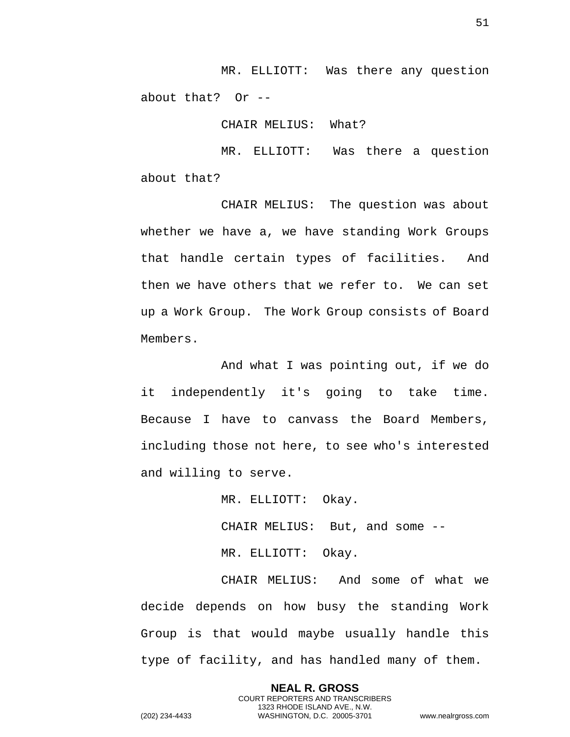MR. ELLIOTT: Was there any question about that? Or --

CHAIR MELIUS: What?

MR. ELLIOTT: Was there a question about that?

CHAIR MELIUS: The question was about whether we have a, we have standing Work Groups that handle certain types of facilities. And then we have others that we refer to. We can set up a Work Group. The Work Group consists of Board Members.

And what I was pointing out, if we do it independently it's going to take time. Because I have to canvass the Board Members, including those not here, to see who's interested and willing to serve.

MR. ELLIOTT: Okay.

CHAIR MELIUS: But, and some --

MR. ELLIOTT: Okay.

CHAIR MELIUS: And some of what we decide depends on how busy the standing Work Group is that would maybe usually handle this type of facility, and has handled many of them.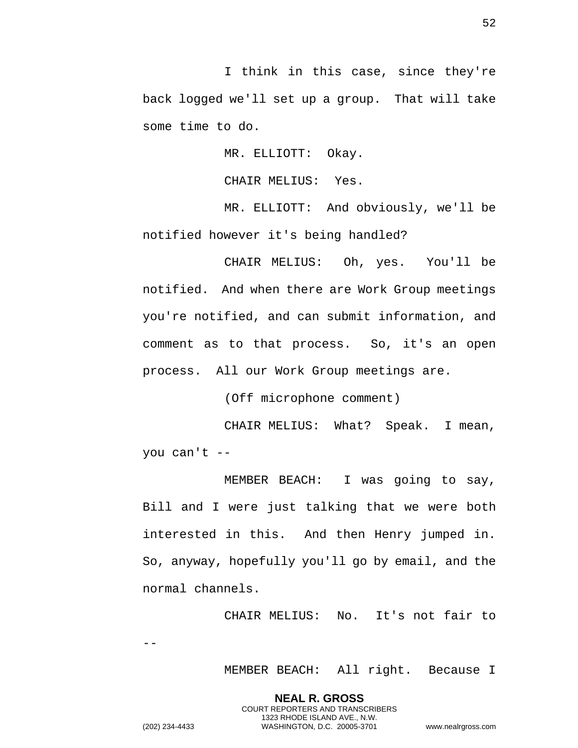I think in this case, since they're back logged we'll set up a group. That will take some time to do.

MR. ELLIOTT: Okay.

CHAIR MELIUS: Yes.

MR. ELLIOTT: And obviously, we'll be notified however it's being handled?

CHAIR MELIUS: Oh, yes. You'll be notified. And when there are Work Group meetings you're notified, and can submit information, and comment as to that process. So, it's an open process. All our Work Group meetings are.

(Off microphone comment)

CHAIR MELIUS: What? Speak. I mean, you can't --

MEMBER BEACH: I was going to say, Bill and I were just talking that we were both interested in this. And then Henry jumped in. So, anyway, hopefully you'll go by email, and the normal channels.

CHAIR MELIUS: No. It's not fair to --

MEMBER BEACH: All right. Because I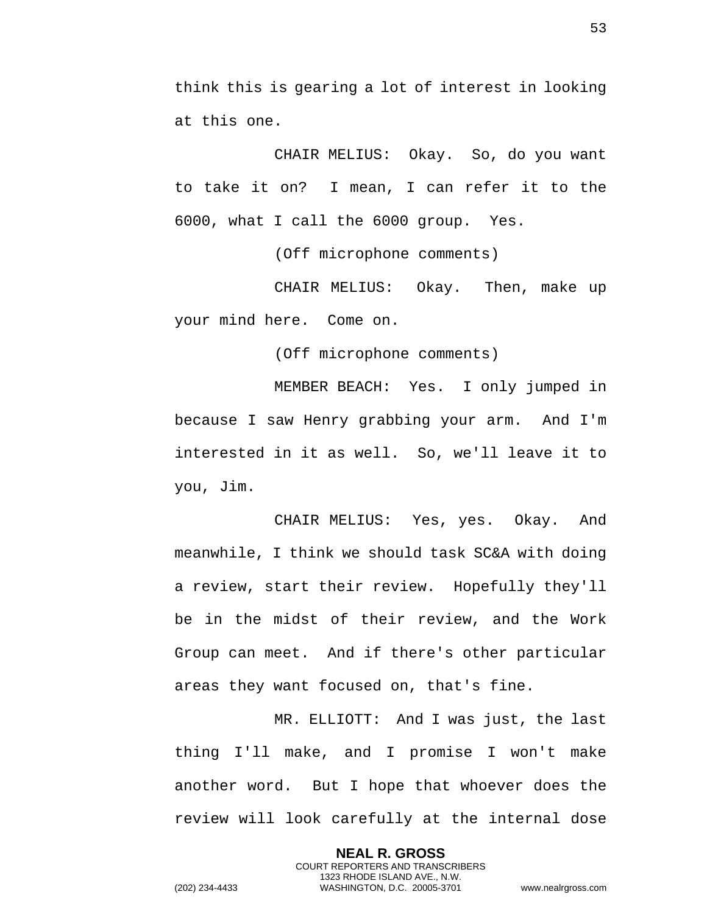think this is gearing a lot of interest in looking at this one.

CHAIR MELIUS: Okay. So, do you want to take it on? I mean, I can refer it to the 6000, what I call the 6000 group. Yes.

(Off microphone comments)

CHAIR MELIUS: Okay. Then, make up your mind here. Come on.

(Off microphone comments)

MEMBER BEACH: Yes. I only jumped in because I saw Henry grabbing your arm. And I'm interested in it as well. So, we'll leave it to you, Jim.

CHAIR MELIUS: Yes, yes. Okay. And meanwhile, I think we should task SC&A with doing a review, start their review. Hopefully they'll be in the midst of their review, and the Work Group can meet. And if there's other particular areas they want focused on, that's fine.

MR. ELLIOTT: And I was just, the last thing I'll make, and I promise I won't make another word. But I hope that whoever does the review will look carefully at the internal dose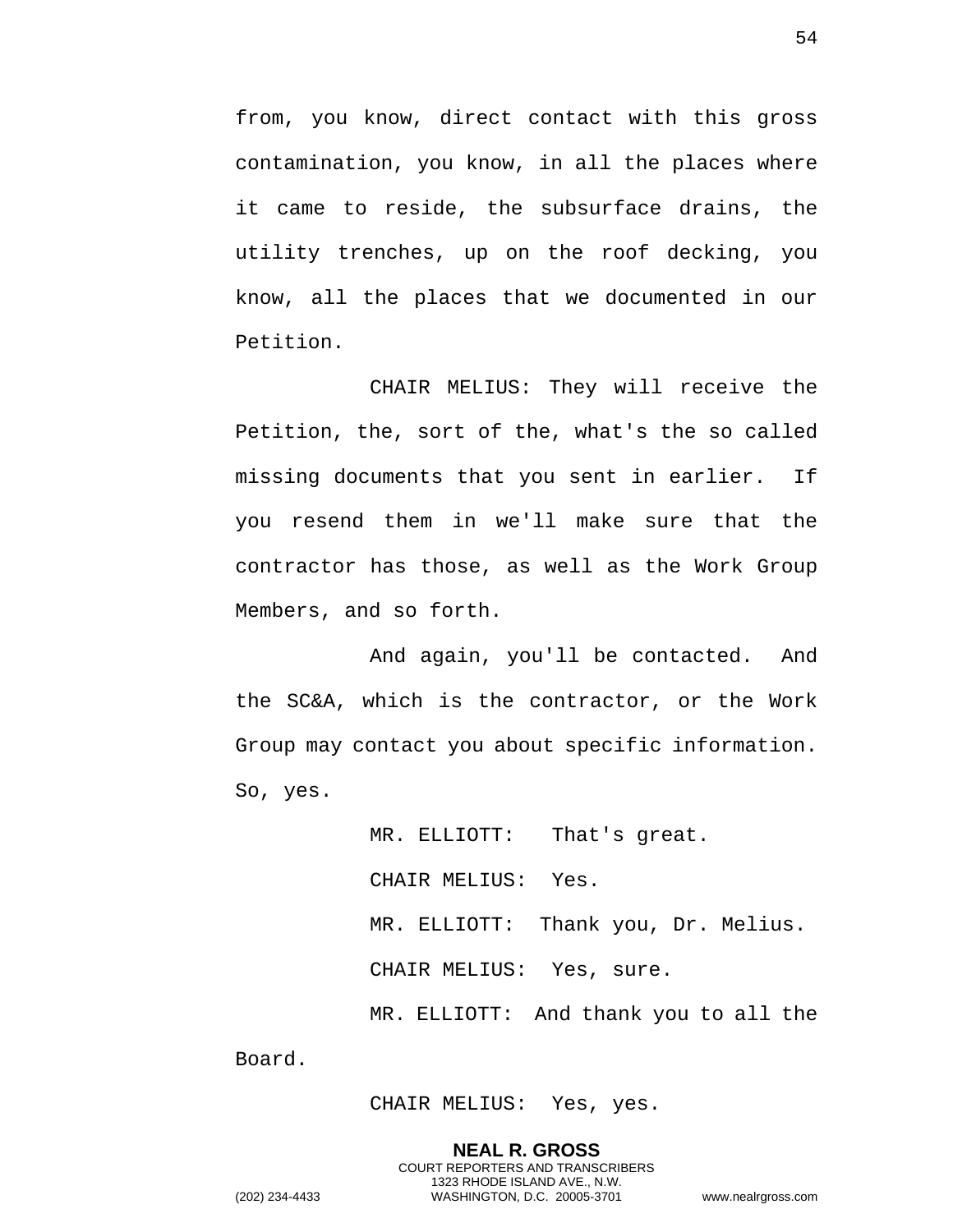from, you know, direct contact with this gross contamination, you know, in all the places where it came to reside, the subsurface drains, the utility trenches, up on the roof decking, you know, all the places that we documented in our Petition.

CHAIR MELIUS: They will receive the Petition, the, sort of the, what's the so called missing documents that you sent in earlier. If you resend them in we'll make sure that the contractor has those, as well as the Work Group Members, and so forth.

And again, you'll be contacted. And the SC&A, which is the contractor, or the Work Group may contact you about specific information. So, yes.

MR. ELLIOTT: That's great.

CHAIR MELIUS: Yes.

MR. ELLIOTT: Thank you, Dr. Melius.

CHAIR MELIUS: Yes, sure.

MR. ELLIOTT: And thank you to all the Board.

CHAIR MELIUS: Yes, yes.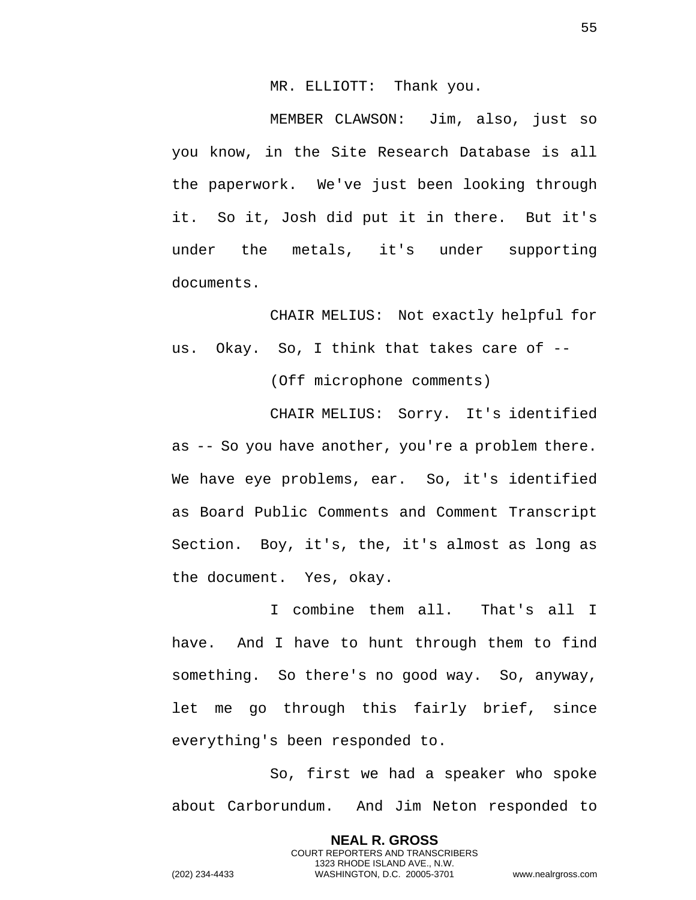MR. ELLIOTT: Thank you.

MEMBER CLAWSON: Jim, also, just so you know, in the Site Research Database is all the paperwork. We've just been looking through it. So it, Josh did put it in there. But it's under the metals, it's under supporting documents.

CHAIR MELIUS: Not exactly helpful for us. Okay. So, I think that takes care of --

(Off microphone comments)

CHAIR MELIUS: Sorry. It's identified as -- So you have another, you're a problem there. We have eye problems, ear. So, it's identified as Board Public Comments and Comment Transcript Section. Boy, it's, the, it's almost as long as the document. Yes, okay.

I combine them all. That's all I have. And I have to hunt through them to find something. So there's no good way. So, anyway, let me go through this fairly brief, since everything's been responded to.

So, first we had a speaker who spoke about Carborundum. And Jim Neton responded to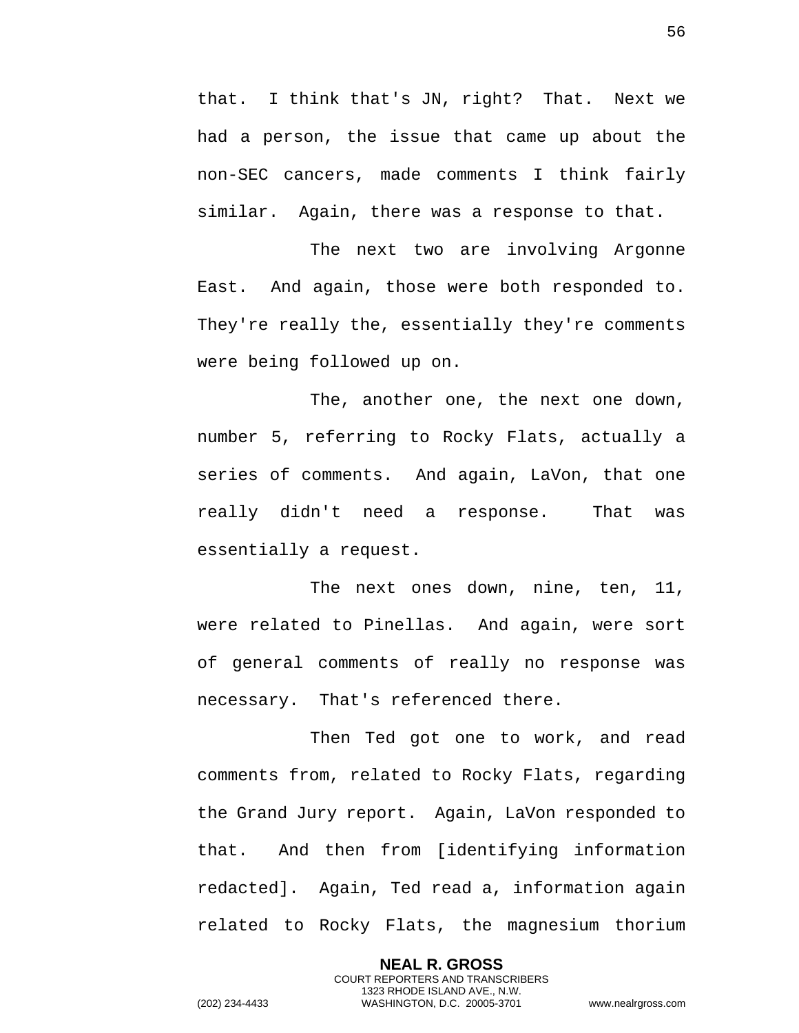that. I think that's JN, right? That. Next we had a person, the issue that came up about the non-SEC cancers, made comments I think fairly similar. Again, there was a response to that.

The next two are involving Argonne East. And again, those were both responded to. They're really the, essentially they're comments were being followed up on.

The, another one, the next one down, number 5, referring to Rocky Flats, actually a series of comments. And again, LaVon, that one really didn't need a response. That was essentially a request.

The next ones down, nine, ten, 11, were related to Pinellas. And again, were sort of general comments of really no response was necessary. That's referenced there.

Then Ted got one to work, and read comments from, related to Rocky Flats, regarding the Grand Jury report. Again, LaVon responded to that. And then from [identifying information redacted]. Again, Ted read a, information again related to Rocky Flats, the magnesium thorium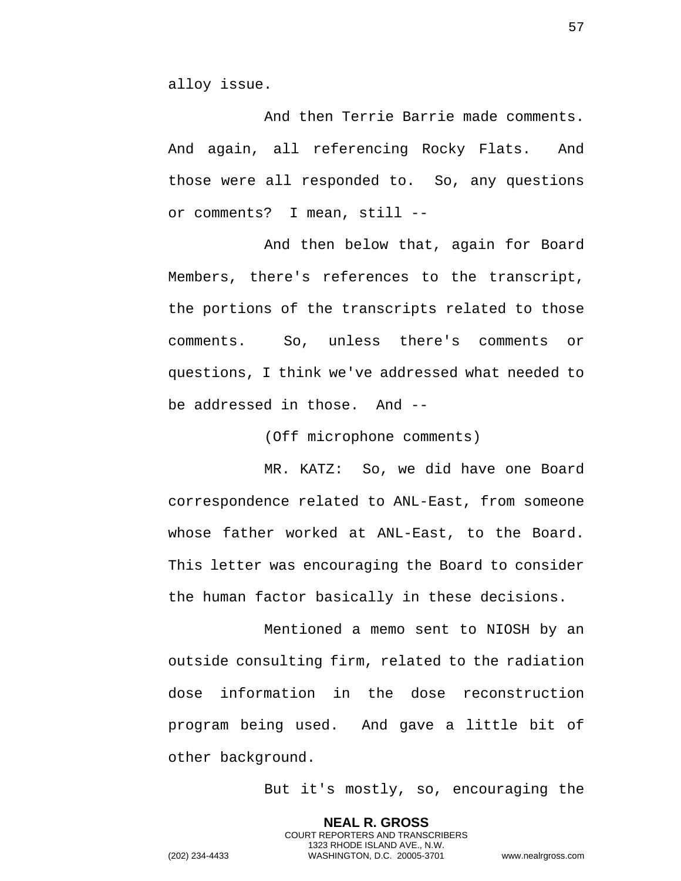alloy issue.

And then Terrie Barrie made comments. And again, all referencing Rocky Flats. And those were all responded to. So, any questions or comments? I mean, still --

And then below that, again for Board Members, there's references to the transcript, the portions of the transcripts related to those comments. So, unless there's comments or questions, I think we've addressed what needed to be addressed in those. And --

(Off microphone comments)

MR. KATZ: So, we did have one Board correspondence related to ANL-East, from someone whose father worked at ANL-East, to the Board. This letter was encouraging the Board to consider the human factor basically in these decisions.

Mentioned a memo sent to NIOSH by an outside consulting firm, related to the radiation dose information in the dose reconstruction program being used. And gave a little bit of other background.

But it's mostly, so, encouraging the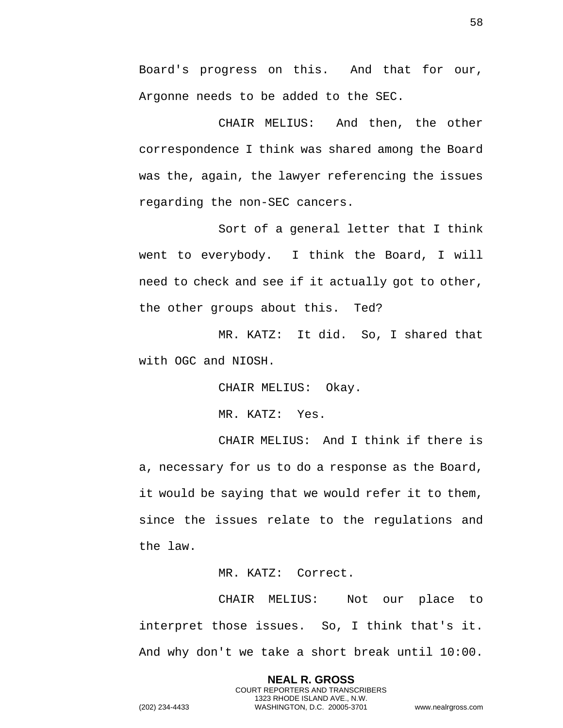Board's progress on this. And that for our, Argonne needs to be added to the SEC.

CHAIR MELIUS: And then, the other correspondence I think was shared among the Board was the, again, the lawyer referencing the issues regarding the non-SEC cancers.

Sort of a general letter that I think went to everybody. I think the Board, I will need to check and see if it actually got to other, the other groups about this. Ted?

MR. KATZ: It did. So, I shared that with OGC and NIOSH.

CHAIR MELIUS: Okay.

MR. KATZ: Yes.

CHAIR MELIUS: And I think if there is a, necessary for us to do a response as the Board, it would be saying that we would refer it to them, since the issues relate to the regulations and the law.

MR. KATZ: Correct.

CHAIR MELIUS: Not our place to interpret those issues. So, I think that's it. And why don't we take a short break until 10:00.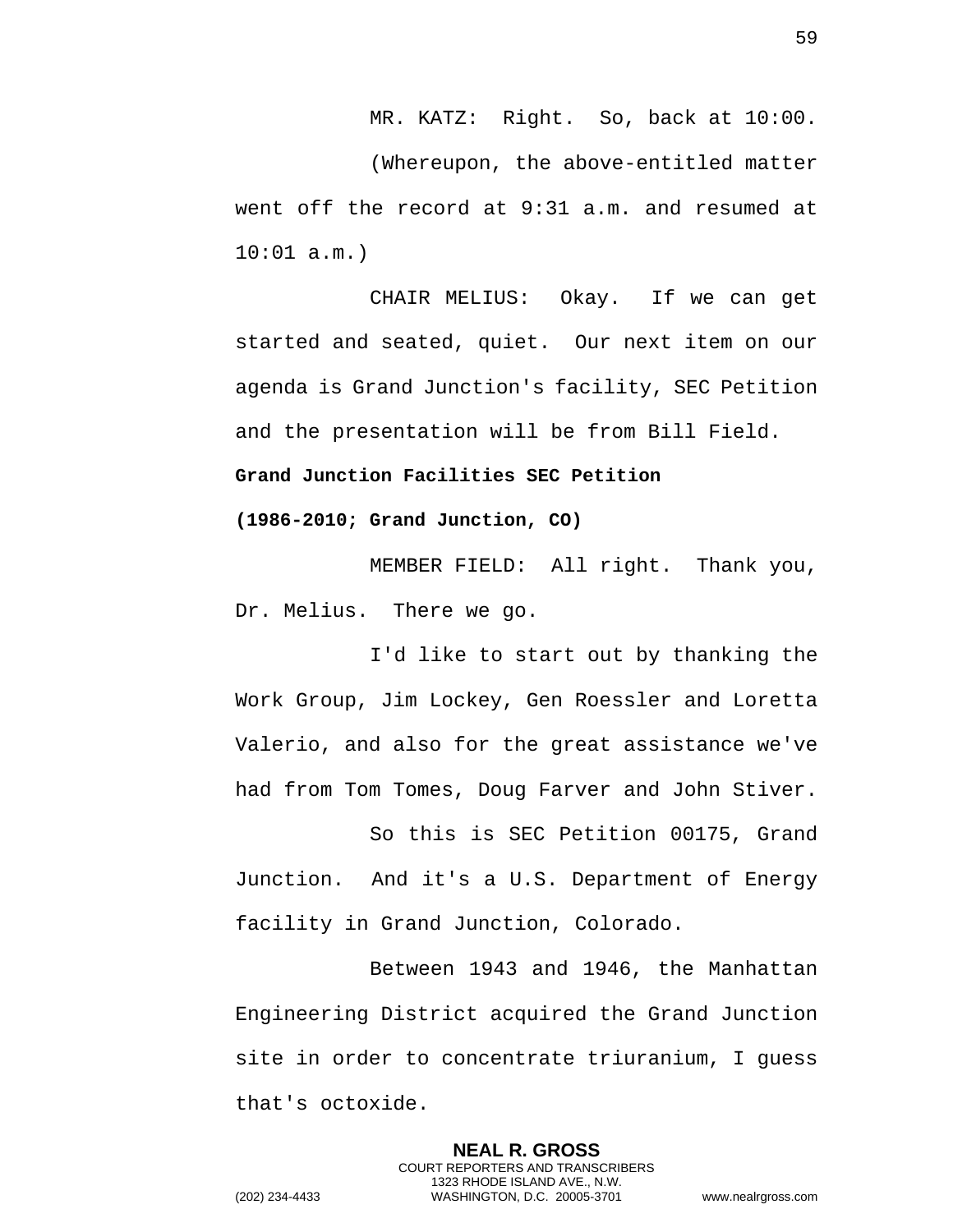MR. KATZ: Right. So, back at 10:00.

(Whereupon, the above-entitled matter went off the record at 9:31 a.m. and resumed at 10:01 a.m.)

CHAIR MELIUS: Okay. If we can get started and seated, quiet. Our next item on our agenda is Grand Junction's facility, SEC Petition and the presentation will be from Bill Field.

**Grand Junction Facilities SEC Petition**

**(1986-2010; Grand Junction, CO)**

MEMBER FIELD: All right. Thank you, Dr. Melius. There we go.

I'd like to start out by thanking the Work Group, Jim Lockey, Gen Roessler and Loretta Valerio, and also for the great assistance we've had from Tom Tomes, Doug Farver and John Stiver.

So this is SEC Petition 00175, Grand Junction. And it's a U.S. Department of Energy facility in Grand Junction, Colorado.

Between 1943 and 1946, the Manhattan Engineering District acquired the Grand Junction site in order to concentrate triuranium, I guess that's octoxide.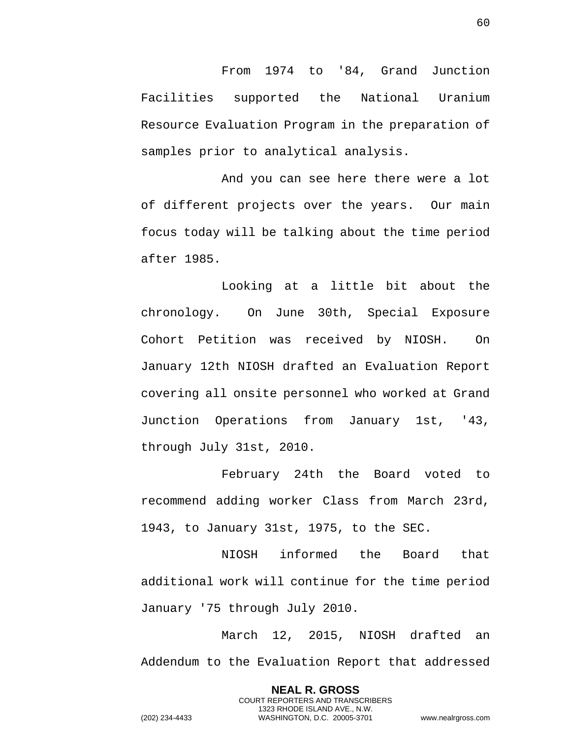From 1974 to '84, Grand Junction Facilities supported the National Uranium Resource Evaluation Program in the preparation of samples prior to analytical analysis.

And you can see here there were a lot of different projects over the years. Our main focus today will be talking about the time period after 1985.

Looking at a little bit about the chronology. On June 30th, Special Exposure Cohort Petition was received by NIOSH. On January 12th NIOSH drafted an Evaluation Report covering all onsite personnel who worked at Grand Junction Operations from January 1st, '43, through July 31st, 2010.

February 24th the Board voted to recommend adding worker Class from March 23rd, 1943, to January 31st, 1975, to the SEC.

NIOSH informed the Board that additional work will continue for the time period January '75 through July 2010.

March 12, 2015, NIOSH drafted an Addendum to the Evaluation Report that addressed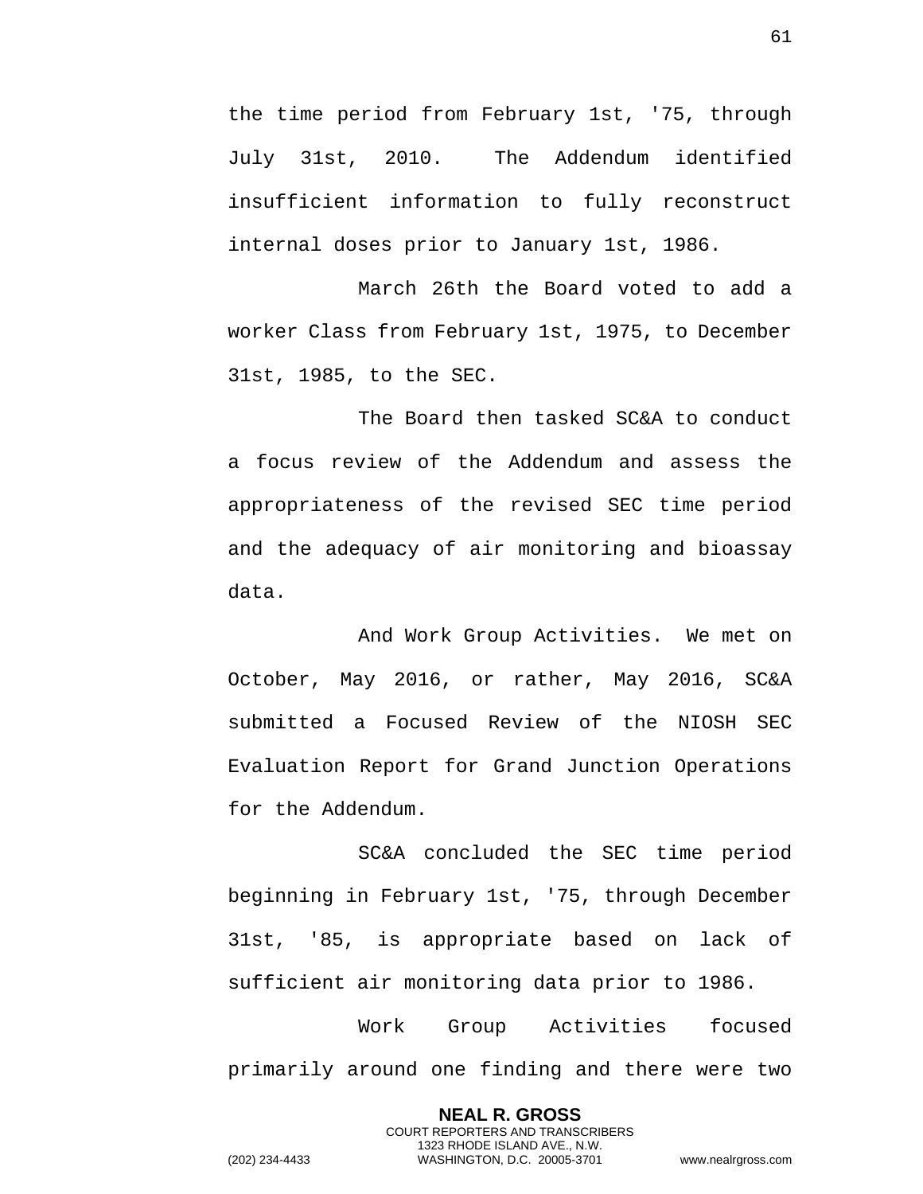the time period from February 1st, '75, through July 31st, 2010. The Addendum identified insufficient information to fully reconstruct internal doses prior to January 1st, 1986.

March 26th the Board voted to add a worker Class from February 1st, 1975, to December 31st, 1985, to the SEC.

The Board then tasked SC&A to conduct a focus review of the Addendum and assess the appropriateness of the revised SEC time period and the adequacy of air monitoring and bioassay data.

And Work Group Activities. We met on October, May 2016, or rather, May 2016, SC&A submitted a Focused Review of the NIOSH SEC Evaluation Report for Grand Junction Operations for the Addendum.

SC&A concluded the SEC time period beginning in February 1st, '75, through December 31st, '85, is appropriate based on lack of sufficient air monitoring data prior to 1986.

Work Group Activities focused primarily around one finding and there were two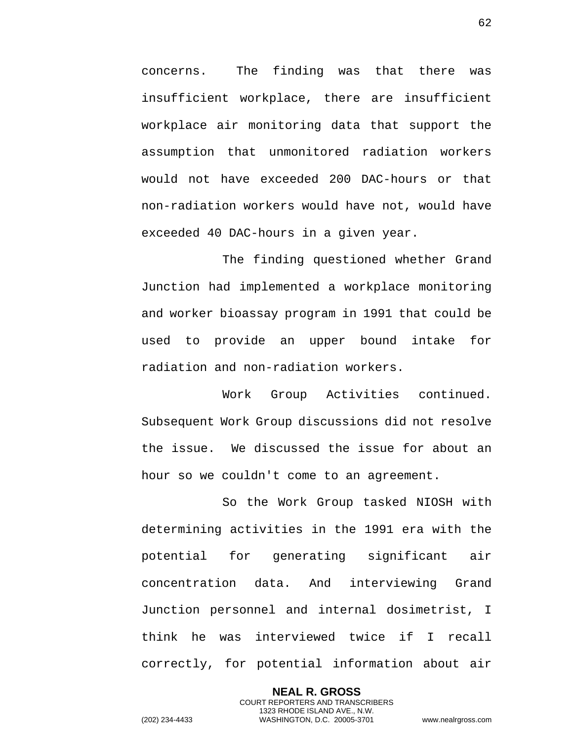concerns. The finding was that there was insufficient workplace, there are insufficient workplace air monitoring data that support the assumption that unmonitored radiation workers would not have exceeded 200 DAC-hours or that non-radiation workers would have not, would have exceeded 40 DAC-hours in a given year.

The finding questioned whether Grand Junction had implemented a workplace monitoring and worker bioassay program in 1991 that could be used to provide an upper bound intake for radiation and non-radiation workers.

Work Group Activities continued. Subsequent Work Group discussions did not resolve the issue. We discussed the issue for about an hour so we couldn't come to an agreement.

So the Work Group tasked NIOSH with determining activities in the 1991 era with the potential for generating significant air concentration data. And interviewing Grand Junction personnel and internal dosimetrist, I think he was interviewed twice if I recall correctly, for potential information about air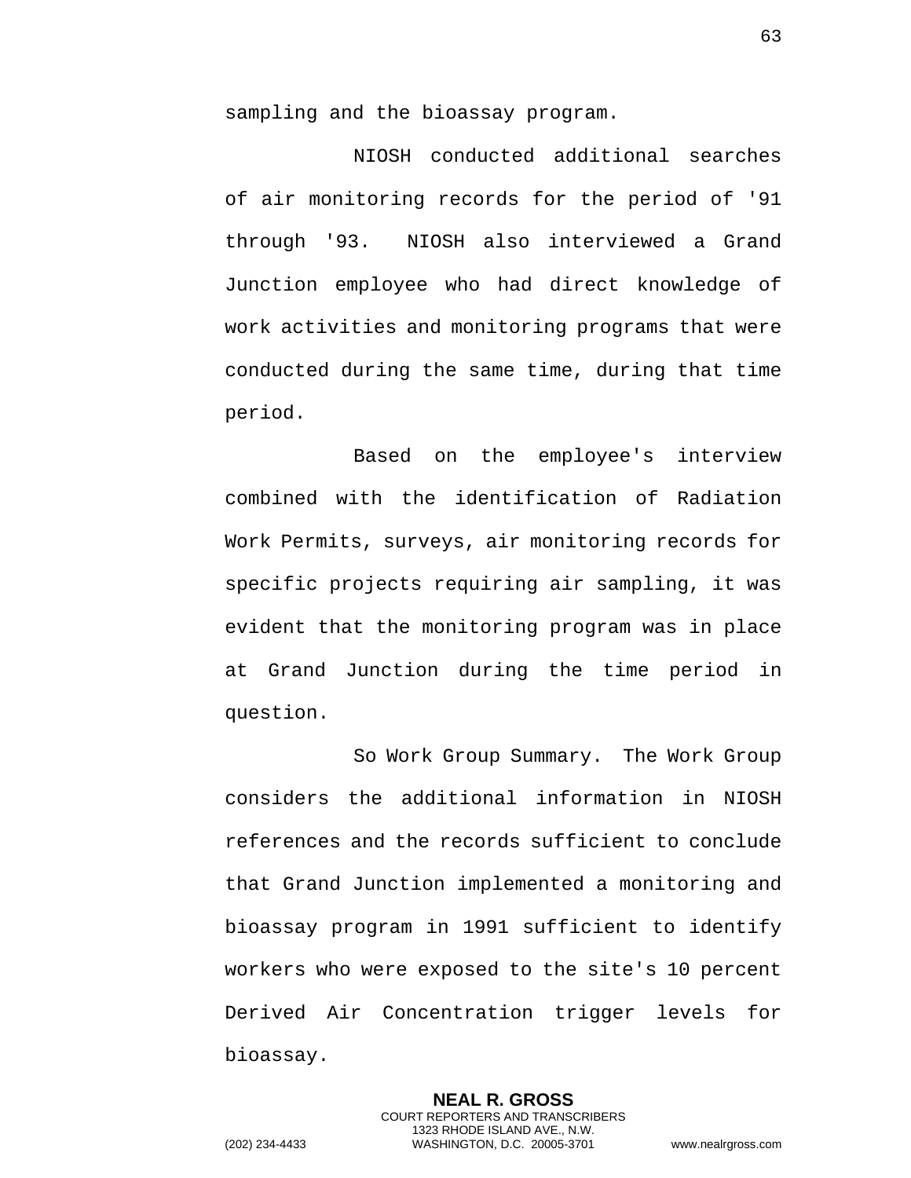sampling and the bioassay program.

NIOSH conducted additional searches of air monitoring records for the period of '91 through '93. NIOSH also interviewed a Grand Junction employee who had direct knowledge of work activities and monitoring programs that were conducted during the same time, during that time period.

Based on the employee's interview combined with the identification of Radiation Work Permits, surveys, air monitoring records for specific projects requiring air sampling, it was evident that the monitoring program was in place at Grand Junction during the time period in question.

So Work Group Summary. The Work Group considers the additional information in NIOSH references and the records sufficient to conclude that Grand Junction implemented a monitoring and bioassay program in 1991 sufficient to identify workers who were exposed to the site's 10 percent Derived Air Concentration trigger levels for bioassay.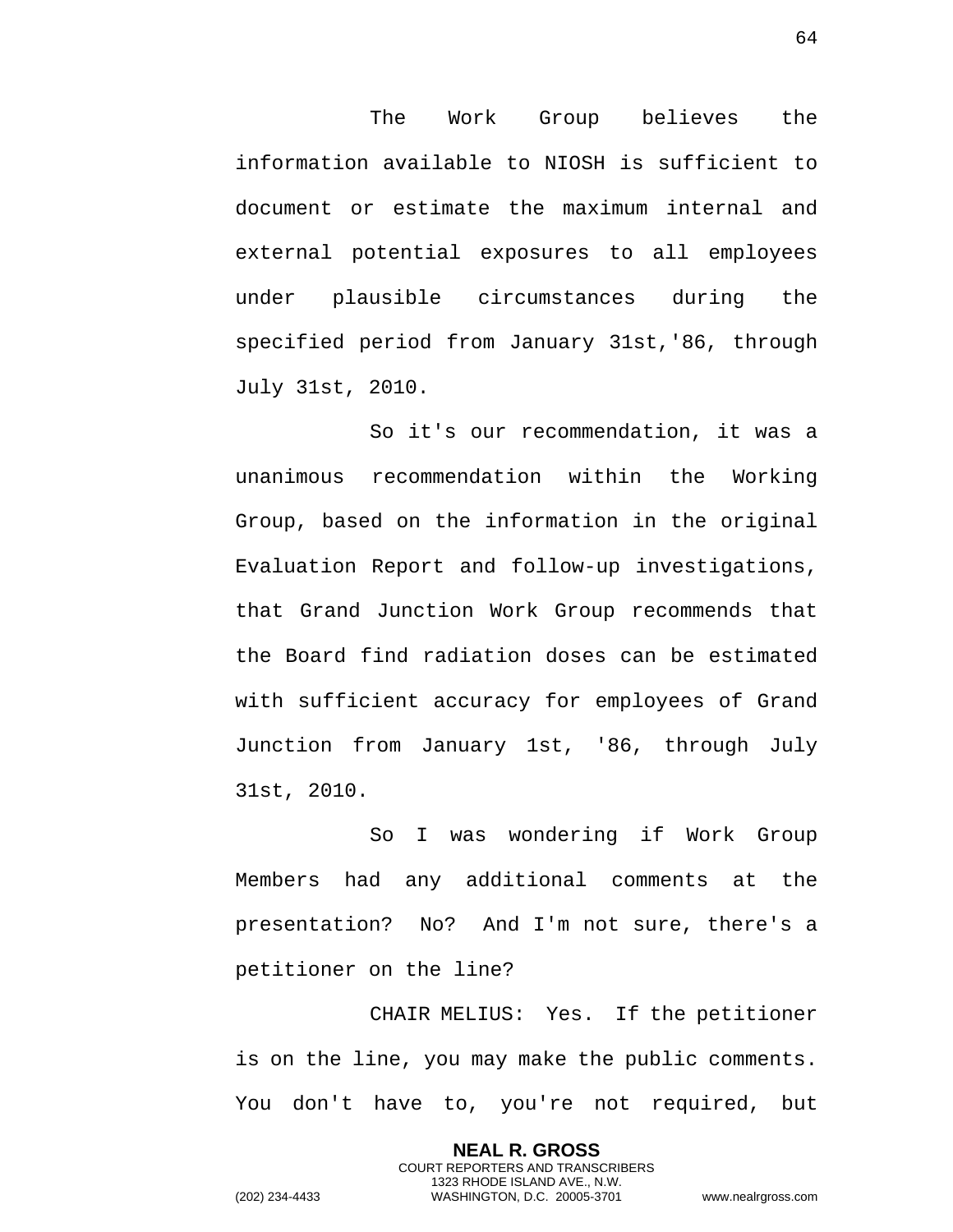The Work Group believes the information available to NIOSH is sufficient to document or estimate the maximum internal and external potential exposures to all employees under plausible circumstances during the specified period from January 31st,'86, through July 31st, 2010.

So it's our recommendation, it was a unanimous recommendation within the Working Group, based on the information in the original Evaluation Report and follow-up investigations, that Grand Junction Work Group recommends that the Board find radiation doses can be estimated with sufficient accuracy for employees of Grand Junction from January 1st, '86, through July 31st, 2010.

So I was wondering if Work Group Members had any additional comments at the presentation? No? And I'm not sure, there's a petitioner on the line?

CHAIR MELIUS: Yes. If the petitioner is on the line, you may make the public comments. You don't have to, you're not required, but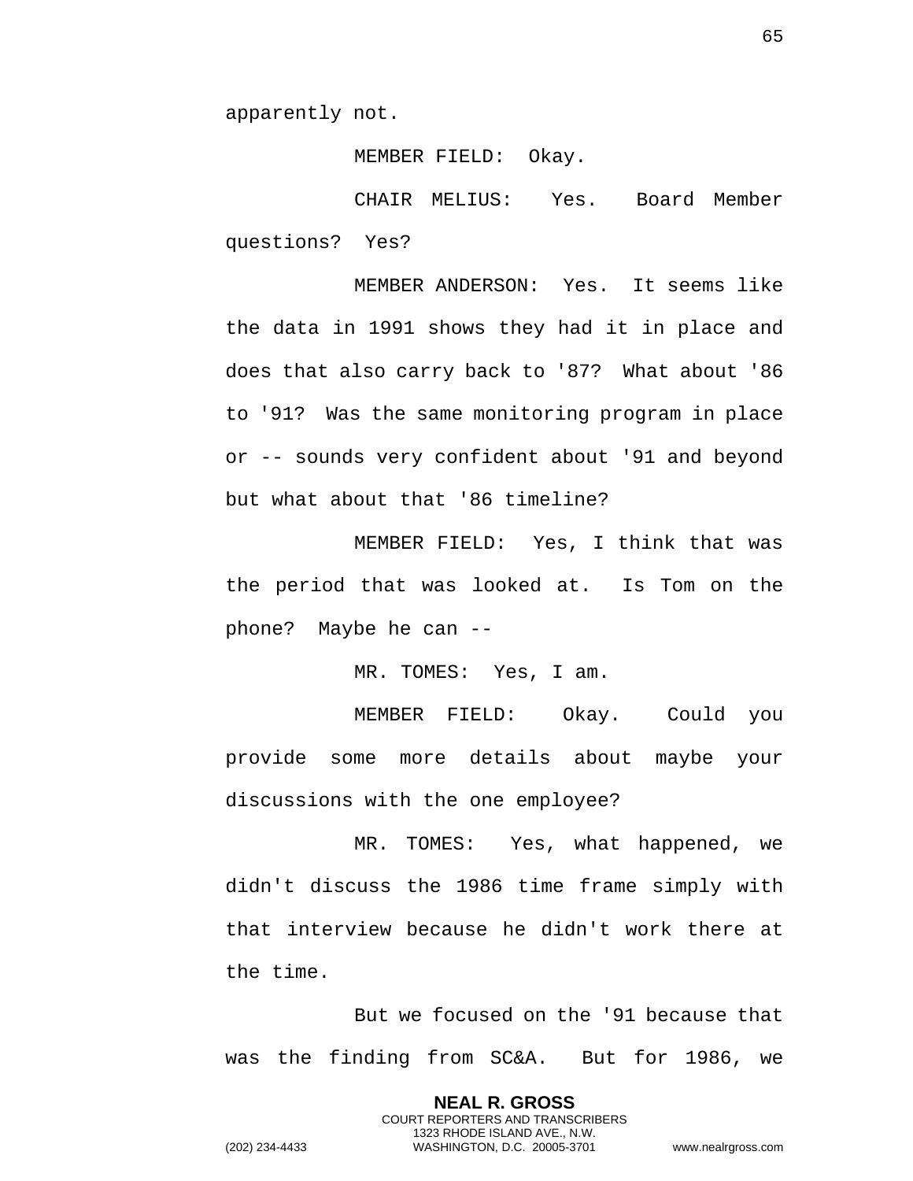apparently not.

MEMBER FIELD: Okay.

CHAIR MELIUS: Yes. Board Member questions? Yes?

MEMBER ANDERSON: Yes. It seems like the data in 1991 shows they had it in place and does that also carry back to '87? What about '86 to '91? Was the same monitoring program in place or -- sounds very confident about '91 and beyond but what about that '86 timeline?

MEMBER FIELD: Yes, I think that was the period that was looked at. Is Tom on the phone? Maybe he can --

MR. TOMES: Yes, I am.

MEMBER FIELD: Okay. Could you provide some more details about maybe your discussions with the one employee?

MR. TOMES: Yes, what happened, we didn't discuss the 1986 time frame simply with that interview because he didn't work there at the time.

But we focused on the '91 because that was the finding from SC&A. But for 1986, we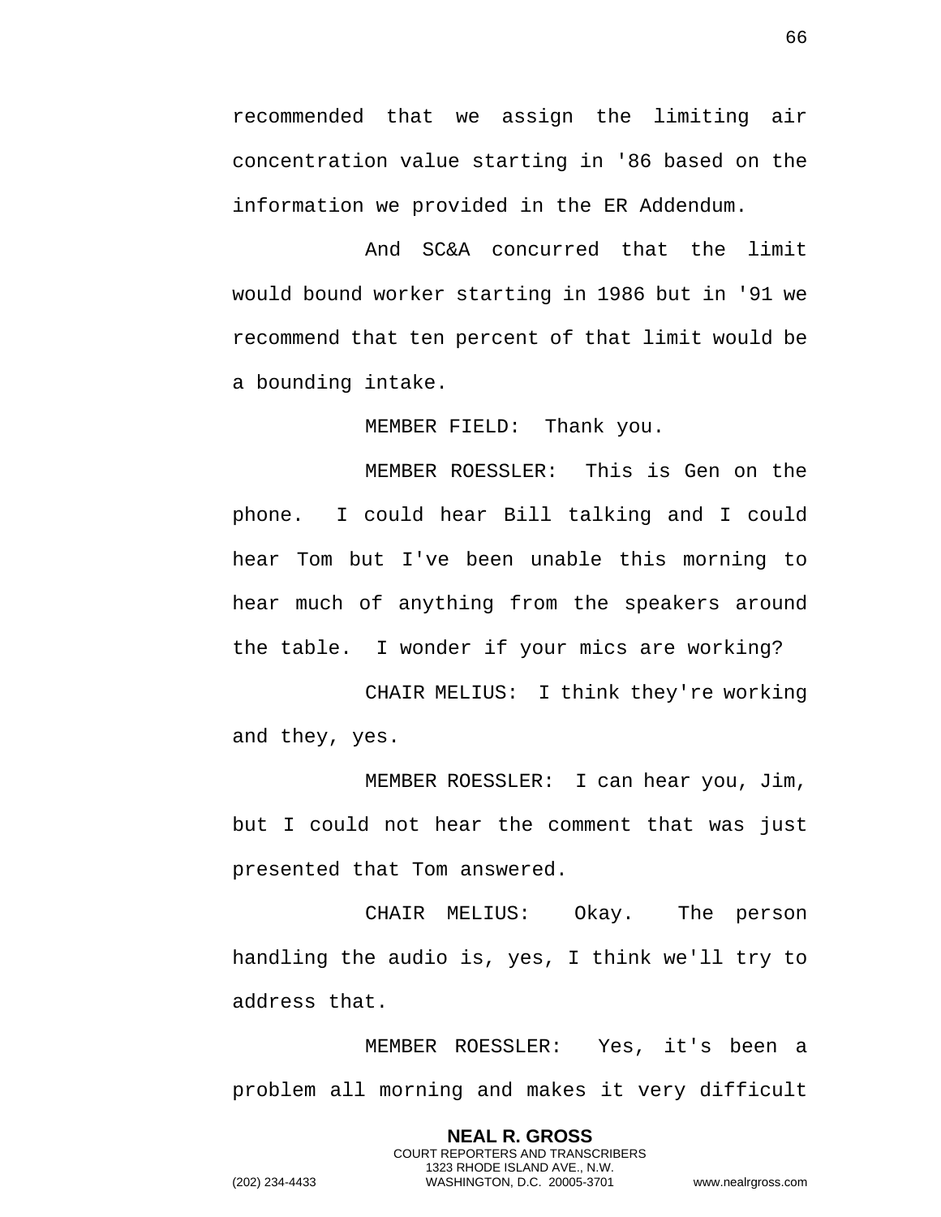recommended that we assign the limiting air concentration value starting in '86 based on the information we provided in the ER Addendum.

And SC&A concurred that the limit would bound worker starting in 1986 but in '91 we recommend that ten percent of that limit would be a bounding intake.

MEMBER FIELD: Thank you.

MEMBER ROESSLER: This is Gen on the phone. I could hear Bill talking and I could hear Tom but I've been unable this morning to hear much of anything from the speakers around the table. I wonder if your mics are working?

CHAIR MELIUS: I think they're working and they, yes.

MEMBER ROESSLER: I can hear you, Jim, but I could not hear the comment that was just presented that Tom answered.

CHAIR MELIUS: Okay. The person handling the audio is, yes, I think we'll try to address that.

MEMBER ROESSLER: Yes, it's been a problem all morning and makes it very difficult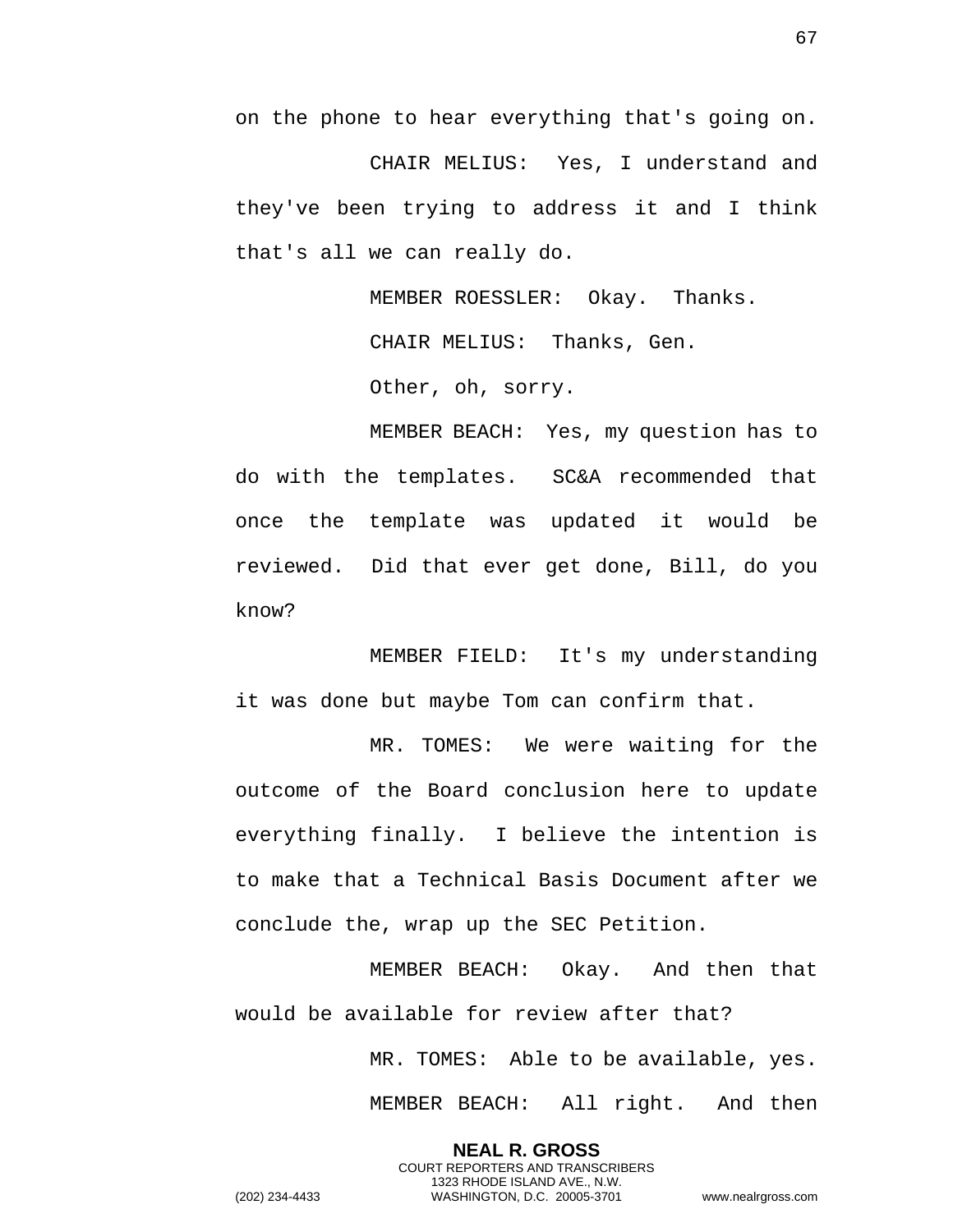on the phone to hear everything that's going on.

CHAIR MELIUS: Yes, I understand and they've been trying to address it and I think that's all we can really do.

MEMBER ROESSLER: Okay. Thanks.

CHAIR MELIUS: Thanks, Gen.

Other, oh, sorry.

MEMBER BEACH: Yes, my question has to do with the templates. SC&A recommended that once the template was updated it would be reviewed. Did that ever get done, Bill, do you know?

MEMBER FIELD: It's my understanding it was done but maybe Tom can confirm that.

MR. TOMES: We were waiting for the outcome of the Board conclusion here to update everything finally. I believe the intention is to make that a Technical Basis Document after we conclude the, wrap up the SEC Petition.

MEMBER BEACH: Okay. And then that would be available for review after that?

MR. TOMES: Able to be available, yes.

MEMBER BEACH: All right. And then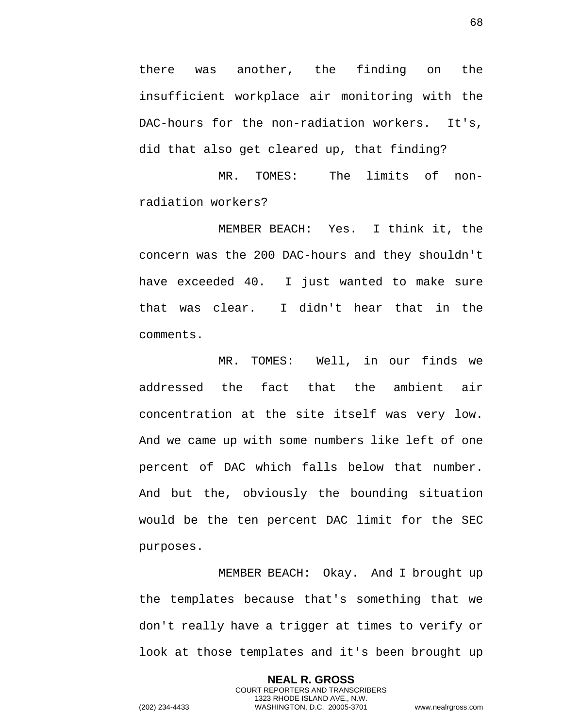there was another, the finding on the insufficient workplace air monitoring with the DAC-hours for the non-radiation workers. It's, did that also get cleared up, that finding?

MR. TOMES: The limits of non-radiation workers?

MEMBER BEACH: Yes. I think it, the concern was the 200 DAC-hours and they shouldn't have exceeded 40. I just wanted to make sure that was clear. I didn't hear that in the comments.

MR. TOMES: Well, in our finds we addressed the fact that the ambient air concentration at the site itself was very low. And we came up with some numbers like left of one percent of DAC which falls below that number. And but the, obviously the bounding situation would be the ten percent DAC limit for the SEC purposes.

MEMBER BEACH: Okay. And I brought up the templates because that's something that we don't really have a trigger at times to verify or look at those templates and it's been brought up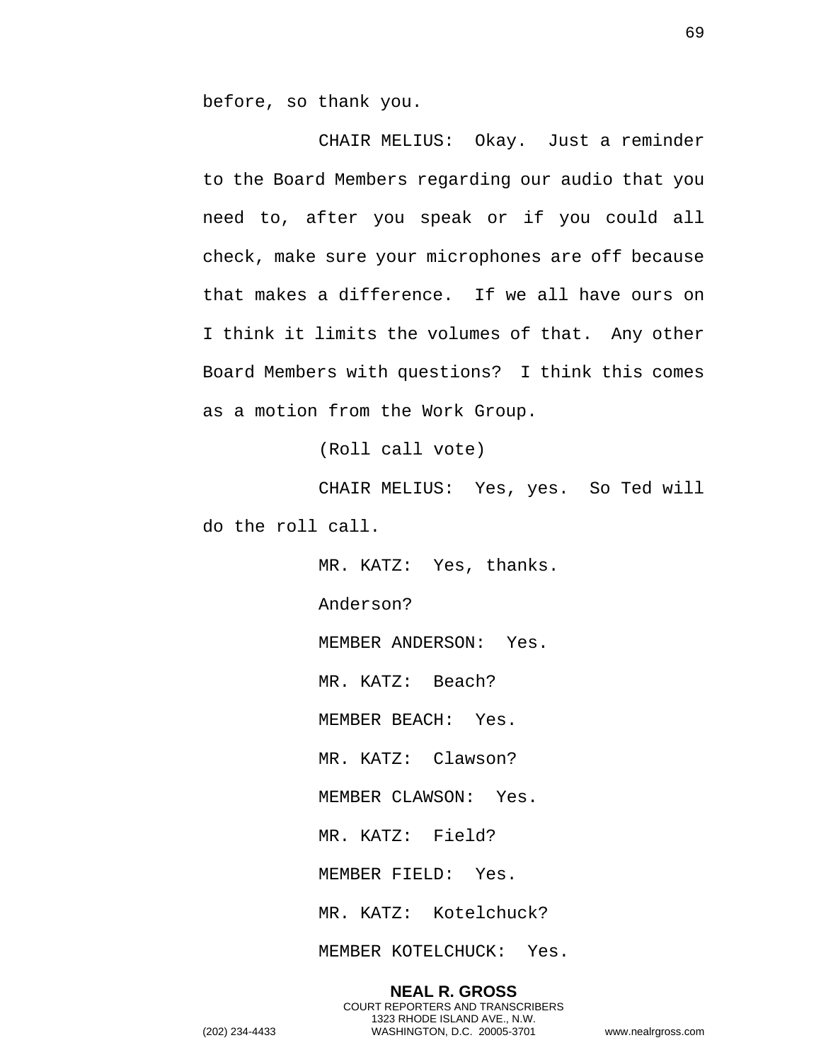before, so thank you.

CHAIR MELIUS: Okay. Just a reminder to the Board Members regarding our audio that you need to, after you speak or if you could all check, make sure your microphones are off because that makes a difference. If we all have ours on I think it limits the volumes of that. Any other Board Members with questions? I think this comes as a motion from the Work Group.

(Roll call vote)

CHAIR MELIUS: Yes, yes. So Ted will do the roll call.

MR. KATZ: Yes, thanks.

Anderson?

MEMBER ANDERSON: Yes.

MR. KATZ: Beach?

MEMBER BEACH: Yes.

MR. KATZ: Clawson?

MEMBER CLAWSON: Yes.

MR. KATZ: Field?

MEMBER FIELD: Yes.

MR. KATZ: Kotelchuck?

MEMBER KOTELCHUCK: Yes.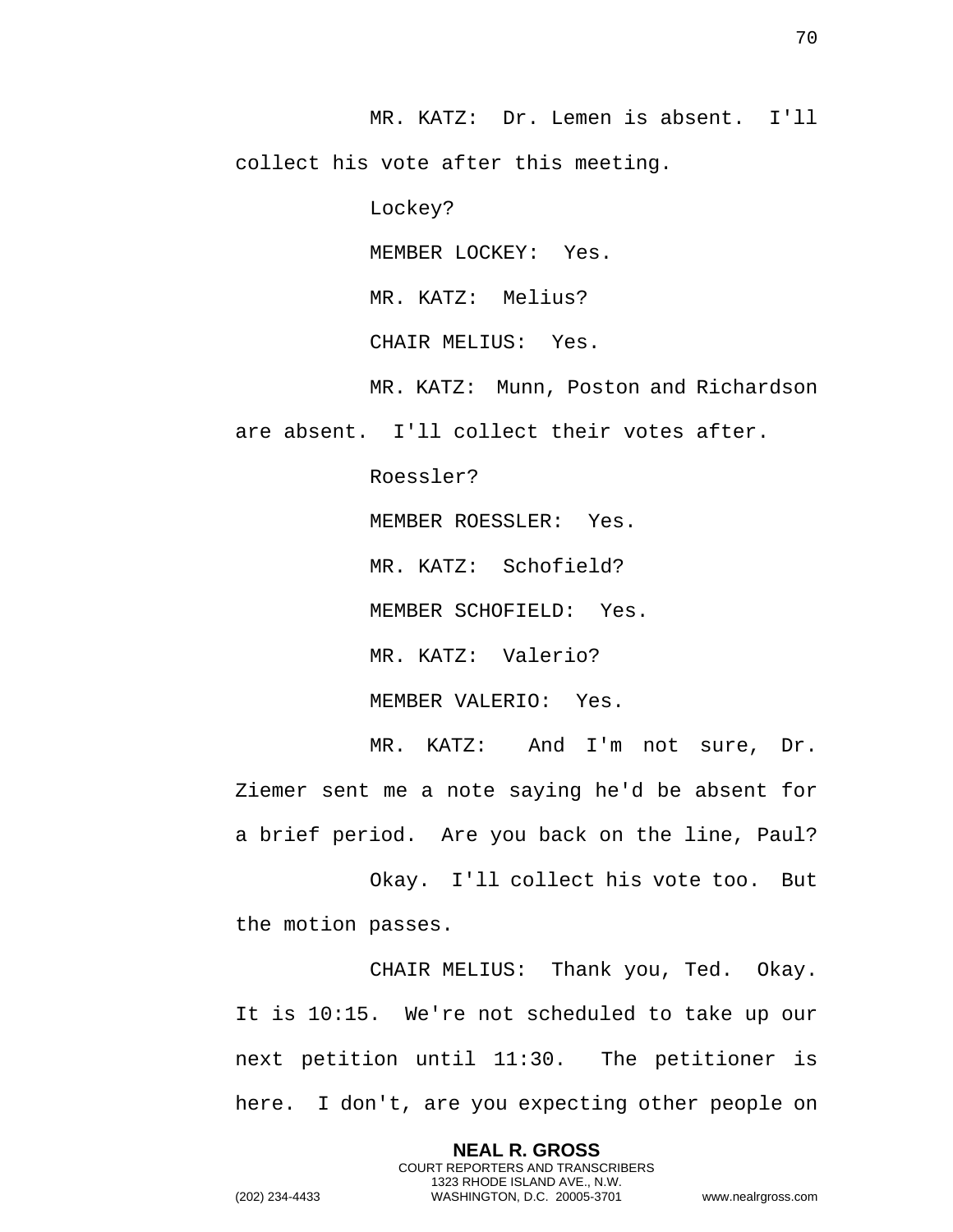MR. KATZ: Dr. Lemen is absent. I'll collect his vote after this meeting.

Lockey?

MEMBER LOCKEY: Yes.

MR. KATZ: Melius?

CHAIR MELIUS: Yes.

MR. KATZ: Munn, Poston and Richardson are absent. I'll collect their votes after.

Roessler?

MEMBER ROESSLER: Yes.

MR. KATZ: Schofield?

MEMBER SCHOFIELD: Yes.

MR. KATZ: Valerio?

MEMBER VALERIO: Yes.

MR. KATZ: And I'm not sure, Dr. Ziemer sent me a note saying he'd be absent for a brief period. Are you back on the line, Paul?

Okay. I'll collect his vote too. But the motion passes.

CHAIR MELIUS: Thank you, Ted. Okay. It is 10:15. We're not scheduled to take up our next petition until 11:30. The petitioner is here. I don't, are you expecting other people on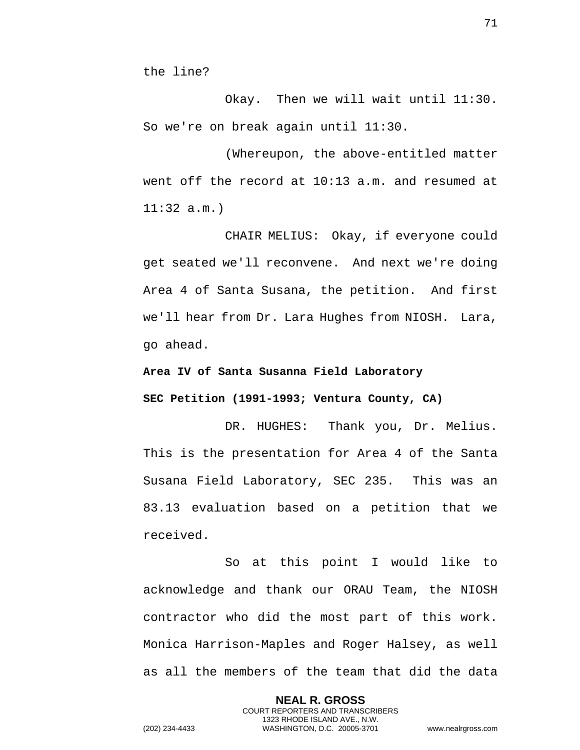the line?

Okay. Then we will wait until 11:30. So we're on break again until 11:30.

(Whereupon, the above-entitled matter went off the record at 10:13 a.m. and resumed at 11:32 a.m.)

CHAIR MELIUS: Okay, if everyone could get seated we'll reconvene. And next we're doing Area 4 of Santa Susana, the petition. And first we'll hear from Dr. Lara Hughes from NIOSH. Lara, go ahead.

**Area IV of Santa Susanna Field Laboratory**

**SEC Petition (1991-1993; Ventura County, CA)**

DR. HUGHES: Thank you, Dr. Melius. This is the presentation for Area 4 of the Santa Susana Field Laboratory, SEC 235. This was an 83.13 evaluation based on a petition that we received.

So at this point I would like to acknowledge and thank our ORAU Team, the NIOSH contractor who did the most part of this work. Monica Harrison-Maples and Roger Halsey, as well as all the members of the team that did the data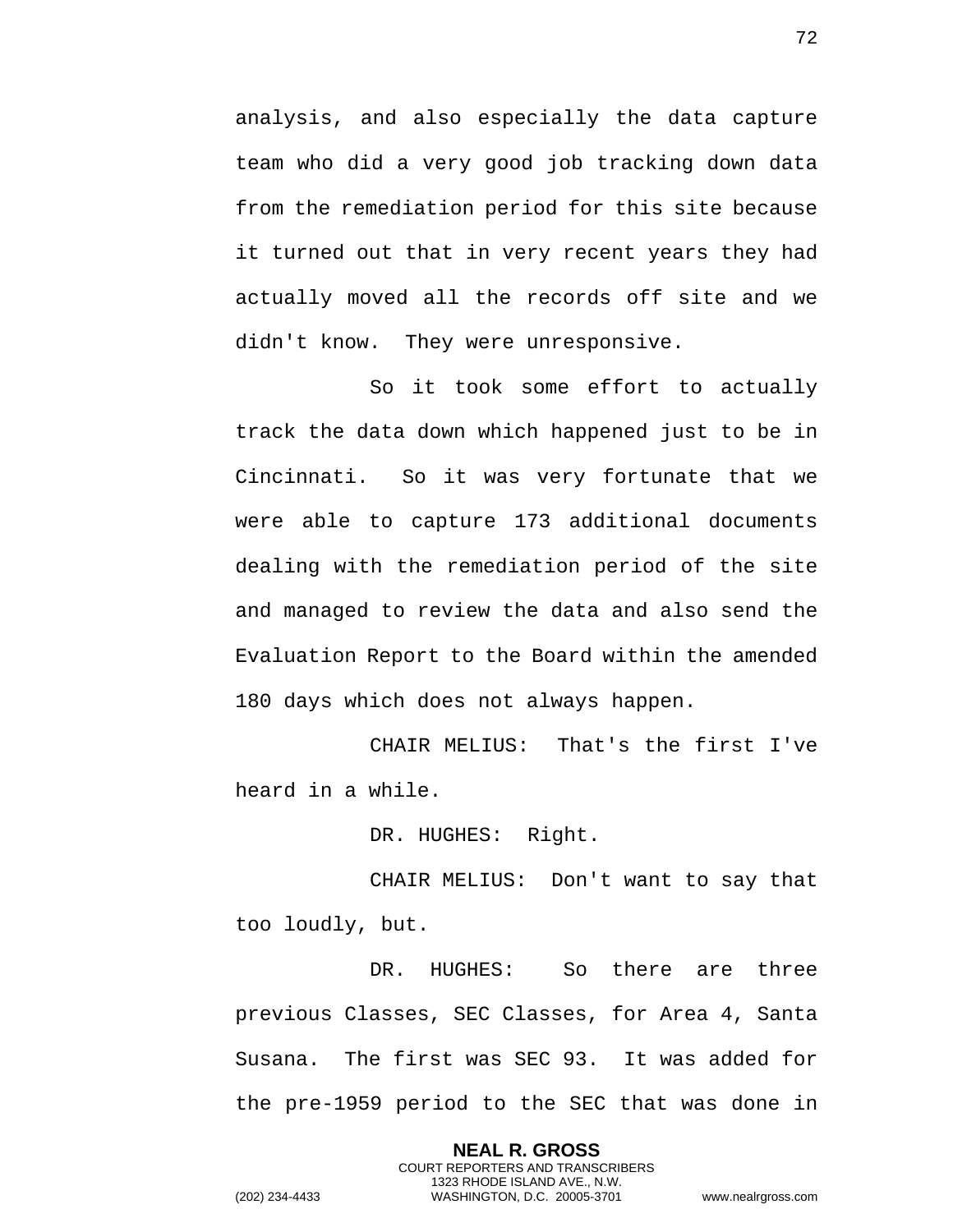analysis, and also especially the data capture team who did a very good job tracking down data from the remediation period for this site because it turned out that in very recent years they had actually moved all the records off site and we didn't know. They were unresponsive.

So it took some effort to actually track the data down which happened just to be in Cincinnati. So it was very fortunate that we were able to capture 173 additional documents dealing with the remediation period of the site and managed to review the data and also send the Evaluation Report to the Board within the amended 180 days which does not always happen.

CHAIR MELIUS: That's the first I've heard in a while.

DR. HUGHES: Right.

CHAIR MELIUS: Don't want to say that too loudly, but.

DR. HUGHES: So there are three previous Classes, SEC Classes, for Area 4, Santa Susana. The first was SEC 93. It was added for the pre-1959 period to the SEC that was done in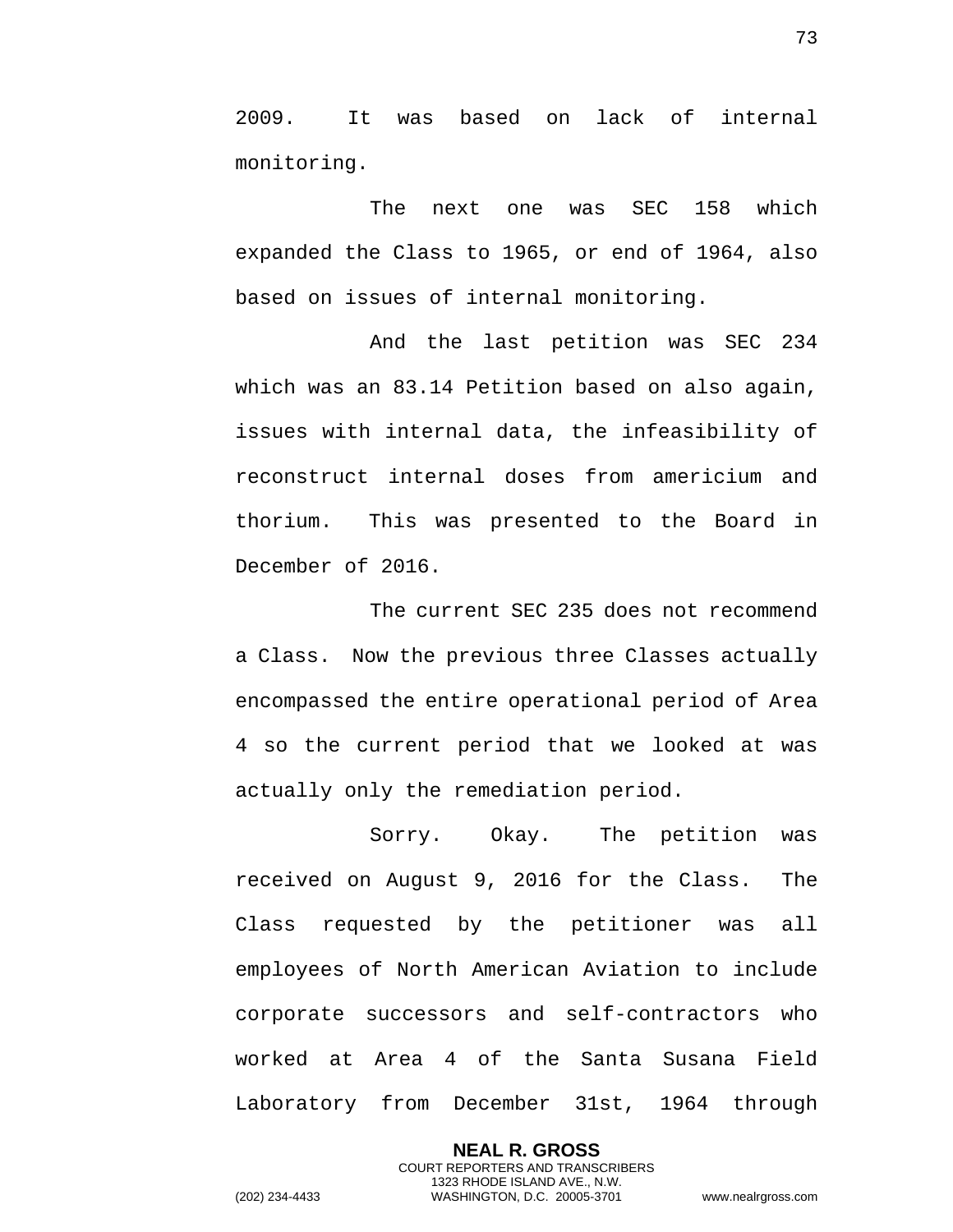2009. It was based on lack of internal monitoring.

The next one was SEC 158 which expanded the Class to 1965, or end of 1964, also based on issues of internal monitoring.

And the last petition was SEC 234 which was an 83.14 Petition based on also again, issues with internal data, the infeasibility of reconstruct internal doses from americium and thorium. This was presented to the Board in December of 2016.

The current SEC 235 does not recommend a Class. Now the previous three Classes actually encompassed the entire operational period of Area 4 so the current period that we looked at was actually only the remediation period.

Sorry. Okay. The petition was received on August 9, 2016 for the Class. The Class requested by the petitioner was all employees of North American Aviation to include corporate successors and self-contractors who worked at Area 4 of the Santa Susana Field Laboratory from December 31st, 1964 through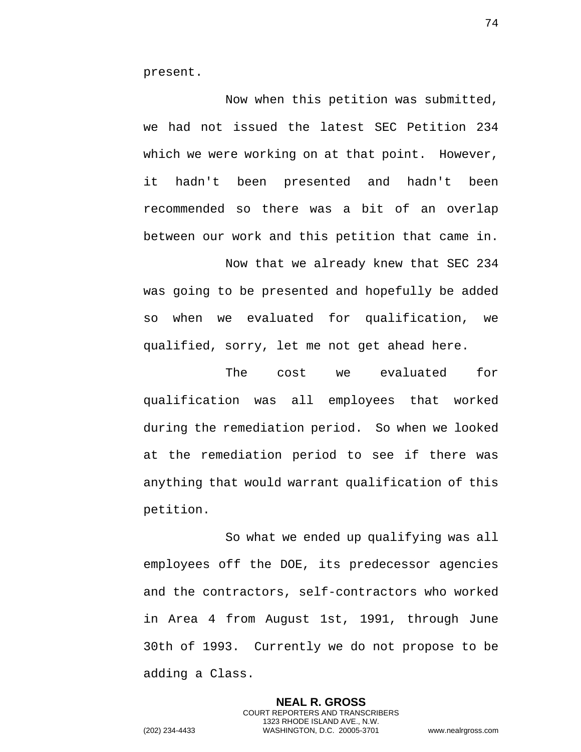present.

Now when this petition was submitted, we had not issued the latest SEC Petition 234 which we were working on at that point. However, it hadn't been presented and hadn't been recommended so there was a bit of an overlap between our work and this petition that came in.

Now that we already knew that SEC 234 was going to be presented and hopefully be added so when we evaluated for qualification, we qualified, sorry, let me not get ahead here.

The cost we evaluated for qualification was all employees that worked during the remediation period. So when we looked at the remediation period to see if there was anything that would warrant qualification of this petition.

So what we ended up qualifying was all employees off the DOE, its predecessor agencies and the contractors, self-contractors who worked in Area 4 from August 1st, 1991, through June 30th of 1993. Currently we do not propose to be adding a Class.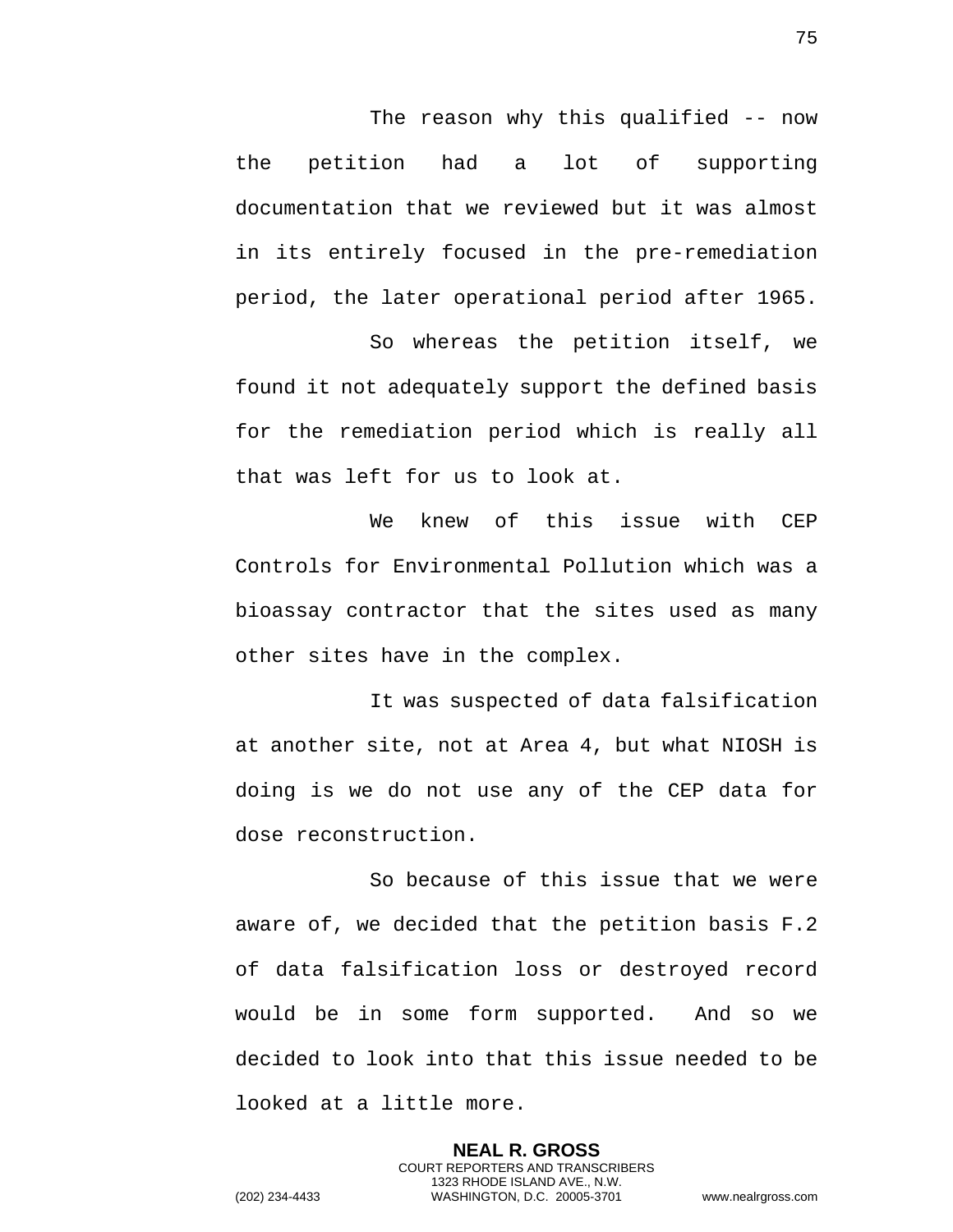The reason why this qualified -- now the petition had a lot of supporting documentation that we reviewed but it was almost in its entirely focused in the pre-remediation period, the later operational period after 1965.

So whereas the petition itself, we found it not adequately support the defined basis for the remediation period which is really all that was left for us to look at.

We knew of this issue with CEP Controls for Environmental Pollution which was a bioassay contractor that the sites used as many other sites have in the complex.

It was suspected of data falsification at another site, not at Area 4, but what NIOSH is doing is we do not use any of the CEP data for dose reconstruction.

So because of this issue that we were aware of, we decided that the petition basis F.2 of data falsification loss or destroyed record would be in some form supported. And so we decided to look into that this issue needed to be looked at a little more.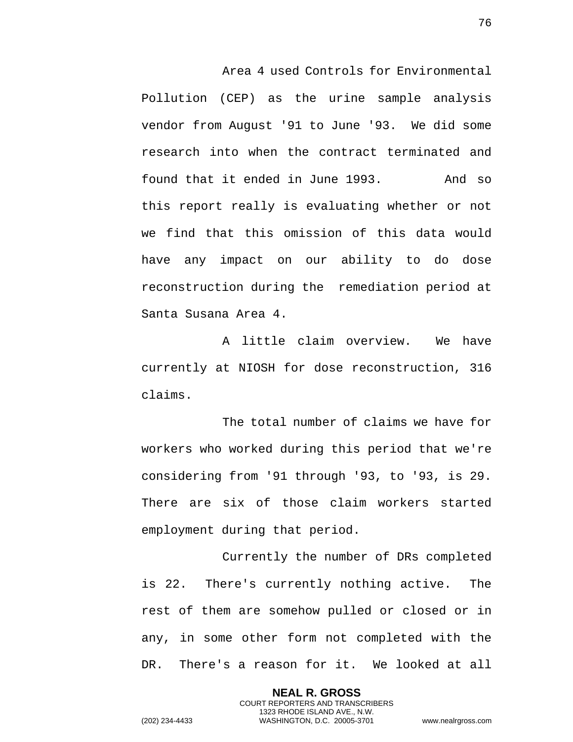Area 4 used Controls for Environmental Pollution (CEP) as the urine sample analysis vendor from August '91 to June '93. We did some research into when the contract terminated and found that it ended in June 1993. And so this report really is evaluating whether or not we find that this omission of this data would have any impact on our ability to do dose reconstruction during the remediation period at Santa Susana Area 4.

A little claim overview. We have currently at NIOSH for dose reconstruction, 316 claims.

The total number of claims we have for workers who worked during this period that we're considering from '91 through '93, to '93, is 29. There are six of those claim workers started employment during that period.

Currently the number of DRs completed is 22. There's currently nothing active. The rest of them are somehow pulled or closed or in any, in some other form not completed with the DR. There's a reason for it. We looked at all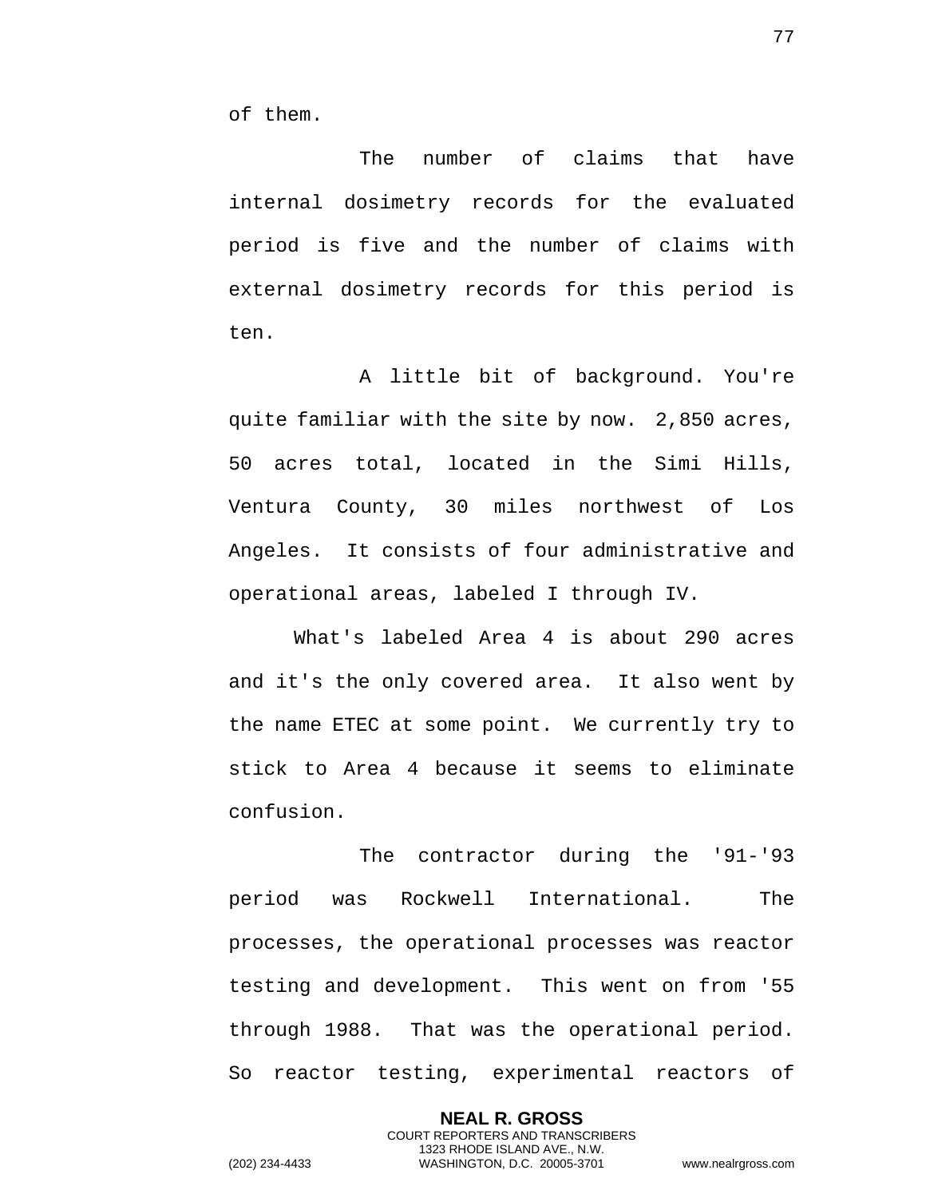of them.

The number of claims that have internal dosimetry records for the evaluated period is five and the number of claims with external dosimetry records for this period is ten.

A little bit of background. You're quite familiar with the site by now. 2,850 acres, 50 acres total, located in the Simi Hills, Ventura County, 30 miles northwest of Los Angeles. It consists of four administrative and operational areas, labeled I through IV.

What's labeled Area 4 is about 290 acres and it's the only covered area. It also went by the name ETEC at some point. We currently try to stick to Area 4 because it seems to eliminate confusion.

The contractor during the '91-'93 period was Rockwell International. The processes, the operational processes was reactor testing and development. This went on from '55 through 1988. That was the operational period. So reactor testing, experimental reactors of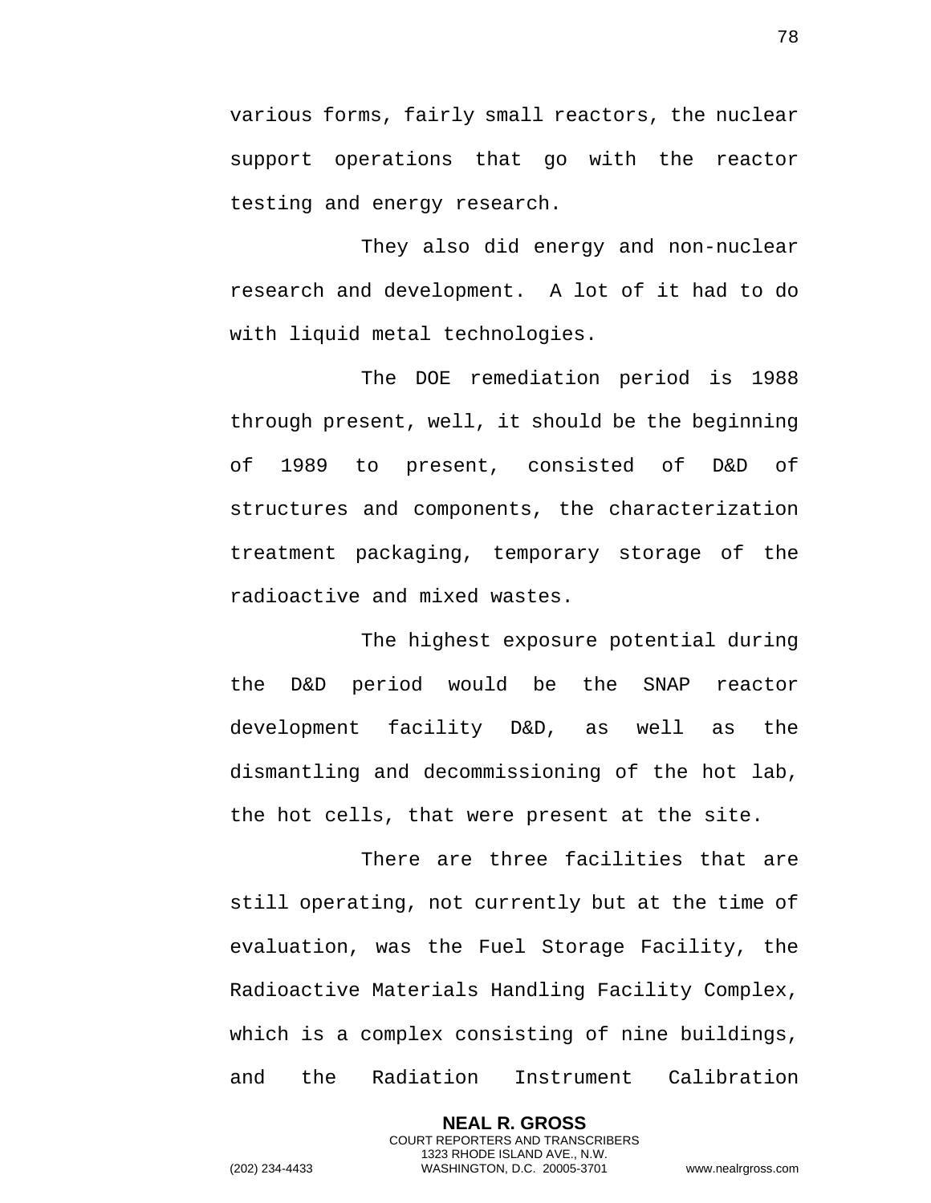various forms, fairly small reactors, the nuclear support operations that go with the reactor testing and energy research.

They also did energy and non-nuclear research and development. A lot of it had to do with liquid metal technologies.

The DOE remediation period is 1988 through present, well, it should be the beginning of 1989 to present, consisted of D&D of structures and components, the characterization treatment packaging, temporary storage of the radioactive and mixed wastes.

The highest exposure potential during the D&D period would be the SNAP reactor development facility D&D, as well as the dismantling and decommissioning of the hot lab, the hot cells, that were present at the site.

There are three facilities that are still operating, not currently but at the time of evaluation, was the Fuel Storage Facility, the Radioactive Materials Handling Facility Complex, which is a complex consisting of nine buildings, and the Radiation Instrument Calibration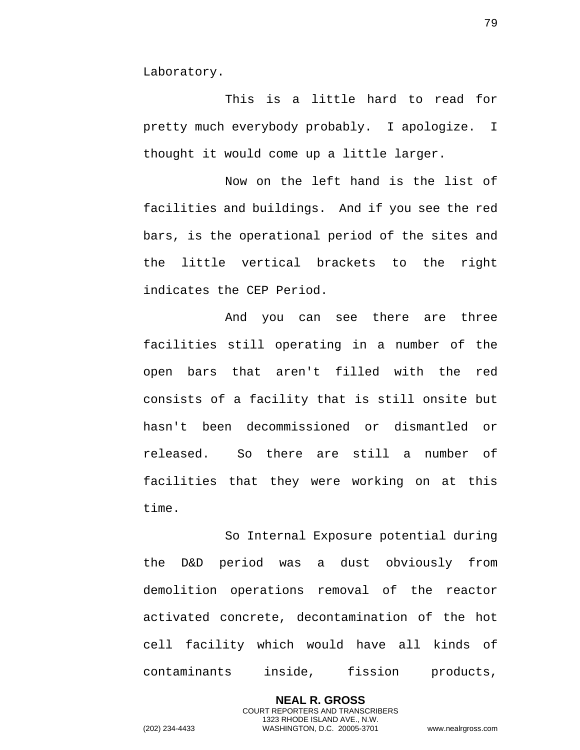Laboratory.

This is a little hard to read for pretty much everybody probably. I apologize. I thought it would come up a little larger.

Now on the left hand is the list of facilities and buildings. And if you see the red bars, is the operational period of the sites and the little vertical brackets to the right indicates the CEP Period.

And you can see there are three facilities still operating in a number of the open bars that aren't filled with the red consists of a facility that is still onsite but hasn't been decommissioned or dismantled or released. So there are still a number of facilities that they were working on at this time.

So Internal Exposure potential during the D&D period was a dust obviously from demolition operations removal of the reactor activated concrete, decontamination of the hot cell facility which would have all kinds of contaminants inside, fission products,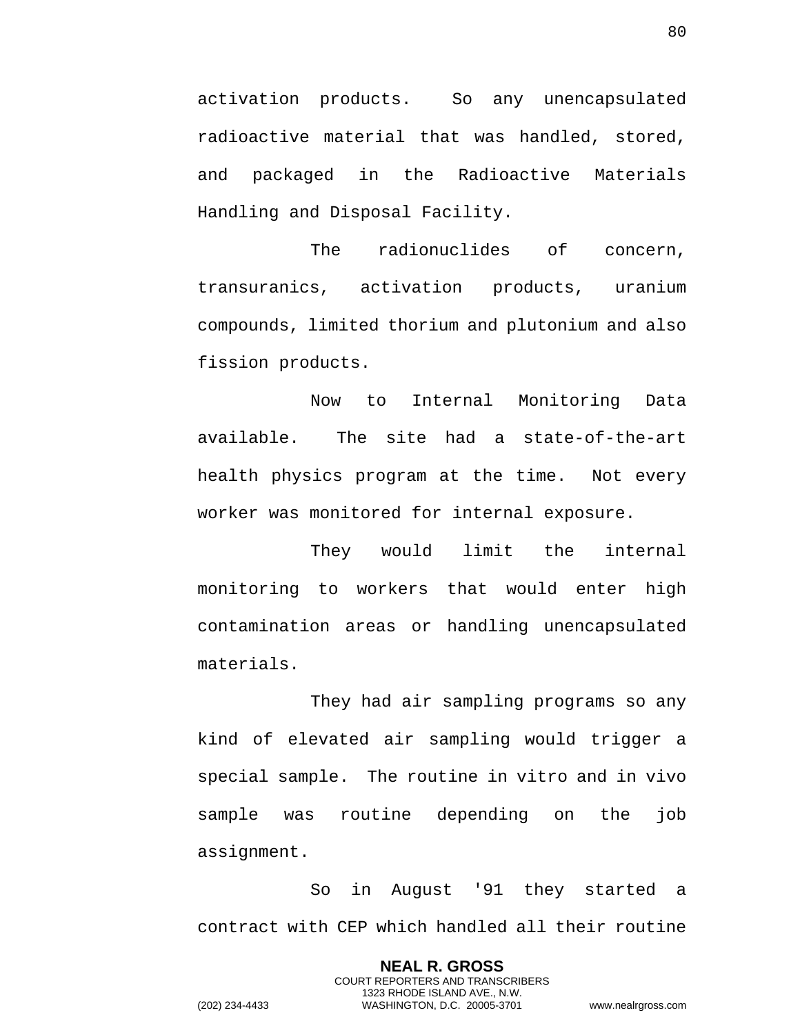activation products. So any unencapsulated radioactive material that was handled, stored, and packaged in the Radioactive Materials Handling and Disposal Facility.

The radionuclides of concern, transuranics, activation products, uranium compounds, limited thorium and plutonium and also fission products.

Now to Internal Monitoring Data available. The site had a state-of-the-art health physics program at the time. Not every worker was monitored for internal exposure.

They would limit the internal monitoring to workers that would enter high contamination areas or handling unencapsulated materials.

They had air sampling programs so any kind of elevated air sampling would trigger a special sample. The routine in vitro and in vivo sample was routine depending on the job assignment.

So in August '91 they started a contract with CEP which handled all their routine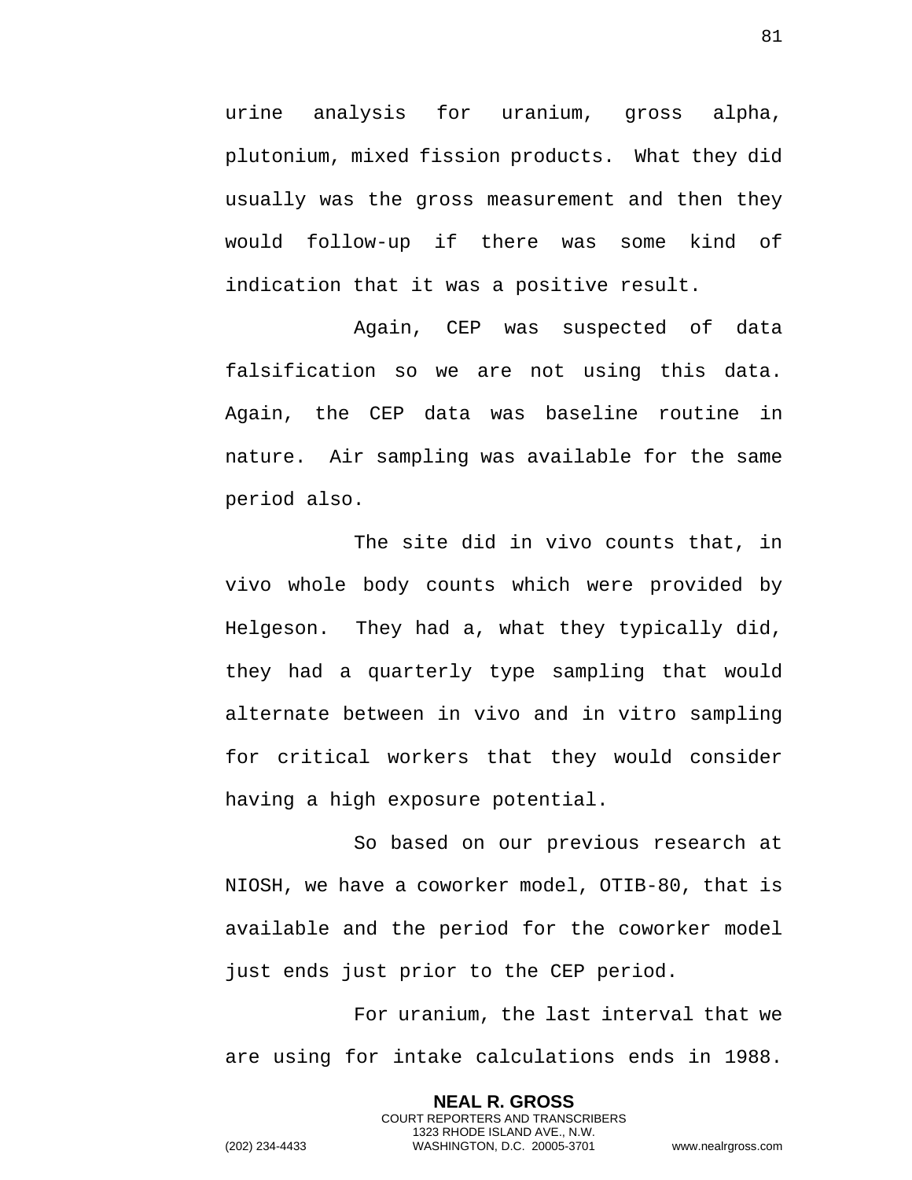urine analysis for uranium, gross alpha, plutonium, mixed fission products. What they did usually was the gross measurement and then they would follow-up if there was some kind of indication that it was a positive result.

Again, CEP was suspected of data falsification so we are not using this data. Again, the CEP data was baseline routine in nature. Air sampling was available for the same period also.

The site did in vivo counts that, in vivo whole body counts which were provided by Helgeson. They had a, what they typically did, they had a quarterly type sampling that would alternate between in vivo and in vitro sampling for critical workers that they would consider having a high exposure potential.

So based on our previous research at NIOSH, we have a coworker model, OTIB-80, that is available and the period for the coworker model just ends just prior to the CEP period.

For uranium, the last interval that we are using for intake calculations ends in 1988.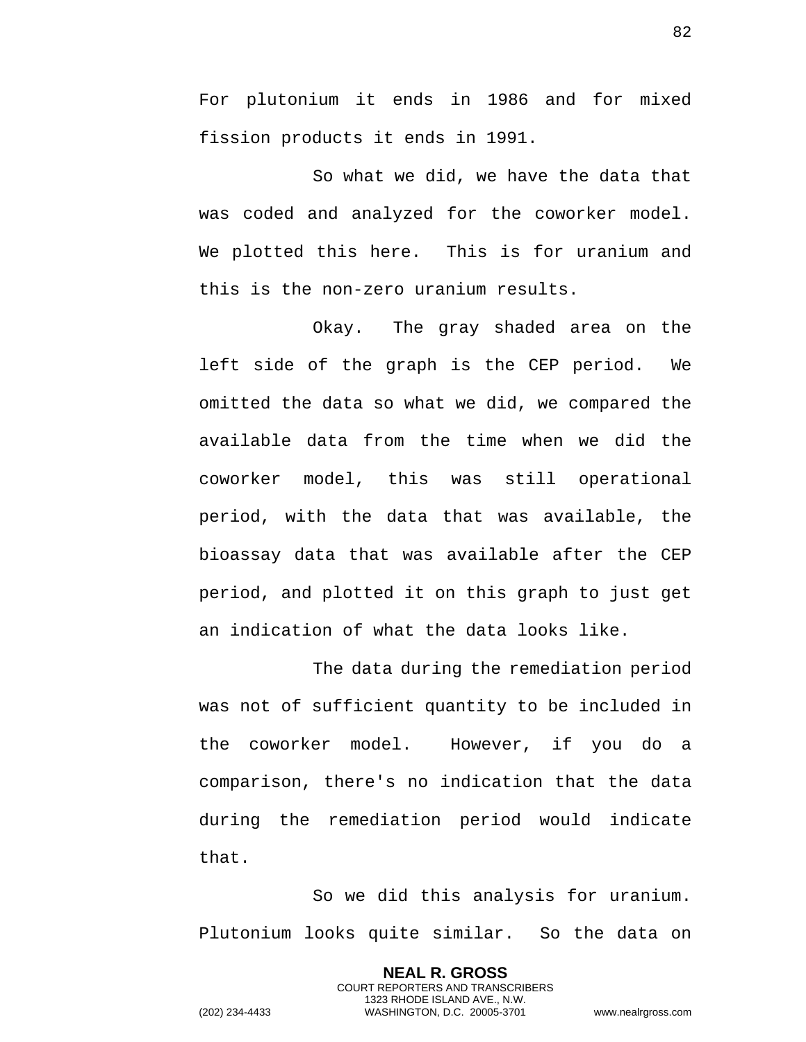For plutonium it ends in 1986 and for mixed fission products it ends in 1991.

So what we did, we have the data that was coded and analyzed for the coworker model. We plotted this here. This is for uranium and this is the non-zero uranium results.

Okay. The gray shaded area on the left side of the graph is the CEP period. We omitted the data so what we did, we compared the available data from the time when we did the coworker model, this was still operational period, with the data that was available, the bioassay data that was available after the CEP period, and plotted it on this graph to just get an indication of what the data looks like.

The data during the remediation period was not of sufficient quantity to be included in the coworker model. However, if you do a comparison, there's no indication that the data during the remediation period would indicate that.

So we did this analysis for uranium. Plutonium looks quite similar. So the data on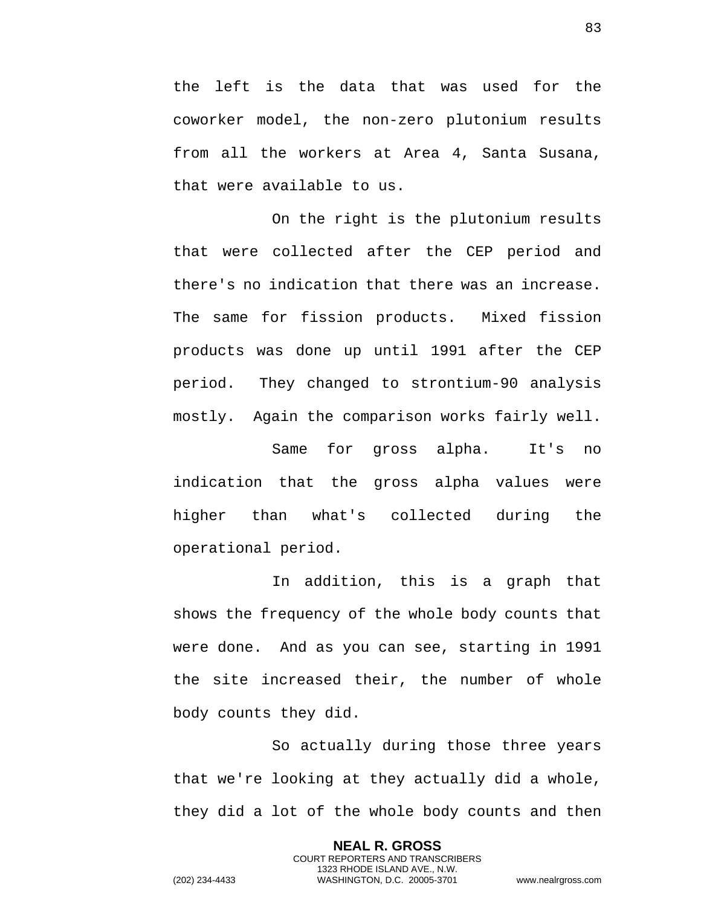the left is the data that was used for the coworker model, the non-zero plutonium results from all the workers at Area 4, Santa Susana, that were available to us.

On the right is the plutonium results that were collected after the CEP period and there's no indication that there was an increase. The same for fission products. Mixed fission products was done up until 1991 after the CEP period. They changed to strontium-90 analysis mostly. Again the comparison works fairly well.

Same for gross alpha. It's no indication that the gross alpha values were higher than what's collected during the operational period.

In addition, this is a graph that shows the frequency of the whole body counts that were done. And as you can see, starting in 1991 the site increased their, the number of whole body counts they did.

So actually during those three years that we're looking at they actually did a whole, they did a lot of the whole body counts and then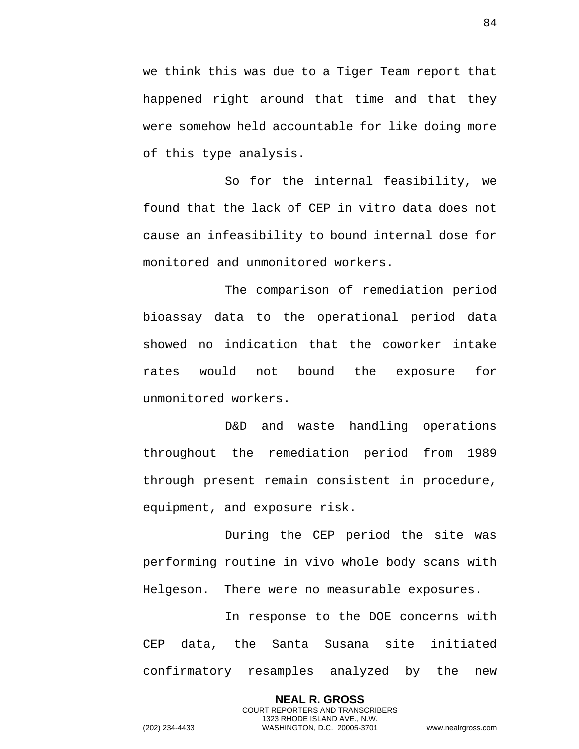we think this was due to a Tiger Team report that happened right around that time and that they were somehow held accountable for like doing more of this type analysis.

So for the internal feasibility, we found that the lack of CEP in vitro data does not cause an infeasibility to bound internal dose for monitored and unmonitored workers.

The comparison of remediation period bioassay data to the operational period data showed no indication that the coworker intake rates would not bound the exposure for unmonitored workers.

D&D and waste handling operations throughout the remediation period from 1989 through present remain consistent in procedure, equipment, and exposure risk.

During the CEP period the site was performing routine in vivo whole body scans with Helgeson. There were no measurable exposures.

In response to the DOE concerns with CEP data, the Santa Susana site initiated confirmatory resamples analyzed by the new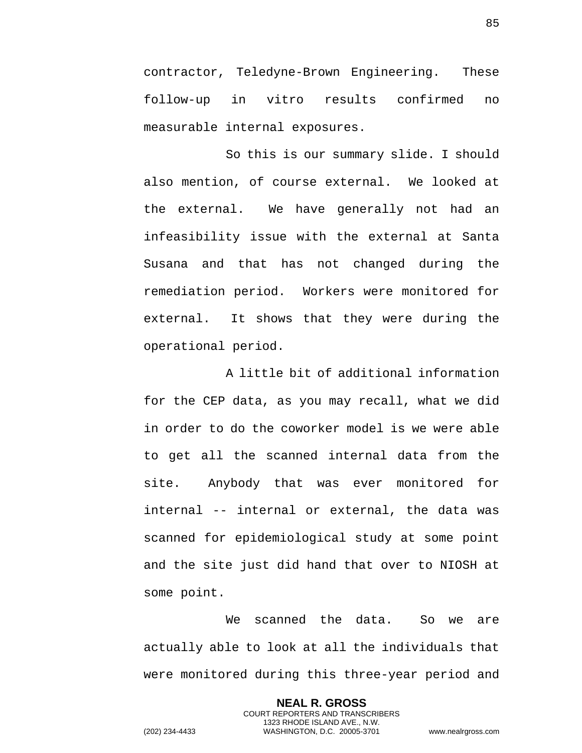contractor, Teledyne-Brown Engineering. These follow-up in vitro results confirmed no measurable internal exposures.

So this is our summary slide. I should also mention, of course external. We looked at the external. We have generally not had an infeasibility issue with the external at Santa Susana and that has not changed during the remediation period. Workers were monitored for external. It shows that they were during the operational period.

A little bit of additional information for the CEP data, as you may recall, what we did in order to do the coworker model is we were able to get all the scanned internal data from the site. Anybody that was ever monitored for internal -- internal or external, the data was scanned for epidemiological study at some point and the site just did hand that over to NIOSH at some point.

We scanned the data. So we are actually able to look at all the individuals that were monitored during this three-year period and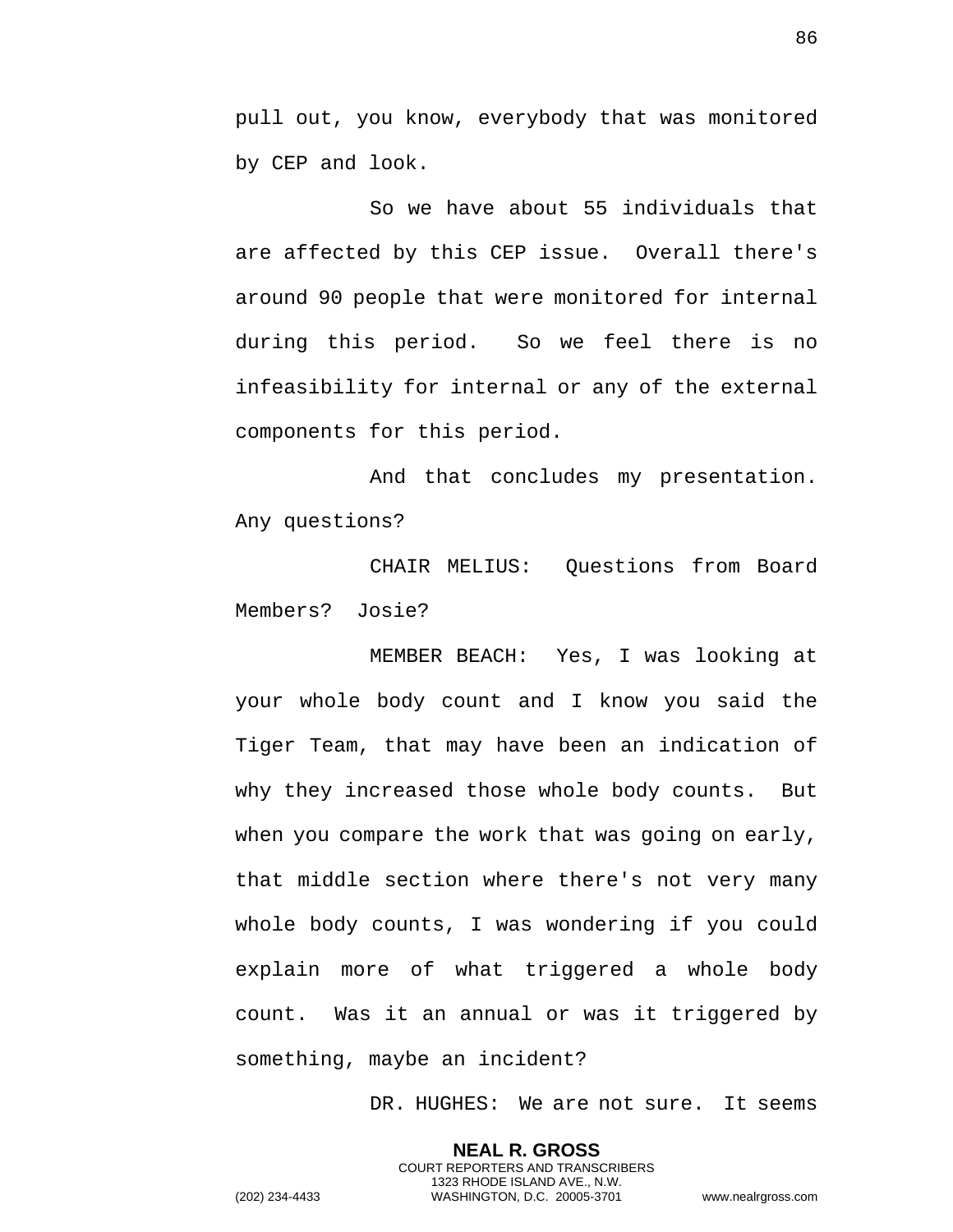pull out, you know, everybody that was monitored by CEP and look.

So we have about 55 individuals that are affected by this CEP issue. Overall there's around 90 people that were monitored for internal during this period. So we feel there is no infeasibility for internal or any of the external components for this period.

And that concludes my presentation. Any questions?

CHAIR MELIUS: Questions from Board Members? Josie?

MEMBER BEACH: Yes, I was looking at your whole body count and I know you said the Tiger Team, that may have been an indication of why they increased those whole body counts. But when you compare the work that was going on early, that middle section where there's not very many whole body counts, I was wondering if you could explain more of what triggered a whole body count. Was it an annual or was it triggered by something, maybe an incident?

DR. HUGHES: We are not sure. It seems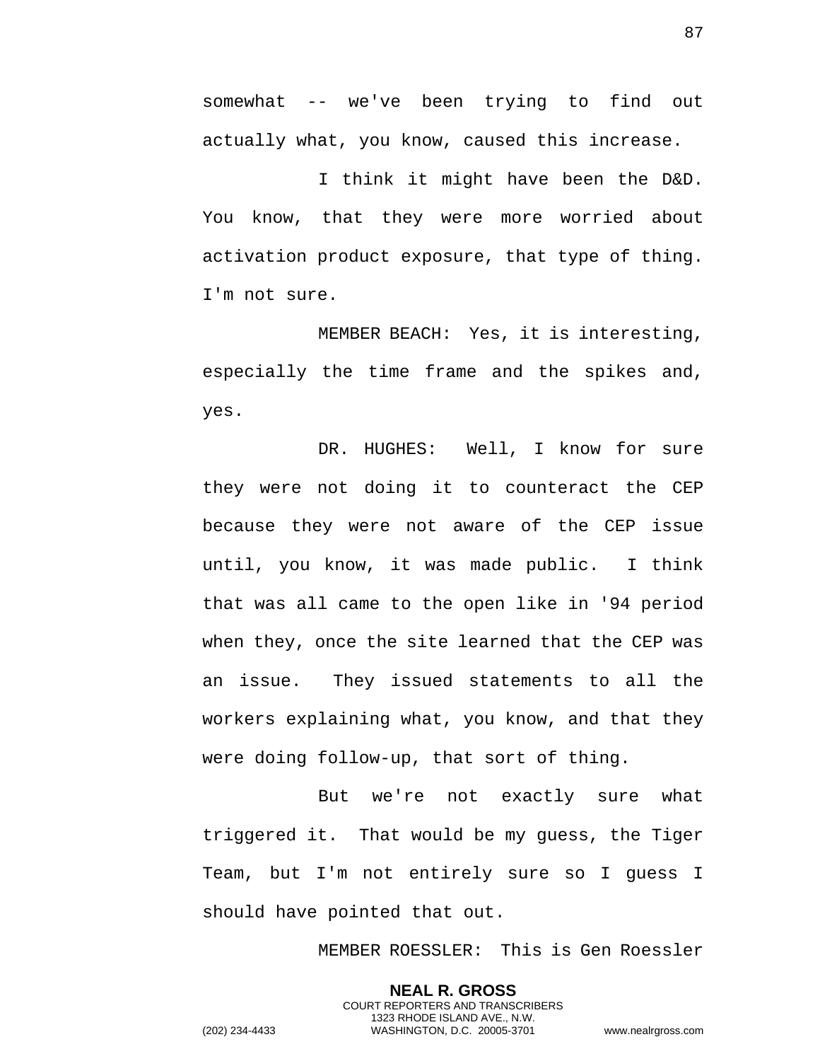somewhat -- we've been trying to find out actually what, you know, caused this increase.

I think it might have been the D&D. You know, that they were more worried about activation product exposure, that type of thing. I'm not sure.

MEMBER BEACH: Yes, it is interesting, especially the time frame and the spikes and, yes.

DR. HUGHES: Well, I know for sure they were not doing it to counteract the CEP because they were not aware of the CEP issue until, you know, it was made public. I think that was all came to the open like in '94 period when they, once the site learned that the CEP was an issue. They issued statements to all the workers explaining what, you know, and that they were doing follow-up, that sort of thing.

But we're not exactly sure what triggered it. That would be my guess, the Tiger Team, but I'm not entirely sure so I guess I should have pointed that out.

MEMBER ROESSLER: This is Gen Roessler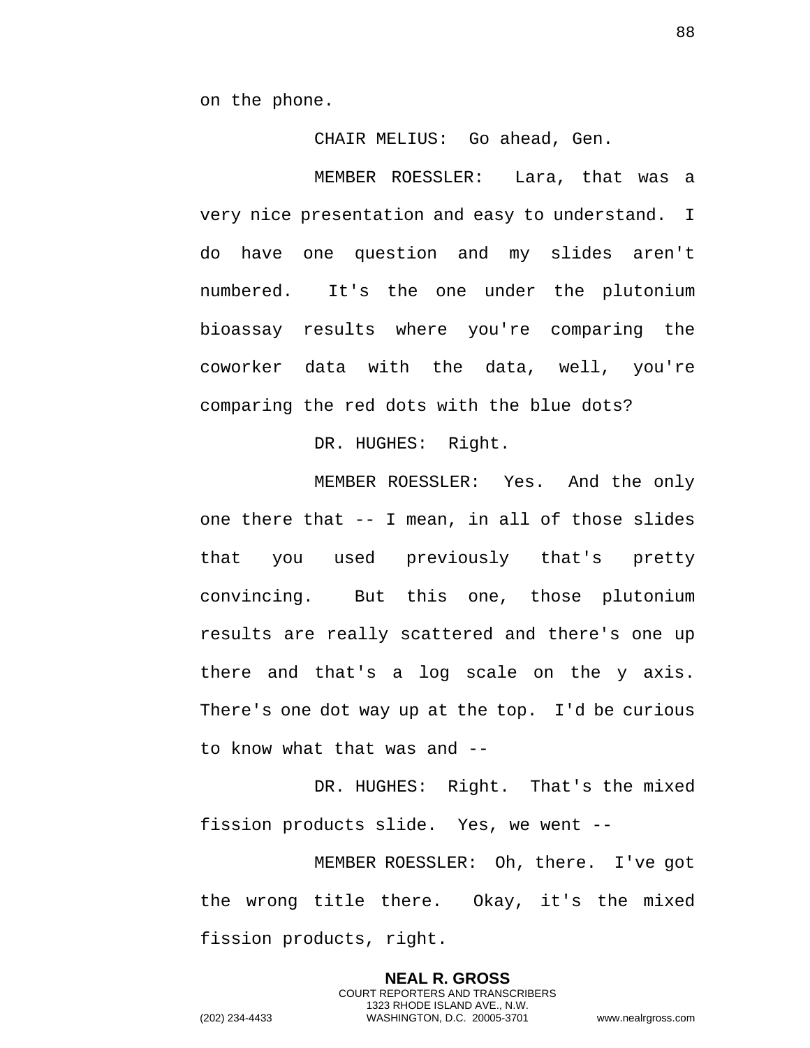on the phone.

CHAIR MELIUS: Go ahead, Gen.

MEMBER ROESSLER: Lara, that was a very nice presentation and easy to understand. I do have one question and my slides aren't numbered. It's the one under the plutonium bioassay results where you're comparing the coworker data with the data, well, you're comparing the red dots with the blue dots?

DR. HUGHES: Right.

MEMBER ROESSLER: Yes. And the only one there that -- I mean, in all of those slides that you used previously that's pretty convincing. But this one, those plutonium results are really scattered and there's one up there and that's a log scale on the y axis. There's one dot way up at the top. I'd be curious to know what that was and --

DR. HUGHES: Right. That's the mixed fission products slide. Yes, we went --

MEMBER ROESSLER: Oh, there. I've got the wrong title there. Okay, it's the mixed fission products, right.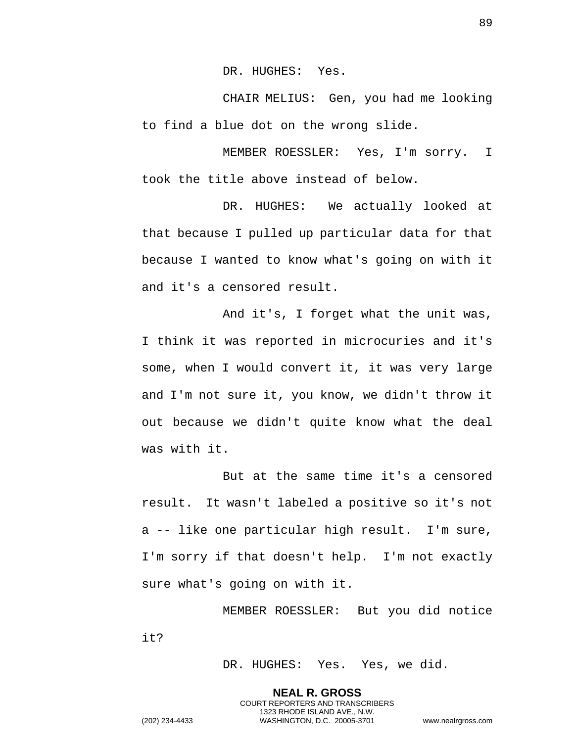DR. HUGHES: Yes.

CHAIR MELIUS: Gen, you had me looking to find a blue dot on the wrong slide.

MEMBER ROESSLER: Yes, I'm sorry. I took the title above instead of below.

DR. HUGHES: We actually looked at that because I pulled up particular data for that because I wanted to know what's going on with it and it's a censored result.

And it's, I forget what the unit was, I think it was reported in microcuries and it's some, when I would convert it, it was very large and I'm not sure it, you know, we didn't throw it out because we didn't quite know what the deal was with it.

But at the same time it's a censored result. It wasn't labeled a positive so it's not a -- like one particular high result. I'm sure, I'm sorry if that doesn't help. I'm not exactly sure what's going on with it.

MEMBER ROESSLER: But you did notice it?

DR. HUGHES: Yes. Yes, we did.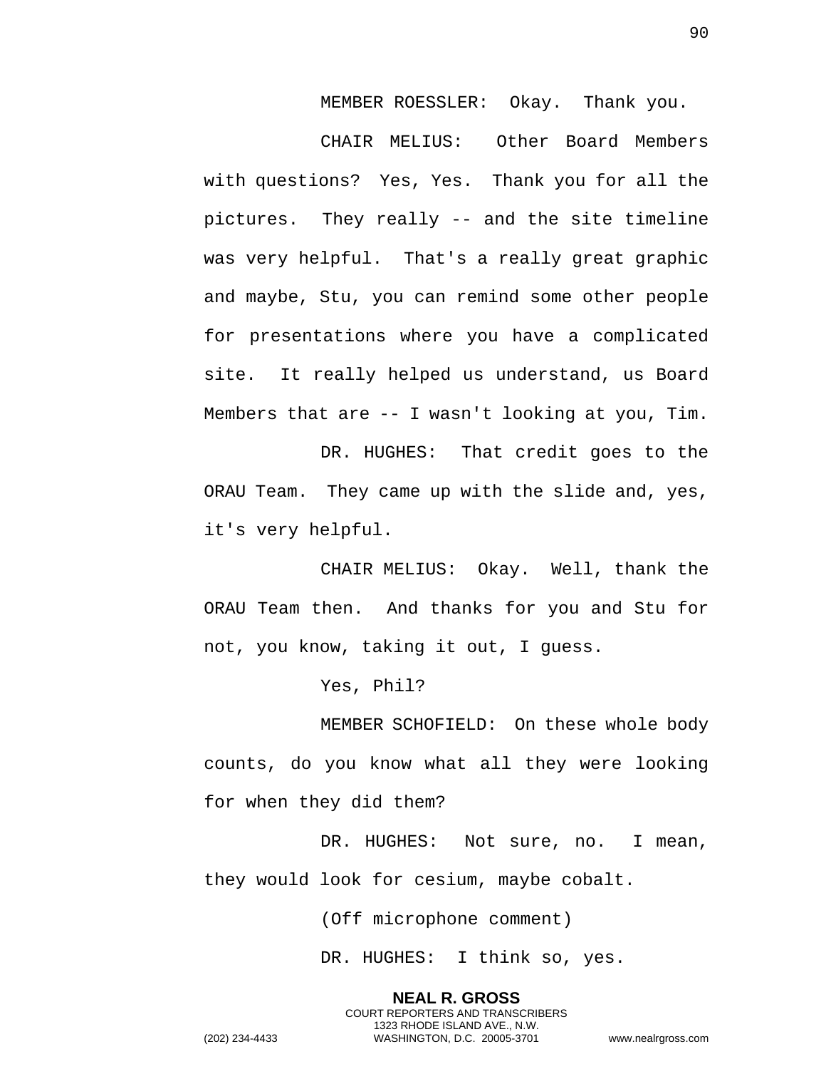MEMBER ROESSLER: Okay. Thank you.

CHAIR MELIUS: Other Board Members with questions? Yes, Yes. Thank you for all the pictures. They really -- and the site timeline was very helpful. That's a really great graphic and maybe, Stu, you can remind some other people for presentations where you have a complicated site. It really helped us understand, us Board Members that are -- I wasn't looking at you, Tim.

DR. HUGHES: That credit goes to the ORAU Team. They came up with the slide and, yes, it's very helpful.

CHAIR MELIUS: Okay. Well, thank the ORAU Team then. And thanks for you and Stu for not, you know, taking it out, I guess.

Yes, Phil?

MEMBER SCHOFIELD: On these whole body counts, do you know what all they were looking for when they did them?

DR. HUGHES: Not sure, no. I mean, they would look for cesium, maybe cobalt.

(Off microphone comment)

DR. HUGHES: I think so, yes.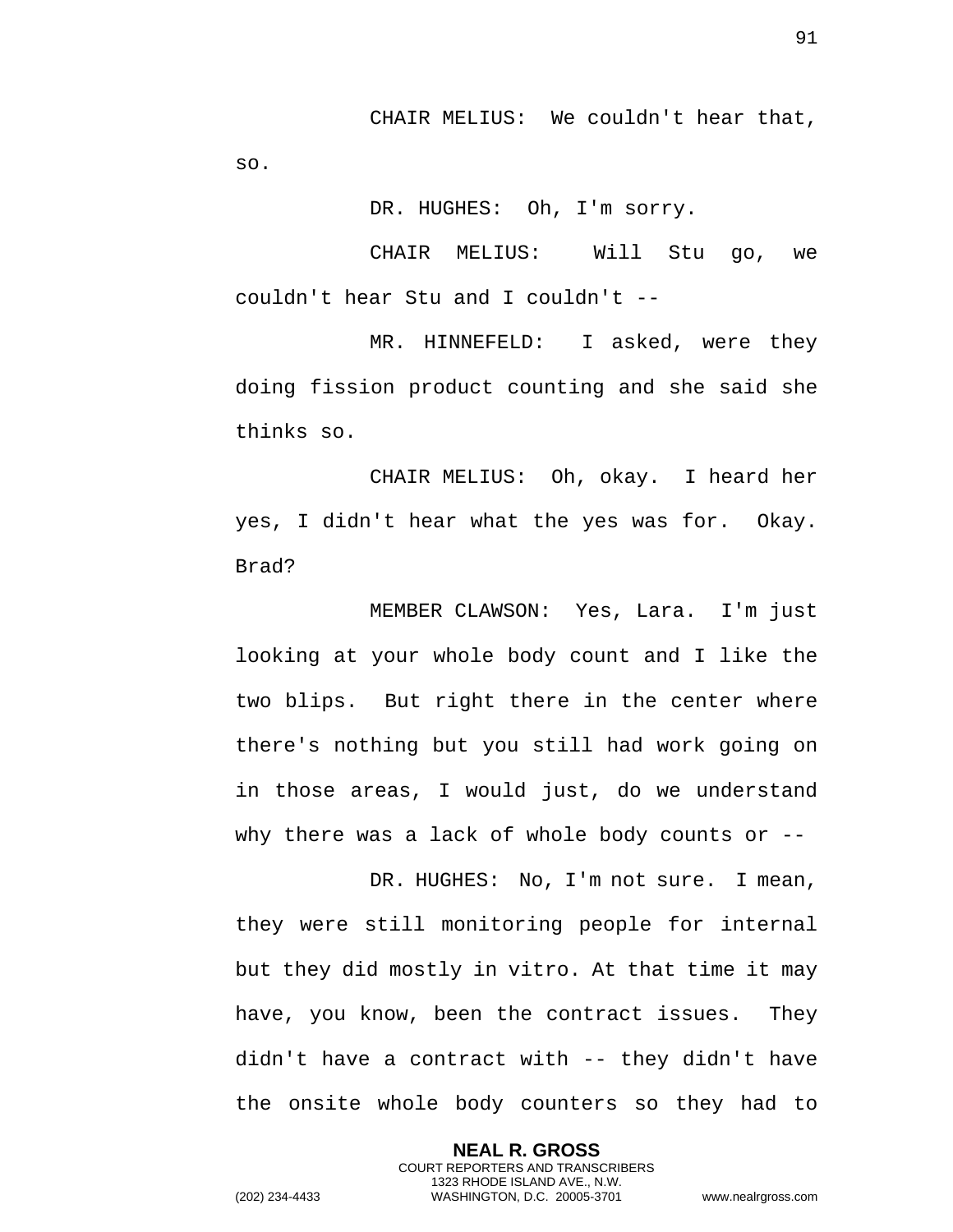CHAIR MELIUS: We couldn't hear that, so.

DR. HUGHES: Oh, I'm sorry.

CHAIR MELIUS: Will Stu go, we couldn't hear Stu and I couldn't --

MR. HINNEFELD: I asked, were they doing fission product counting and she said she thinks so.

CHAIR MELIUS: Oh, okay. I heard her yes, I didn't hear what the yes was for. Okay. Brad?

MEMBER CLAWSON: Yes, Lara. I'm just looking at your whole body count and I like the two blips. But right there in the center where there's nothing but you still had work going on in those areas, I would just, do we understand why there was a lack of whole body counts or --

DR. HUGHES: No, I'm not sure. I mean, they were still monitoring people for internal but they did mostly in vitro. At that time it may have, you know, been the contract issues. They didn't have a contract with -- they didn't have the onsite whole body counters so they had to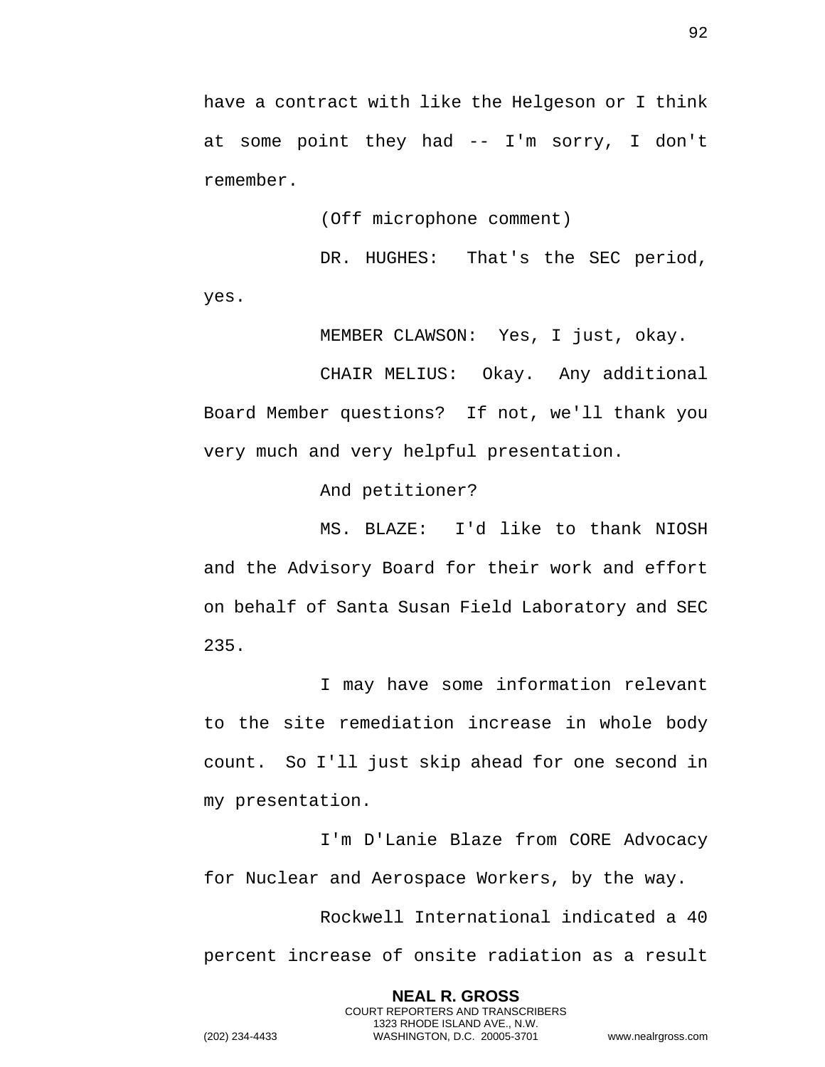have a contract with like the Helgeson or I think at some point they had -- I'm sorry, I don't remember.

(Off microphone comment)

DR. HUGHES: That's the SEC period, yes.

MEMBER CLAWSON: Yes, I just, okay.

CHAIR MELIUS: Okay. Any additional Board Member questions? If not, we'll thank you very much and very helpful presentation.

And petitioner?

MS. BLAZE: I'd like to thank NIOSH and the Advisory Board for their work and effort on behalf of Santa Susan Field Laboratory and SEC 235.

I may have some information relevant to the site remediation increase in whole body count. So I'll just skip ahead for one second in my presentation.

I'm D'Lanie Blaze from CORE Advocacy for Nuclear and Aerospace Workers, by the way.

Rockwell International indicated a 40 percent increase of onsite radiation as a result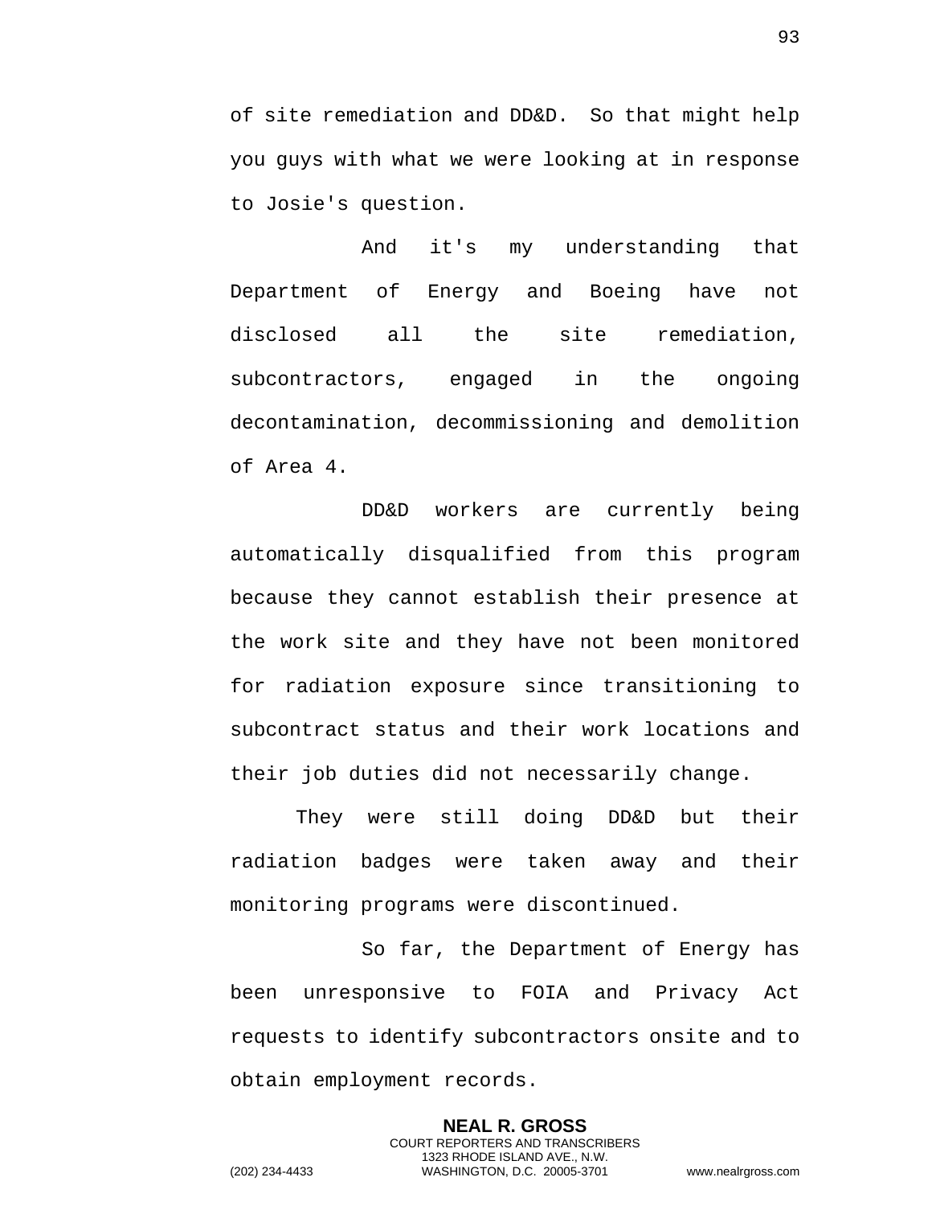of site remediation and DD&D.  So that might help you guys with what we were looking at in response to Josie's question.

And it's my understanding that Department of Energy and Boeing have not disclosed all the site remediation, subcontractors, engaged in the ongoing decontamination, decommissioning and demolition of Area 4.

DD&D workers are currently being automatically disqualified from this program because they cannot establish their presence at the work site and they have not been monitored for radiation exposure since transitioning to subcontract status and their work locations and their job duties did not necessarily change.

They were still doing DD&D but their radiation badges were taken away and their monitoring programs were discontinued.

So far, the Department of Energy has been unresponsive to FOIA and Privacy Act requests to identify subcontractors onsite and to obtain employment records.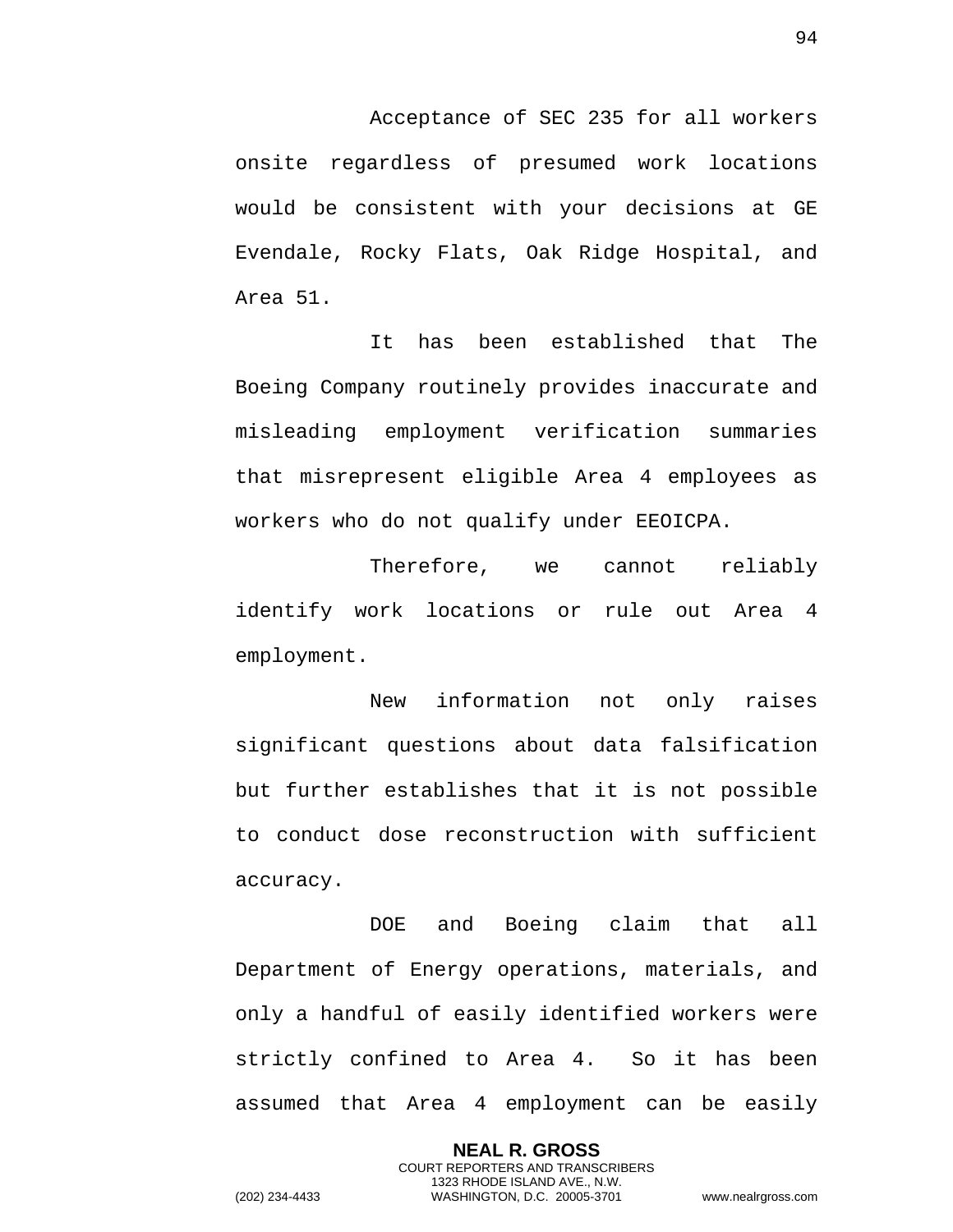Acceptance of SEC 235 for all workers onsite regardless of presumed work locations would be consistent with your decisions at GE Evendale, Rocky Flats, Oak Ridge Hospital, and Area 51.

It has been established that The Boeing Company routinely provides inaccurate and misleading employment verification summaries that misrepresent eligible Area 4 employees as workers who do not qualify under EEOICPA.

Therefore, we cannot reliably identify work locations or rule out Area 4 employment.

New information not only raises significant questions about data falsification but further establishes that it is not possible to conduct dose reconstruction with sufficient accuracy.

DOE and Boeing claim that all Department of Energy operations, materials, and only a handful of easily identified workers were strictly confined to Area 4. So it has been assumed that Area 4 employment can be easily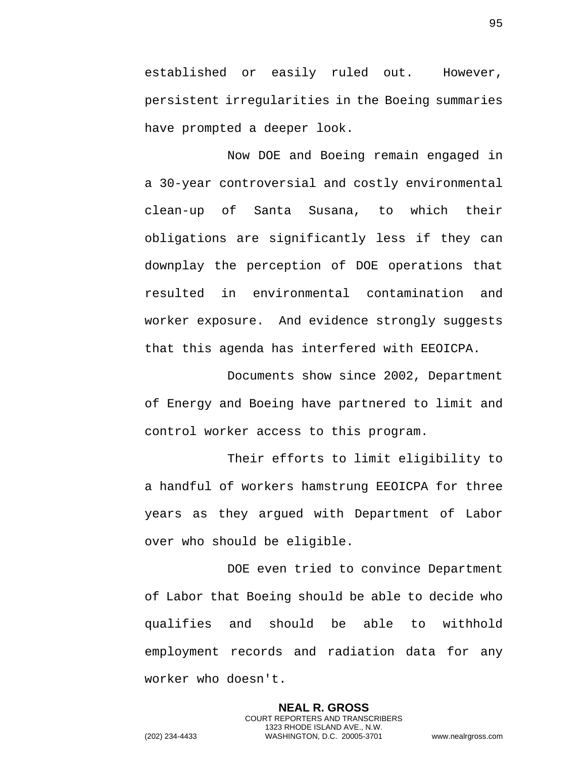established or easily ruled out. However, persistent irregularities in the Boeing summaries have prompted a deeper look.

Now DOE and Boeing remain engaged in a 30-year controversial and costly environmental clean-up of Santa Susana, to which their obligations are significantly less if they can downplay the perception of DOE operations that resulted in environmental contamination and worker exposure. And evidence strongly suggests that this agenda has interfered with EEOICPA.

Documents show since 2002, Department of Energy and Boeing have partnered to limit and control worker access to this program.

Their efforts to limit eligibility to a handful of workers hamstrung EEOICPA for three years as they argued with Department of Labor over who should be eligible.

DOE even tried to convince Department of Labor that Boeing should be able to decide who qualifies and should be able to withhold employment records and radiation data for any worker who doesn't.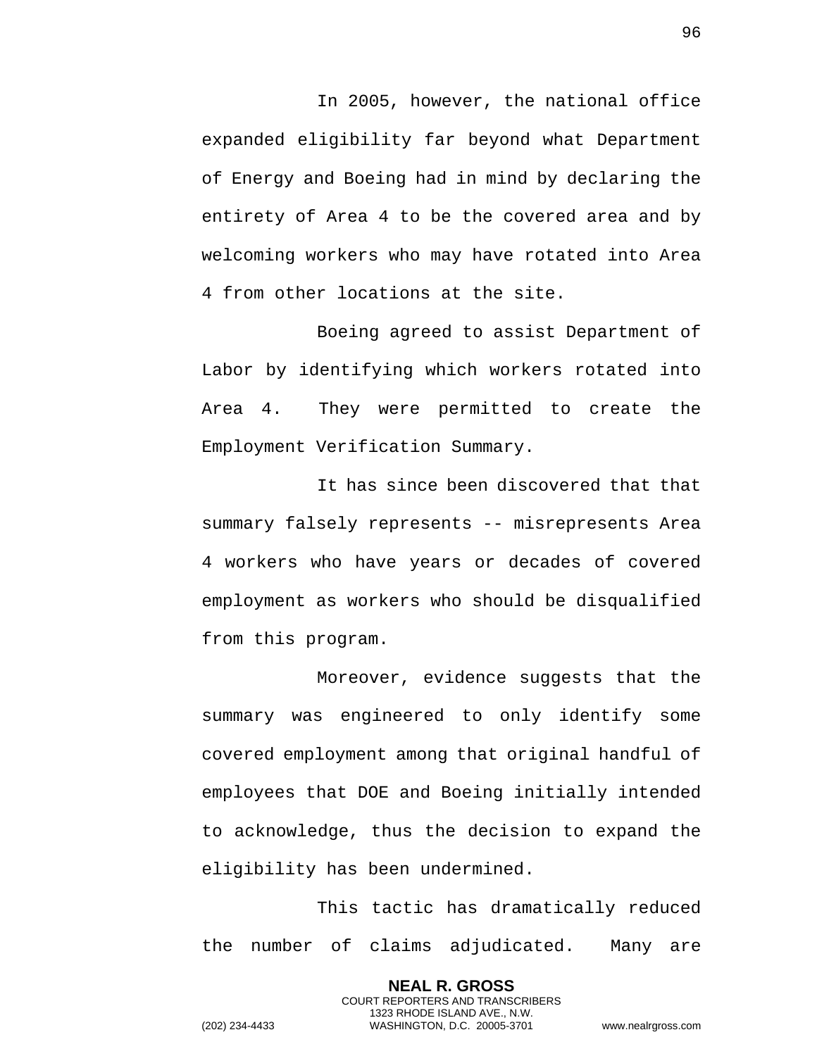In 2005, however, the national office expanded eligibility far beyond what Department of Energy and Boeing had in mind by declaring the entirety of Area 4 to be the covered area and by welcoming workers who may have rotated into Area 4 from other locations at the site.

Boeing agreed to assist Department of Labor by identifying which workers rotated into Area 4. They were permitted to create the Employment Verification Summary.

It has since been discovered that that summary falsely represents -- misrepresents Area 4 workers who have years or decades of covered employment as workers who should be disqualified from this program.

Moreover, evidence suggests that the summary was engineered to only identify some covered employment among that original handful of employees that DOE and Boeing initially intended to acknowledge, thus the decision to expand the eligibility has been undermined.

This tactic has dramatically reduced the number of claims adjudicated. Many are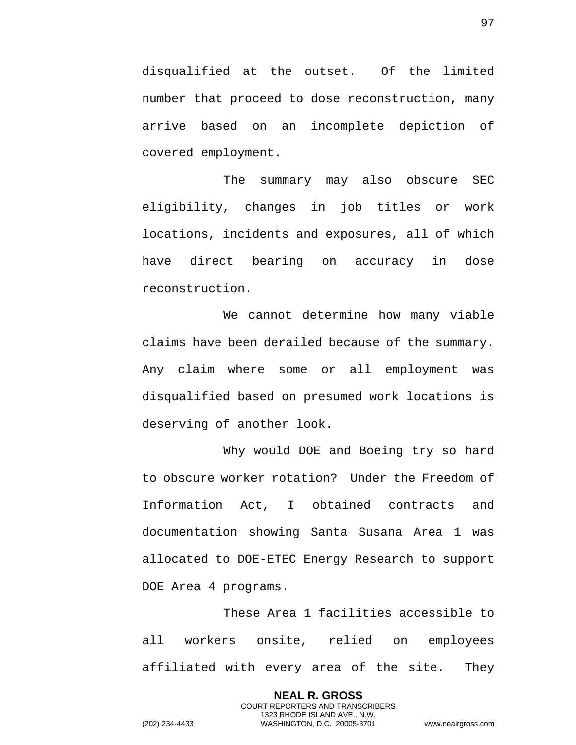disqualified at the outset. Of the limited number that proceed to dose reconstruction, many arrive based on an incomplete depiction of covered employment.

The summary may also obscure SEC eligibility, changes in job titles or work locations, incidents and exposures, all of which have direct bearing on accuracy in dose reconstruction.

We cannot determine how many viable claims have been derailed because of the summary. Any claim where some or all employment was disqualified based on presumed work locations is deserving of another look.

Why would DOE and Boeing try so hard to obscure worker rotation? Under the Freedom of Information Act, I obtained contracts and documentation showing Santa Susana Area 1 was allocated to DOE-ETEC Energy Research to support DOE Area 4 programs.

These Area 1 facilities accessible to all workers onsite, relied on employees affiliated with every area of the site. They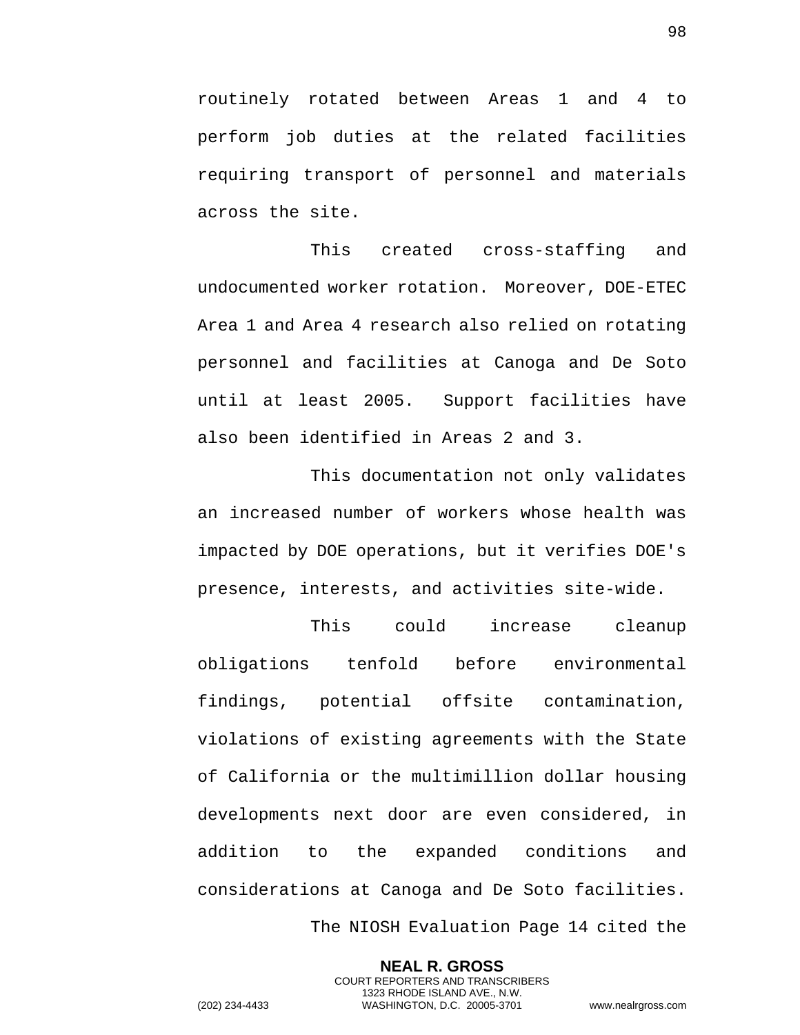routinely rotated between Areas 1 and 4 to perform job duties at the related facilities requiring transport of personnel and materials across the site.

This created cross-staffing and undocumented worker rotation. Moreover, DOE-ETEC Area 1 and Area 4 research also relied on rotating personnel and facilities at Canoga and De Soto until at least 2005. Support facilities have also been identified in Areas 2 and 3.

This documentation not only validates an increased number of workers whose health was impacted by DOE operations, but it verifies DOE's presence, interests, and activities site-wide.

This could increase cleanup obligations tenfold before environmental findings, potential offsite contamination, violations of existing agreements with the State of California or the multimillion dollar housing developments next door are even considered, in addition to the expanded conditions and considerations at Canoga and De Soto facilities.

The NIOSH Evaluation Page 14 cited the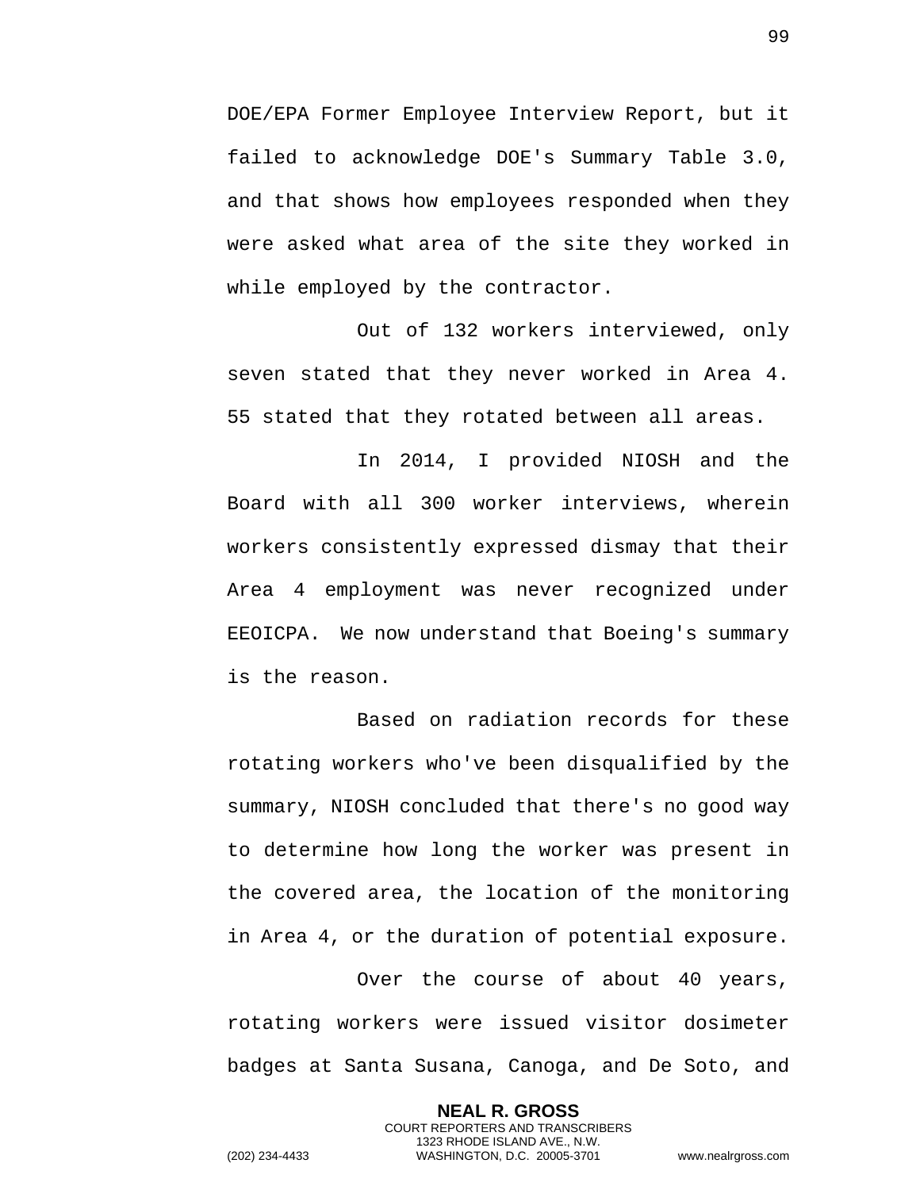DOE/EPA Former Employee Interview Report, but it failed to acknowledge DOE's Summary Table 3.0, and that shows how employees responded when they were asked what area of the site they worked in while employed by the contractor.

Out of 132 workers interviewed, only seven stated that they never worked in Area 4. 55 stated that they rotated between all areas.

In 2014, I provided NIOSH and the Board with all 300 worker interviews, wherein workers consistently expressed dismay that their Area 4 employment was never recognized under EEOICPA. We now understand that Boeing's summary is the reason.

Based on radiation records for these rotating workers who've been disqualified by the summary, NIOSH concluded that there's no good way to determine how long the worker was present in the covered area, the location of the monitoring in Area 4, or the duration of potential exposure.

Over the course of about 40 years, rotating workers were issued visitor dosimeter badges at Santa Susana, Canoga, and De Soto, and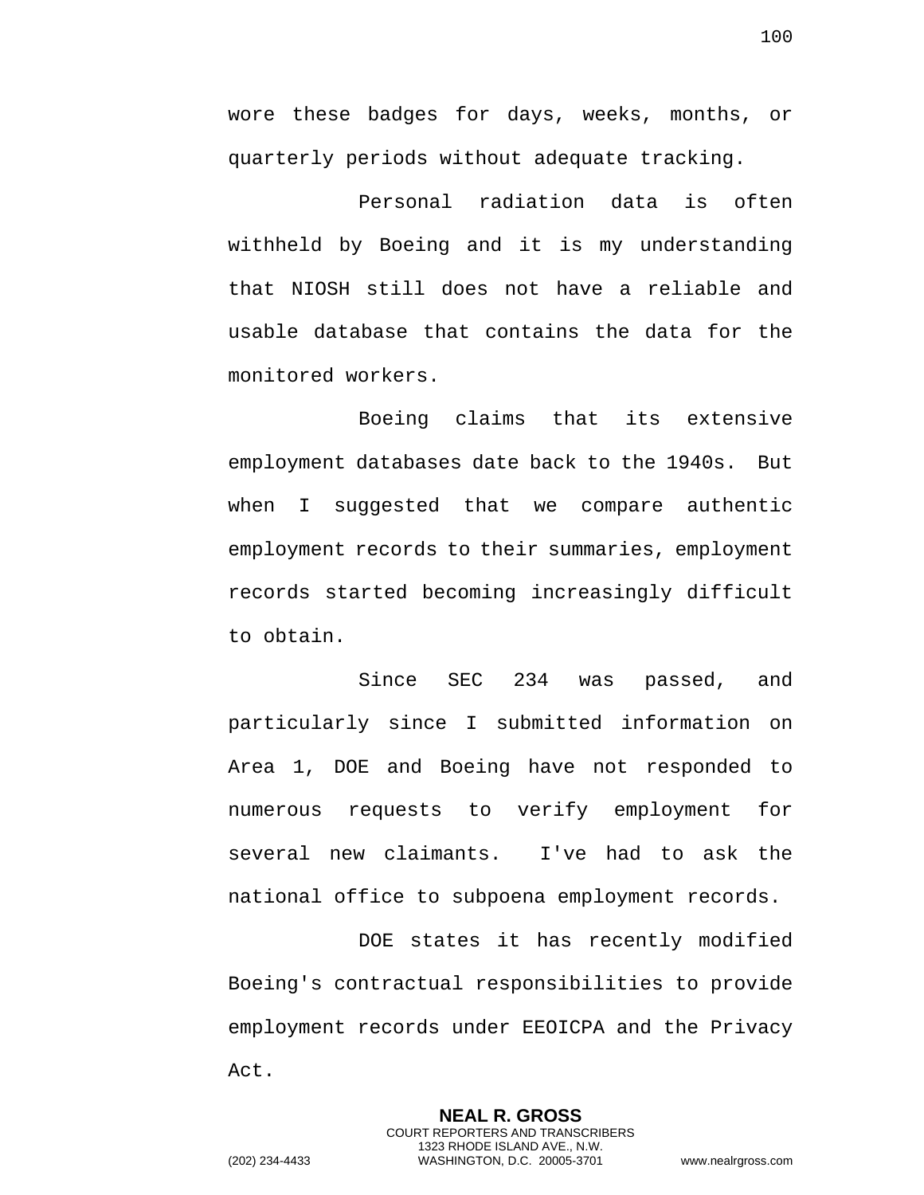wore these badges for days, weeks, months, or quarterly periods without adequate tracking.

Personal radiation data is often withheld by Boeing and it is my understanding that NIOSH still does not have a reliable and usable database that contains the data for the monitored workers.

Boeing claims that its extensive employment databases date back to the 1940s. But when I suggested that we compare authentic employment records to their summaries, employment records started becoming increasingly difficult to obtain.

Since SEC 234 was passed, and particularly since I submitted information on Area 1, DOE and Boeing have not responded to numerous requests to verify employment for several new claimants. I've had to ask the national office to subpoena employment records.

DOE states it has recently modified Boeing's contractual responsibilities to provide employment records under EEOICPA and the Privacy Act.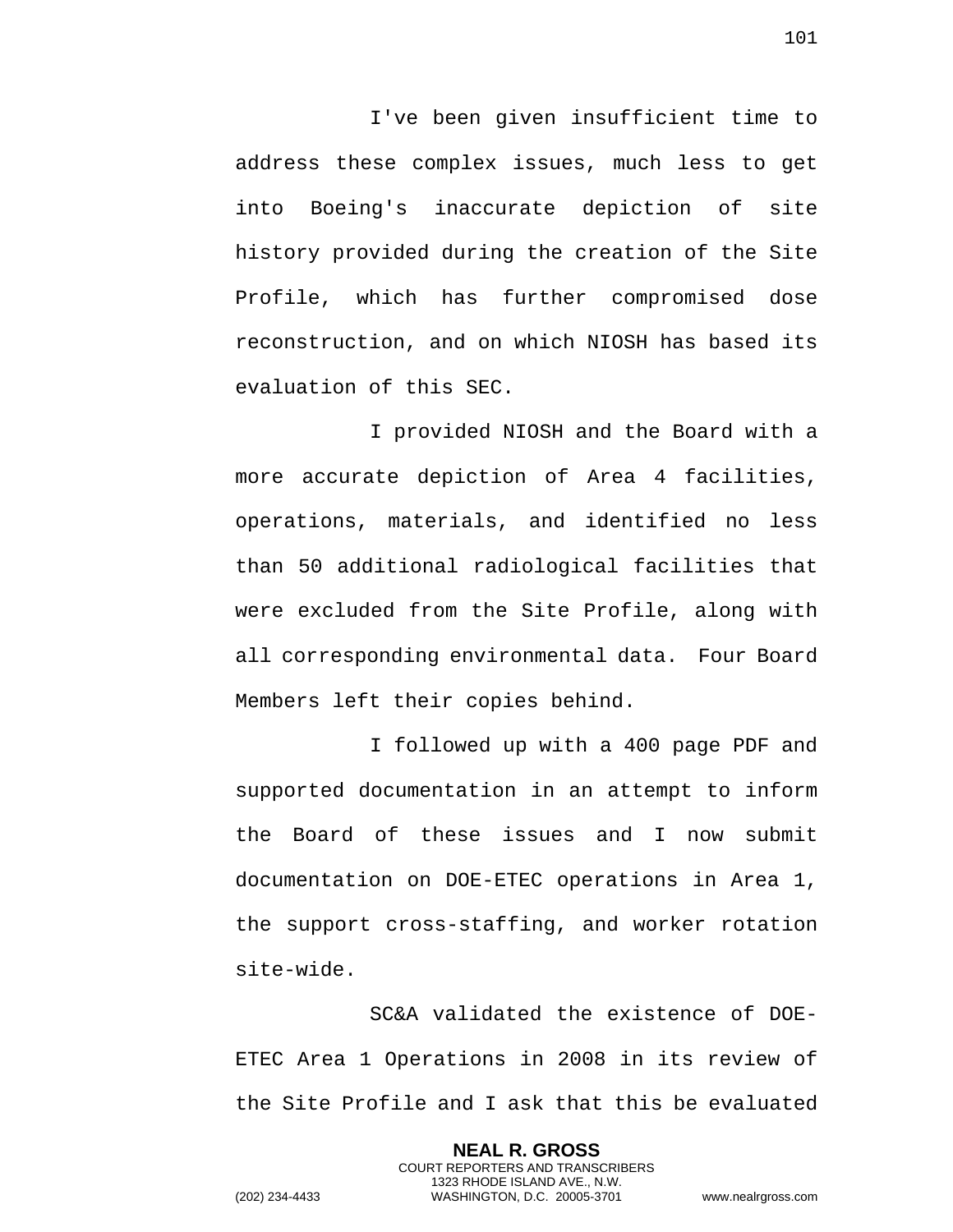I've been given insufficient time to address these complex issues, much less to get into Boeing's inaccurate depiction of site history provided during the creation of the Site Profile, which has further compromised dose reconstruction, and on which NIOSH has based its evaluation of this SEC.

I provided NIOSH and the Board with a more accurate depiction of Area 4 facilities, operations, materials, and identified no less than 50 additional radiological facilities that were excluded from the Site Profile, along with all corresponding environmental data. Four Board Members left their copies behind.

I followed up with a 400 page PDF and supported documentation in an attempt to inform the Board of these issues and I now submit documentation on DOE-ETEC operations in Area 1, the support cross-staffing, and worker rotation site-wide.

SC&A validated the existence of DOE-ETEC Area 1 Operations in 2008 in its review of the Site Profile and I ask that this be evaluated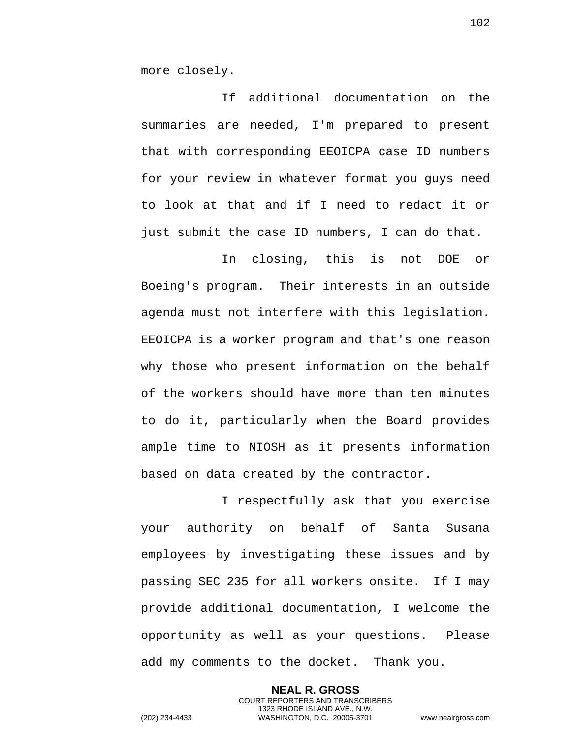more closely.

If additional documentation on the summaries are needed, I'm prepared to present that with corresponding EEOICPA case ID numbers for your review in whatever format you guys need to look at that and if I need to redact it or just submit the case ID numbers, I can do that.

In closing, this is not DOE or Boeing's program. Their interests in an outside agenda must not interfere with this legislation. EEOICPA is a worker program and that's one reason why those who present information on the behalf of the workers should have more than ten minutes to do it, particularly when the Board provides ample time to NIOSH as it presents information based on data created by the contractor.

I respectfully ask that you exercise your authority on behalf of Santa Susana employees by investigating these issues and by passing SEC 235 for all workers onsite. If I may provide additional documentation, I welcome the opportunity as well as your questions. Please add my comments to the docket. Thank you.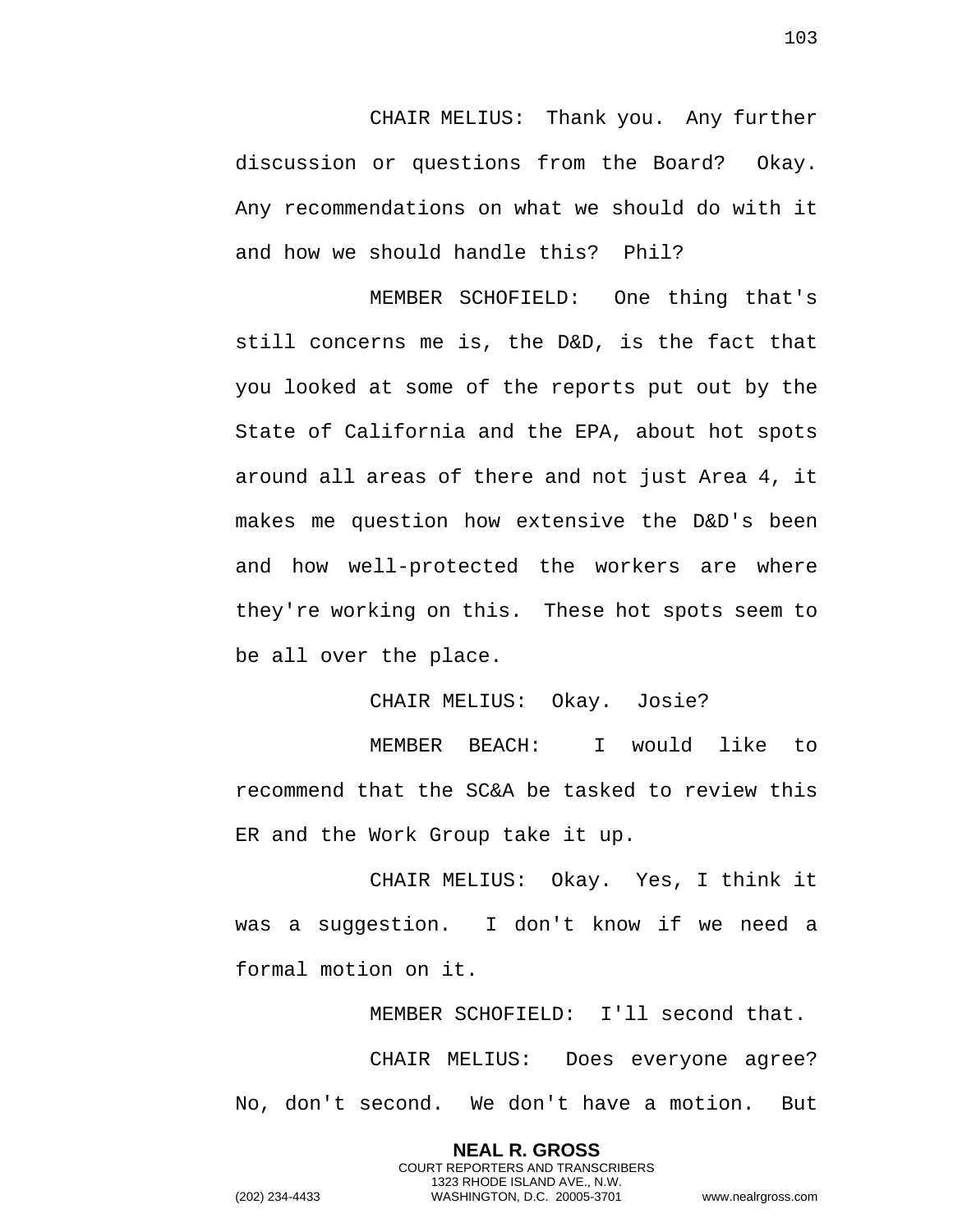CHAIR MELIUS: Thank you. Any further discussion or questions from the Board? Okay. Any recommendations on what we should do with it and how we should handle this? Phil?

MEMBER SCHOFIELD: One thing that's still concerns me is, the D&D, is the fact that you looked at some of the reports put out by the State of California and the EPA, about hot spots around all areas of there and not just Area 4, it makes me question how extensive the D&D's been and how well-protected the workers are where they're working on this. These hot spots seem to be all over the place.

CHAIR MELIUS: Okay. Josie?

MEMBER BEACH: I would like to recommend that the SC&A be tasked to review this ER and the Work Group take it up.

CHAIR MELIUS: Okay. Yes, I think it was a suggestion. I don't know if we need a formal motion on it.

MEMBER SCHOFIELD: I'll second that.

CHAIR MELIUS: Does everyone agree? No, don't second. We don't have a motion. But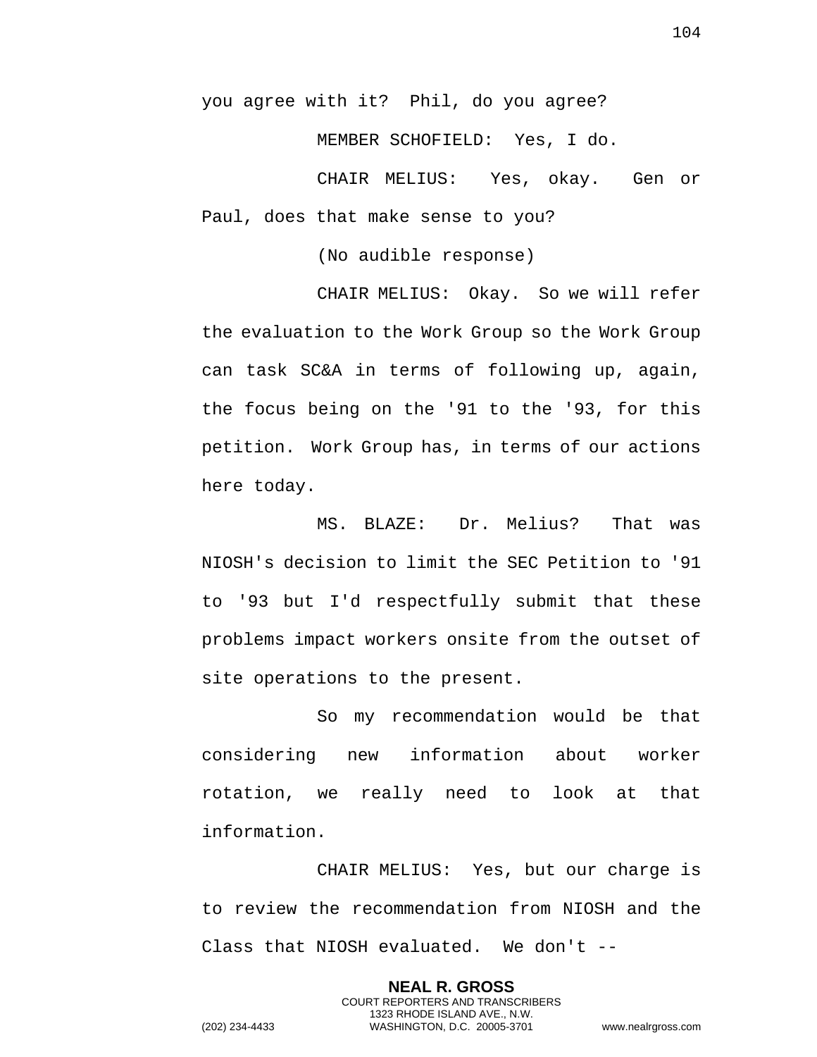you agree with it? Phil, do you agree?

MEMBER SCHOFIELD: Yes, I do.

CHAIR MELIUS: Yes, okay. Gen or Paul, does that make sense to you?

(No audible response)

CHAIR MELIUS: Okay. So we will refer the evaluation to the Work Group so the Work Group can task SC&A in terms of following up, again, the focus being on the '91 to the '93, for this petition. Work Group has, in terms of our actions here today.

MS. BLAZE: Dr. Melius? That was NIOSH's decision to limit the SEC Petition to '91 to '93 but I'd respectfully submit that these problems impact workers onsite from the outset of site operations to the present.

So my recommendation would be that considering new information about worker rotation, we really need to look at that information.

CHAIR MELIUS: Yes, but our charge is to review the recommendation from NIOSH and the Class that NIOSH evaluated. We don't --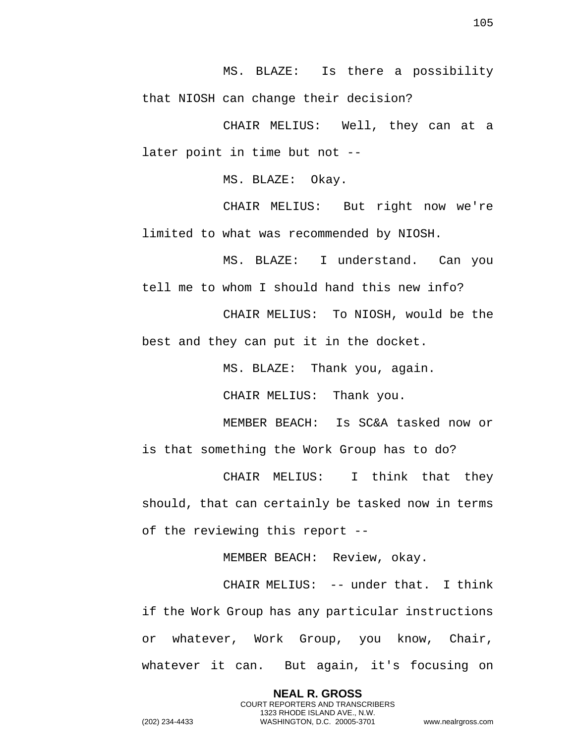MS. BLAZE: Is there a possibility that NIOSH can change their decision?

CHAIR MELIUS: Well, they can at a later point in time but not --

MS. BLAZE: Okay.

CHAIR MELIUS: But right now we're limited to what was recommended by NIOSH.

MS. BLAZE: I understand. Can you tell me to whom I should hand this new info?

CHAIR MELIUS: To NIOSH, would be the best and they can put it in the docket.

MS. BLAZE: Thank you, again.

CHAIR MELIUS: Thank you.

MEMBER BEACH: Is SC&A tasked now or is that something the Work Group has to do?

CHAIR MELIUS: I think that they should, that can certainly be tasked now in terms of the reviewing this report --

MEMBER BEACH: Review, okay.

CHAIR MELIUS: -- under that. I think if the Work Group has any particular instructions or whatever, Work Group, you know, Chair, whatever it can. But again, it's focusing on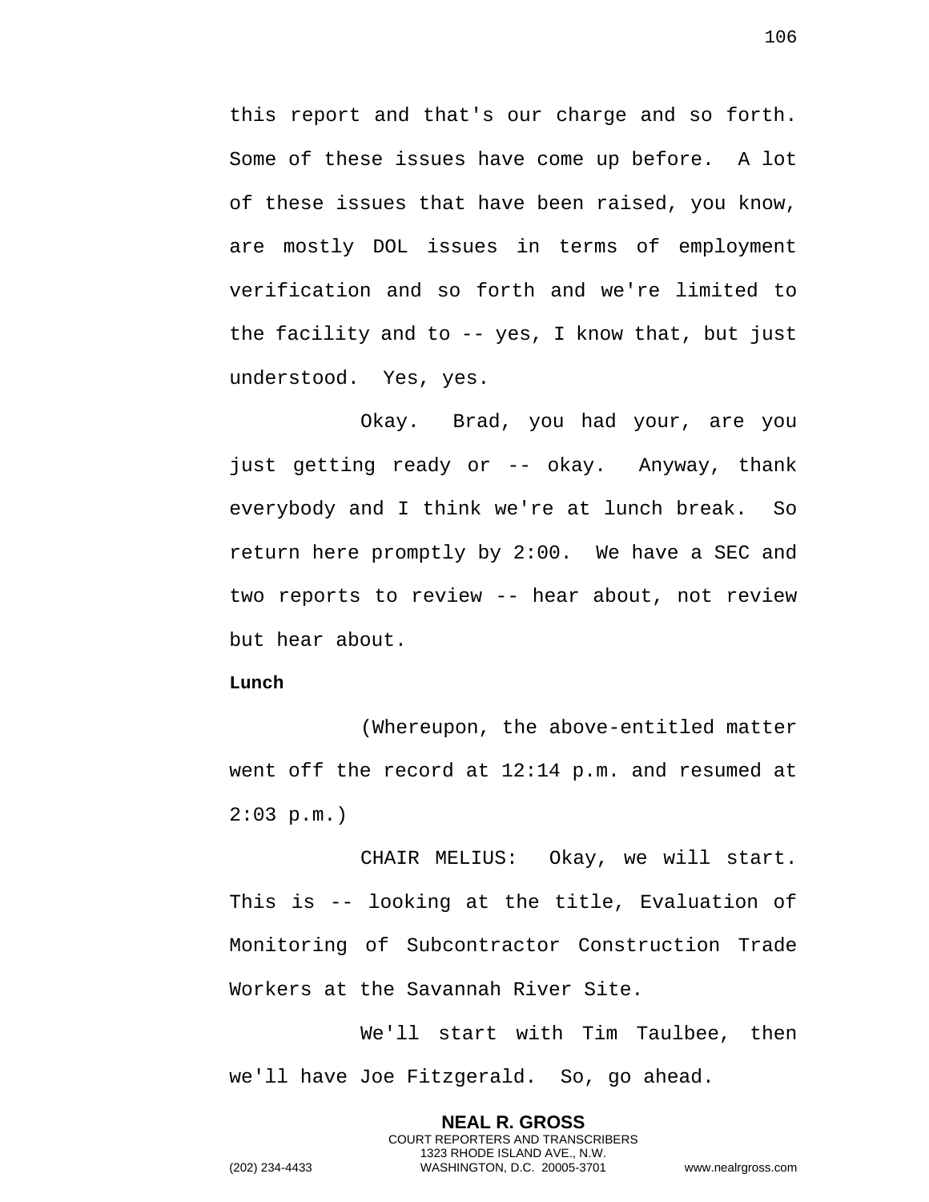this report and that's our charge and so forth. Some of these issues have come up before. A lot of these issues that have been raised, you know, are mostly DOL issues in terms of employment verification and so forth and we're limited to the facility and to -- yes, I know that, but just understood. Yes, yes.

Okay. Brad, you had your, are you just getting ready or -- okay. Anyway, thank everybody and I think we're at lunch break. So return here promptly by 2:00. We have a SEC and two reports to review -- hear about, not review but hear about.

**Lunch**

(Whereupon, the above-entitled matter went off the record at 12:14 p.m. and resumed at 2:03 p.m.)

CHAIR MELIUS: Okay, we will start. This is -- looking at the title, Evaluation of Monitoring of Subcontractor Construction Trade Workers at the Savannah River Site.

We'll start with Tim Taulbee, then we'll have Joe Fitzgerald. So, go ahead.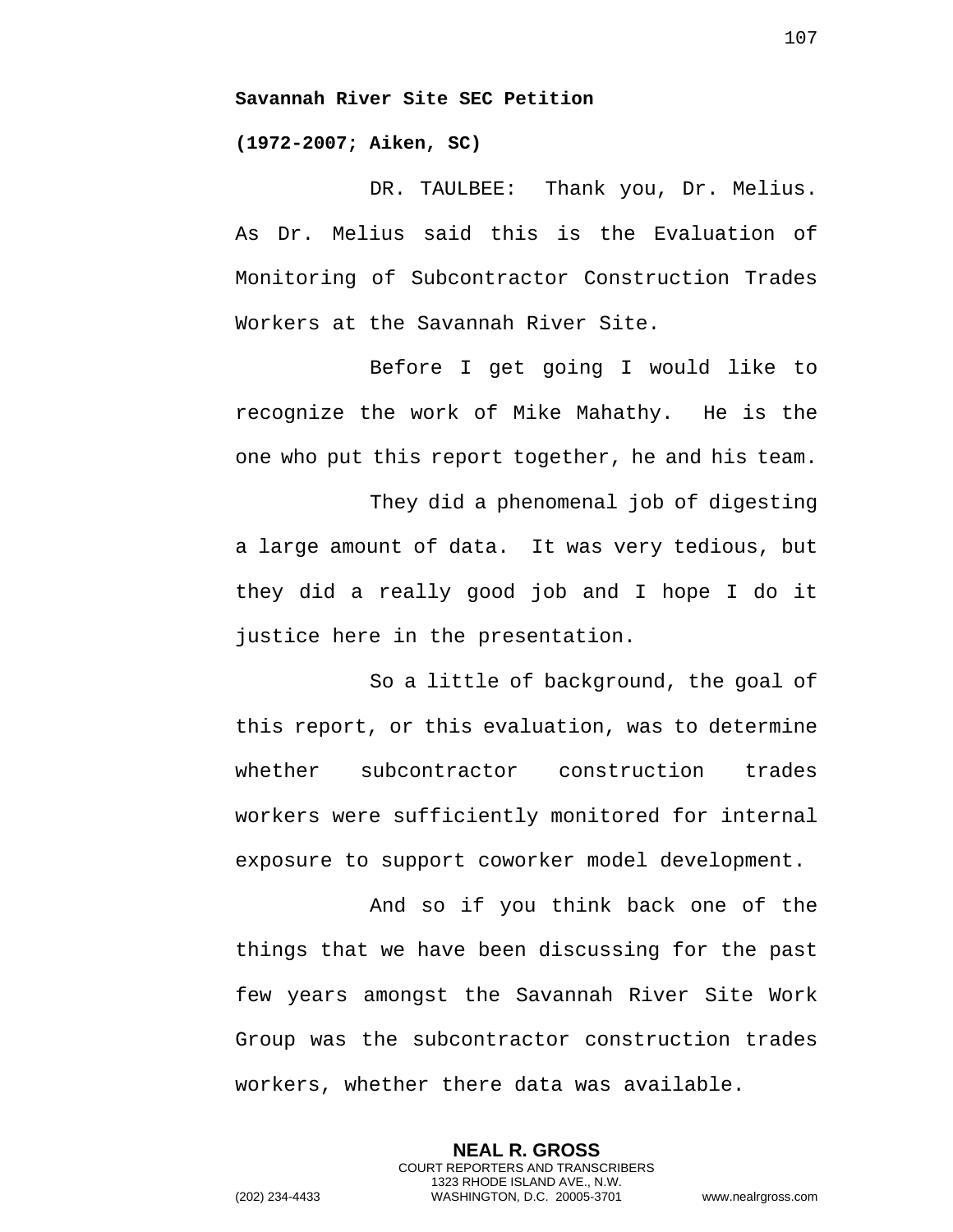**Savannah River Site SEC Petition**

**(1972-2007; Aiken, SC)**

DR. TAULBEE: Thank you, Dr. Melius. As Dr. Melius said this is the Evaluation of Monitoring of Subcontractor Construction Trades Workers at the Savannah River Site.

Before I get going I would like to recognize the work of Mike Mahathy. He is the one who put this report together, he and his team.

They did a phenomenal job of digesting a large amount of data. It was very tedious, but they did a really good job and I hope I do it justice here in the presentation.

So a little of background, the goal of this report, or this evaluation, was to determine whether subcontractor construction trades workers were sufficiently monitored for internal exposure to support coworker model development.

And so if you think back one of the things that we have been discussing for the past few years amongst the Savannah River Site Work Group was the subcontractor construction trades workers, whether there data was available.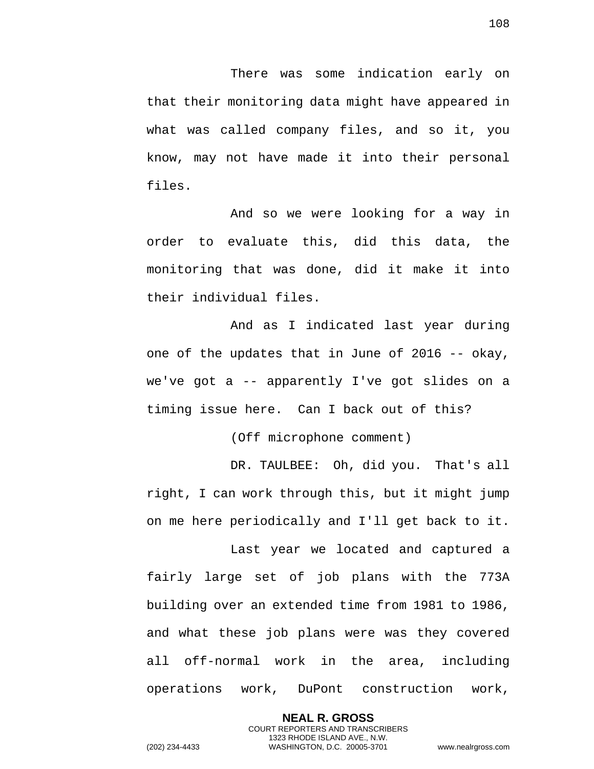There was some indication early on that their monitoring data might have appeared in what was called company files, and so it, you know, may not have made it into their personal files.

And so we were looking for a way in order to evaluate this, did this data, the monitoring that was done, did it make it into their individual files.

And as I indicated last year during one of the updates that in June of 2016 -- okay, we've got a -- apparently I've got slides on a timing issue here. Can I back out of this?

(Off microphone comment)

DR. TAULBEE: Oh, did you. That's all right, I can work through this, but it might jump on me here periodically and I'll get back to it.

Last year we located and captured a fairly large set of job plans with the 773A building over an extended time from 1981 to 1986, and what these job plans were was they covered all off-normal work in the area, including operations work, DuPont construction work,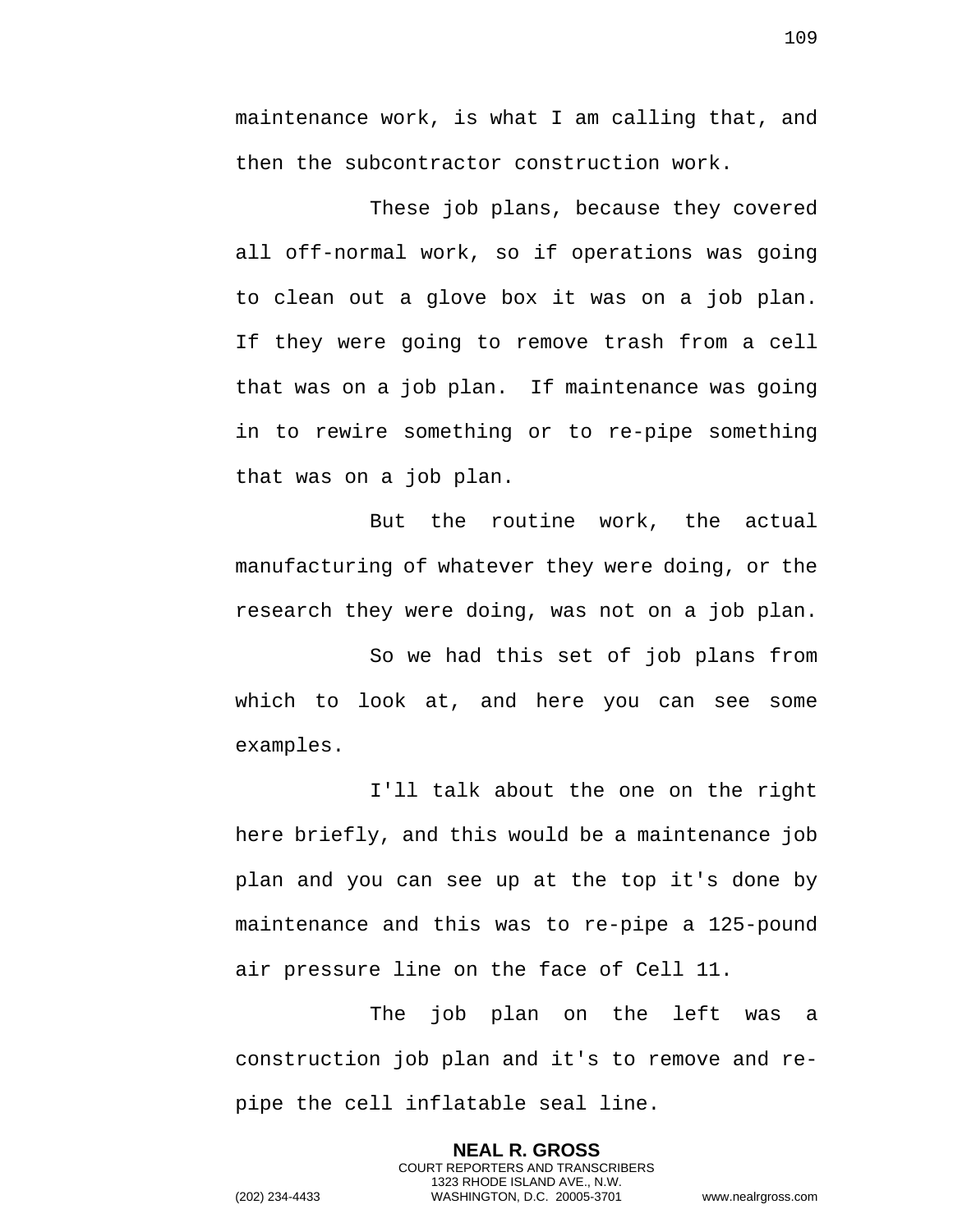maintenance work, is what I am calling that, and then the subcontractor construction work.

These job plans, because they covered all off-normal work, so if operations was going to clean out a glove box it was on a job plan. If they were going to remove trash from a cell that was on a job plan. If maintenance was going in to rewire something or to re-pipe something that was on a job plan.

But the routine work, the actual manufacturing of whatever they were doing, or the research they were doing, was not on a job plan.

So we had this set of job plans from which to look at, and here you can see some examples.

I'll talk about the one on the right here briefly, and this would be a maintenance job plan and you can see up at the top it's done by maintenance and this was to re-pipe a 125-pound air pressure line on the face of Cell 11.

The job plan on the left was a construction job plan and it's to remove and re-pipe the cell inflatable seal line.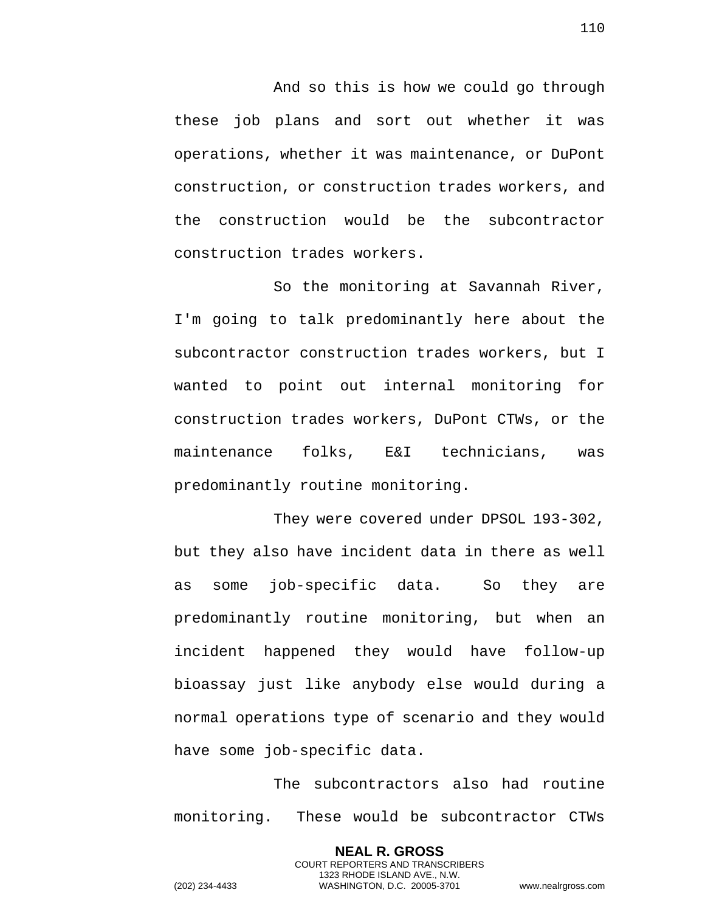And so this is how we could go through these job plans and sort out whether it was operations, whether it was maintenance, or DuPont construction, or construction trades workers, and the construction would be the subcontractor construction trades workers.

So the monitoring at Savannah River, I'm going to talk predominantly here about the subcontractor construction trades workers, but I wanted to point out internal monitoring for construction trades workers, DuPont CTWs, or the maintenance folks, E&I technicians, was predominantly routine monitoring.

They were covered under DPSOL 193-302, but they also have incident data in there as well as some job-specific data. So they are predominantly routine monitoring, but when an incident happened they would have follow-up bioassay just like anybody else would during a normal operations type of scenario and they would have some job-specific data.

The subcontractors also had routine monitoring. These would be subcontractor CTWs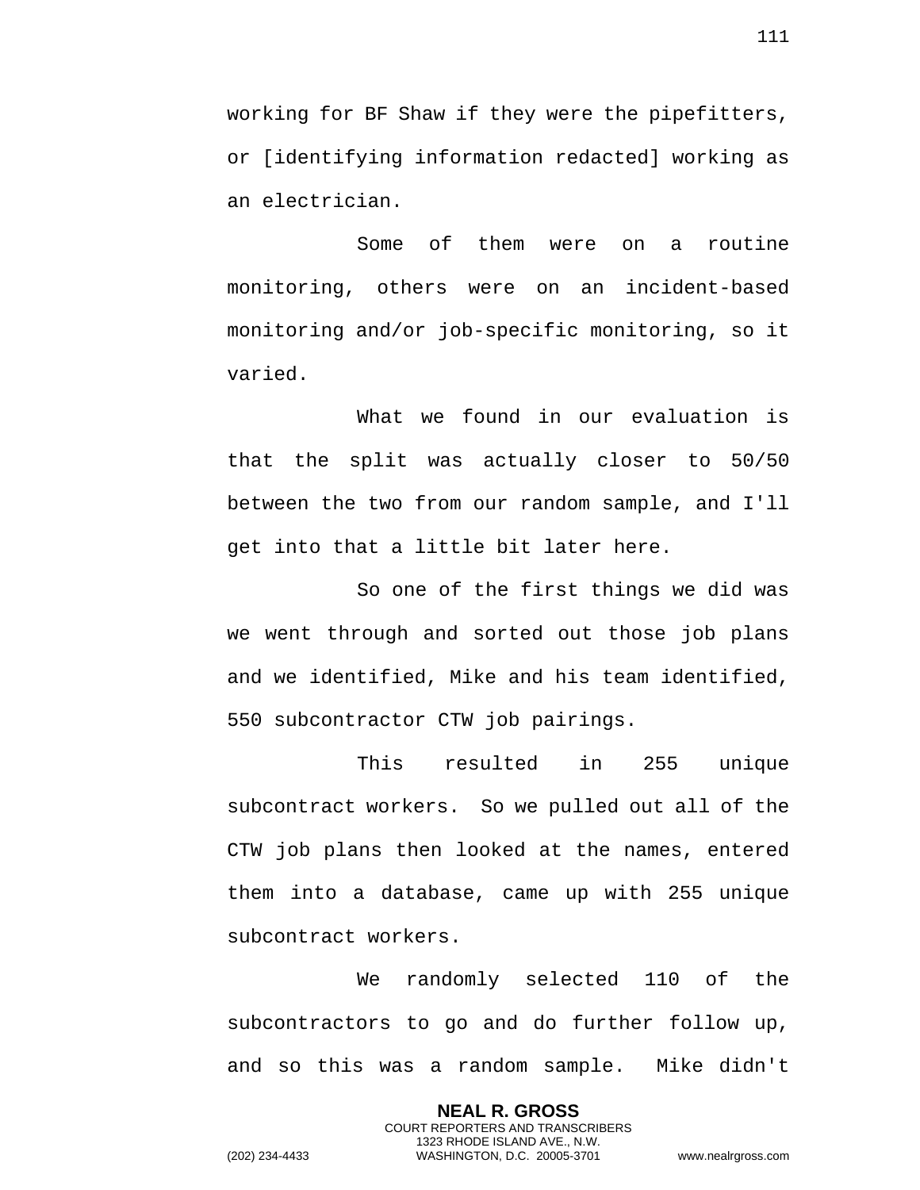working for BF Shaw if they were the pipefitters, or [identifying information redacted] working as an electrician.

Some of them were on a routine monitoring, others were on an incident-based monitoring and/or job-specific monitoring, so it varied.

What we found in our evaluation is that the split was actually closer to 50/50 between the two from our random sample, and I'll get into that a little bit later here.

So one of the first things we did was we went through and sorted out those job plans and we identified, Mike and his team identified, 550 subcontractor CTW job pairings.

This resulted in 255 unique subcontract workers. So we pulled out all of the CTW job plans then looked at the names, entered them into a database, came up with 255 unique subcontract workers.

We randomly selected 110 of the subcontractors to go and do further follow up, and so this was a random sample. Mike didn't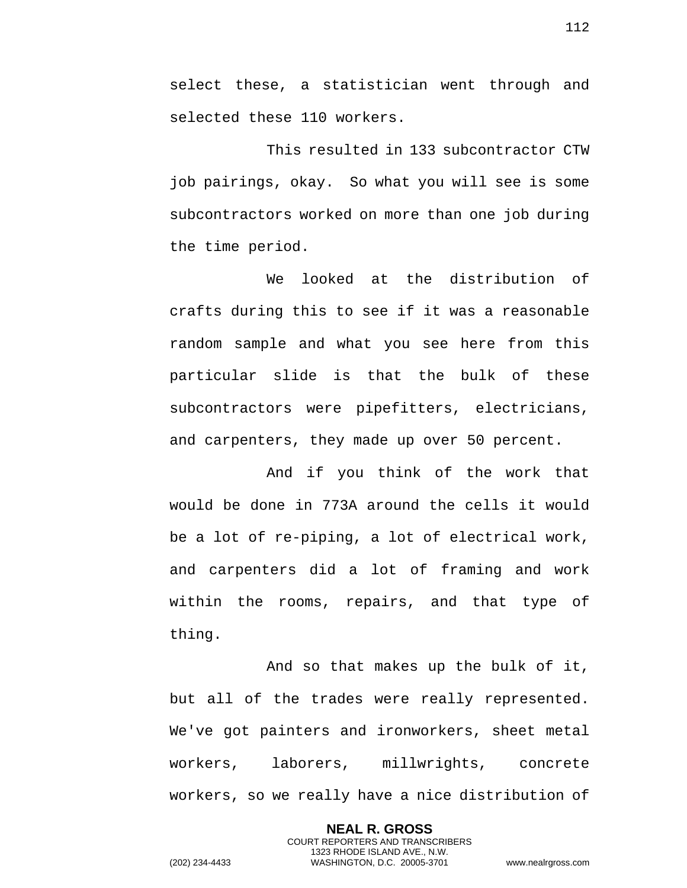select these, a statistician went through and selected these 110 workers.

This resulted in 133 subcontractor CTW job pairings, okay. So what you will see is some subcontractors worked on more than one job during the time period.

We looked at the distribution of crafts during this to see if it was a reasonable random sample and what you see here from this particular slide is that the bulk of these subcontractors were pipefitters, electricians, and carpenters, they made up over 50 percent.

And if you think of the work that would be done in 773A around the cells it would be a lot of re-piping, a lot of electrical work, and carpenters did a lot of framing and work within the rooms, repairs, and that type of thing.

And so that makes up the bulk of it, but all of the trades were really represented. We've got painters and ironworkers, sheet metal workers, laborers, millwrights, concrete workers, so we really have a nice distribution of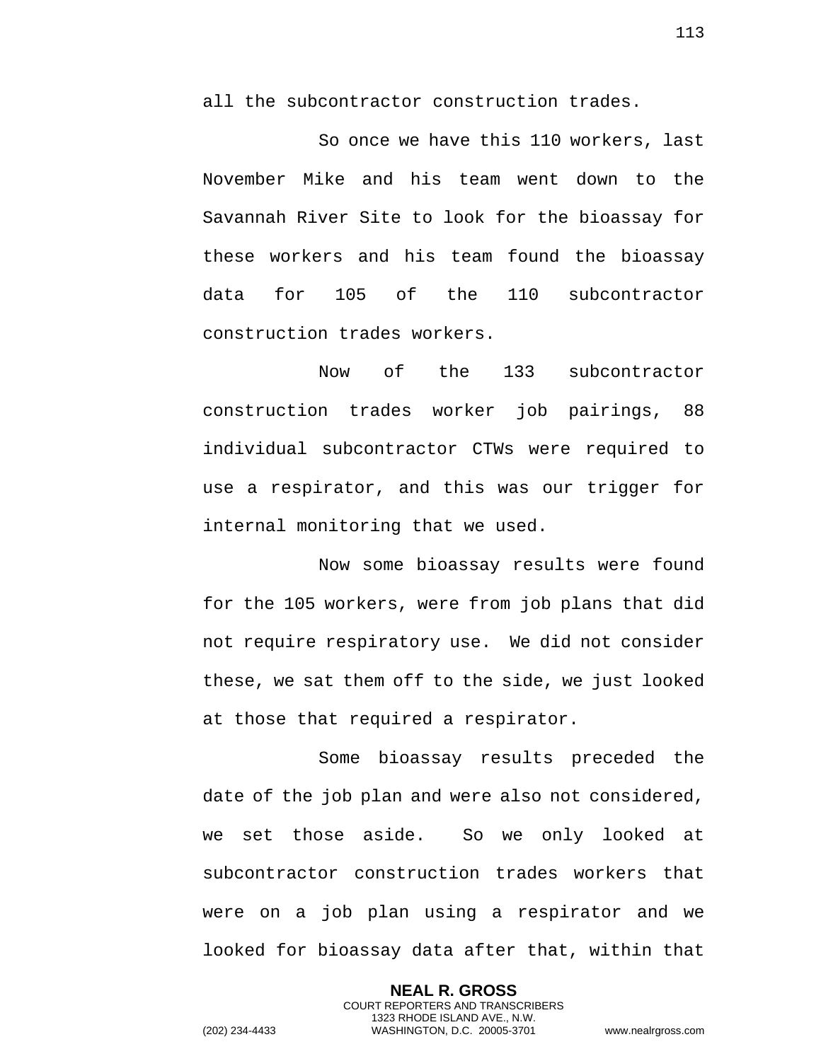all the subcontractor construction trades.

So once we have this 110 workers, last November Mike and his team went down to the Savannah River Site to look for the bioassay for these workers and his team found the bioassay data for 105 of the 110 subcontractor construction trades workers.

Now of the 133 subcontractor construction trades worker job pairings, 88 individual subcontractor CTWs were required to use a respirator, and this was our trigger for internal monitoring that we used.

Now some bioassay results were found for the 105 workers, were from job plans that did not require respiratory use. We did not consider these, we sat them off to the side, we just looked at those that required a respirator.

Some bioassay results preceded the date of the job plan and were also not considered, we set those aside. So we only looked at subcontractor construction trades workers that were on a job plan using a respirator and we looked for bioassay data after that, within that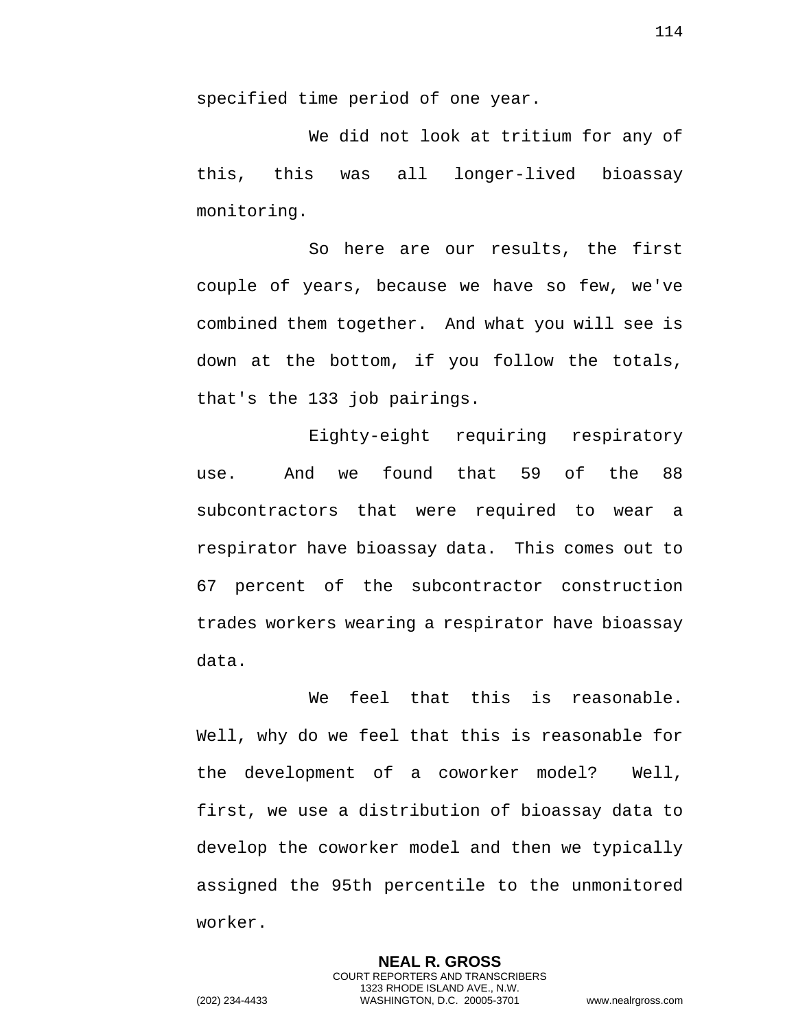specified time period of one year.

We did not look at tritium for any of this, this was all longer-lived bioassay monitoring.

So here are our results, the first couple of years, because we have so few, we've combined them together. And what you will see is down at the bottom, if you follow the totals, that's the 133 job pairings.

Eighty-eight requiring respiratory use. And we found that 59 of the 88 subcontractors that were required to wear a respirator have bioassay data. This comes out to 67 percent of the subcontractor construction trades workers wearing a respirator have bioassay data.

We feel that this is reasonable. Well, why do we feel that this is reasonable for the development of a coworker model? Well, first, we use a distribution of bioassay data to develop the coworker model and then we typically assigned the 95th percentile to the unmonitored worker.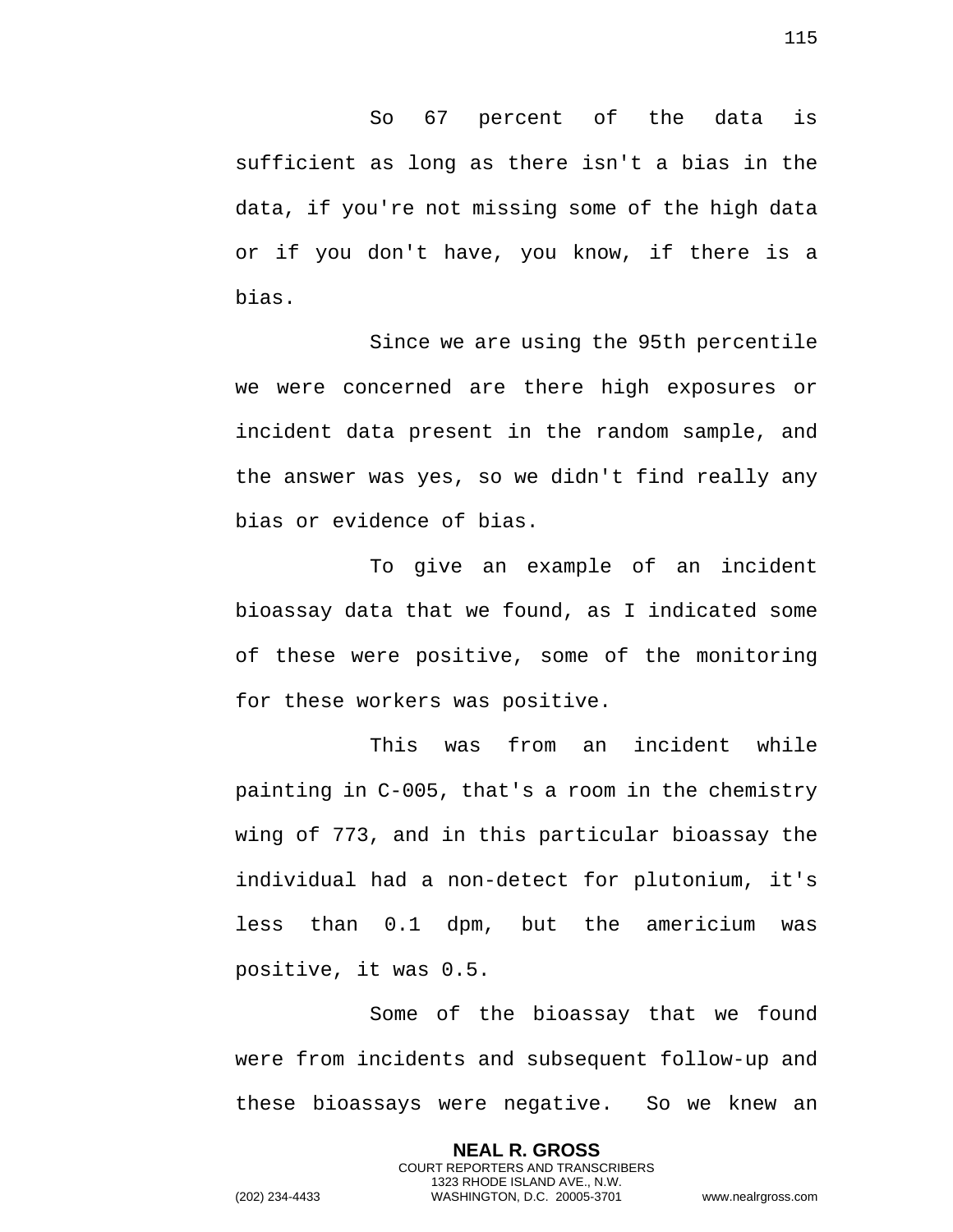So 67 percent of the data is sufficient as long as there isn't a bias in the data, if you're not missing some of the high data or if you don't have, you know, if there is a bias.

Since we are using the 95th percentile we were concerned are there high exposures or incident data present in the random sample, and the answer was yes, so we didn't find really any bias or evidence of bias.

To give an example of an incident bioassay data that we found, as I indicated some of these were positive, some of the monitoring for these workers was positive.

This was from an incident while painting in C-005, that's a room in the chemistry wing of 773, and in this particular bioassay the individual had a non-detect for plutonium, it's less than 0.1 dpm, but the americium was positive, it was 0.5.

Some of the bioassay that we found were from incidents and subsequent follow-up and these bioassays were negative. So we knew an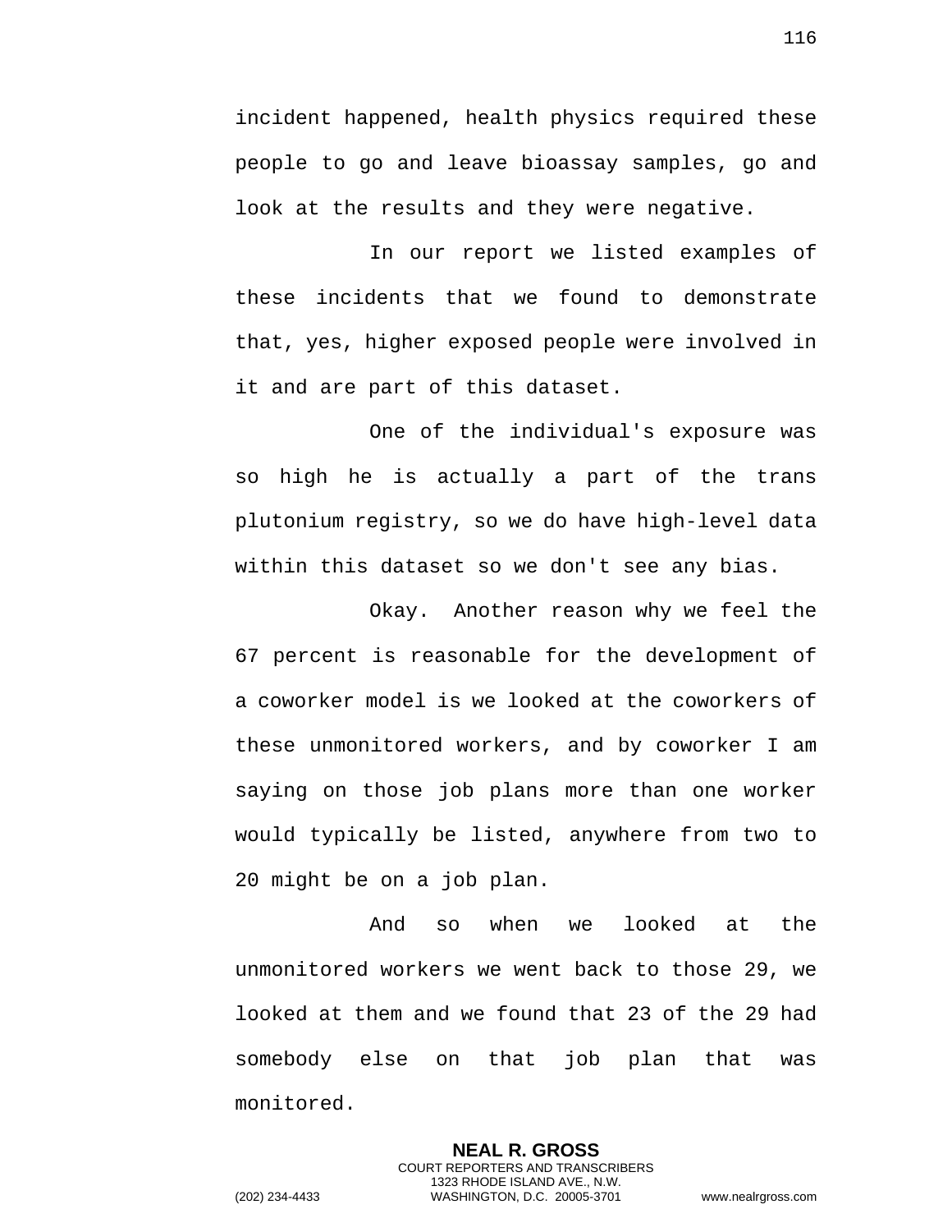incident happened, health physics required these people to go and leave bioassay samples, go and look at the results and they were negative.

In our report we listed examples of these incidents that we found to demonstrate that, yes, higher exposed people were involved in it and are part of this dataset.

One of the individual's exposure was so high he is actually a part of the trans plutonium registry, so we do have high-level data within this dataset so we don't see any bias.

Okay. Another reason why we feel the 67 percent is reasonable for the development of a coworker model is we looked at the coworkers of these unmonitored workers, and by coworker I am saying on those job plans more than one worker would typically be listed, anywhere from two to 20 might be on a job plan.

And so when we looked at the unmonitored workers we went back to those 29, we looked at them and we found that 23 of the 29 had somebody else on that job plan that was monitored.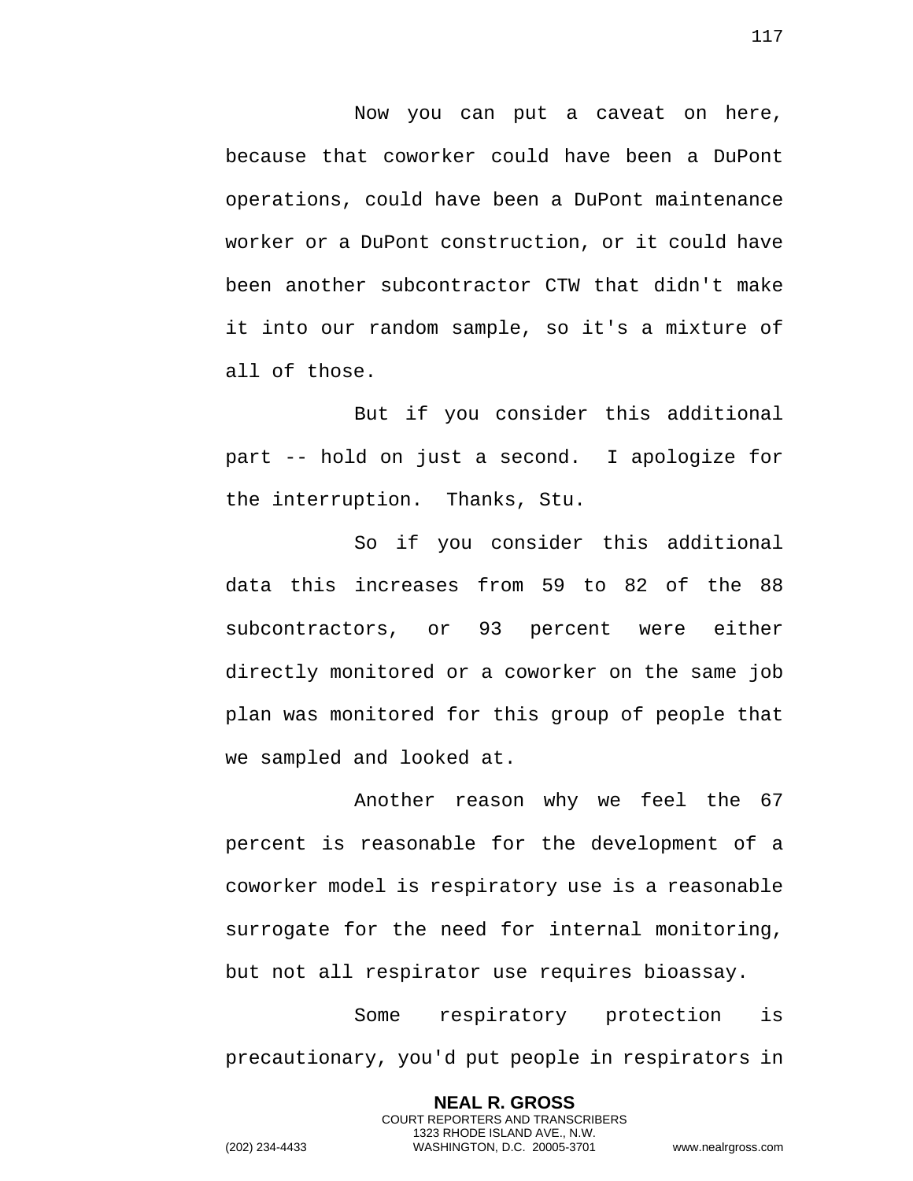Now you can put a caveat on here, because that coworker could have been a DuPont operations, could have been a DuPont maintenance worker or a DuPont construction, or it could have been another subcontractor CTW that didn't make it into our random sample, so it's a mixture of all of those.

But if you consider this additional part -- hold on just a second. I apologize for the interruption. Thanks, Stu.

So if you consider this additional data this increases from 59 to 82 of the 88 subcontractors, or 93 percent were either directly monitored or a coworker on the same job plan was monitored for this group of people that we sampled and looked at.

Another reason why we feel the 67 percent is reasonable for the development of a coworker model is respiratory use is a reasonable surrogate for the need for internal monitoring, but not all respirator use requires bioassay.

Some respiratory protection is precautionary, you'd put people in respirators in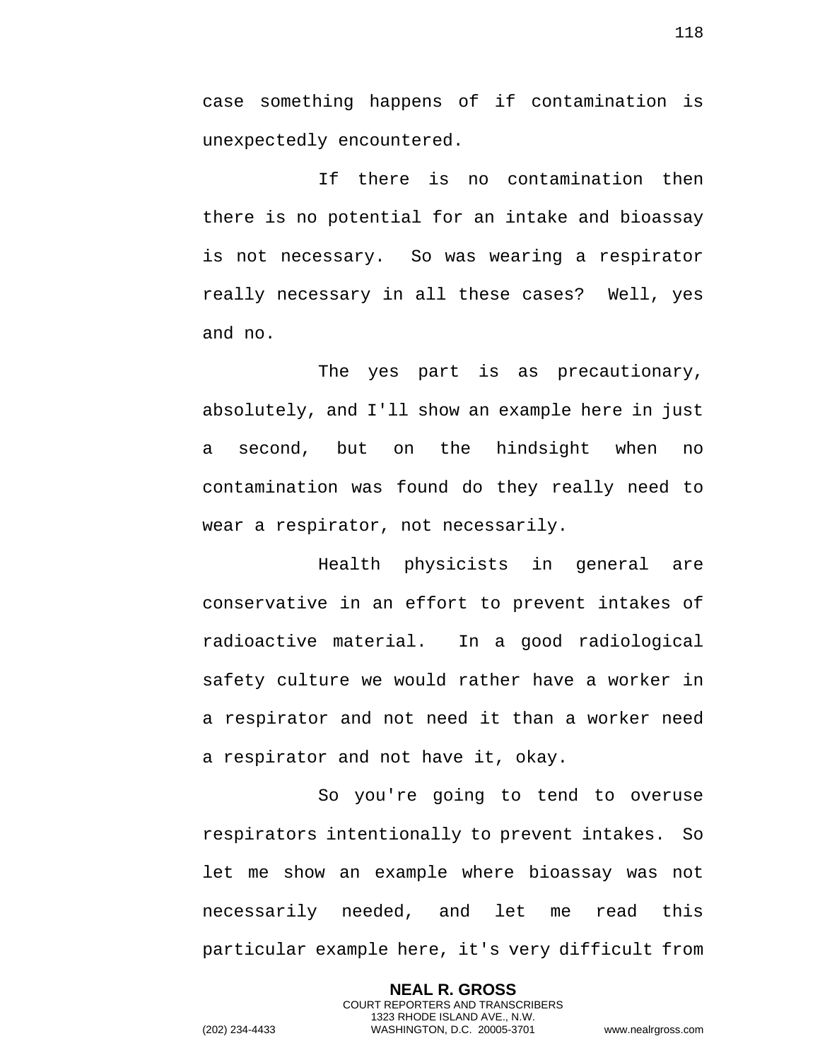case something happens of if contamination is unexpectedly encountered.

If there is no contamination then there is no potential for an intake and bioassay is not necessary. So was wearing a respirator really necessary in all these cases? Well, yes and no.

The yes part is as precautionary, absolutely, and I'll show an example here in just a second, but on the hindsight when no contamination was found do they really need to wear a respirator, not necessarily.

Health physicists in general are conservative in an effort to prevent intakes of radioactive material. In a good radiological safety culture we would rather have a worker in a respirator and not need it than a worker need a respirator and not have it, okay.

So you're going to tend to overuse respirators intentionally to prevent intakes. So let me show an example where bioassay was not necessarily needed, and let me read this particular example here, it's very difficult from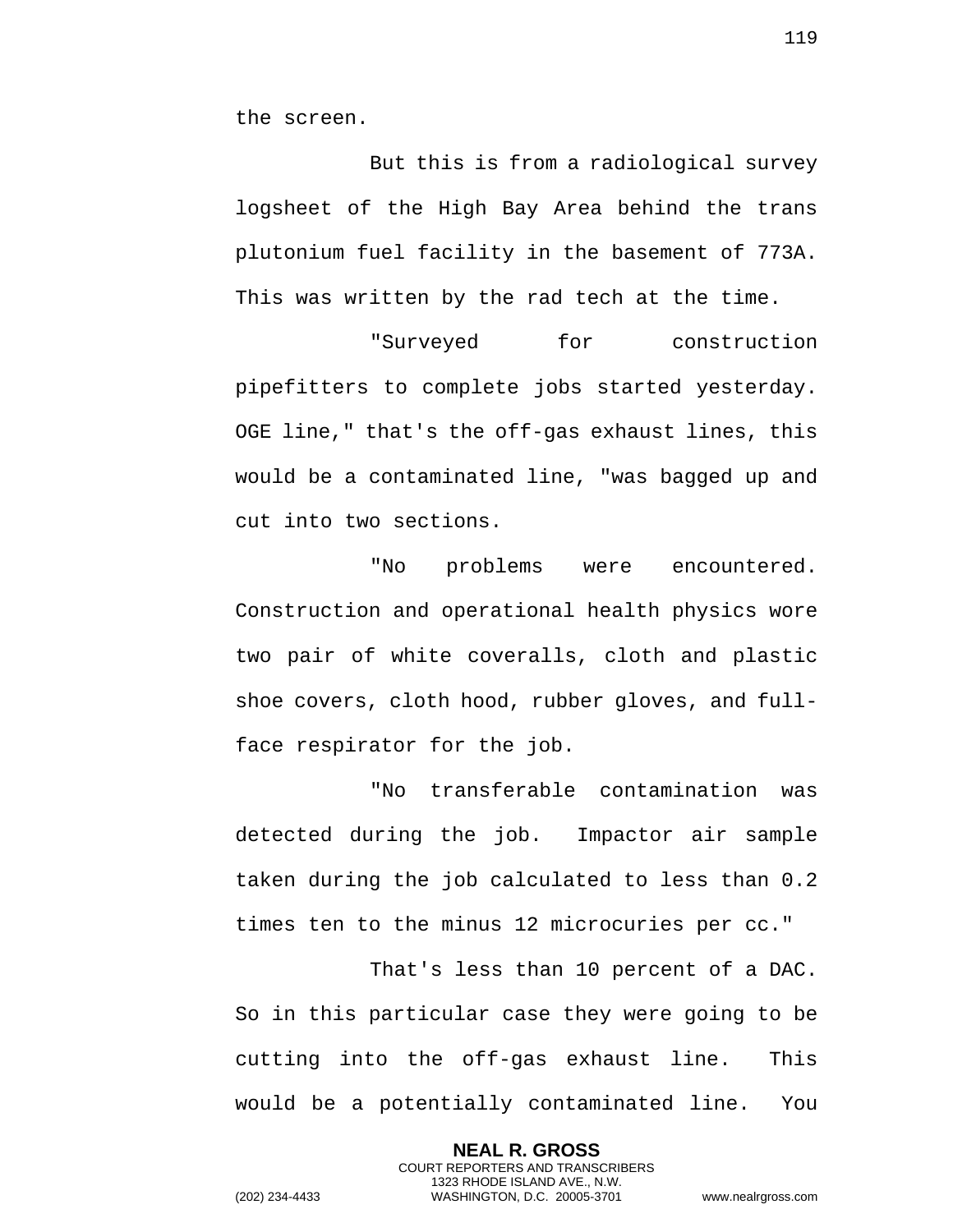the screen.

But this is from a radiological survey logsheet of the High Bay Area behind the trans plutonium fuel facility in the basement of 773A. This was written by the rad tech at the time.

"Surveyed for construction pipefitters to complete jobs started yesterday. OGE line," that's the off-gas exhaust lines, this would be a contaminated line, "was bagged up and cut into two sections.

"No problems were encountered. Construction and operational health physics wore two pair of white coveralls, cloth and plastic shoe covers, cloth hood, rubber gloves, and full-face respirator for the job.

"No transferable contamination was detected during the job. Impactor air sample taken during the job calculated to less than 0.2 times ten to the minus 12 microcuries per cc."

That's less than 10 percent of a DAC. So in this particular case they were going to be cutting into the off-gas exhaust line. This would be a potentially contaminated line. You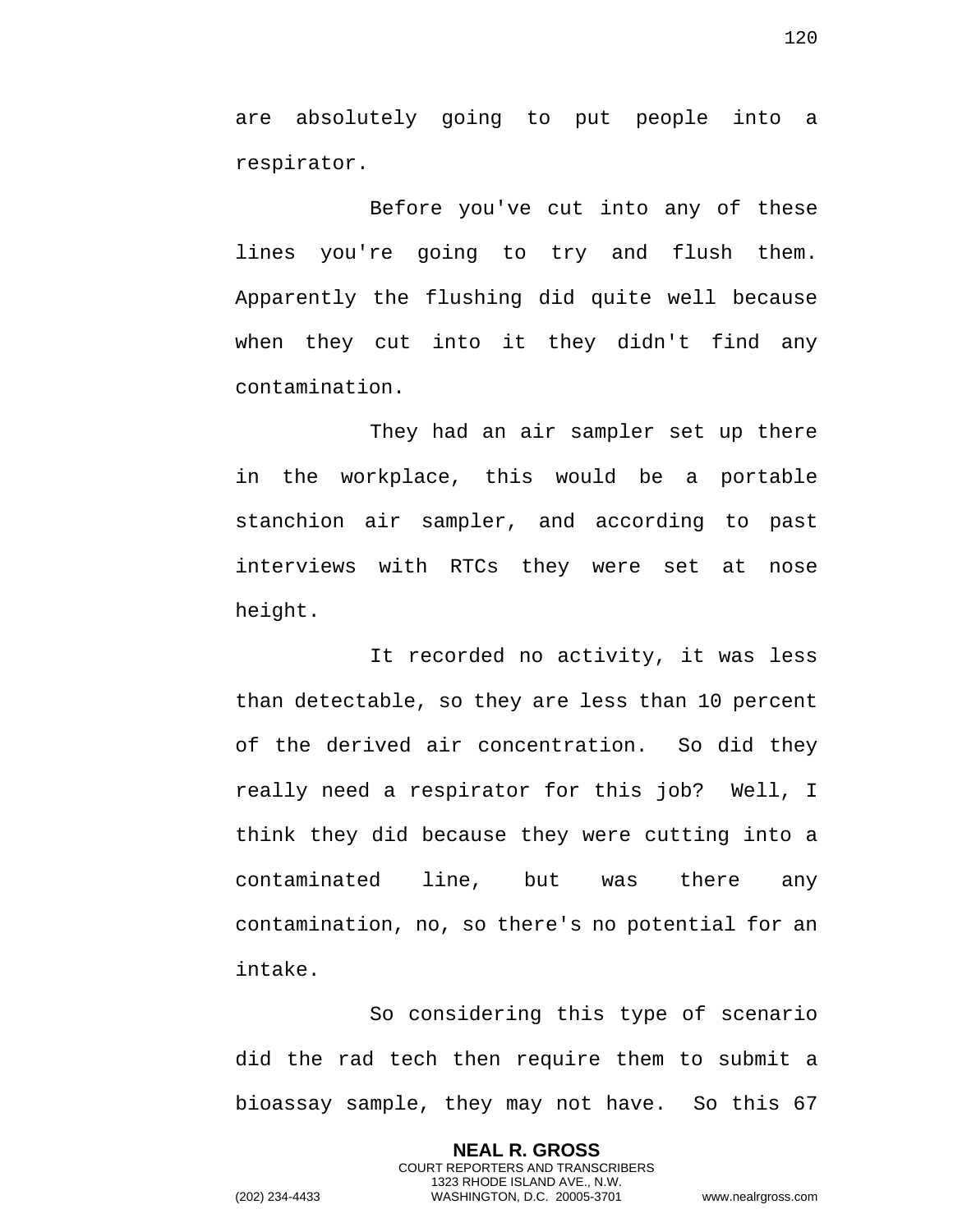are absolutely going to put people into a respirator.

Before you've cut into any of these lines you're going to try and flush them. Apparently the flushing did quite well because when they cut into it they didn't find any contamination.

They had an air sampler set up there in the workplace, this would be a portable stanchion air sampler, and according to past interviews with RTCs they were set at nose height.

It recorded no activity, it was less than detectable, so they are less than 10 percent of the derived air concentration. So did they really need a respirator for this job? Well, I think they did because they were cutting into a contaminated line, but was there any contamination, no, so there's no potential for an intake.

So considering this type of scenario did the rad tech then require them to submit a bioassay sample, they may not have. So this 67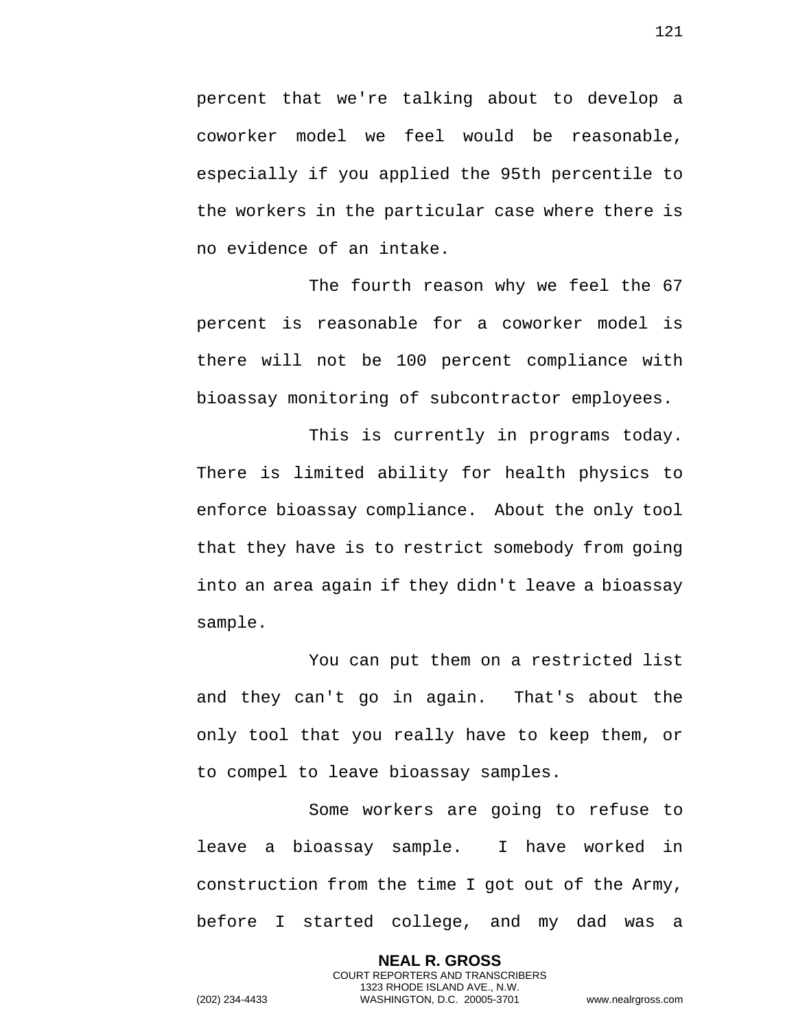percent that we're talking about to develop a coworker model we feel would be reasonable, especially if you applied the 95th percentile to the workers in the particular case where there is no evidence of an intake.

The fourth reason why we feel the 67 percent is reasonable for a coworker model is there will not be 100 percent compliance with bioassay monitoring of subcontractor employees.

This is currently in programs today. There is limited ability for health physics to enforce bioassay compliance. About the only tool that they have is to restrict somebody from going into an area again if they didn't leave a bioassay sample.

You can put them on a restricted list and they can't go in again. That's about the only tool that you really have to keep them, or to compel to leave bioassay samples.

Some workers are going to refuse to leave a bioassay sample. I have worked in construction from the time I got out of the Army, before I started college, and my dad was a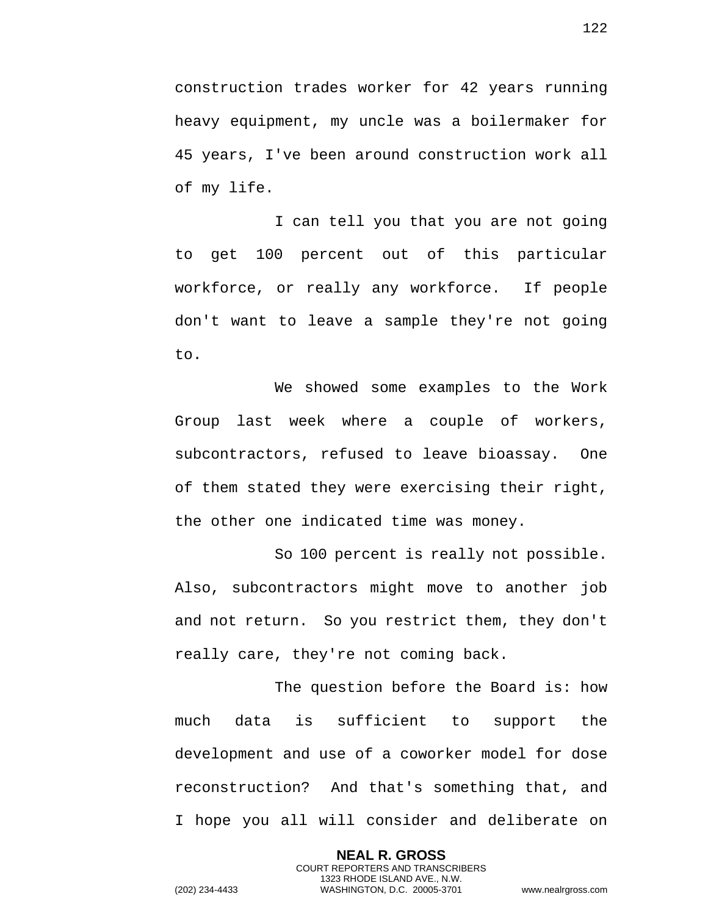construction trades worker for 42 years running heavy equipment, my uncle was a boilermaker for 45 years, I've been around construction work all of my life.

I can tell you that you are not going to get 100 percent out of this particular workforce, or really any workforce. If people don't want to leave a sample they're not going to.

We showed some examples to the Work Group last week where a couple of workers, subcontractors, refused to leave bioassay. One of them stated they were exercising their right, the other one indicated time was money.

So 100 percent is really not possible. Also, subcontractors might move to another job and not return. So you restrict them, they don't really care, they're not coming back.

The question before the Board is: how much data is sufficient to support the development and use of a coworker model for dose reconstruction? And that's something that, and I hope you all will consider and deliberate on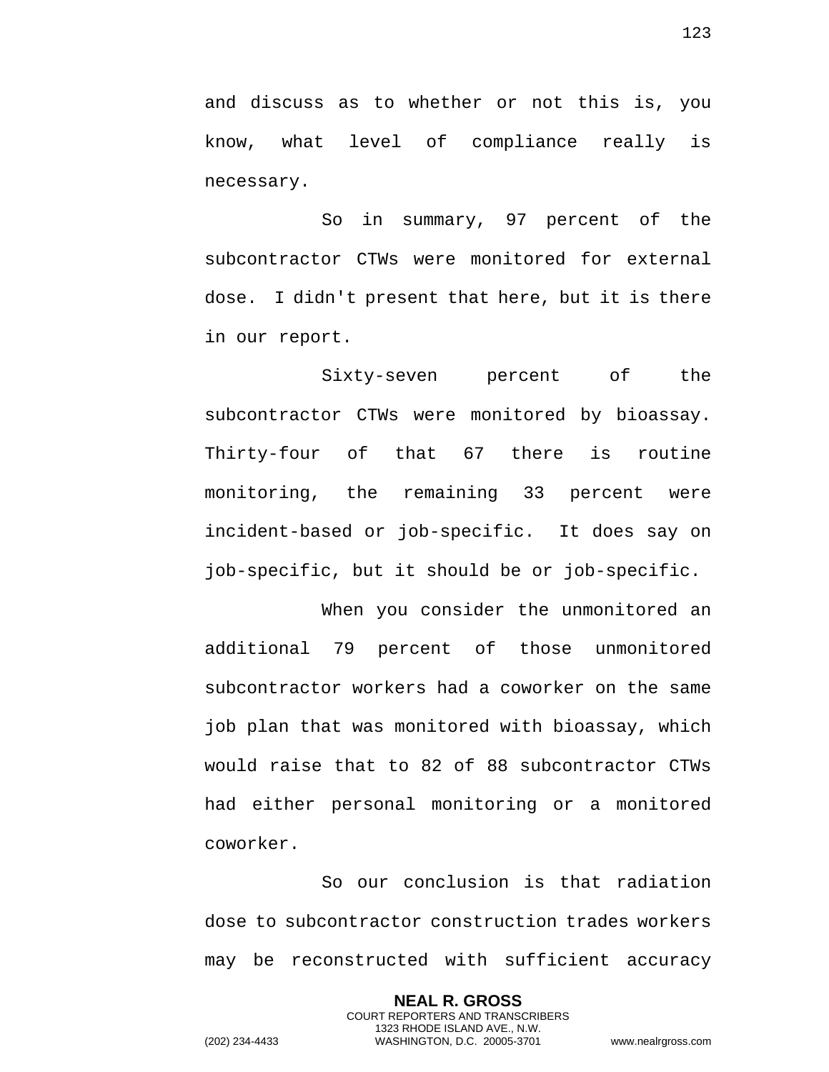and discuss as to whether or not this is, you know, what level of compliance really is necessary.

So in summary, 97 percent of the subcontractor CTWs were monitored for external dose. I didn't present that here, but it is there in our report.

Sixty-seven percent of the subcontractor CTWs were monitored by bioassay. Thirty-four of that 67 there is routine monitoring, the remaining 33 percent were incident-based or job-specific. It does say on job-specific, but it should be or job-specific.

When you consider the unmonitored an additional 79 percent of those unmonitored subcontractor workers had a coworker on the same job plan that was monitored with bioassay, which would raise that to 82 of 88 subcontractor CTWs had either personal monitoring or a monitored coworker.

So our conclusion is that radiation dose to subcontractor construction trades workers may be reconstructed with sufficient accuracy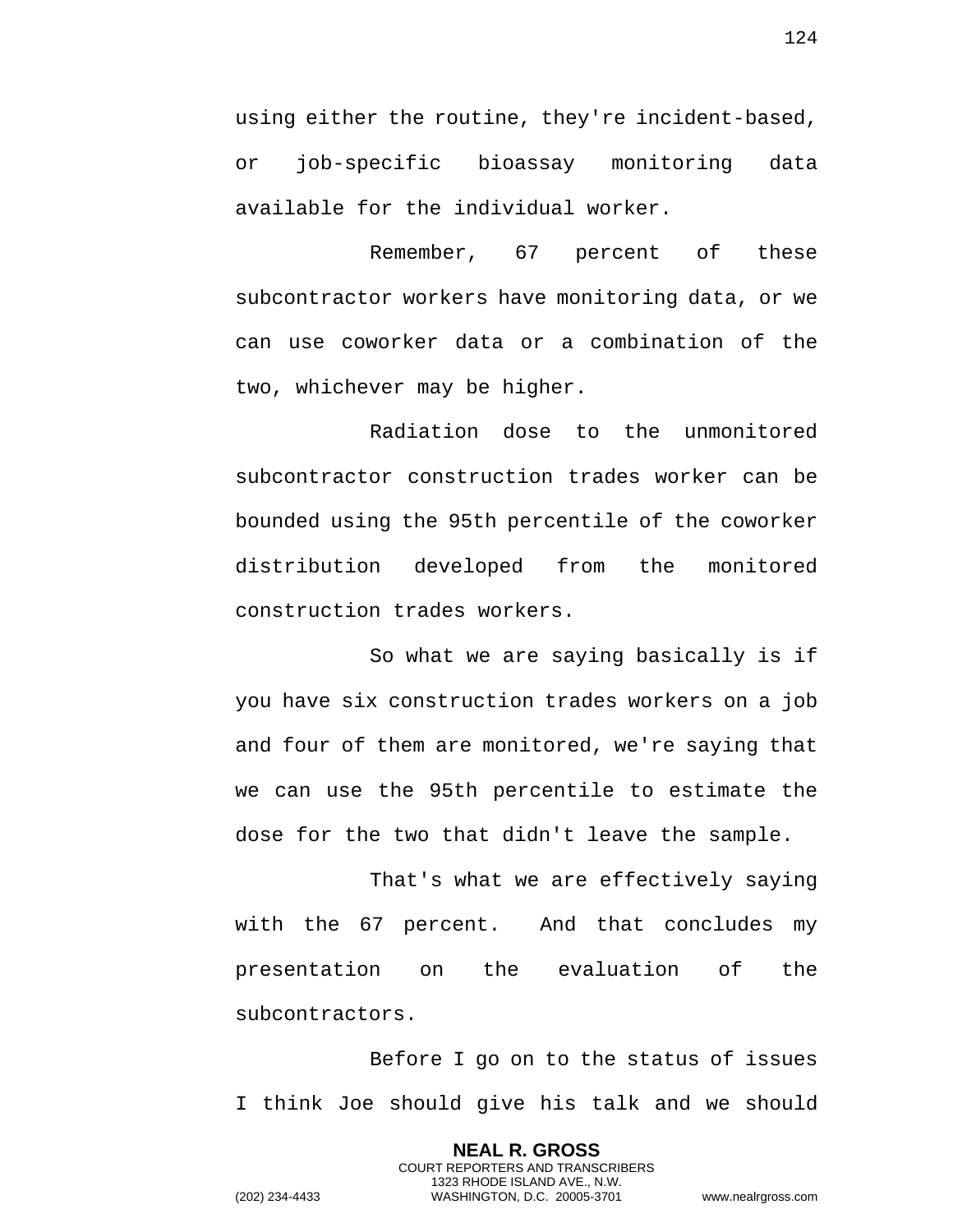using either the routine, they're incident-based, or job-specific bioassay monitoring data available for the individual worker.

Remember, 67 percent of these subcontractor workers have monitoring data, or we can use coworker data or a combination of the two, whichever may be higher.

Radiation dose to the unmonitored subcontractor construction trades worker can be bounded using the 95th percentile of the coworker distribution developed from the monitored construction trades workers.

So what we are saying basically is if you have six construction trades workers on a job and four of them are monitored, we're saying that we can use the 95th percentile to estimate the dose for the two that didn't leave the sample.

That's what we are effectively saying with the 67 percent. And that concludes my presentation on the evaluation of the subcontractors.

Before I go on to the status of issues I think Joe should give his talk and we should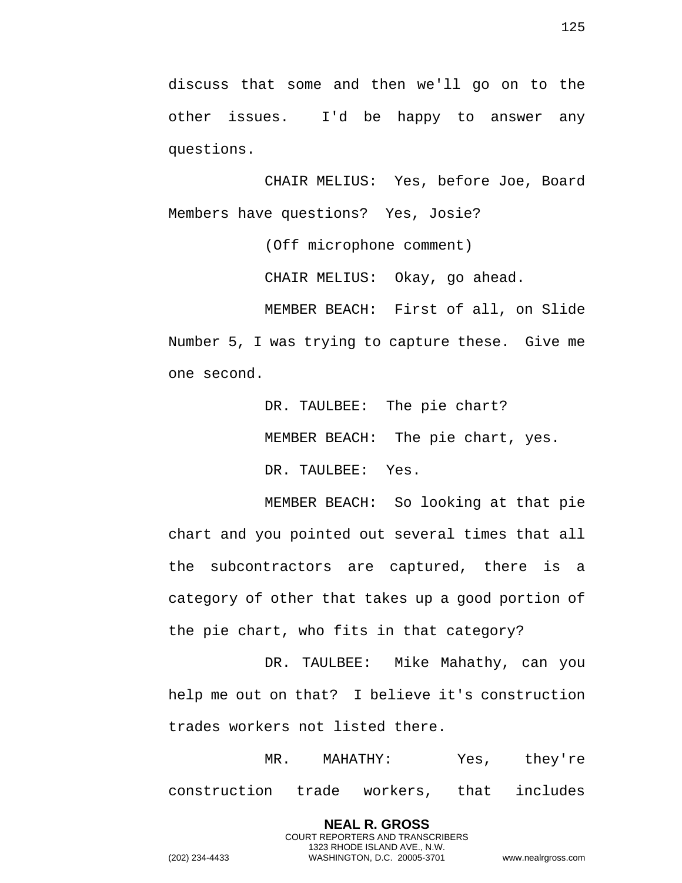discuss that some and then we'll go on to the other issues. I'd be happy to answer any questions.

CHAIR MELIUS: Yes, before Joe, Board Members have questions? Yes, Josie?

(Off microphone comment)

CHAIR MELIUS: Okay, go ahead.

MEMBER BEACH: First of all, on Slide Number 5, I was trying to capture these. Give me one second.

DR. TAULBEE: The pie chart?

MEMBER BEACH: The pie chart, yes.

DR. TAULBEE: Yes.

MEMBER BEACH: So looking at that pie chart and you pointed out several times that all the subcontractors are captured, there is a category of other that takes up a good portion of the pie chart, who fits in that category?

DR. TAULBEE: Mike Mahathy, can you help me out on that? I believe it's construction trades workers not listed there.

MR. MAHATHY: Yes, they're construction trade workers, that includes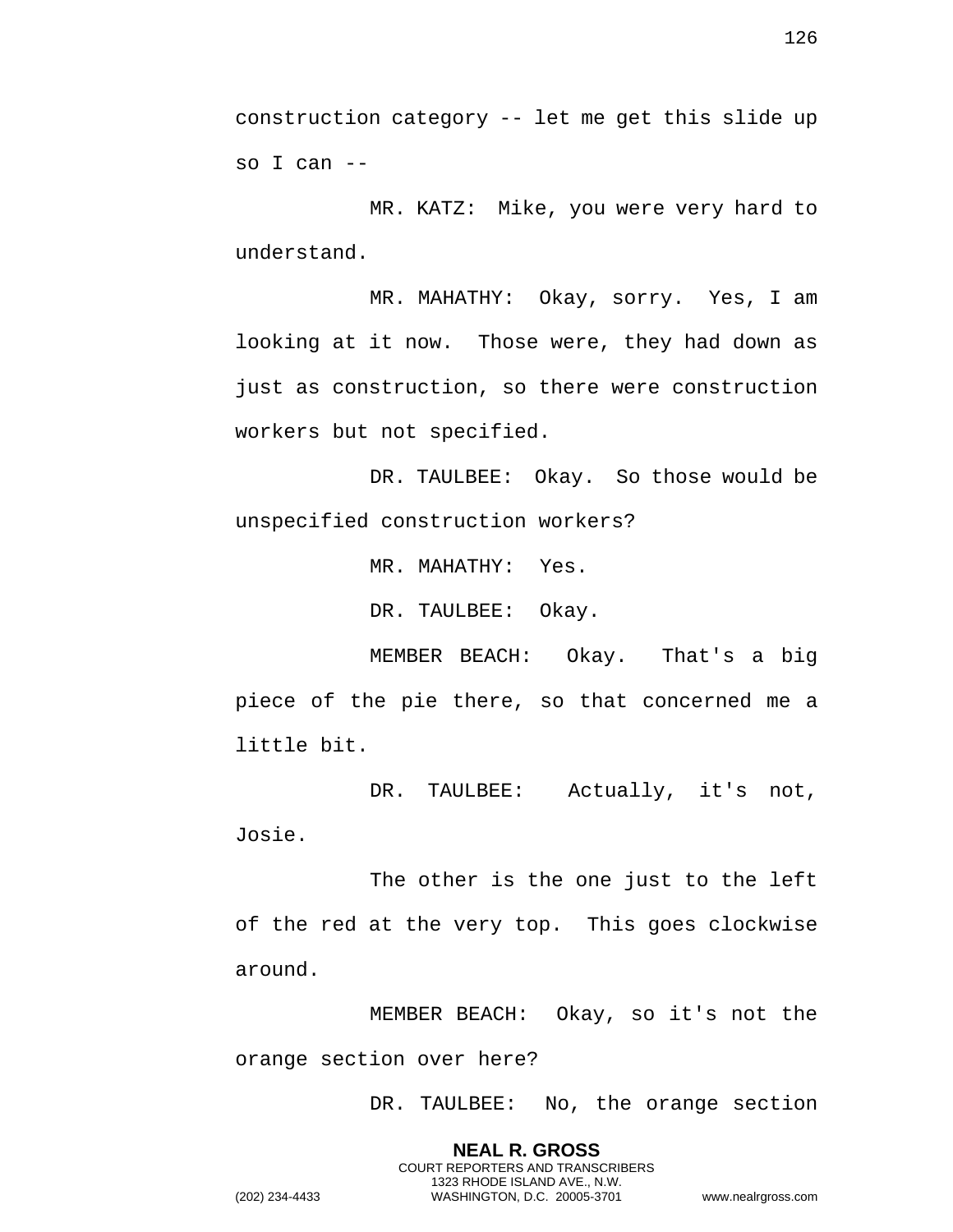construction category -- let me get this slide up so I can --

MR. KATZ: Mike, you were very hard to understand.

MR. MAHATHY: Okay, sorry. Yes, I am looking at it now. Those were, they had down as just as construction, so there were construction workers but not specified.

DR. TAULBEE: Okay. So those would be unspecified construction workers?

MR. MAHATHY: Yes.

DR. TAULBEE: Okay.

MEMBER BEACH: Okay. That's a big piece of the pie there, so that concerned me a little bit.

DR. TAULBEE: Actually, it's not, Josie.

The other is the one just to the left of the red at the very top. This goes clockwise around.

MEMBER BEACH: Okay, so it's not the orange section over here?

DR. TAULBEE: No, the orange section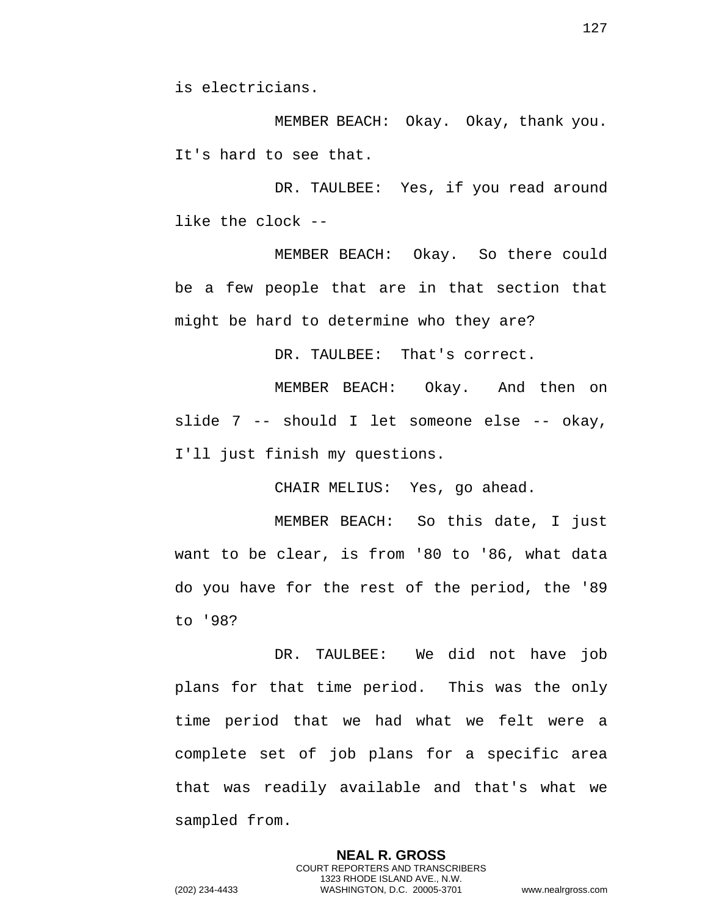is electricians.

MEMBER BEACH: Okay. Okay, thank you. It's hard to see that.

DR. TAULBEE: Yes, if you read around like the clock --

MEMBER BEACH: Okay. So there could be a few people that are in that section that might be hard to determine who they are?

DR. TAULBEE: That's correct.

MEMBER BEACH: Okay. And then on slide 7 -- should I let someone else -- okay, I'll just finish my questions.

CHAIR MELIUS: Yes, go ahead.

MEMBER BEACH: So this date, I just want to be clear, is from '80 to '86, what data do you have for the rest of the period, the '89 to '98?

DR. TAULBEE: We did not have job plans for that time period. This was the only time period that we had what we felt were a complete set of job plans for a specific area that was readily available and that's what we sampled from.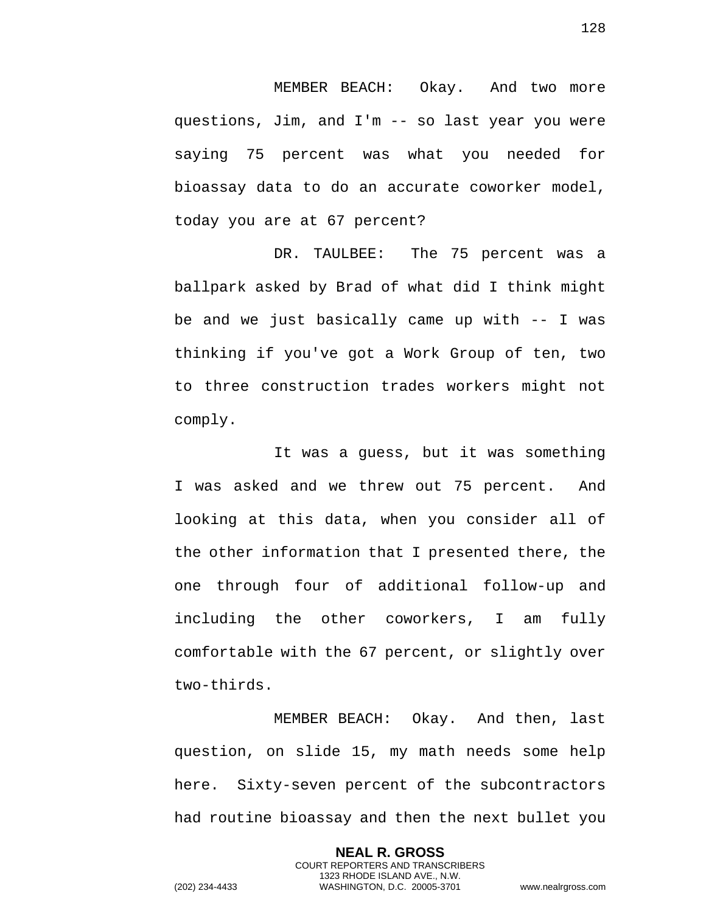MEMBER BEACH: Okay. And two more questions, Jim, and I'm -- so last year you were saying 75 percent was what you needed for bioassay data to do an accurate coworker model, today you are at 67 percent?

DR. TAULBEE: The 75 percent was a ballpark asked by Brad of what did I think might be and we just basically came up with -- I was thinking if you've got a Work Group of ten, two to three construction trades workers might not comply.

It was a guess, but it was something I was asked and we threw out 75 percent. And looking at this data, when you consider all of the other information that I presented there, the one through four of additional follow-up and including the other coworkers, I am fully comfortable with the 67 percent, or slightly over two-thirds.

MEMBER BEACH: Okay. And then, last question, on slide 15, my math needs some help here. Sixty-seven percent of the subcontractors had routine bioassay and then the next bullet you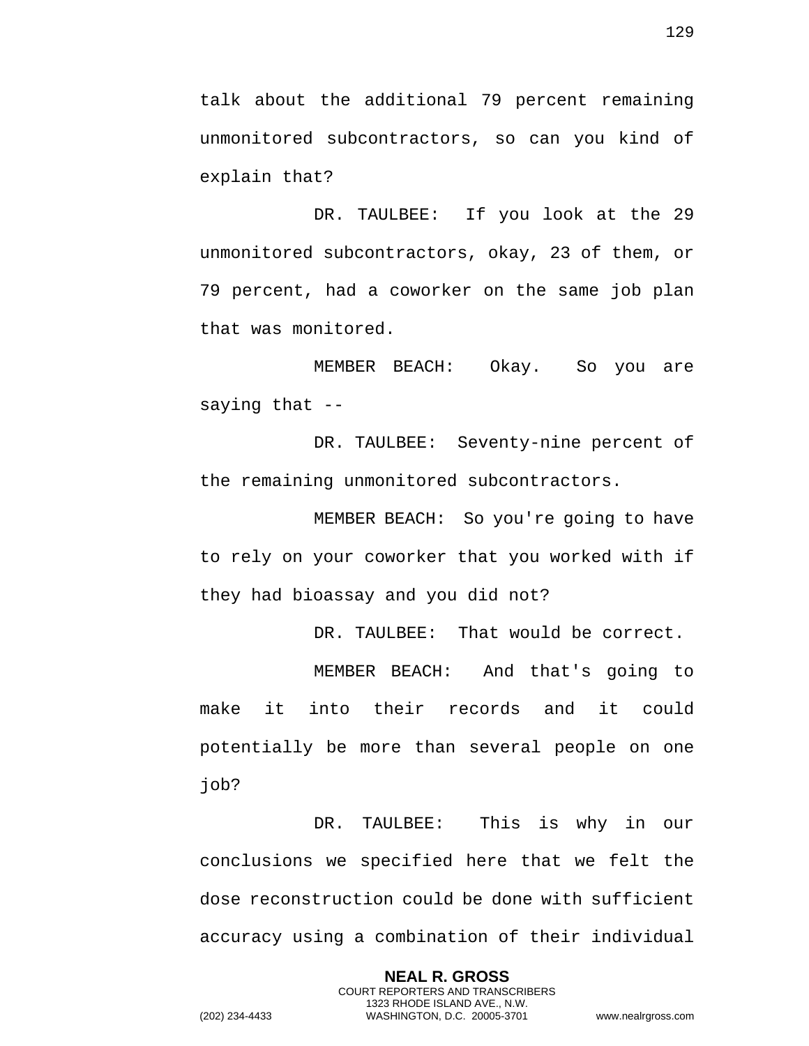talk about the additional 79 percent remaining unmonitored subcontractors, so can you kind of explain that?

DR. TAULBEE: If you look at the 29 unmonitored subcontractors, okay, 23 of them, or 79 percent, had a coworker on the same job plan that was monitored.

MEMBER BEACH: Okay. So you are saying that --

DR. TAULBEE: Seventy-nine percent of the remaining unmonitored subcontractors.

MEMBER BEACH: So you're going to have to rely on your coworker that you worked with if they had bioassay and you did not?

DR. TAULBEE: That would be correct.

MEMBER BEACH: And that's going to make it into their records and it could potentially be more than several people on one job?

DR. TAULBEE: This is why in our conclusions we specified here that we felt the dose reconstruction could be done with sufficient accuracy using a combination of their individual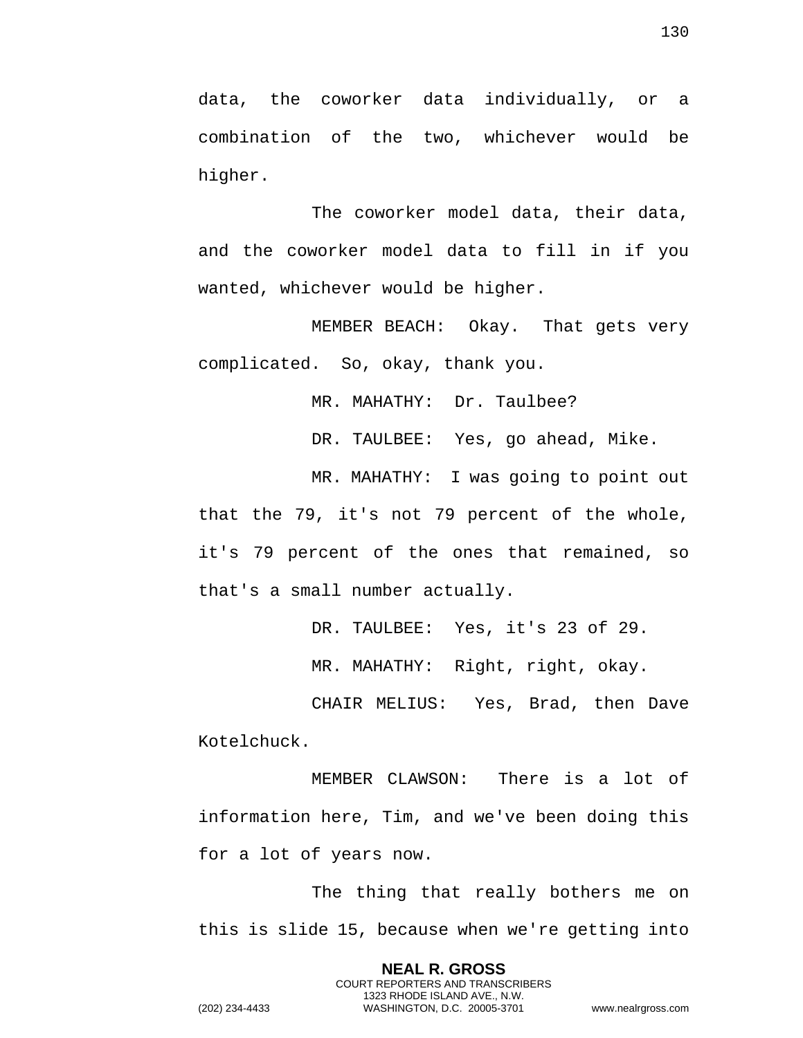data, the coworker data individually, or a combination of the two, whichever would be higher.

The coworker model data, their data, and the coworker model data to fill in if you wanted, whichever would be higher.

MEMBER BEACH: Okay. That gets very complicated. So, okay, thank you.

MR. MAHATHY: Dr. Taulbee?

DR. TAULBEE: Yes, go ahead, Mike.

MR. MAHATHY: I was going to point out that the 79, it's not 79 percent of the whole, it's 79 percent of the ones that remained, so that's a small number actually.

DR. TAULBEE: Yes, it's 23 of 29.

MR. MAHATHY: Right, right, okay.

CHAIR MELIUS: Yes, Brad, then Dave Kotelchuck.

MEMBER CLAWSON: There is a lot of information here, Tim, and we've been doing this for a lot of years now.

The thing that really bothers me on this is slide 15, because when we're getting into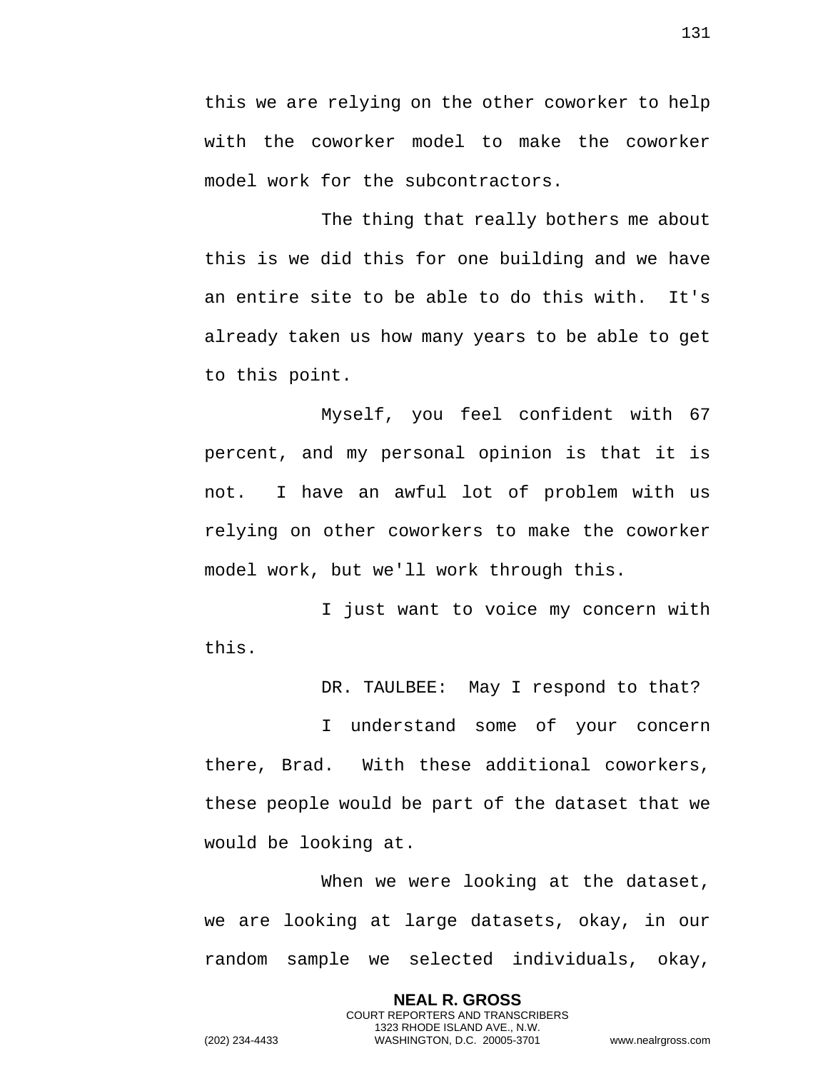this we are relying on the other coworker to help with the coworker model to make the coworker model work for the subcontractors.

The thing that really bothers me about this is we did this for one building and we have an entire site to be able to do this with. It's already taken us how many years to be able to get to this point.

Myself, you feel confident with 67 percent, and my personal opinion is that it is not. I have an awful lot of problem with us relying on other coworkers to make the coworker model work, but we'll work through this.

I just want to voice my concern with this.

DR. TAULBEE: May I respond to that?

I understand some of your concern there, Brad. With these additional coworkers, these people would be part of the dataset that we would be looking at.

When we were looking at the dataset, we are looking at large datasets, okay, in our random sample we selected individuals, okay,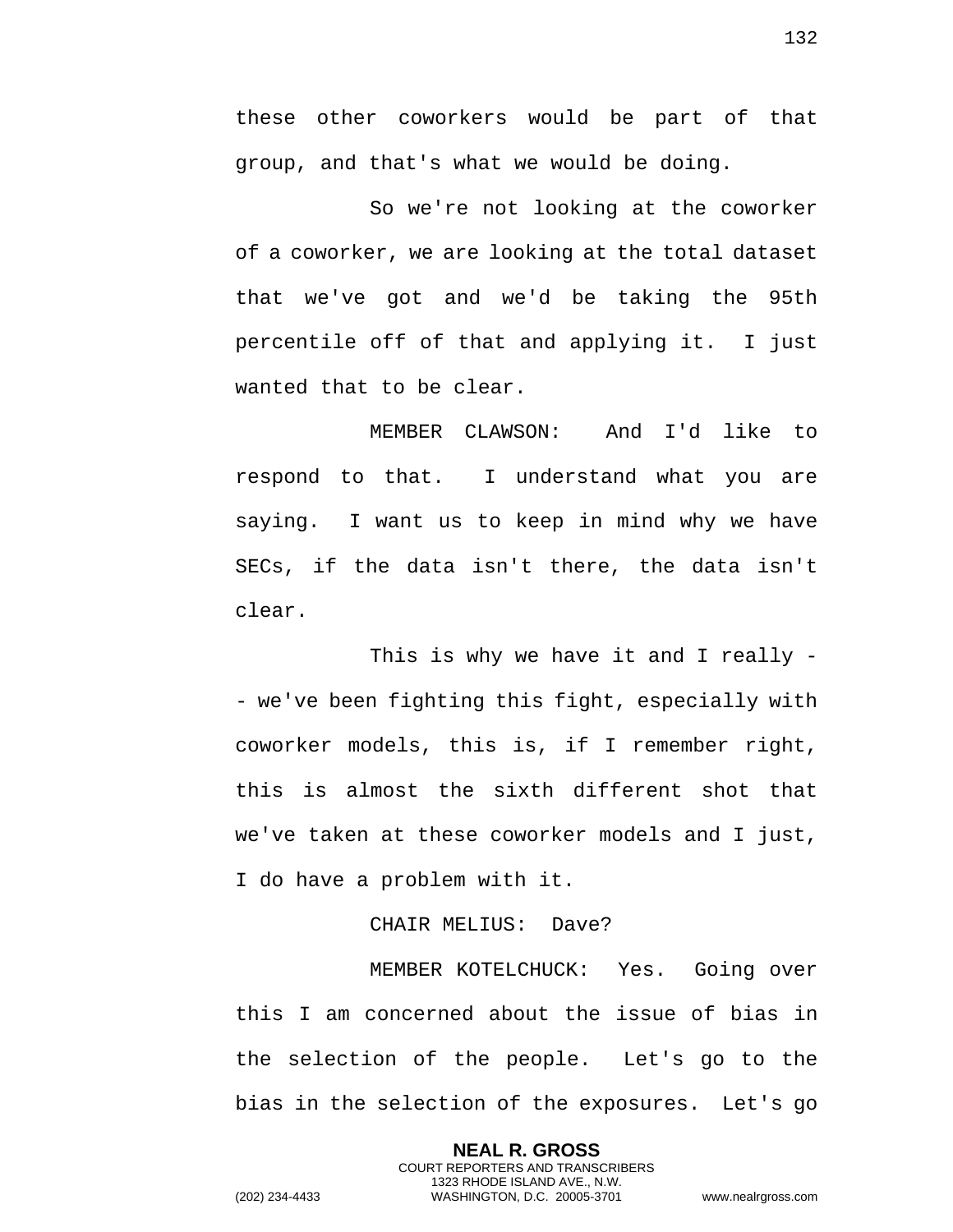these other coworkers would be part of that group, and that's what we would be doing.

So we're not looking at the coworker of a coworker, we are looking at the total dataset that we've got and we'd be taking the 95th percentile off of that and applying it. I just wanted that to be clear.

MEMBER CLAWSON: And I'd like to respond to that. I understand what you are saying. I want us to keep in mind why we have SECs, if the data isn't there, the data isn't clear.

This is why we have it and I really -- we've been fighting this fight, especially with coworker models, this is, if I remember right, this is almost the sixth different shot that we've taken at these coworker models and I just, I do have a problem with it.

CHAIR MELIUS: Dave?

MEMBER KOTELCHUCK: Yes. Going over this I am concerned about the issue of bias in the selection of the people. Let's go to the bias in the selection of the exposures. Let's go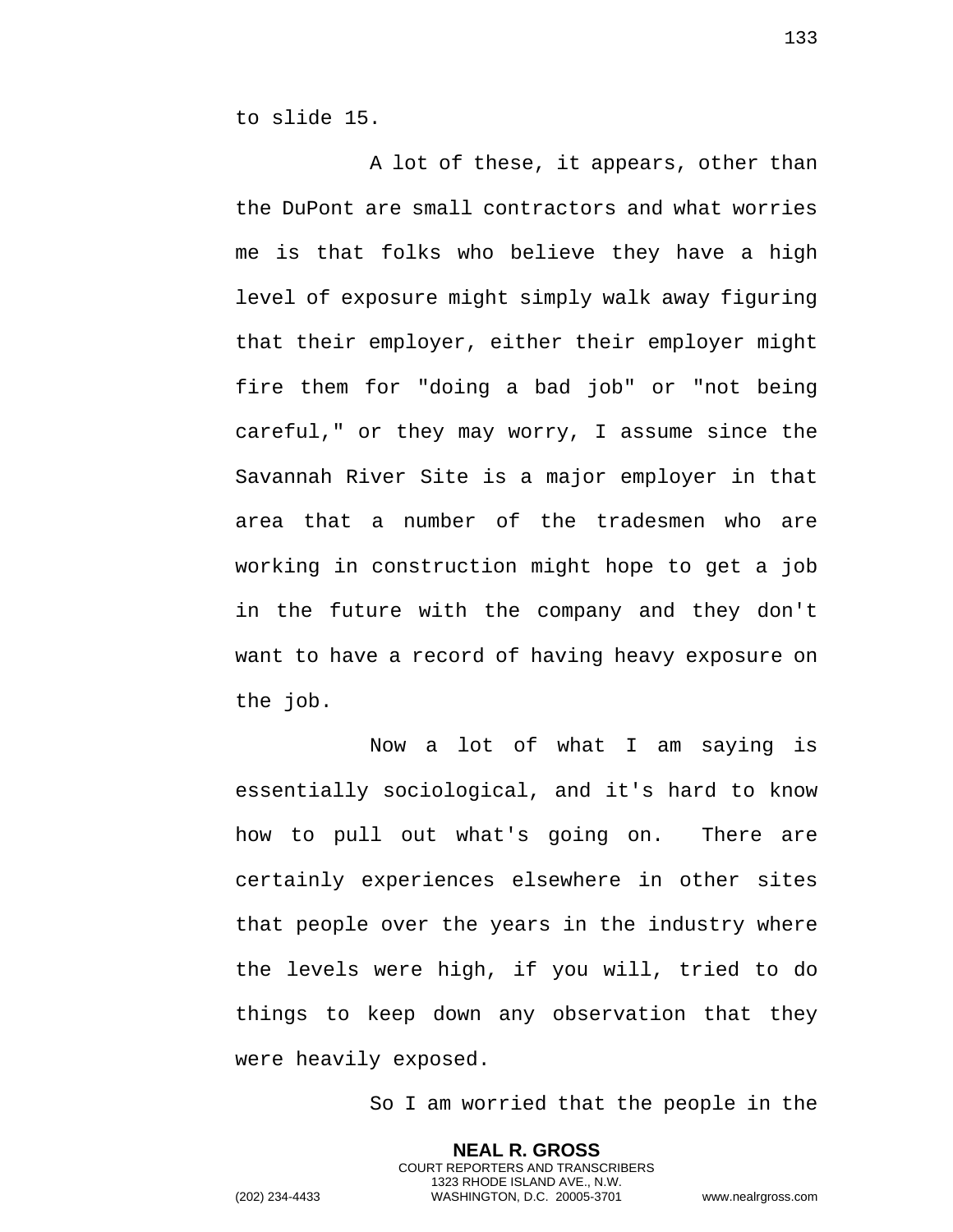to slide 15.

A lot of these, it appears, other than the DuPont are small contractors and what worries me is that folks who believe they have a high level of exposure might simply walk away figuring that their employer, either their employer might fire them for "doing a bad job" or "not being careful," or they may worry, I assume since the Savannah River Site is a major employer in that area that a number of the tradesmen who are working in construction might hope to get a job in the future with the company and they don't want to have a record of having heavy exposure on the job.

Now a lot of what I am saying is essentially sociological, and it's hard to know how to pull out what's going on. There are certainly experiences elsewhere in other sites that people over the years in the industry where the levels were high, if you will, tried to do things to keep down any observation that they were heavily exposed.

So I am worried that the people in the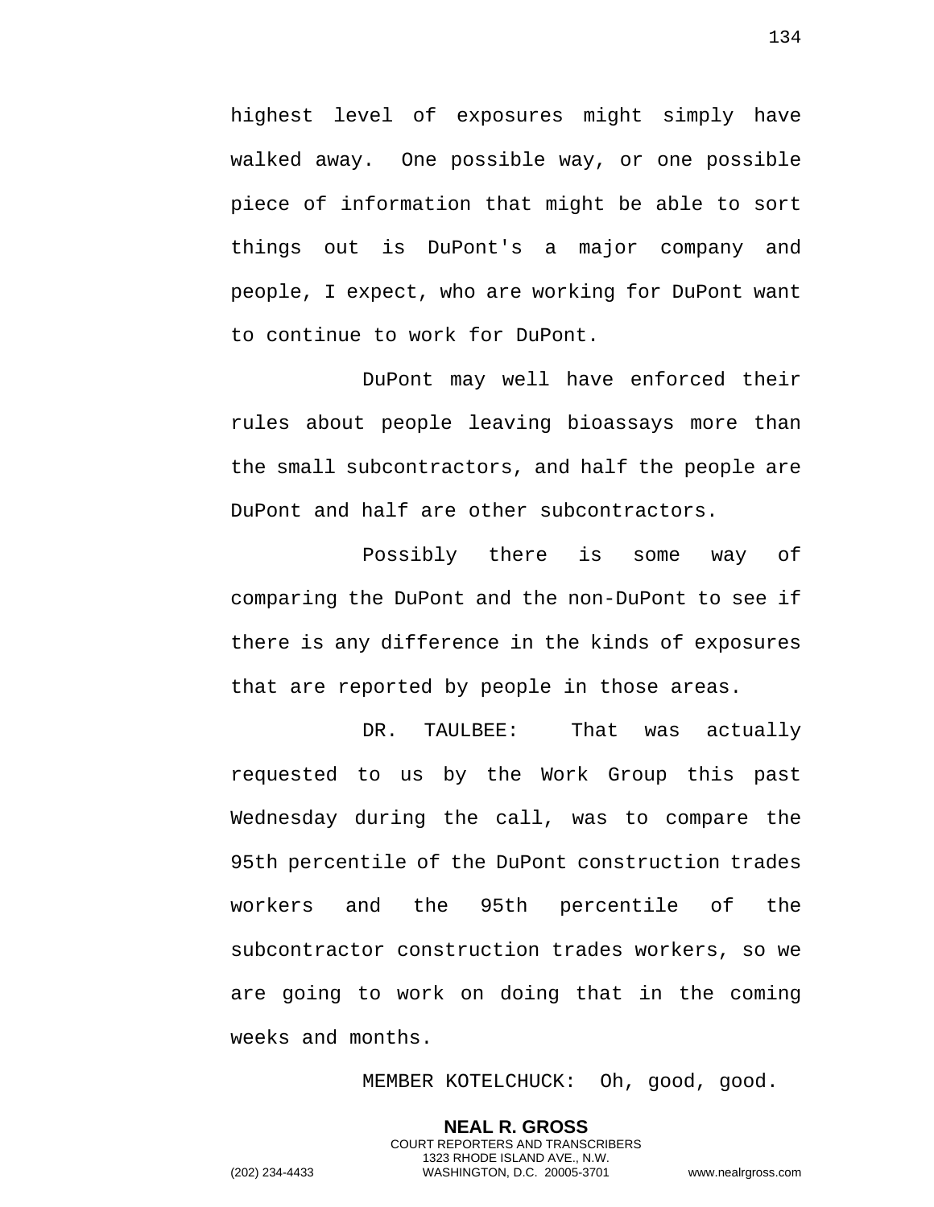highest level of exposures might simply have walked away. One possible way, or one possible piece of information that might be able to sort things out is DuPont's a major company and people, I expect, who are working for DuPont want to continue to work for DuPont.

DuPont may well have enforced their rules about people leaving bioassays more than the small subcontractors, and half the people are DuPont and half are other subcontractors.

Possibly there is some way of comparing the DuPont and the non-DuPont to see if there is any difference in the kinds of exposures that are reported by people in those areas.

DR. TAULBEE: That was actually requested to us by the Work Group this past Wednesday during the call, was to compare the 95th percentile of the DuPont construction trades workers and the 95th percentile of the subcontractor construction trades workers, so we are going to work on doing that in the coming weeks and months.

MEMBER KOTELCHUCK: Oh, good, good.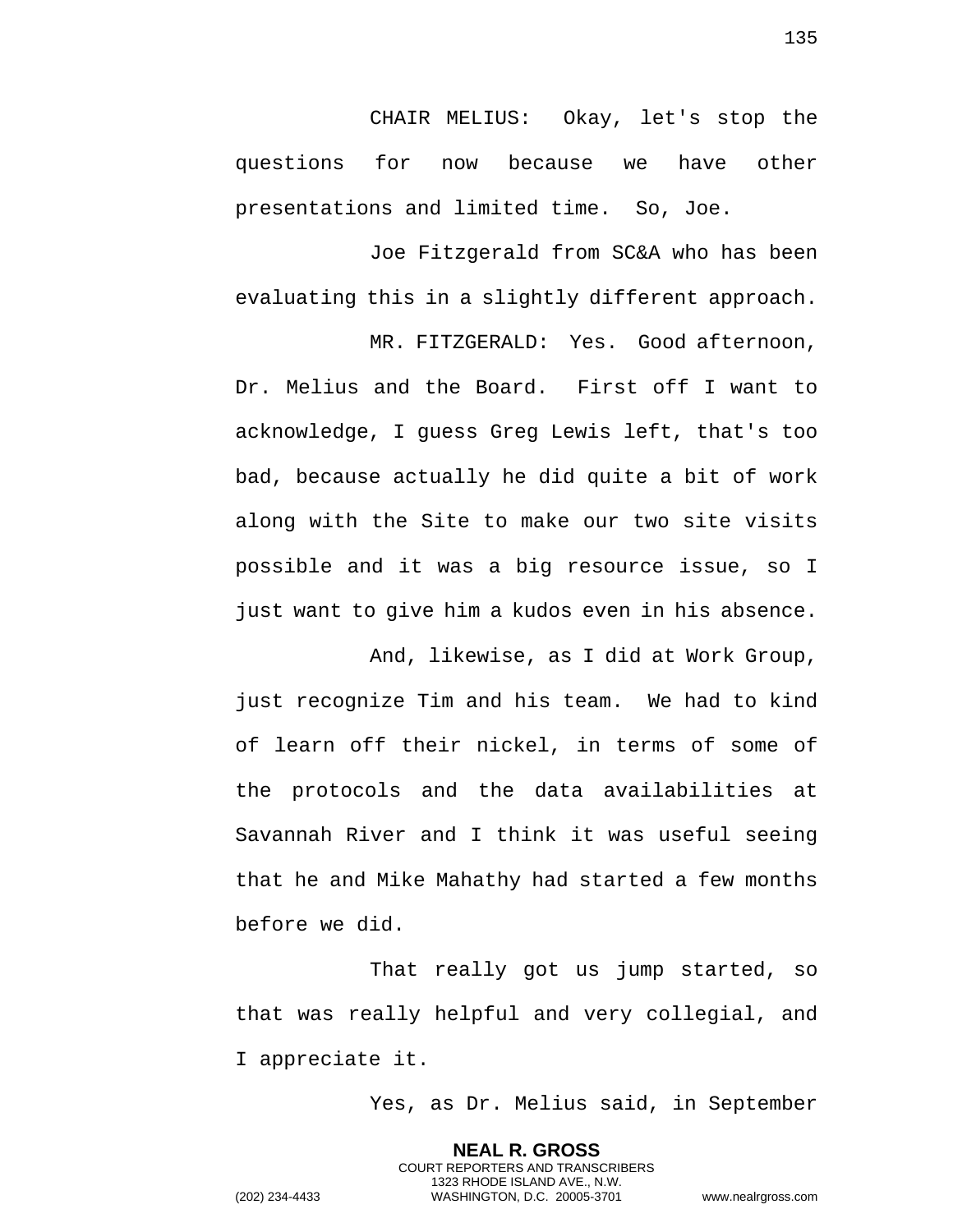CHAIR MELIUS: Okay, let's stop the questions for now because we have other presentations and limited time. So, Joe.

Joe Fitzgerald from SC&A who has been evaluating this in a slightly different approach.

MR. FITZGERALD: Yes. Good afternoon, Dr. Melius and the Board. First off I want to acknowledge, I guess Greg Lewis left, that's too bad, because actually he did quite a bit of work along with the Site to make our two site visits possible and it was a big resource issue, so I just want to give him a kudos even in his absence.

And, likewise, as I did at Work Group, just recognize Tim and his team. We had to kind of learn off their nickel, in terms of some of the protocols and the data availabilities at Savannah River and I think it was useful seeing that he and Mike Mahathy had started a few months before we did.

That really got us jump started, so that was really helpful and very collegial, and I appreciate it.

Yes, as Dr. Melius said, in September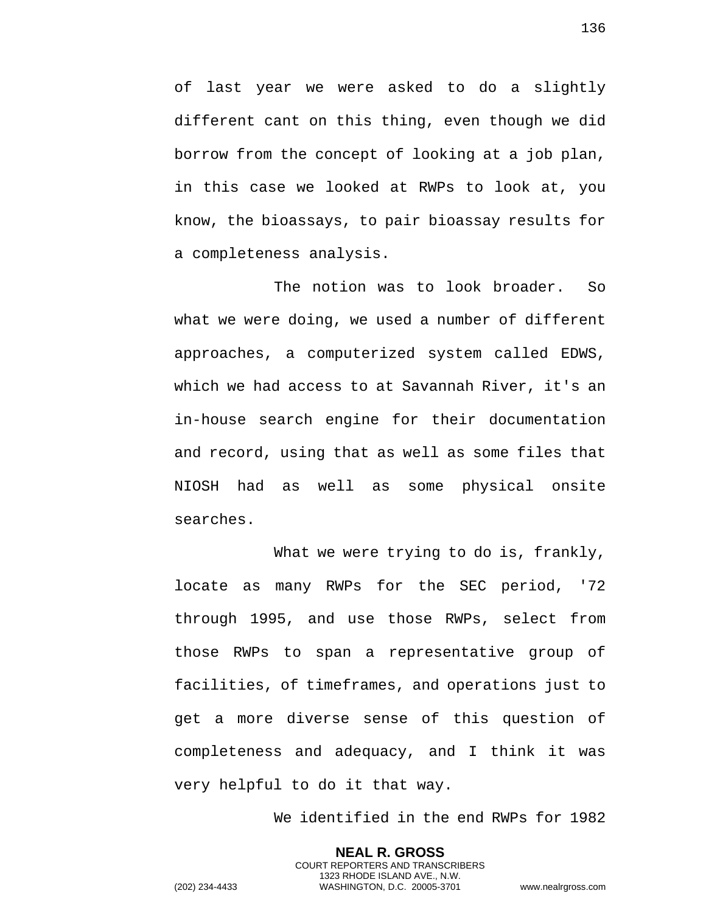of last year we were asked to do a slightly different cant on this thing, even though we did borrow from the concept of looking at a job plan, in this case we looked at RWPs to look at, you know, the bioassays, to pair bioassay results for a completeness analysis.

The notion was to look broader. So what we were doing, we used a number of different approaches, a computerized system called EDWS, which we had access to at Savannah River, it's an in-house search engine for their documentation and record, using that as well as some files that NIOSH had as well as some physical onsite searches.

What we were trying to do is, frankly, locate as many RWPs for the SEC period, '72 through 1995, and use those RWPs, select from those RWPs to span a representative group of facilities, of timeframes, and operations just to get a more diverse sense of this question of completeness and adequacy, and I think it was very helpful to do it that way.

We identified in the end RWPs for 1982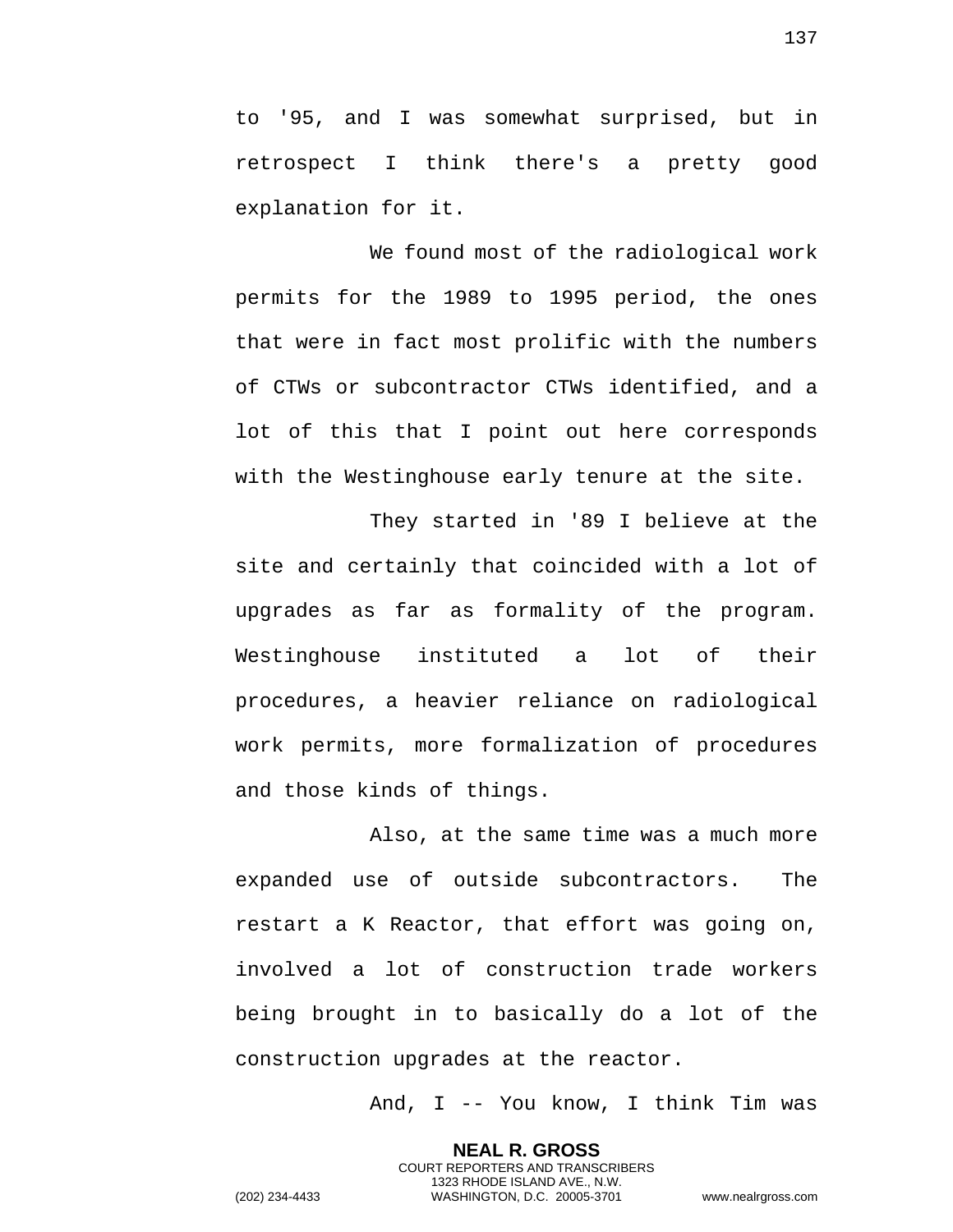to '95, and I was somewhat surprised, but in retrospect I think there's a pretty good explanation for it.

We found most of the radiological work permits for the 1989 to 1995 period, the ones that were in fact most prolific with the numbers of CTWs or subcontractor CTWs identified, and a lot of this that I point out here corresponds with the Westinghouse early tenure at the site.

They started in '89 I believe at the site and certainly that coincided with a lot of upgrades as far as formality of the program. Westinghouse instituted a lot of their procedures, a heavier reliance on radiological work permits, more formalization of procedures and those kinds of things.

Also, at the same time was a much more expanded use of outside subcontractors. The restart a K Reactor, that effort was going on, involved a lot of construction trade workers being brought in to basically do a lot of the construction upgrades at the reactor.

And, I -- You know, I think Tim was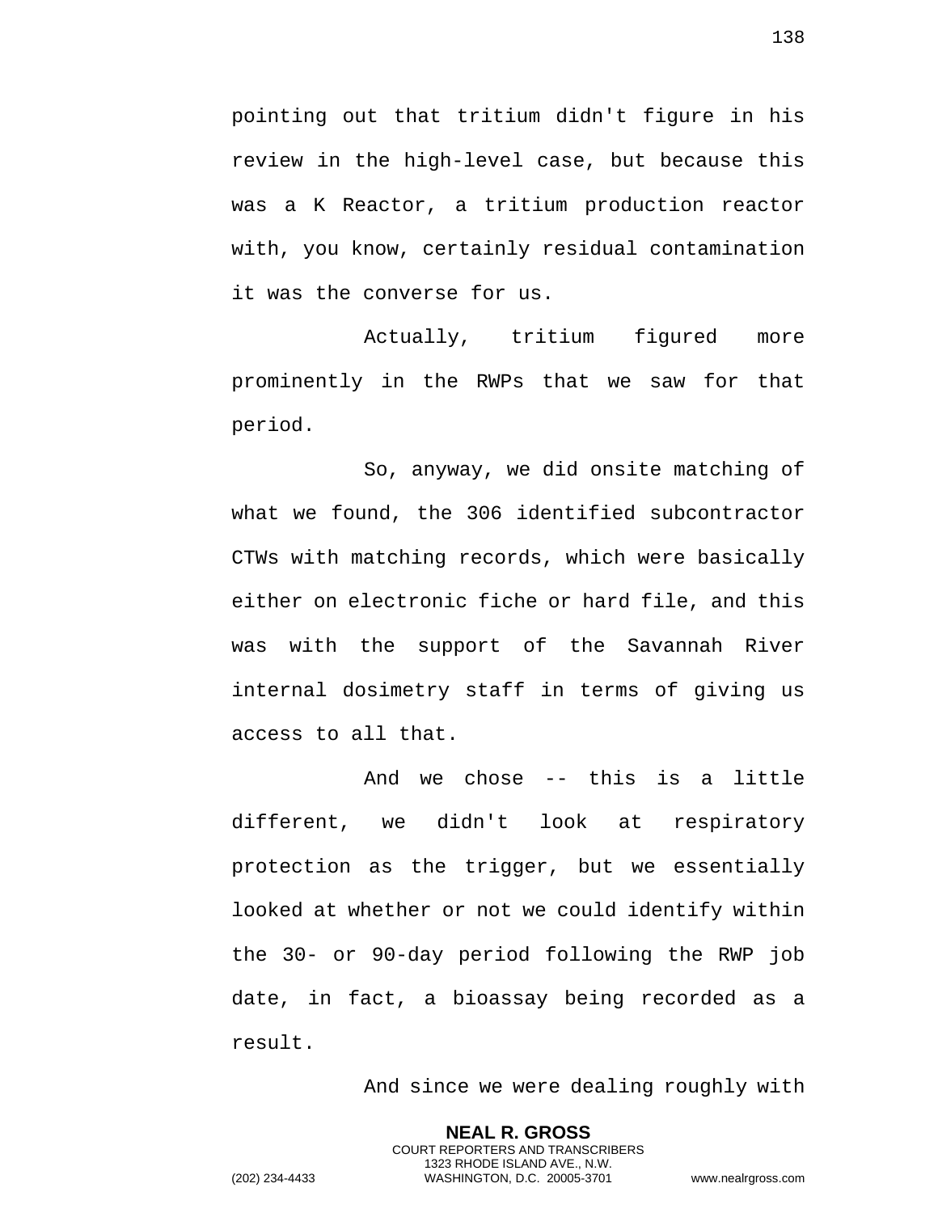pointing out that tritium didn't figure in his review in the high-level case, but because this was a K Reactor, a tritium production reactor with, you know, certainly residual contamination it was the converse for us.

Actually, tritium figured more prominently in the RWPs that we saw for that period.

So, anyway, we did onsite matching of what we found, the 306 identified subcontractor CTWs with matching records, which were basically either on electronic fiche or hard file, and this was with the support of the Savannah River internal dosimetry staff in terms of giving us access to all that.

And we chose -- this is a little different, we didn't look at respiratory protection as the trigger, but we essentially looked at whether or not we could identify within the 30- or 90-day period following the RWP job date, in fact, a bioassay being recorded as a result.

And since we were dealing roughly with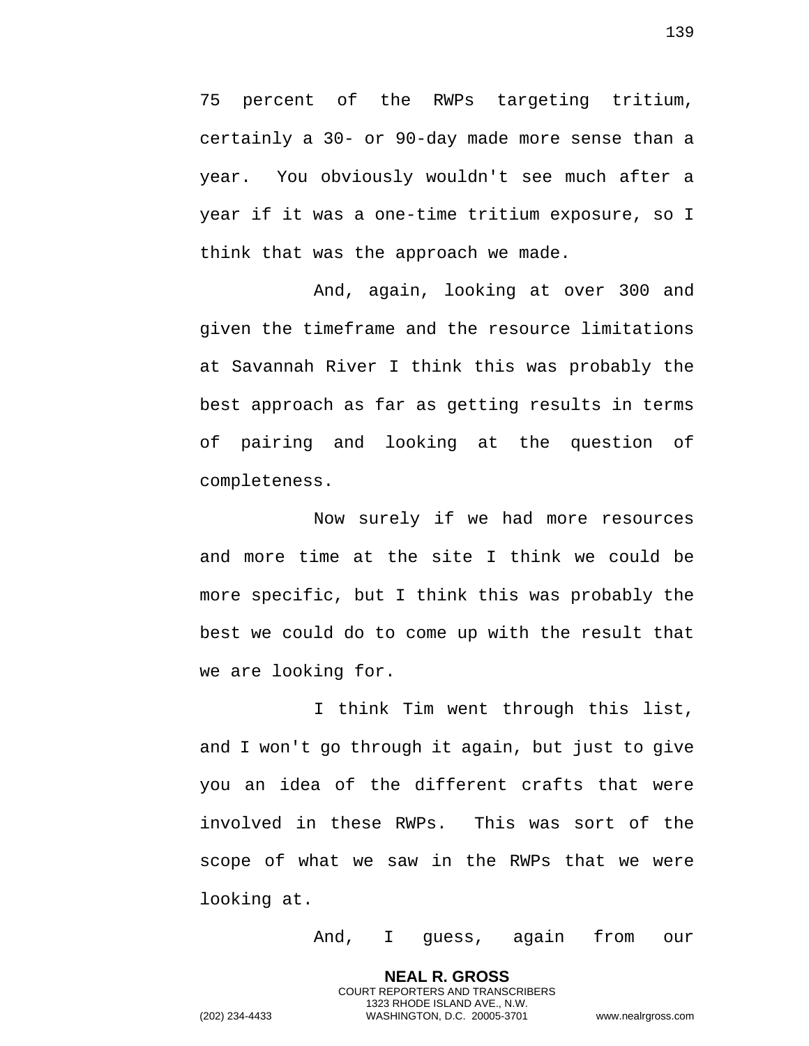75 percent of the RWPs targeting tritium, certainly a 30- or 90-day made more sense than a year. You obviously wouldn't see much after a year if it was a one-time tritium exposure, so I think that was the approach we made.

And, again, looking at over 300 and given the timeframe and the resource limitations at Savannah River I think this was probably the best approach as far as getting results in terms of pairing and looking at the question of completeness.

Now surely if we had more resources and more time at the site I think we could be more specific, but I think this was probably the best we could do to come up with the result that we are looking for.

I think Tim went through this list, and I won't go through it again, but just to give you an idea of the different crafts that were involved in these RWPs. This was sort of the scope of what we saw in the RWPs that we were looking at.

And, I guess, again from our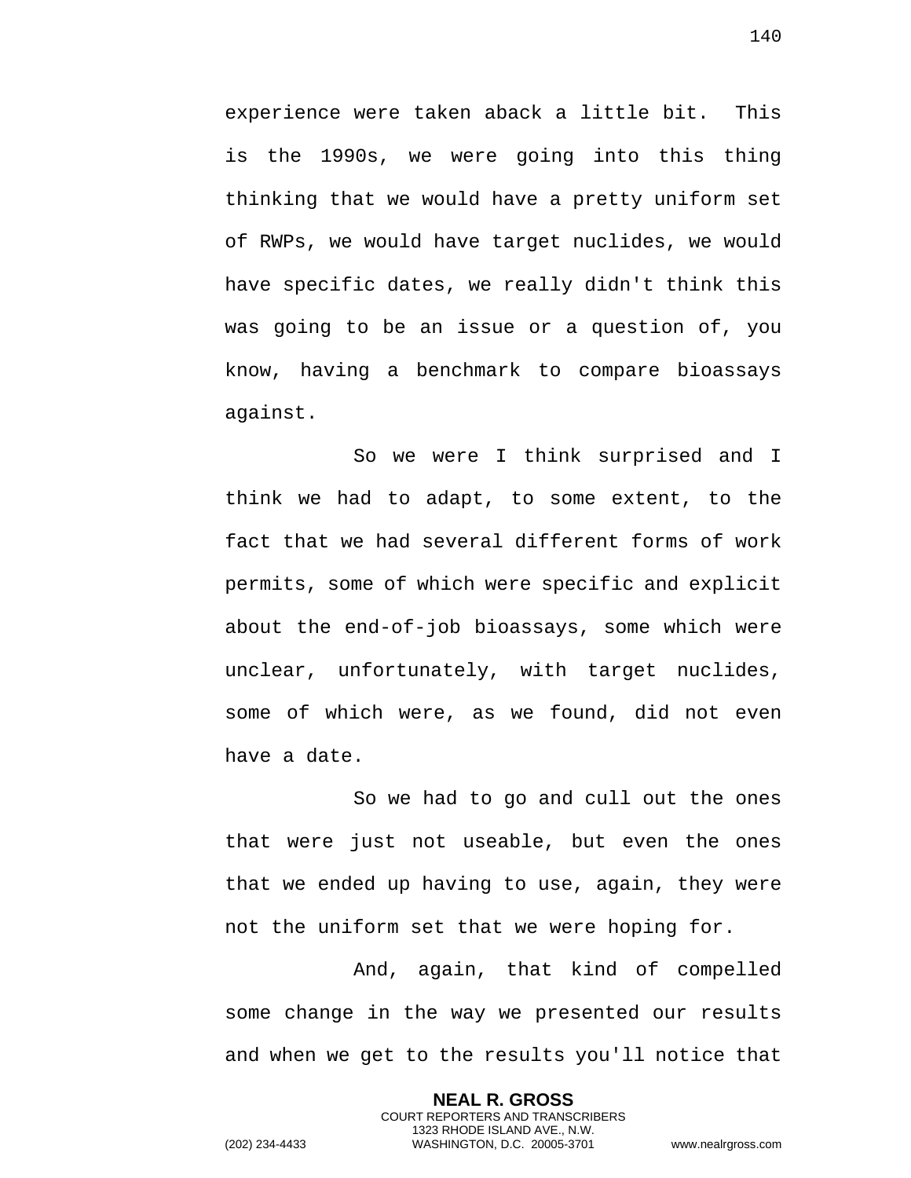experience were taken aback a little bit. This is the 1990s, we were going into this thing thinking that we would have a pretty uniform set of RWPs, we would have target nuclides, we would have specific dates, we really didn't think this was going to be an issue or a question of, you know, having a benchmark to compare bioassays against.

So we were I think surprised and I think we had to adapt, to some extent, to the fact that we had several different forms of work permits, some of which were specific and explicit about the end-of-job bioassays, some which were unclear, unfortunately, with target nuclides, some of which were, as we found, did not even have a date.

So we had to go and cull out the ones that were just not useable, but even the ones that we ended up having to use, again, they were not the uniform set that we were hoping for.

And, again, that kind of compelled some change in the way we presented our results and when we get to the results you'll notice that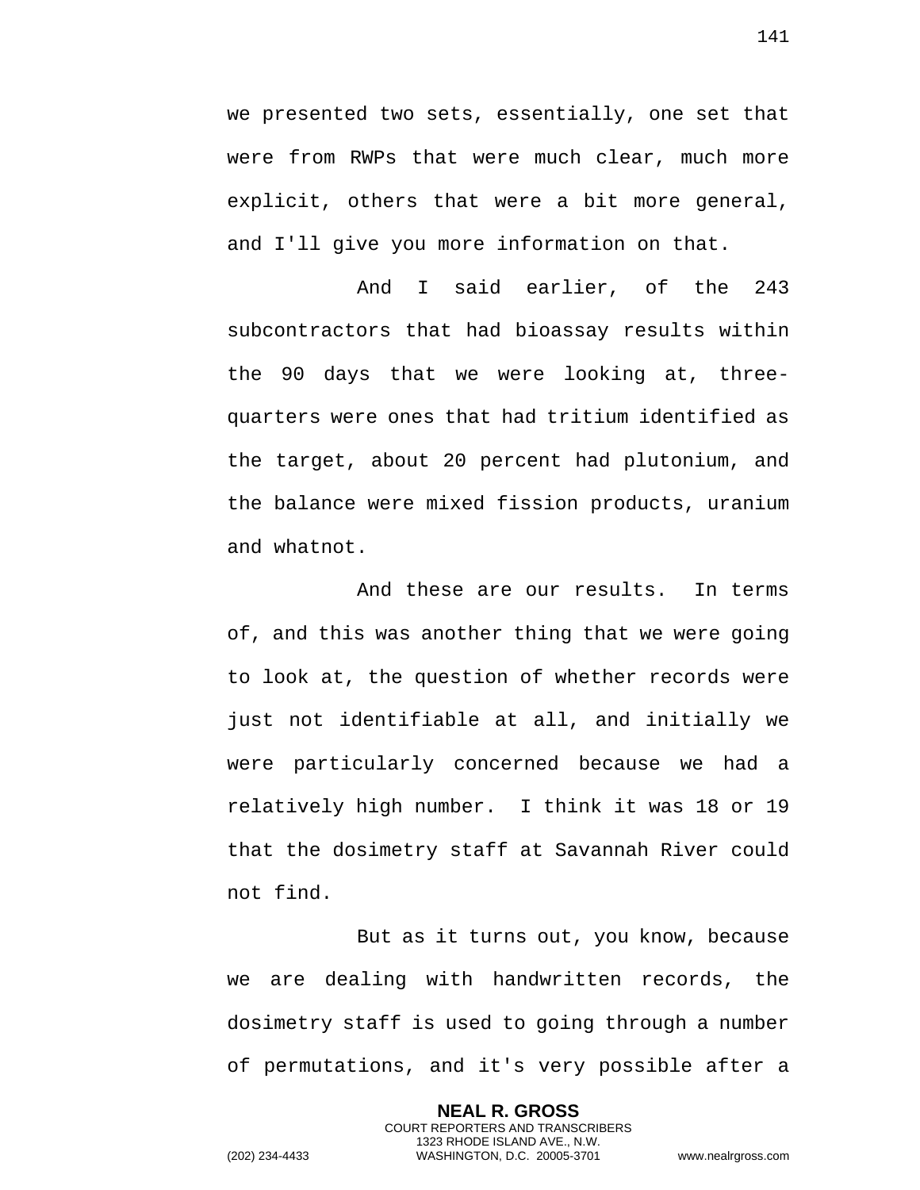we presented two sets, essentially, one set that were from RWPs that were much clear, much more explicit, others that were a bit more general, and I'll give you more information on that.

And I said earlier, of the 243 subcontractors that had bioassay results within the 90 days that we were looking at, three-quarters were ones that had tritium identified as the target, about 20 percent had plutonium, and the balance were mixed fission products, uranium and whatnot.

And these are our results. In terms of, and this was another thing that we were going to look at, the question of whether records were just not identifiable at all, and initially we were particularly concerned because we had a relatively high number. I think it was 18 or 19 that the dosimetry staff at Savannah River could not find.

But as it turns out, you know, because we are dealing with handwritten records, the dosimetry staff is used to going through a number of permutations, and it's very possible after a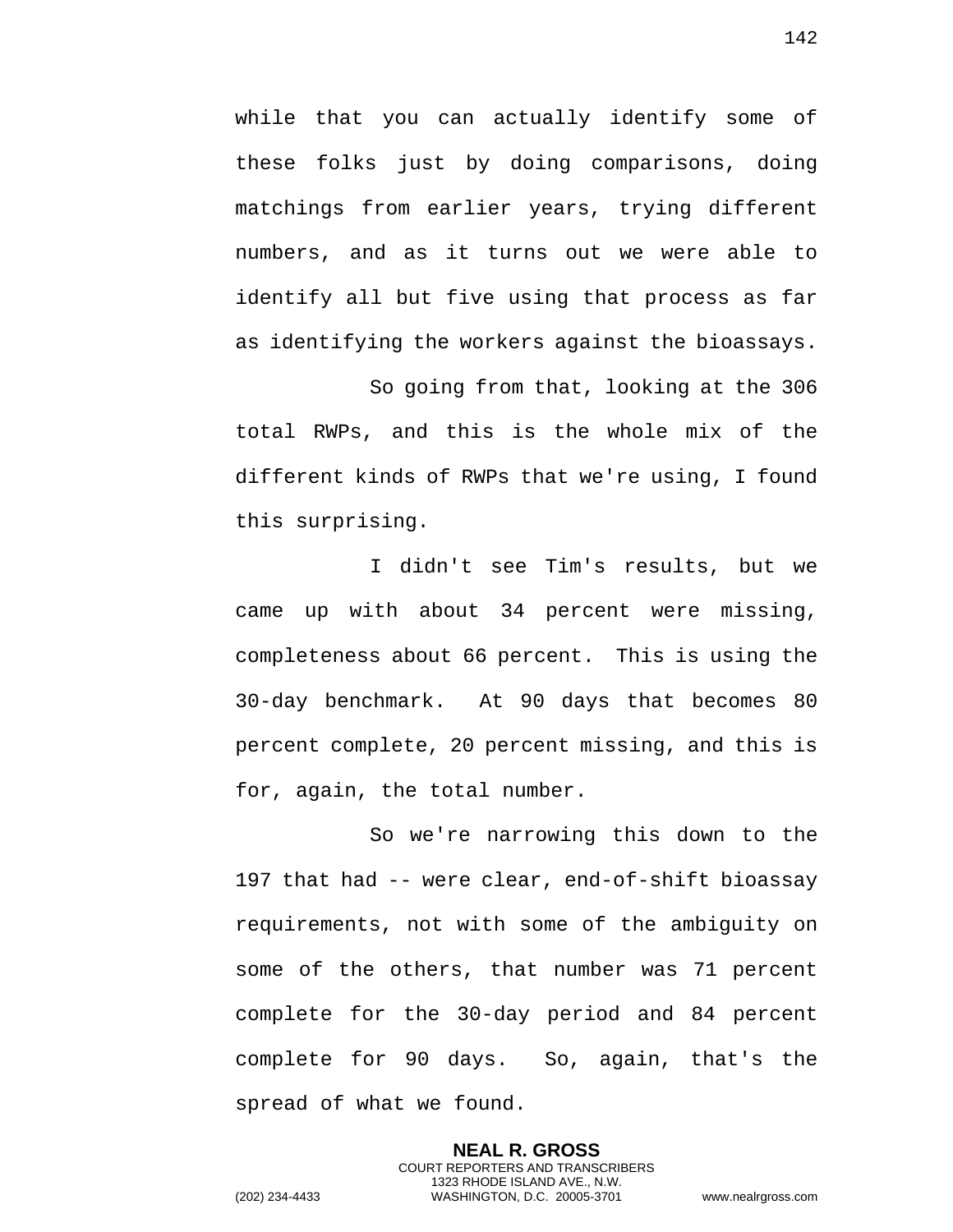while that you can actually identify some of these folks just by doing comparisons, doing matchings from earlier years, trying different numbers, and as it turns out we were able to identify all but five using that process as far as identifying the workers against the bioassays.

So going from that, looking at the 306 total RWPs, and this is the whole mix of the different kinds of RWPs that we're using, I found this surprising.

I didn't see Tim's results, but we came up with about 34 percent were missing, completeness about 66 percent. This is using the 30-day benchmark. At 90 days that becomes 80 percent complete, 20 percent missing, and this is for, again, the total number.

So we're narrowing this down to the 197 that had -- were clear, end-of-shift bioassay requirements, not with some of the ambiguity on some of the others, that number was 71 percent complete for the 30-day period and 84 percent complete for 90 days. So, again, that's the spread of what we found.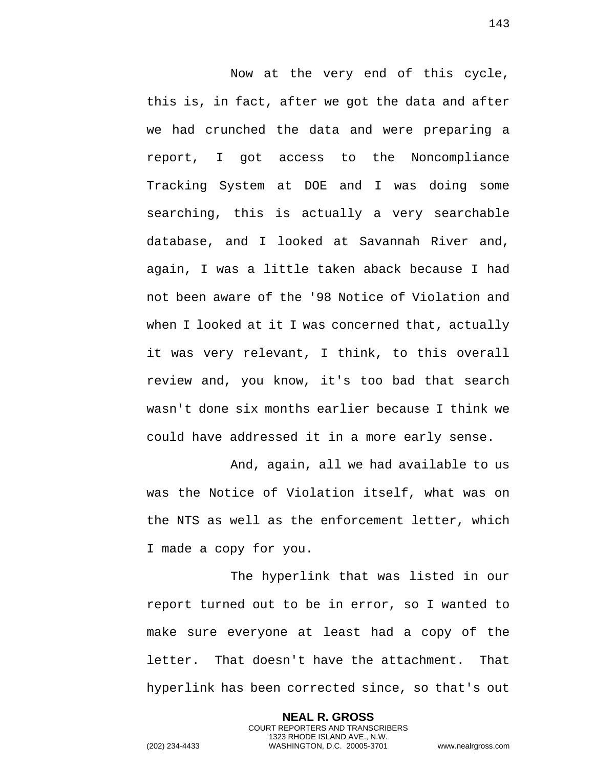Now at the very end of this cycle, this is, in fact, after we got the data and after we had crunched the data and were preparing a report, I got access to the Noncompliance Tracking System at DOE and I was doing some searching, this is actually a very searchable database, and I looked at Savannah River and, again, I was a little taken aback because I had not been aware of the '98 Notice of Violation and when I looked at it I was concerned that, actually it was very relevant, I think, to this overall review and, you know, it's too bad that search wasn't done six months earlier because I think we could have addressed it in a more early sense.

And, again, all we had available to us was the Notice of Violation itself, what was on the NTS as well as the enforcement letter, which I made a copy for you.

The hyperlink that was listed in our report turned out to be in error, so I wanted to make sure everyone at least had a copy of the letter. That doesn't have the attachment. That hyperlink has been corrected since, so that's out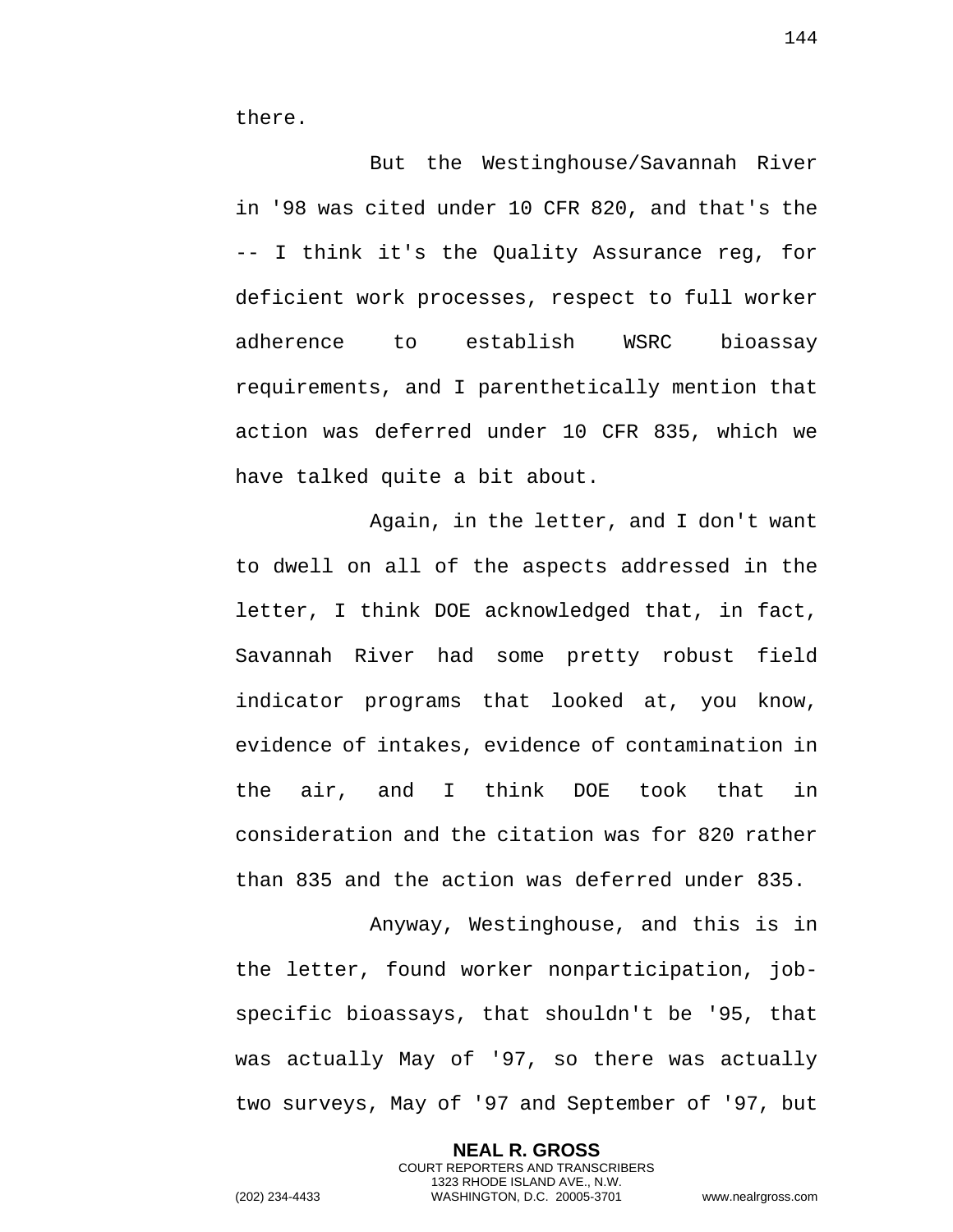there.

But the Westinghouse/Savannah River in '98 was cited under 10 CFR 820, and that's the -- I think it's the Quality Assurance reg, for deficient work processes, respect to full worker adherence to establish WSRC bioassay requirements, and I parenthetically mention that action was deferred under 10 CFR 835, which we have talked quite a bit about.

Again, in the letter, and I don't want to dwell on all of the aspects addressed in the letter, I think DOE acknowledged that, in fact, Savannah River had some pretty robust field indicator programs that looked at, you know, evidence of intakes, evidence of contamination in the air, and I think DOE took that in consideration and the citation was for 820 rather than 835 and the action was deferred under 835.

Anyway, Westinghouse, and this is in the letter, found worker nonparticipation, job-specific bioassays, that shouldn't be '95, that was actually May of '97, so there was actually two surveys, May of '97 and September of '97, but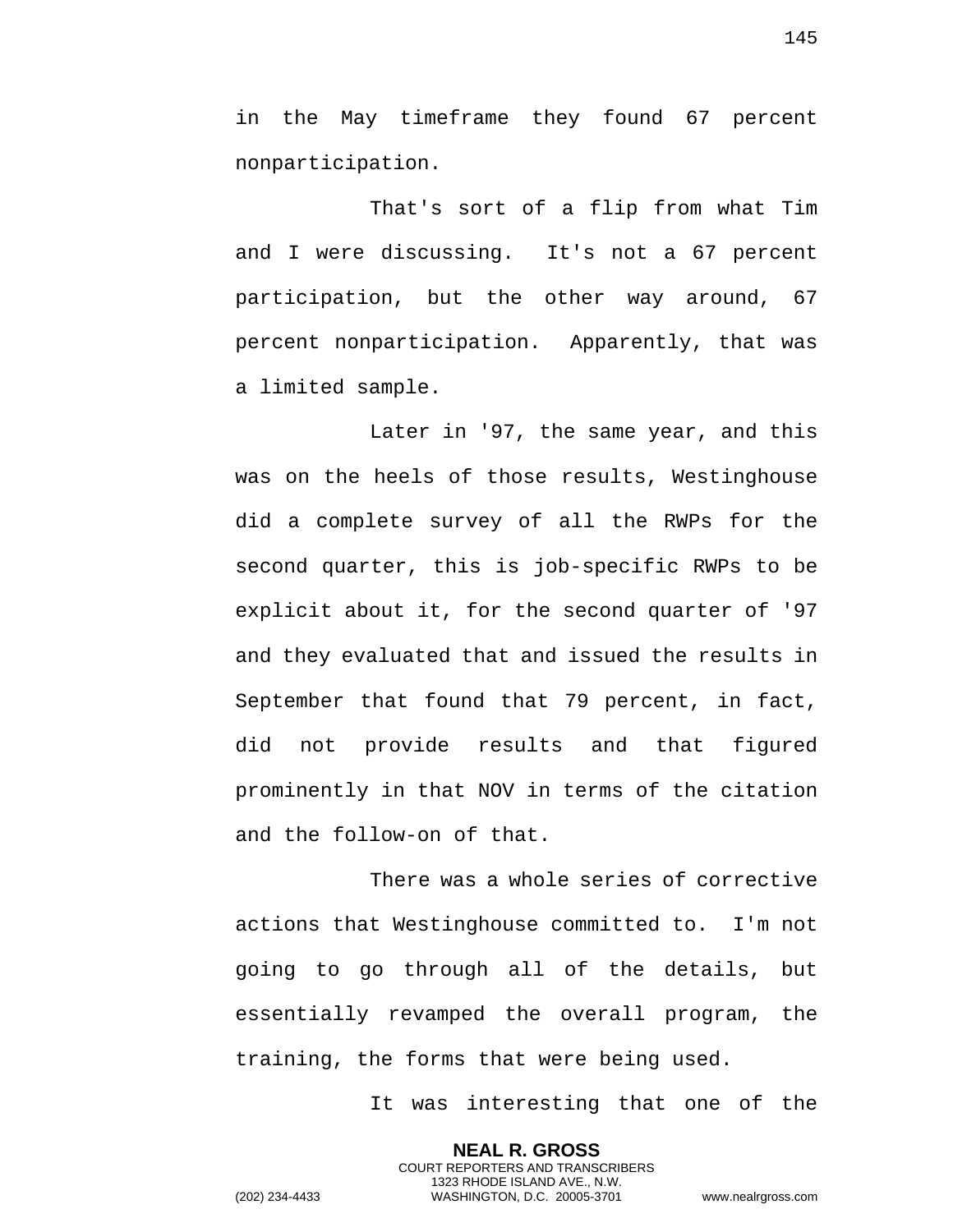in the May timeframe they found 67 percent nonparticipation.

That's sort of a flip from what Tim and I were discussing. It's not a 67 percent participation, but the other way around, 67 percent nonparticipation. Apparently, that was a limited sample.

Later in '97, the same year, and this was on the heels of those results, Westinghouse did a complete survey of all the RWPs for the second quarter, this is job-specific RWPs to be explicit about it, for the second quarter of '97 and they evaluated that and issued the results in September that found that 79 percent, in fact, did not provide results and that figured prominently in that NOV in terms of the citation and the follow-on of that.

There was a whole series of corrective actions that Westinghouse committed to. I'm not going to go through all of the details, but essentially revamped the overall program, the training, the forms that were being used.

It was interesting that one of the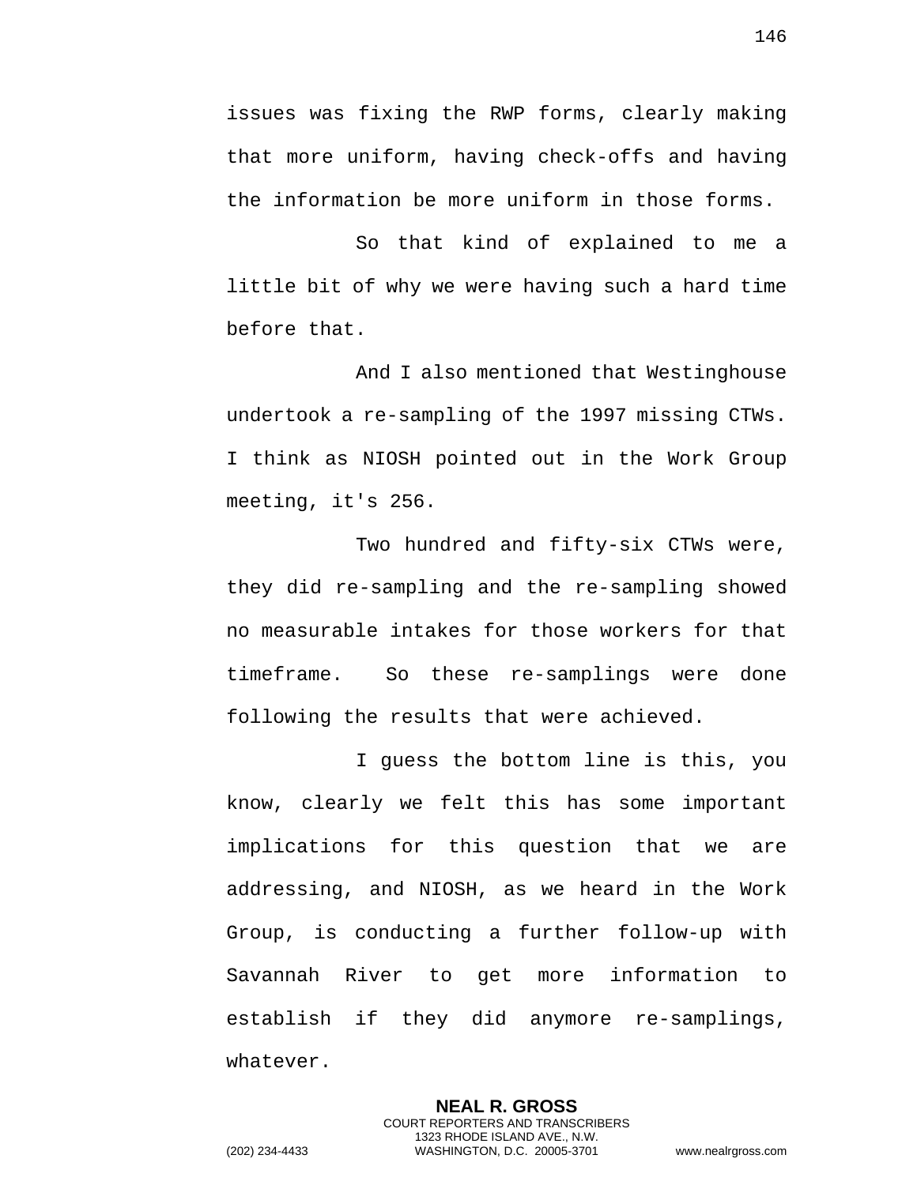issues was fixing the RWP forms, clearly making that more uniform, having check-offs and having the information be more uniform in those forms.

So that kind of explained to me a little bit of why we were having such a hard time before that.

And I also mentioned that Westinghouse undertook a re-sampling of the 1997 missing CTWs. I think as NIOSH pointed out in the Work Group meeting, it's 256.

Two hundred and fifty-six CTWs were, they did re-sampling and the re-sampling showed no measurable intakes for those workers for that timeframe. So these re-samplings were done following the results that were achieved.

I guess the bottom line is this, you know, clearly we felt this has some important implications for this question that we are addressing, and NIOSH, as we heard in the Work Group, is conducting a further follow-up with Savannah River to get more information to establish if they did anymore re-samplings, whatever.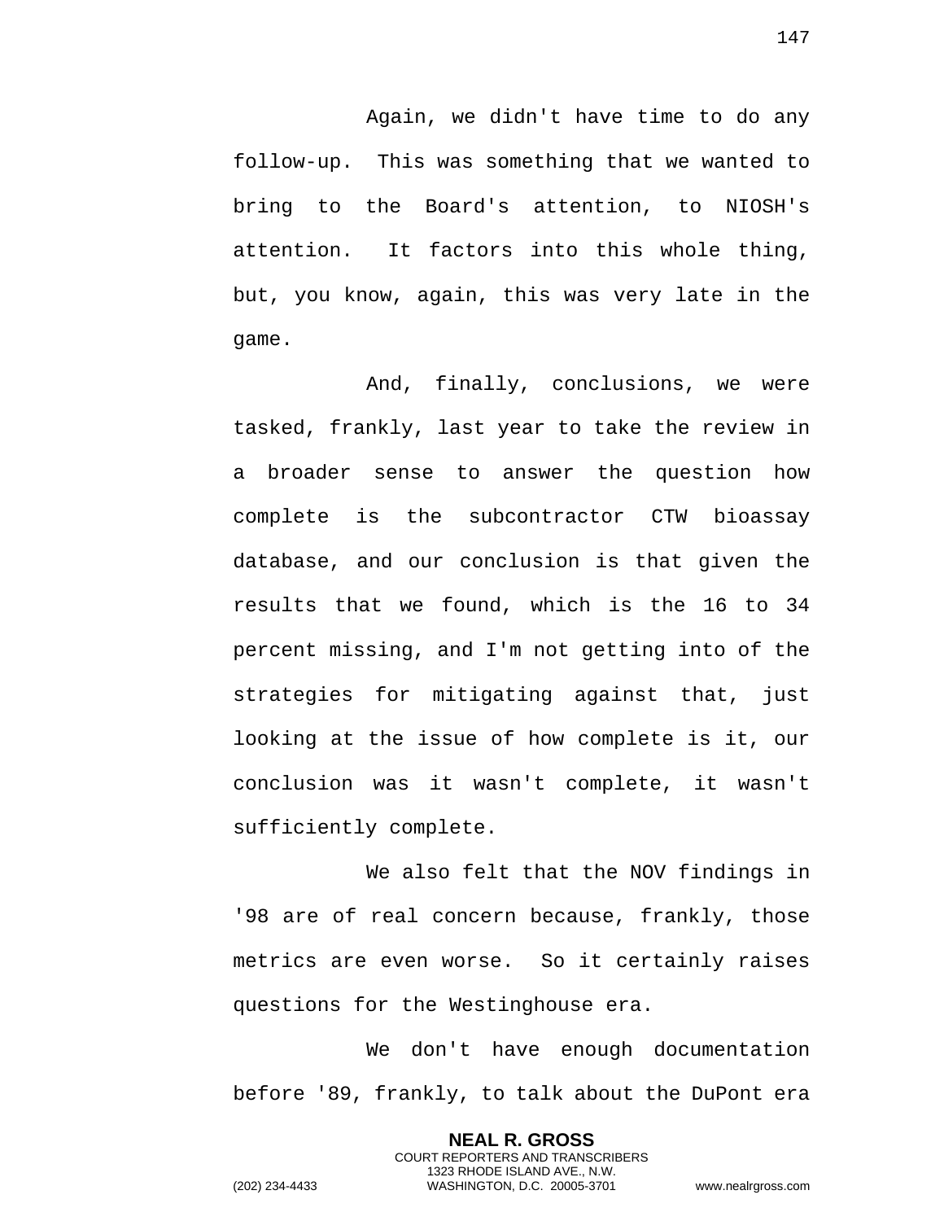Again, we didn't have time to do any follow-up. This was something that we wanted to bring to the Board's attention, to NIOSH's attention. It factors into this whole thing, but, you know, again, this was very late in the game.

And, finally, conclusions, we were tasked, frankly, last year to take the review in a broader sense to answer the question how complete is the subcontractor CTW bioassay database, and our conclusion is that given the results that we found, which is the 16 to 34 percent missing, and I'm not getting into of the strategies for mitigating against that, just looking at the issue of how complete is it, our conclusion was it wasn't complete, it wasn't sufficiently complete.

We also felt that the NOV findings in '98 are of real concern because, frankly, those metrics are even worse. So it certainly raises questions for the Westinghouse era.

We don't have enough documentation before '89, frankly, to talk about the DuPont era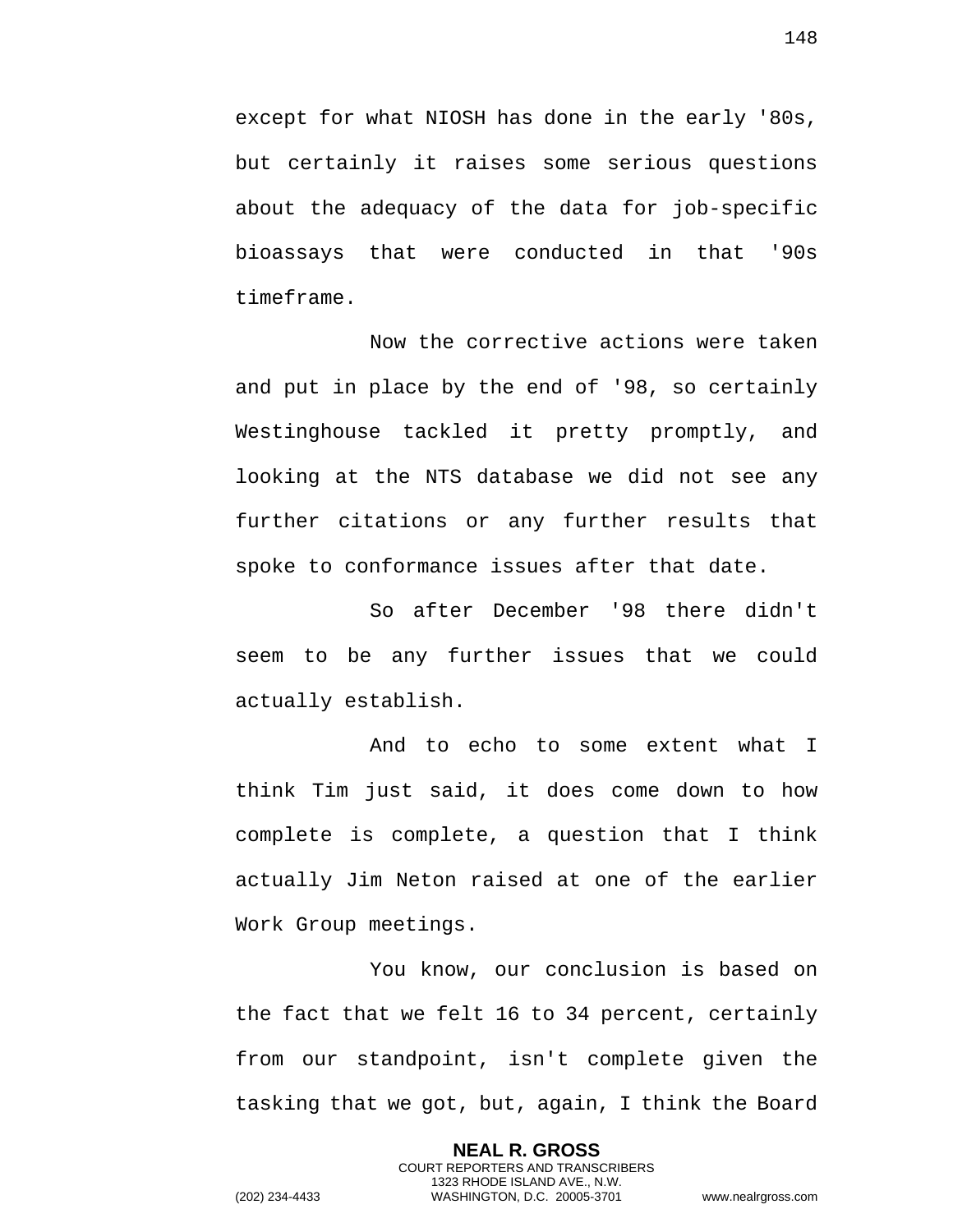except for what NIOSH has done in the early '80s, but certainly it raises some serious questions about the adequacy of the data for job-specific bioassays that were conducted in that '90s timeframe.

Now the corrective actions were taken and put in place by the end of '98, so certainly Westinghouse tackled it pretty promptly, and looking at the NTS database we did not see any further citations or any further results that spoke to conformance issues after that date.

So after December '98 there didn't seem to be any further issues that we could actually establish.

And to echo to some extent what I think Tim just said, it does come down to how complete is complete, a question that I think actually Jim Neton raised at one of the earlier Work Group meetings.

You know, our conclusion is based on the fact that we felt 16 to 34 percent, certainly from our standpoint, isn't complete given the tasking that we got, but, again, I think the Board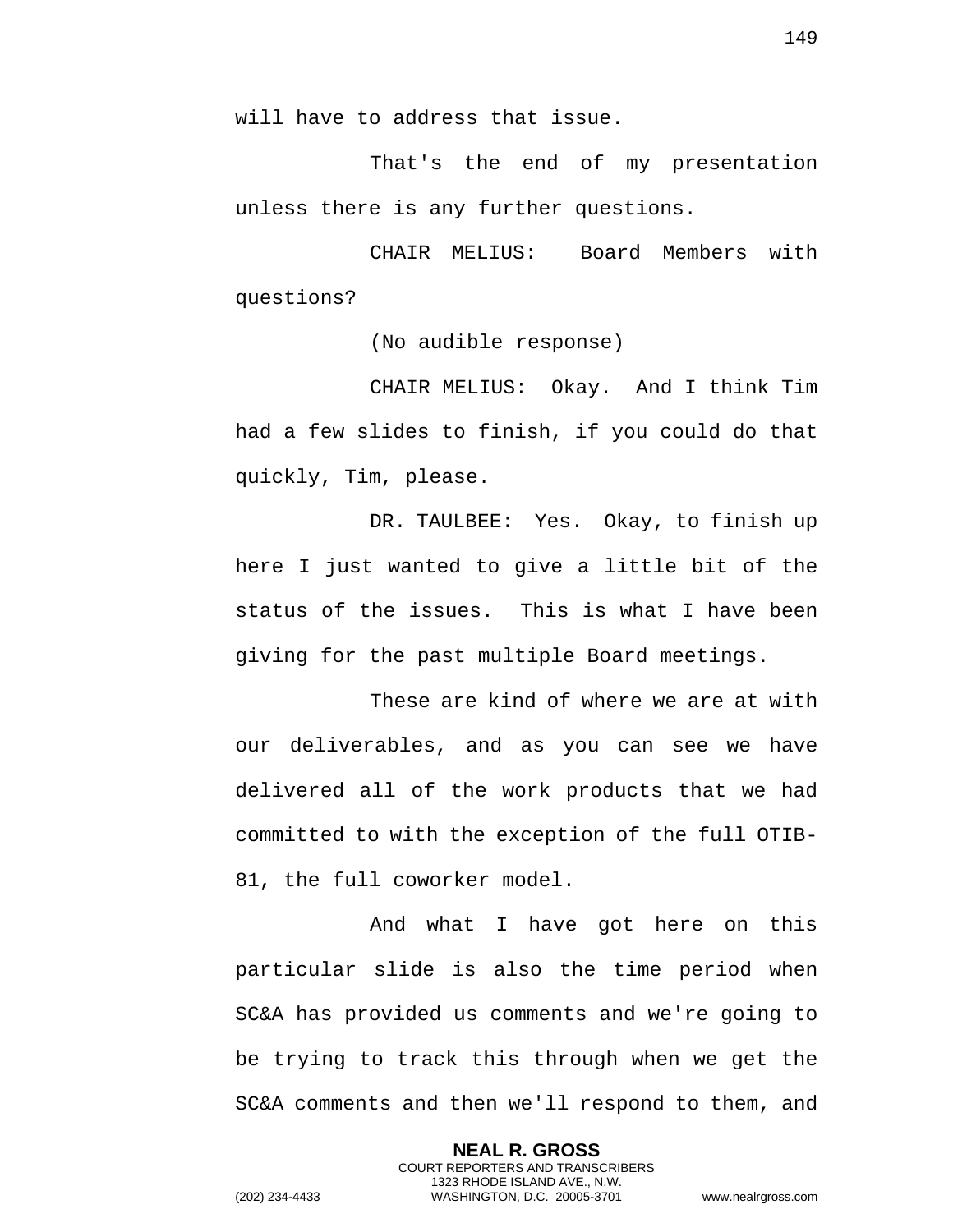will have to address that issue.

That's the end of my presentation unless there is any further questions.

CHAIR MELIUS: Board Members with questions?

(No audible response)

CHAIR MELIUS: Okay. And I think Tim had a few slides to finish, if you could do that quickly, Tim, please.

DR. TAULBEE: Yes. Okay, to finish up here I just wanted to give a little bit of the status of the issues. This is what I have been giving for the past multiple Board meetings.

These are kind of where we are at with our deliverables, and as you can see we have delivered all of the work products that we had committed to with the exception of the full OTIB-81, the full coworker model.

And what I have got here on this particular slide is also the time period when SC&A has provided us comments and we're going to be trying to track this through when we get the SC&A comments and then we'll respond to them, and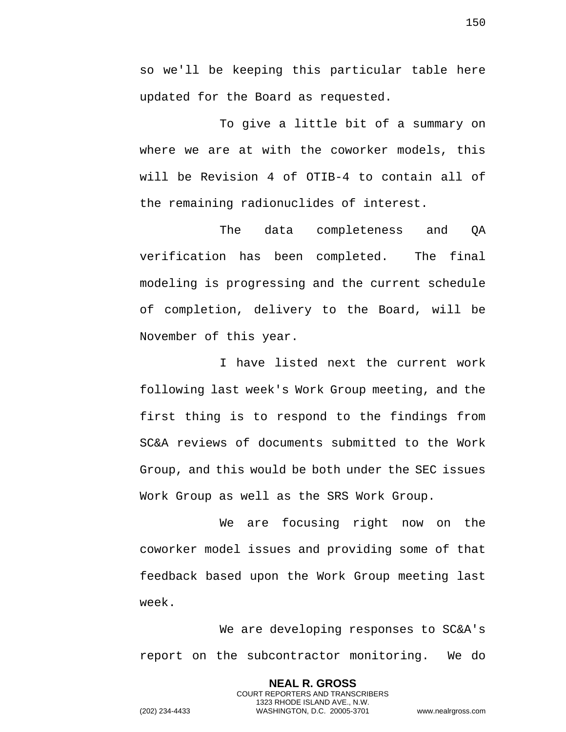so we'll be keeping this particular table here updated for the Board as requested.

To give a little bit of a summary on where we are at with the coworker models, this will be Revision 4 of OTIB-4 to contain all of the remaining radionuclides of interest.

The data completeness and QA verification has been completed. The final modeling is progressing and the current schedule of completion, delivery to the Board, will be November of this year.

I have listed next the current work following last week's Work Group meeting, and the first thing is to respond to the findings from SC&A reviews of documents submitted to the Work Group, and this would be both under the SEC issues Work Group as well as the SRS Work Group.

We are focusing right now on the coworker model issues and providing some of that feedback based upon the Work Group meeting last week.

We are developing responses to SC&A's report on the subcontractor monitoring. We do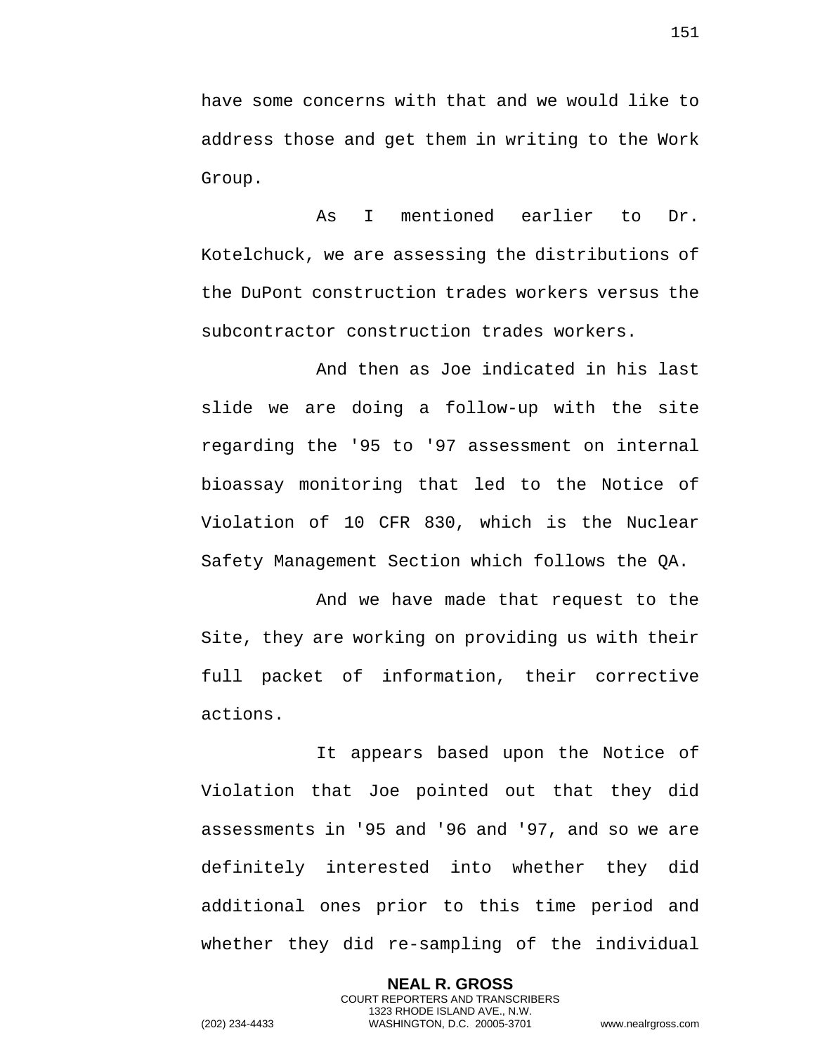have some concerns with that and we would like to address those and get them in writing to the Work Group.

As I mentioned earlier to Dr. Kotelchuck, we are assessing the distributions of the DuPont construction trades workers versus the subcontractor construction trades workers.

And then as Joe indicated in his last slide we are doing a follow-up with the site regarding the '95 to '97 assessment on internal bioassay monitoring that led to the Notice of Violation of 10 CFR 830, which is the Nuclear Safety Management Section which follows the QA.

And we have made that request to the Site, they are working on providing us with their full packet of information, their corrective actions.

It appears based upon the Notice of Violation that Joe pointed out that they did assessments in '95 and '96 and '97, and so we are definitely interested into whether they did additional ones prior to this time period and whether they did re-sampling of the individual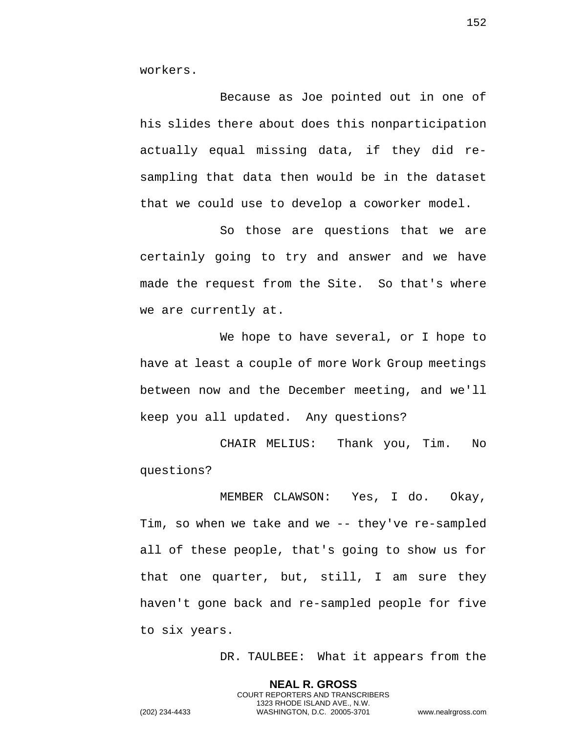workers.

Because as Joe pointed out in one of his slides there about does this nonparticipation actually equal missing data, if they did re-sampling that data then would be in the dataset that we could use to develop a coworker model.

So those are questions that we are certainly going to try and answer and we have made the request from the Site. So that's where we are currently at.

We hope to have several, or I hope to have at least a couple of more Work Group meetings between now and the December meeting, and we'll keep you all updated. Any questions?

CHAIR MELIUS: Thank you, Tim. No questions?

MEMBER CLAWSON: Yes, I do. Okay, Tim, so when we take and we -- they've re-sampled all of these people, that's going to show us for that one quarter, but, still, I am sure they haven't gone back and re-sampled people for five to six years.

DR. TAULBEE: What it appears from the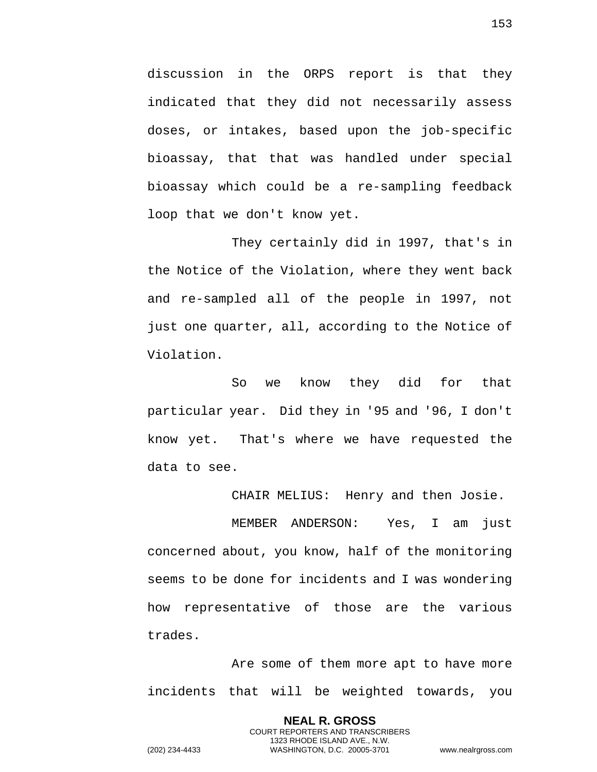discussion in the ORPS report is that they indicated that they did not necessarily assess doses, or intakes, based upon the job-specific bioassay, that that was handled under special bioassay which could be a re-sampling feedback loop that we don't know yet.

They certainly did in 1997, that's in the Notice of the Violation, where they went back and re-sampled all of the people in 1997, not just one quarter, all, according to the Notice of Violation.

So we know they did for that particular year. Did they in '95 and '96, I don't know yet. That's where we have requested the data to see.

CHAIR MELIUS: Henry and then Josie.

MEMBER ANDERSON: Yes, I am just concerned about, you know, half of the monitoring seems to be done for incidents and I was wondering how representative of those are the various trades.

Are some of them more apt to have more incidents that will be weighted towards, you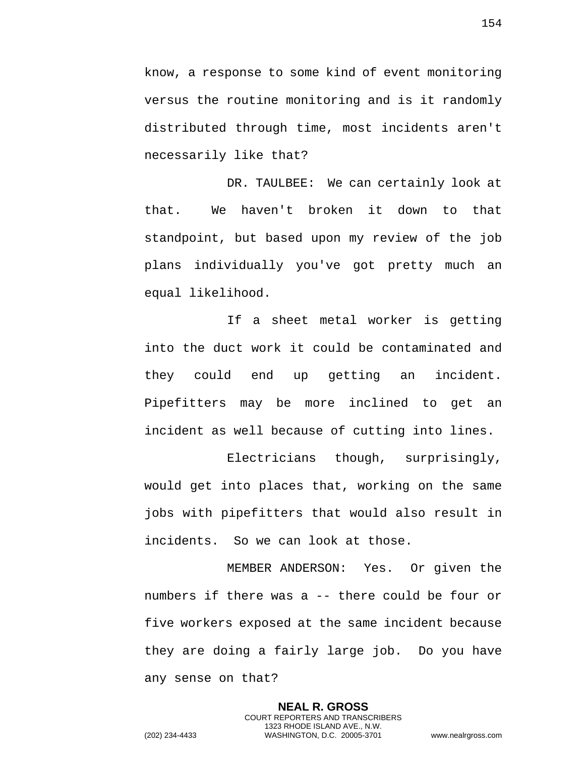know, a response to some kind of event monitoring versus the routine monitoring and is it randomly distributed through time, most incidents aren't necessarily like that?

DR. TAULBEE: We can certainly look at that. We haven't broken it down to that standpoint, but based upon my review of the job plans individually you've got pretty much an equal likelihood.

If a sheet metal worker is getting into the duct work it could be contaminated and they could end up getting an incident. Pipefitters may be more inclined to get an incident as well because of cutting into lines.

Electricians though, surprisingly, would get into places that, working on the same jobs with pipefitters that would also result in incidents. So we can look at those.

MEMBER ANDERSON: Yes. Or given the numbers if there was a -- there could be four or five workers exposed at the same incident because they are doing a fairly large job. Do you have any sense on that?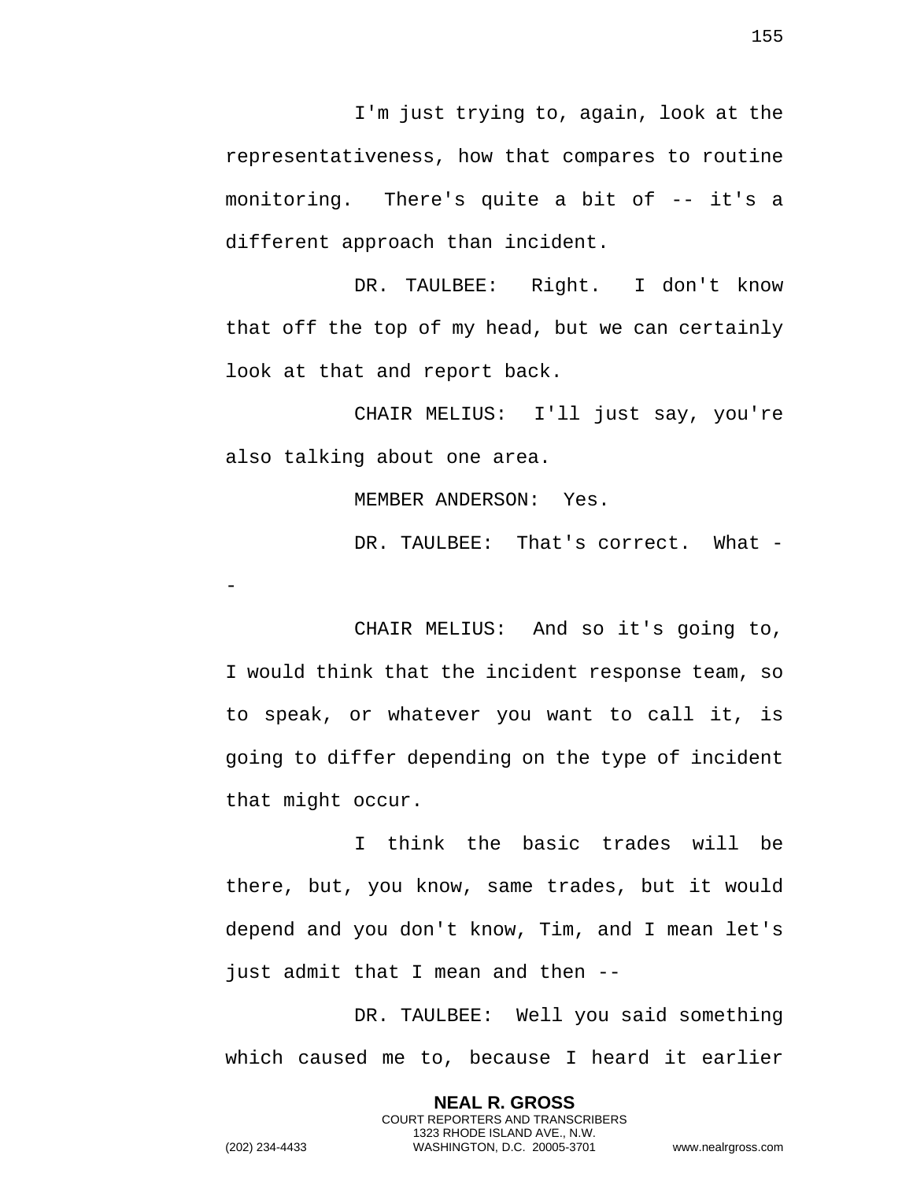I'm just trying to, again, look at the representativeness, how that compares to routine monitoring. There's quite a bit of -- it's a different approach than incident.

DR. TAULBEE: Right. I don't know that off the top of my head, but we can certainly look at that and report back.

CHAIR MELIUS: I'll just say, you're also talking about one area.

MEMBER ANDERSON: Yes.

DR. TAULBEE: That's correct. What --

CHAIR MELIUS: And so it's going to, I would think that the incident response team, so to speak, or whatever you want to call it, is going to differ depending on the type of incident that might occur.

I think the basic trades will be there, but, you know, same trades, but it would depend and you don't know, Tim, and I mean let's just admit that I mean and then --

DR. TAULBEE: Well you said something which caused me to, because I heard it earlier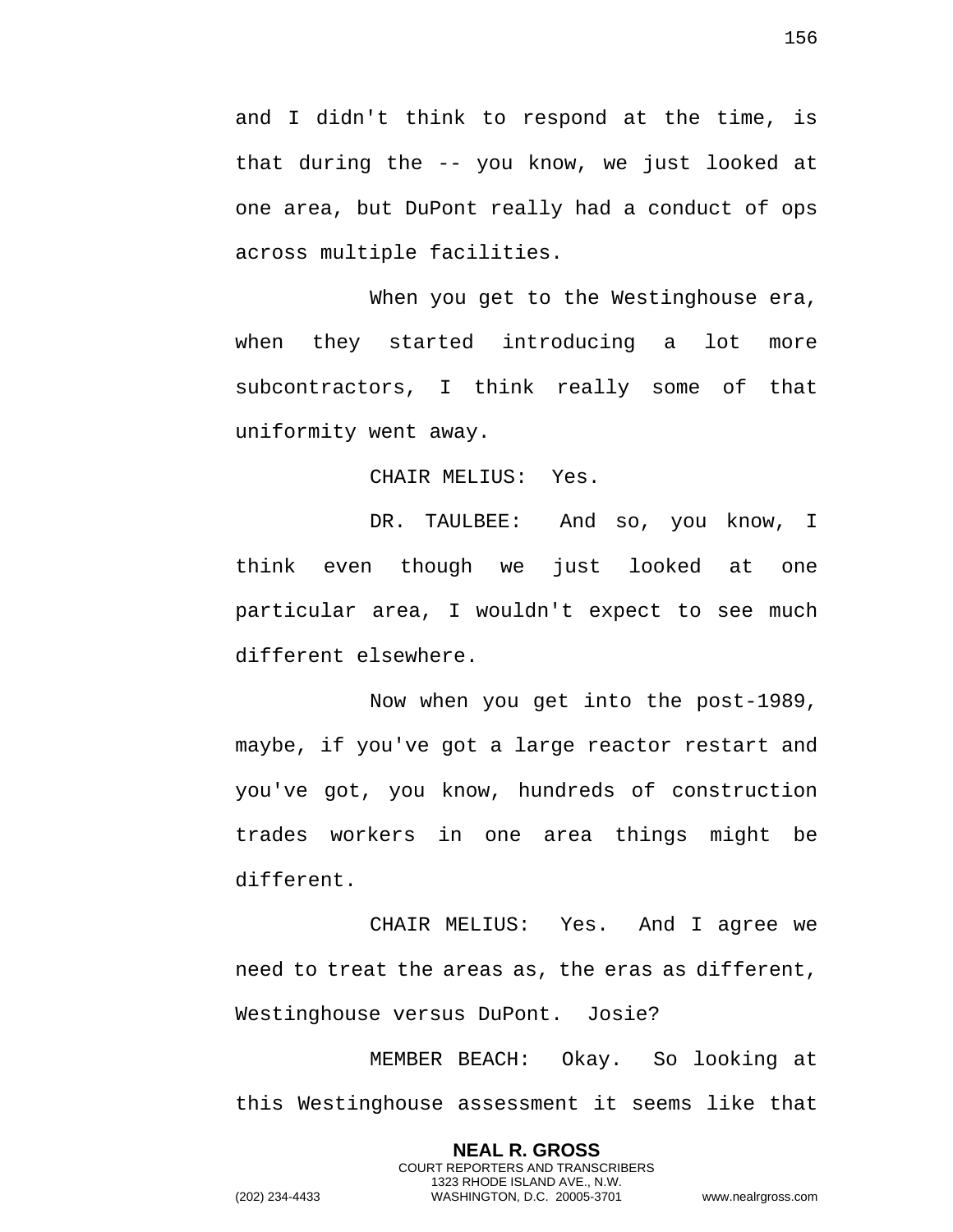and I didn't think to respond at the time, is that during the -- you know, we just looked at one area, but DuPont really had a conduct of ops across multiple facilities.

When you get to the Westinghouse era, when they started introducing a lot more subcontractors, I think really some of that uniformity went away.

CHAIR MELIUS: Yes.

DR. TAULBEE: And so, you know, I think even though we just looked at one particular area, I wouldn't expect to see much different elsewhere.

Now when you get into the post-1989, maybe, if you've got a large reactor restart and you've got, you know, hundreds of construction trades workers in one area things might be different.

CHAIR MELIUS: Yes. And I agree we need to treat the areas as, the eras as different, Westinghouse versus DuPont. Josie?

MEMBER BEACH: Okay. So looking at this Westinghouse assessment it seems like that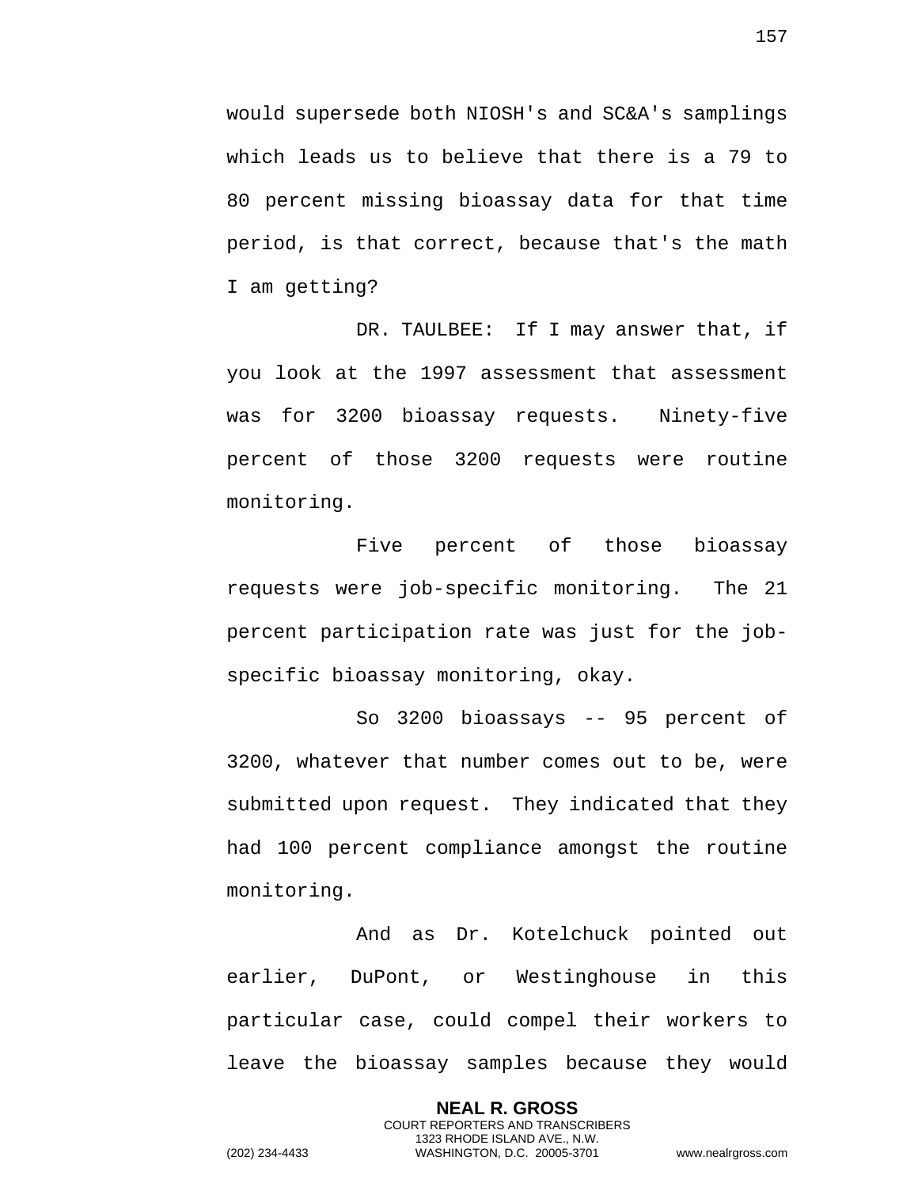would supersede both NIOSH's and SC&A's samplings which leads us to believe that there is a 79 to 80 percent missing bioassay data for that time period, is that correct, because that's the math I am getting?

DR. TAULBEE: If I may answer that, if you look at the 1997 assessment that assessment was for 3200 bioassay requests. Ninety-five percent of those 3200 requests were routine monitoring.

Five percent of those bioassay requests were job-specific monitoring. The 21 percent participation rate was just for the job-specific bioassay monitoring, okay.

So 3200 bioassays -- 95 percent of 3200, whatever that number comes out to be, were submitted upon request. They indicated that they had 100 percent compliance amongst the routine monitoring.

And as Dr. Kotelchuck pointed out earlier, DuPont, or Westinghouse in this particular case, could compel their workers to leave the bioassay samples because they would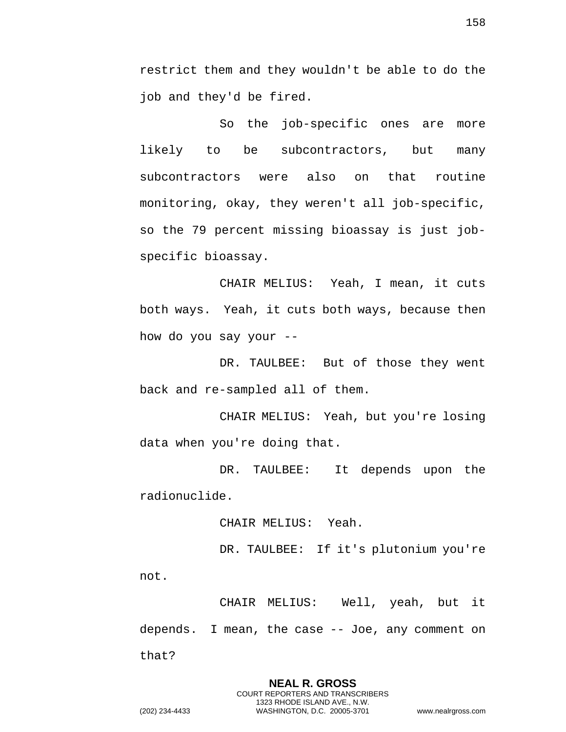restrict them and they wouldn't be able to do the job and they'd be fired.

So the job-specific ones are more likely to be subcontractors, but many subcontractors were also on that routine monitoring, okay, they weren't all job-specific, so the 79 percent missing bioassay is just job-specific bioassay.

CHAIR MELIUS: Yeah, I mean, it cuts both ways. Yeah, it cuts both ways, because then how do you say your --

DR. TAULBEE: But of those they went back and re-sampled all of them.

CHAIR MELIUS: Yeah, but you're losing data when you're doing that.

DR. TAULBEE: It depends upon the radionuclide.

CHAIR MELIUS: Yeah.

DR. TAULBEE: If it's plutonium you're not.

CHAIR MELIUS: Well, yeah, but it depends. I mean, the case -- Joe, any comment on that?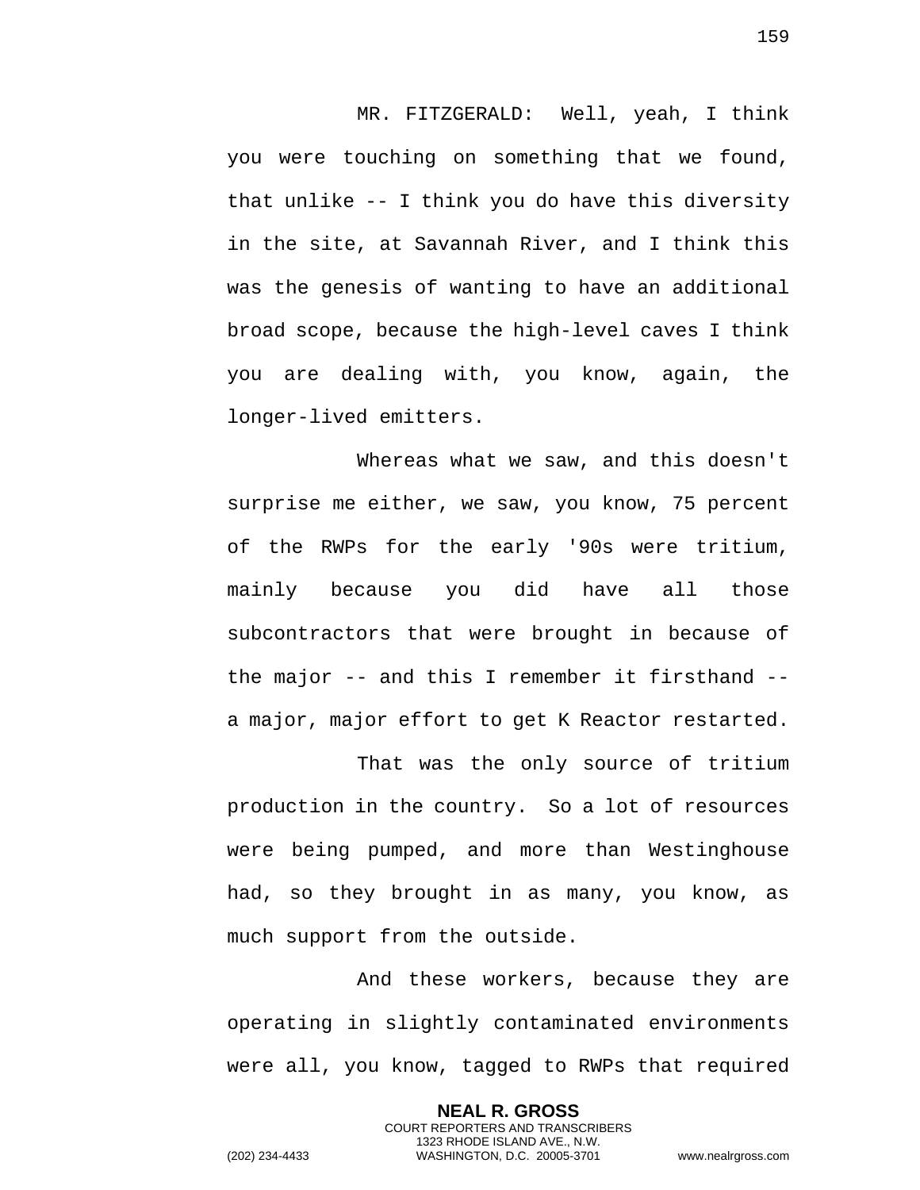MR. FITZGERALD: Well, yeah, I think you were touching on something that we found, that unlike -- I think you do have this diversity in the site, at Savannah River, and I think this was the genesis of wanting to have an additional broad scope, because the high-level caves I think you are dealing with, you know, again, the longer-lived emitters.

Whereas what we saw, and this doesn't surprise me either, we saw, you know, 75 percent of the RWPs for the early '90s were tritium, mainly because you did have all those subcontractors that were brought in because of the major -- and this I remember it firsthand -- a major, major effort to get K Reactor restarted.

That was the only source of tritium production in the country. So a lot of resources were being pumped, and more than Westinghouse had, so they brought in as many, you know, as much support from the outside.

And these workers, because they are operating in slightly contaminated environments were all, you know, tagged to RWPs that required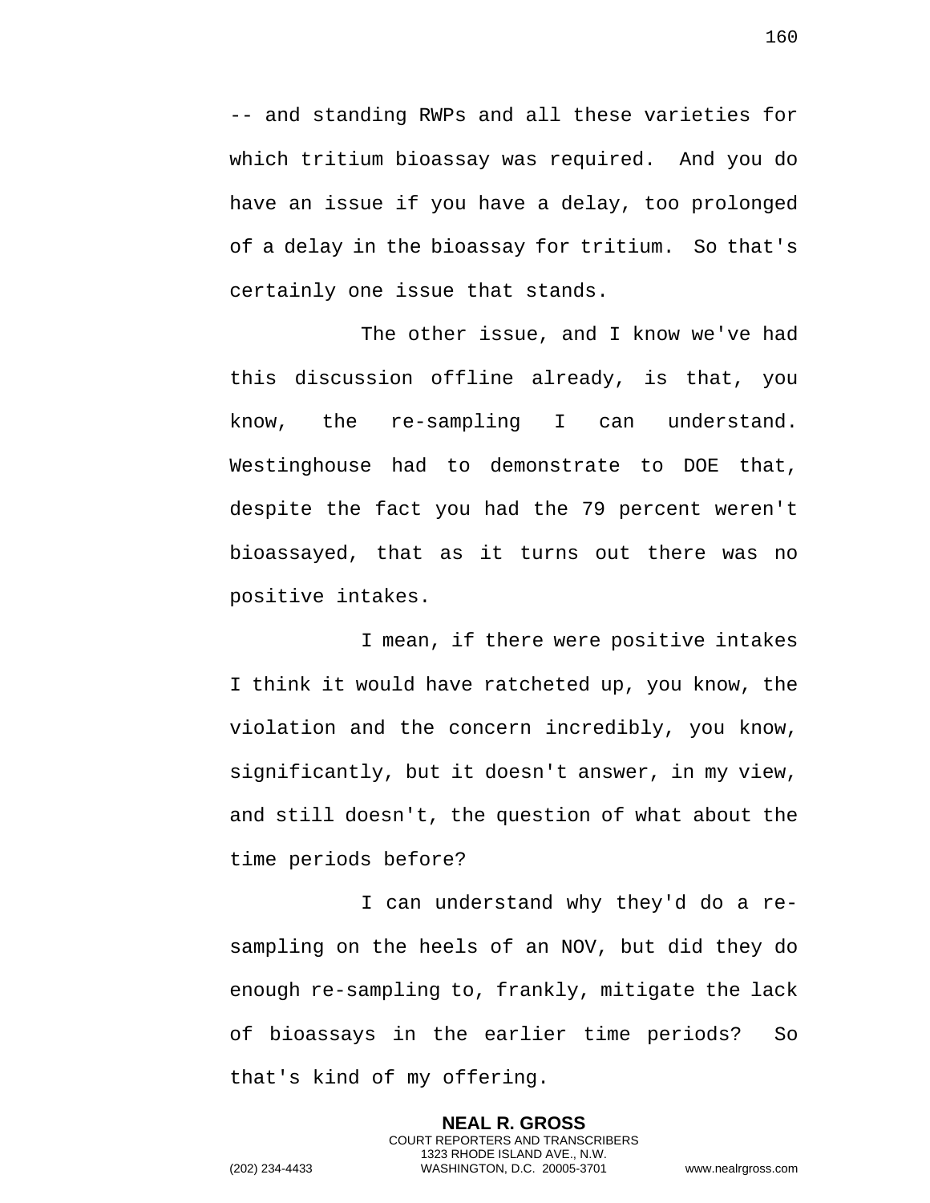-- and standing RWPs and all these varieties for which tritium bioassay was required. And you do have an issue if you have a delay, too prolonged of a delay in the bioassay for tritium. So that's certainly one issue that stands.

The other issue, and I know we've had this discussion offline already, is that, you know, the re-sampling I can understand. Westinghouse had to demonstrate to DOE that, despite the fact you had the 79 percent weren't bioassayed, that as it turns out there was no positive intakes.

I mean, if there were positive intakes I think it would have ratcheted up, you know, the violation and the concern incredibly, you know, significantly, but it doesn't answer, in my view, and still doesn't, the question of what about the time periods before?

I can understand why they'd do a re-sampling on the heels of an NOV, but did they do enough re-sampling to, frankly, mitigate the lack of bioassays in the earlier time periods? So that's kind of my offering.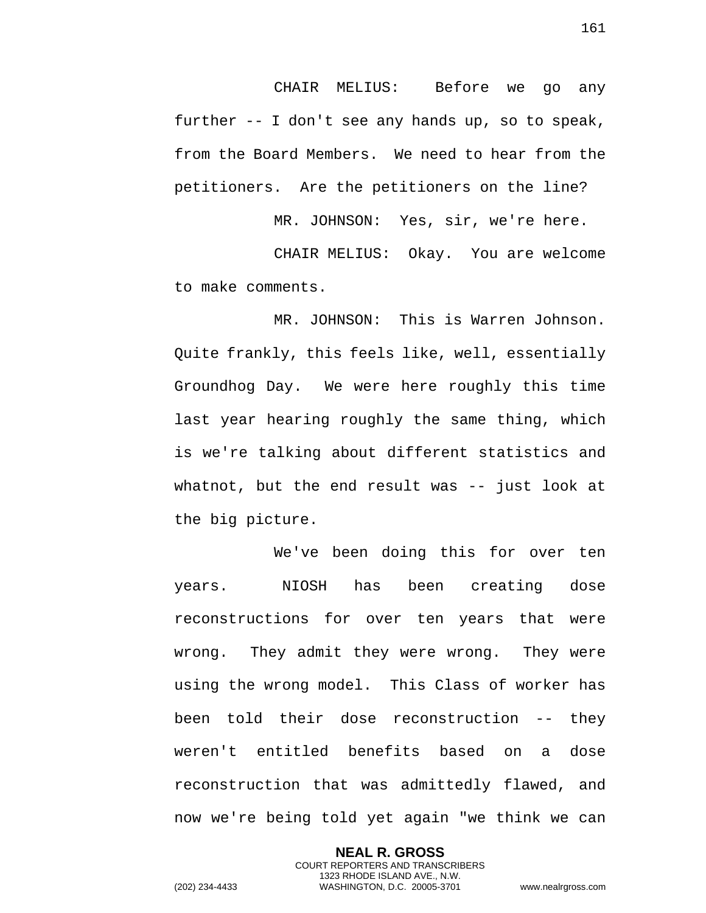CHAIR MELIUS: Before we go any further -- I don't see any hands up, so to speak, from the Board Members. We need to hear from the petitioners. Are the petitioners on the line?

MR. JOHNSON: Yes, sir, we're here.

CHAIR MELIUS: Okay. You are welcome to make comments.

MR. JOHNSON: This is Warren Johnson. Quite frankly, this feels like, well, essentially Groundhog Day. We were here roughly this time last year hearing roughly the same thing, which is we're talking about different statistics and whatnot, but the end result was -- just look at the big picture.

We've been doing this for over ten years. NIOSH has been creating dose reconstructions for over ten years that were wrong. They admit they were wrong. They were using the wrong model. This Class of worker has been told their dose reconstruction -- they weren't entitled benefits based on a dose reconstruction that was admittedly flawed, and now we're being told yet again "we think we can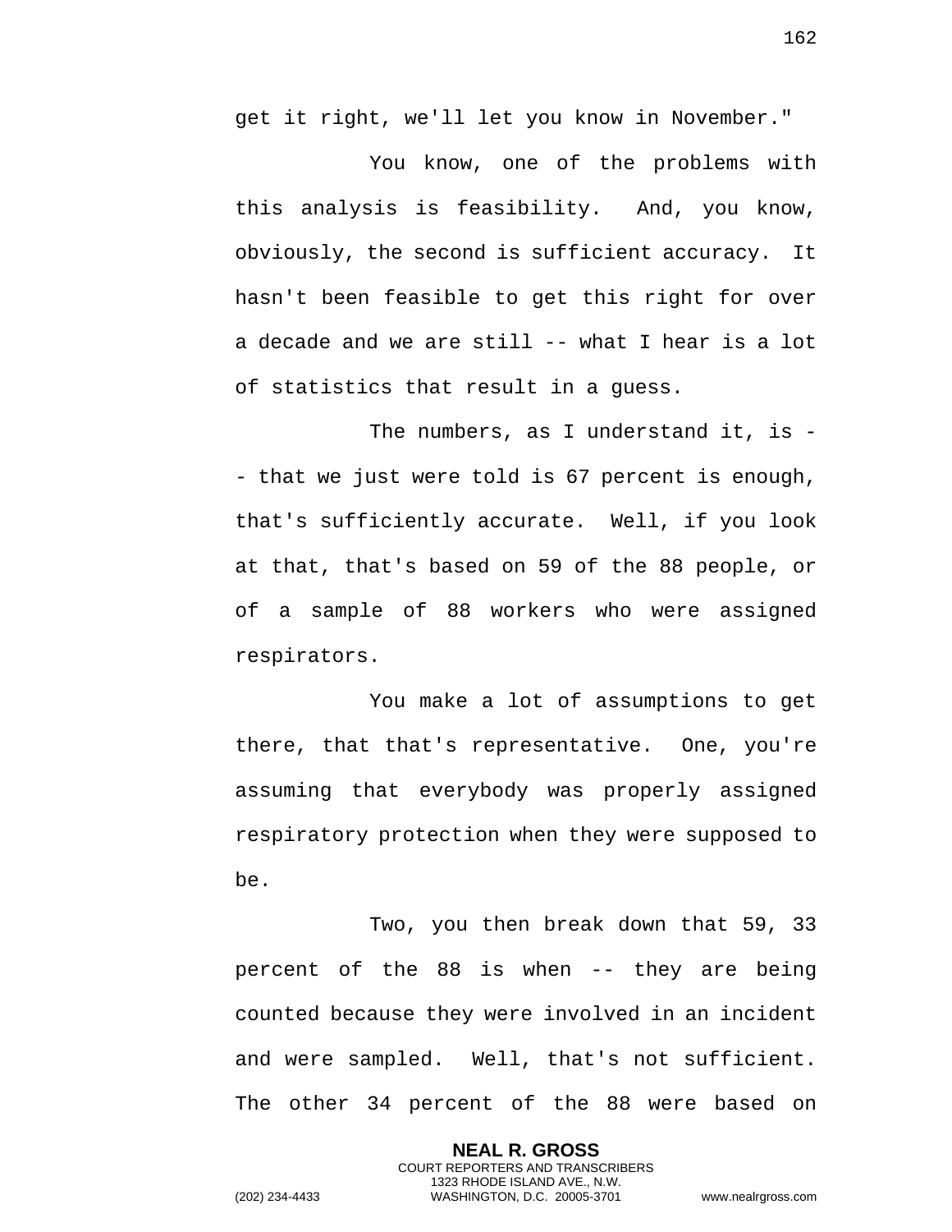get it right, we'll let you know in November."

You know, one of the problems with this analysis is feasibility. And, you know, obviously, the second is sufficient accuracy. It hasn't been feasible to get this right for over a decade and we are still -- what I hear is a lot of statistics that result in a guess.

The numbers, as I understand it, is -- that we just were told is 67 percent is enough, that's sufficiently accurate. Well, if you look at that, that's based on 59 of the 88 people, or of a sample of 88 workers who were assigned respirators.

You make a lot of assumptions to get there, that that's representative. One, you're assuming that everybody was properly assigned respiratory protection when they were supposed to be.

Two, you then break down that 59, 33 percent of the 88 is when -- they are being counted because they were involved in an incident and were sampled. Well, that's not sufficient. The other 34 percent of the 88 were based on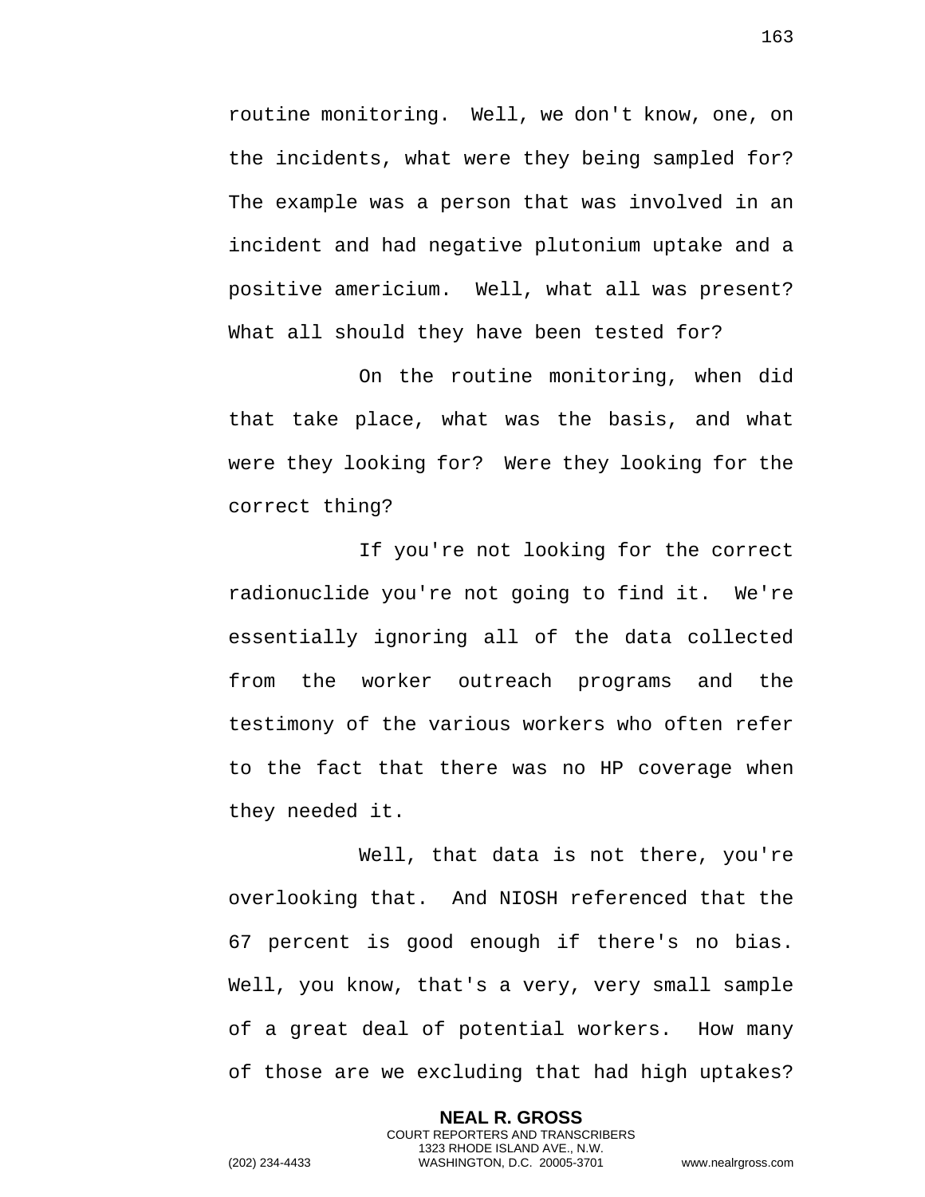routine monitoring. Well, we don't know, one, on the incidents, what were they being sampled for? The example was a person that was involved in an incident and had negative plutonium uptake and a positive americium. Well, what all was present? What all should they have been tested for?

On the routine monitoring, when did that take place, what was the basis, and what were they looking for? Were they looking for the correct thing?

If you're not looking for the correct radionuclide you're not going to find it. We're essentially ignoring all of the data collected from the worker outreach programs and the testimony of the various workers who often refer to the fact that there was no HP coverage when they needed it.

Well, that data is not there, you're overlooking that. And NIOSH referenced that the 67 percent is good enough if there's no bias. Well, you know, that's a very, very small sample of a great deal of potential workers. How many of those are we excluding that had high uptakes?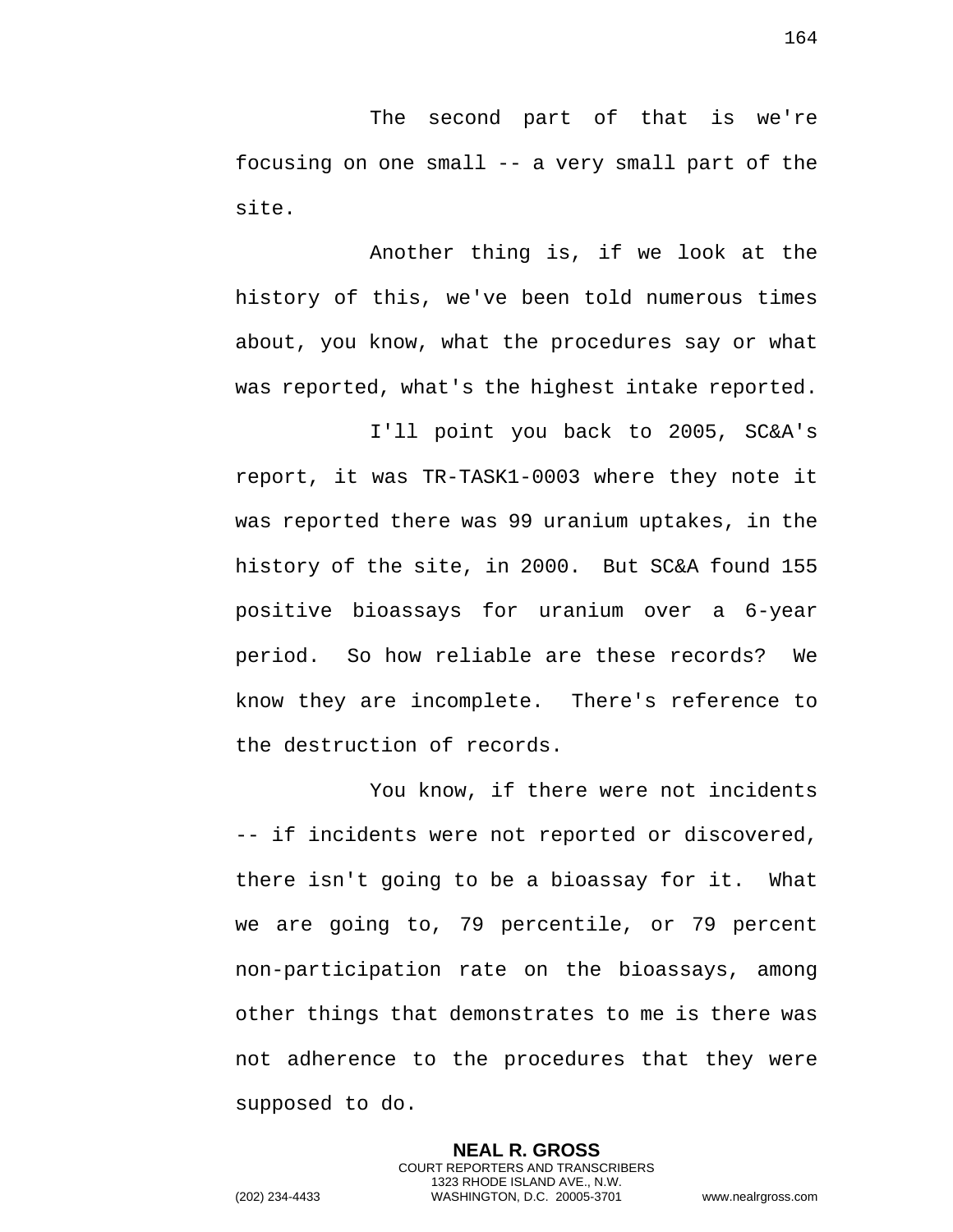The second part of that is we're focusing on one small -- a very small part of the site.

Another thing is, if we look at the history of this, we've been told numerous times about, you know, what the procedures say or what was reported, what's the highest intake reported.

I'll point you back to 2005, SC&A's report, it was TR-TASK1-0003 where they note it was reported there was 99 uranium uptakes, in the history of the site, in 2000. But SC&A found 155 positive bioassays for uranium over a 6-year period. So how reliable are these records? We know they are incomplete. There's reference to the destruction of records.

You know, if there were not incidents -- if incidents were not reported or discovered, there isn't going to be a bioassay for it. What we are going to, 79 percentile, or 79 percent non-participation rate on the bioassays, among other things that demonstrates to me is there was not adherence to the procedures that they were supposed to do.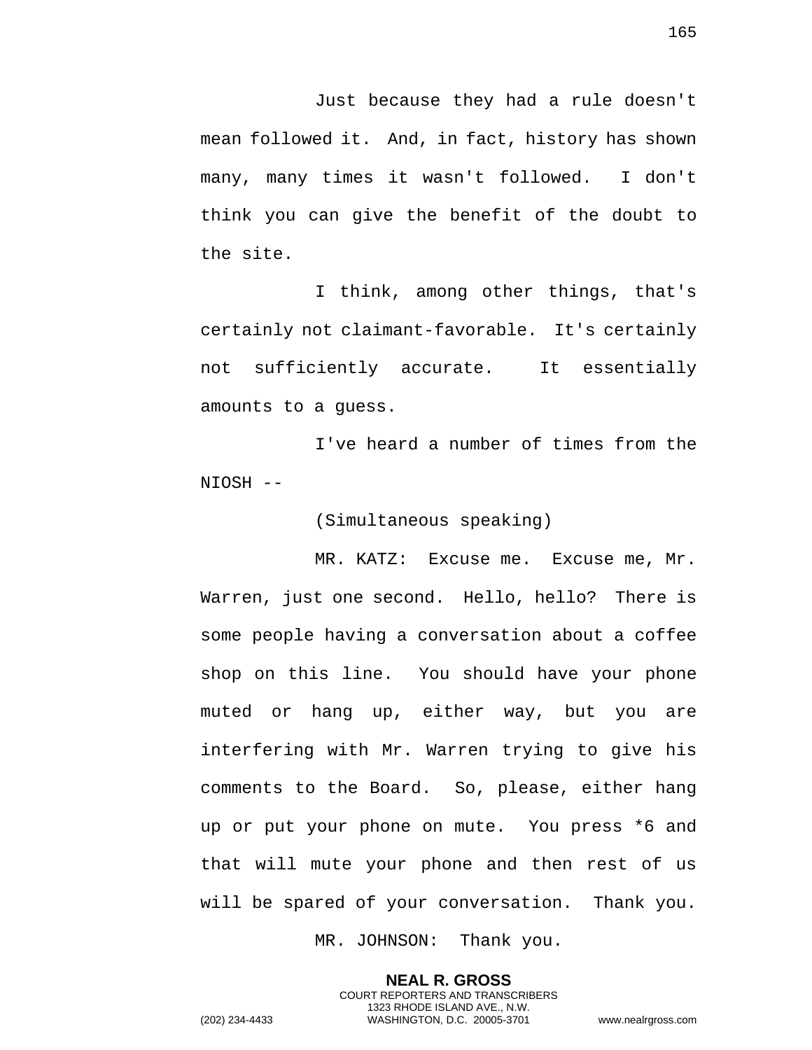Just because they had a rule doesn't mean followed it. And, in fact, history has shown many, many times it wasn't followed. I don't think you can give the benefit of the doubt to the site.

I think, among other things, that's certainly not claimant-favorable. It's certainly not sufficiently accurate. It essentially amounts to a guess.

I've heard a number of times from the NIOSH --

(Simultaneous speaking)

MR. KATZ: Excuse me. Excuse me, Mr. Warren, just one second. Hello, hello? There is some people having a conversation about a coffee shop on this line. You should have your phone muted or hang up, either way, but you are interfering with Mr. Warren trying to give his comments to the Board. So, please, either hang up or put your phone on mute. You press *6 and that will mute your phone and then rest of us will be spared of your conversation. Thank you.

MR. JOHNSON: Thank you.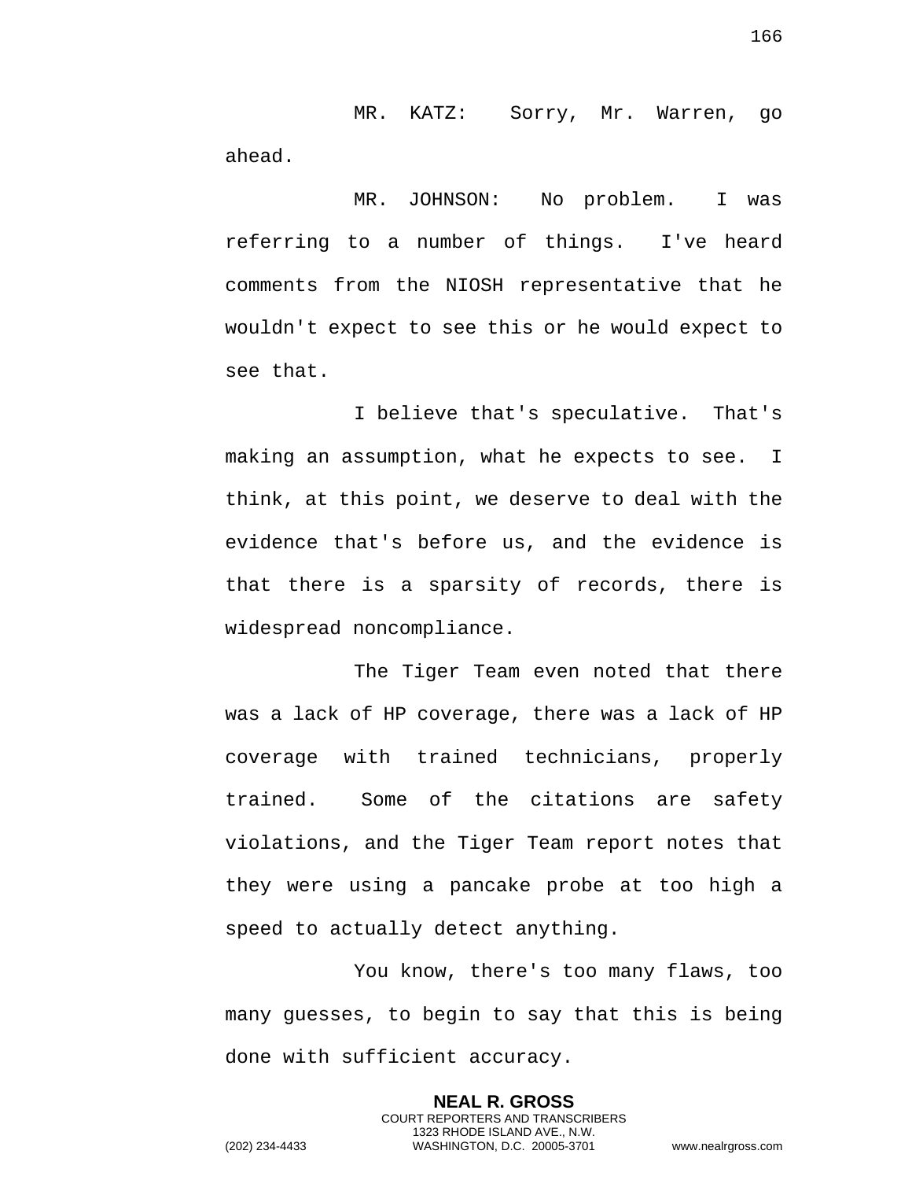MR. KATZ: Sorry, Mr. Warren, go ahead.

MR. JOHNSON: No problem. I was referring to a number of things. I've heard comments from the NIOSH representative that he wouldn't expect to see this or he would expect to see that.

I believe that's speculative. That's making an assumption, what he expects to see. I think, at this point, we deserve to deal with the evidence that's before us, and the evidence is that there is a sparsity of records, there is widespread noncompliance.

The Tiger Team even noted that there was a lack of HP coverage, there was a lack of HP coverage with trained technicians, properly trained. Some of the citations are safety violations, and the Tiger Team report notes that they were using a pancake probe at too high a speed to actually detect anything.

You know, there's too many flaws, too many guesses, to begin to say that this is being done with sufficient accuracy.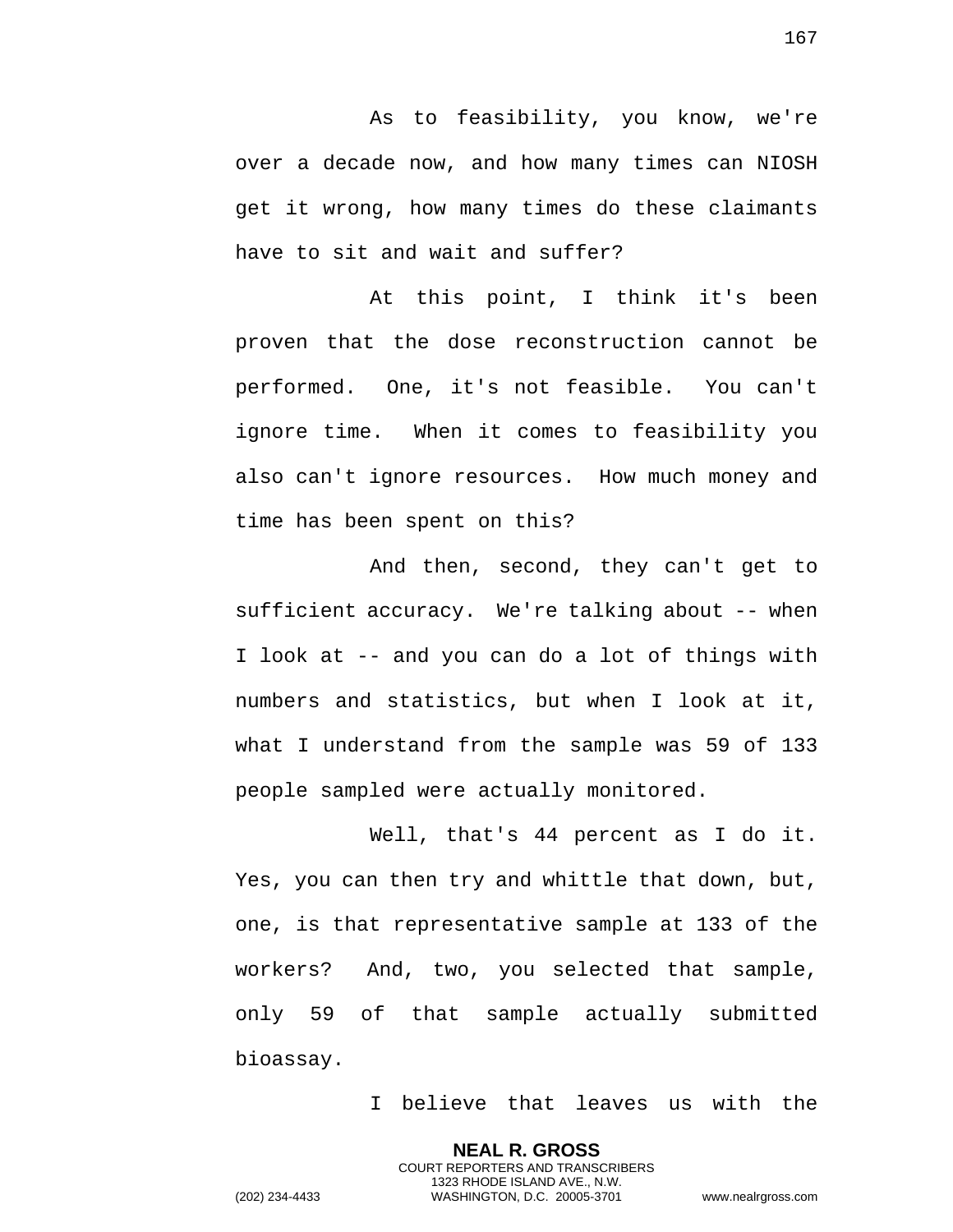As to feasibility, you know, we're over a decade now, and how many times can NIOSH get it wrong, how many times do these claimants have to sit and wait and suffer?

At this point, I think it's been proven that the dose reconstruction cannot be performed. One, it's not feasible. You can't ignore time. When it comes to feasibility you also can't ignore resources. How much money and time has been spent on this?

And then, second, they can't get to sufficient accuracy. We're talking about -- when I look at -- and you can do a lot of things with numbers and statistics, but when I look at it, what I understand from the sample was 59 of 133 people sampled were actually monitored.

Well, that's 44 percent as I do it. Yes, you can then try and whittle that down, but, one, is that representative sample at 133 of the workers? And, two, you selected that sample, only 59 of that sample actually submitted bioassay.

I believe that leaves us with the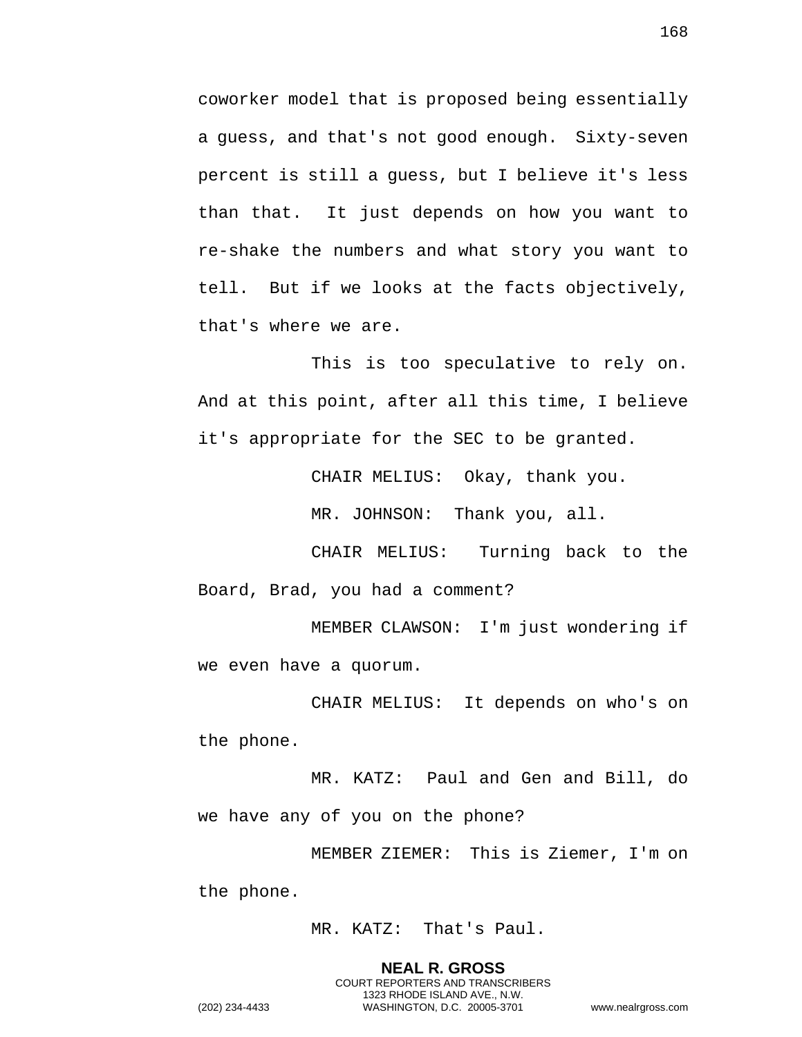coworker model that is proposed being essentially a guess, and that's not good enough. Sixty-seven percent is still a guess, but I believe it's less than that. It just depends on how you want to re-shake the numbers and what story you want to tell. But if we looks at the facts objectively, that's where we are.

This is too speculative to rely on. And at this point, after all this time, I believe it's appropriate for the SEC to be granted.

CHAIR MELIUS: Okay, thank you.

MR. JOHNSON: Thank you, all.

CHAIR MELIUS: Turning back to the Board, Brad, you had a comment?

MEMBER CLAWSON: I'm just wondering if we even have a quorum.

CHAIR MELIUS: It depends on who's on the phone.

MR. KATZ: Paul and Gen and Bill, do we have any of you on the phone?

MEMBER ZIEMER: This is Ziemer, I'm on the phone.

MR. KATZ: That's Paul.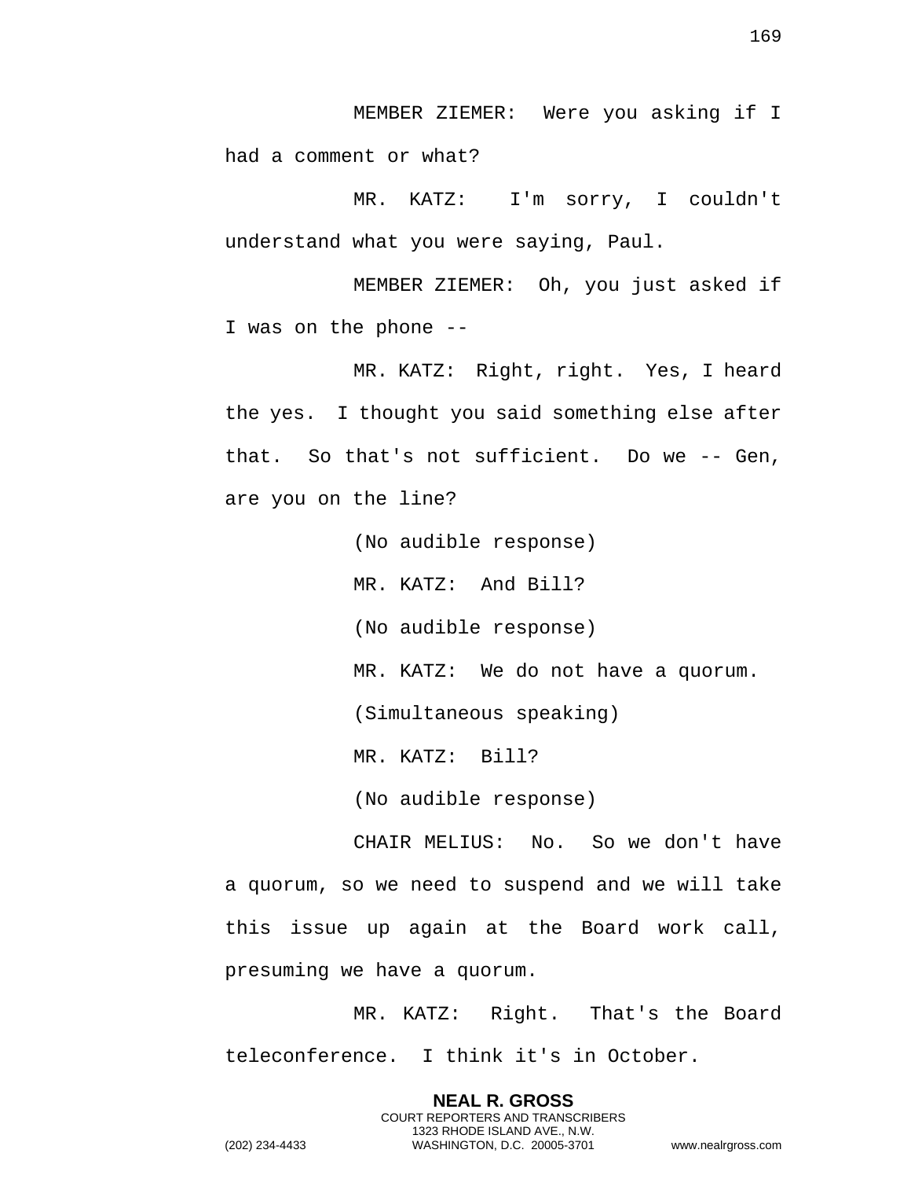MEMBER ZIEMER: Were you asking if I had a comment or what?

MR. KATZ: I'm sorry, I couldn't understand what you were saying, Paul.

MEMBER ZIEMER: Oh, you just asked if I was on the phone --

MR. KATZ: Right, right. Yes, I heard the yes. I thought you said something else after that. So that's not sufficient. Do we -- Gen, are you on the line?

(No audible response)

MR. KATZ: And Bill?

(No audible response)

MR. KATZ: We do not have a quorum.

(Simultaneous speaking)

MR. KATZ: Bill?

(No audible response)

CHAIR MELIUS: No. So we don't have a quorum, so we need to suspend and we will take this issue up again at the Board work call, presuming we have a quorum.

MR. KATZ: Right. That's the Board teleconference. I think it's in October.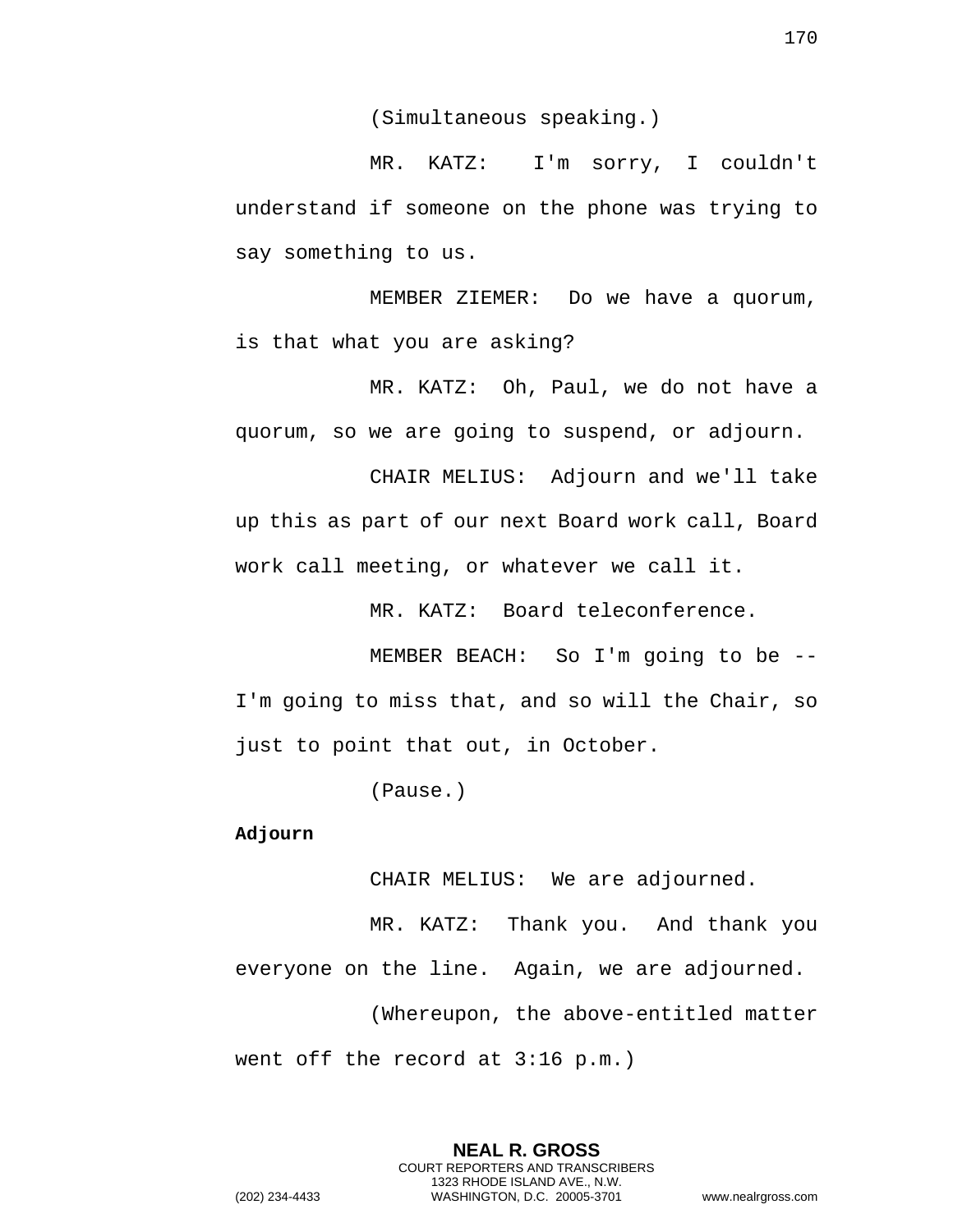(Simultaneous speaking.)

MR. KATZ: I'm sorry, I couldn't understand if someone on the phone was trying to say something to us.

MEMBER ZIEMER: Do we have a quorum, is that what you are asking?

MR. KATZ: Oh, Paul, we do not have a quorum, so we are going to suspend, or adjourn.

CHAIR MELIUS: Adjourn and we'll take up this as part of our next Board work call, Board work call meeting, or whatever we call it.

MR. KATZ: Board teleconference.

MEMBER BEACH: So I'm going to be -- I'm going to miss that, and so will the Chair, so just to point that out, in October.

(Pause.)

**Adjourn**

CHAIR MELIUS: We are adjourned.

MR. KATZ: Thank you. And thank you everyone on the line. Again, we are adjourned.

(Whereupon, the above-entitled matter went off the record at 3:16 p.m.)